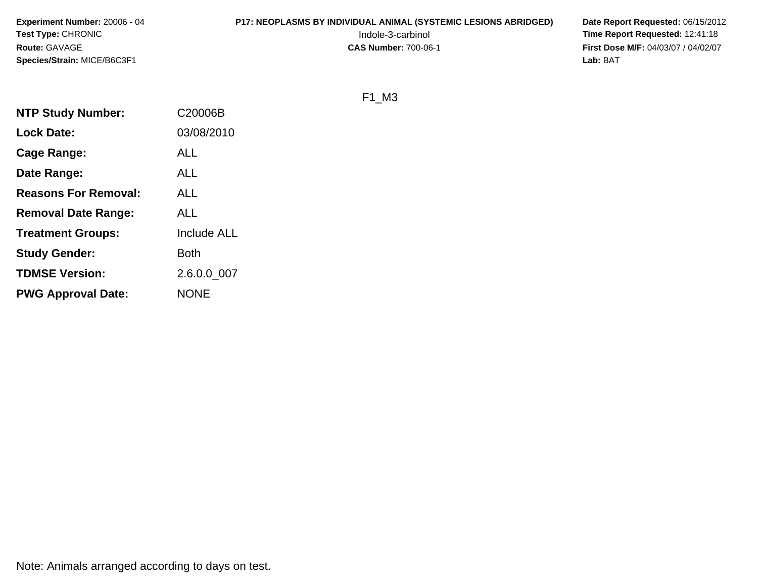**Experiment Number:** 20006 - 04
**Test Type:** CHRONIC
**Route:** GAVAGE
**Species/Strain:** MICE/B6C3F1

**P17: NEOPLASMS BY INDIVIDUAL ANIMAL (SYSTEMIC LESIONS ABRIDGED)**
Indole-3-carbinol
**CAS Number:** 700-06-1

**Date Report Requested:** 06/15/2012
**Time Report Requested:** 12:41:18
**First Dose M/F:** 04/03/07 / 04/02/07
**Lab:** BAT

F1_M3

| | |
|---|---|
| **NTP Study Number:** | C20006B |
| **Lock Date:** | 03/08/2010 |
| **Cage Range:** | ALL |
| **Date Range:** | ALL |
| **Reasons For Removal:** | ALL |
| **Removal Date Range:** | ALL |
| **Treatment Groups:** | Include ALL |
| **Study Gender:** | Both |
| **TDMSE Version:** | 2.6.0.0_007 |
| **PWG Approval Date:** | NONE |

Note: Animals arranged according to days on test.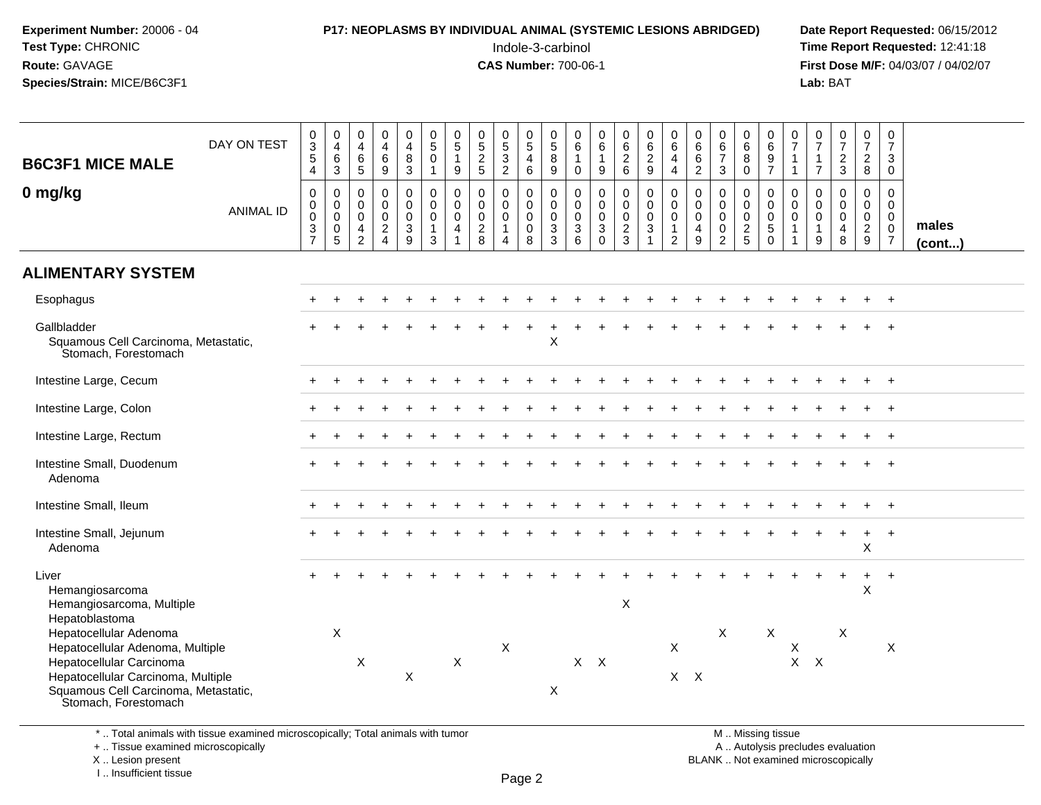**Experiment Number:** 20006 - 04
**Test Type:** CHRONIC
**Route:** GAVAGE
**Species/Strain:** MICE/B6C3F1

**P17: NEOPLASMS BY INDIVIDUAL ANIMAL (SYSTEMIC LESIONS ABRIDGED)**
Indole-3-carbinol
**CAS Number:** 700-06-1

**Date Report Requested:** 06/15/2012
**Time Report Requested:** 12:41:18
**First Dose M/F:** 04/03/07 / 04/02/07
**Lab:** BAT

## B6C3F1 MICE MALE
## 0 mg/kg

| DAY ON TEST | 0354 | 0463 | 0465 | 0469 | 0483 | 0501 | 0519 | 0525 | 0532 | 0546 | 0589 | 0610 | 0619 | 0626 | 0629 | 0644 | 0662 | 0673 | 0680 | 0697 | 0711 | 0717 | 0723 | 0728 | 0730 | |
|---|---|---|---|---|---|---|---|---|---|---|---|---|---|---|---|---|---|---|---|---|---|---|---|---|---|---|
| ANIMAL ID | 00037 | 00005 | 00042 | 00024 | 00039 | 00013 | 00041 | 00028 | 00014 | 00008 | 00033 | 00036 | 00030 | 00023 | 00031 | 00012 | 00049 | 00002 | 00025 | 00050 | 00011 | 00019 | 00048 | 00029 | 00007 | males (cont...) |
| **ALIMENTARY SYSTEM** | | | | | | | | | | | | | | | | | | | | | | | | | | |
| Esophagus | + | + | + | + | + | + | + | + | + | + | + | + | + | + | + | + | + | + | + | + | + | + | + | + | + | |
| Gallbladder | + | + | + | + | + | + | + | + | + | + | + | + | + | + | + | + | + | + | + | + | + | + | + | + | + | |
| Squamous Cell Carcinoma, Metastatic, Stomach, Forestomach | | | | | | | | | | | X | | | | | | | | | | | | | | | |
| Intestine Large, Cecum | + | + | + | + | + | + | + | + | + | + | + | + | + | + | + | + | + | + | + | + | + | + | + | + | + | |
| Intestine Large, Colon | + | + | + | + | + | + | + | + | + | + | + | + | + | + | + | + | + | + | + | + | + | + | + | + | + | |
| Intestine Large, Rectum | + | + | + | + | + | + | + | + | + | + | + | + | + | + | + | + | + | + | + | + | + | + | + | + | + | |
| Intestine Small, Duodenum | + | + | + | + | + | + | + | + | + | + | + | + | + | + | + | + | + | + | + | + | + | + | + | + | + | |
| Adenoma | | | | | | | | | | | | | | | | | | | | | | | | | | |
| Intestine Small, Ileum | + | + | + | + | + | + | + | + | + | + | + | + | + | + | + | + | + | + | + | + | + | + | + | + | + | |
| Intestine Small, Jejunum | + | + | + | + | + | + | + | + | + | + | + | + | + | + | + | + | + | + | + | + | + | + | + | + | + | |
| Adenoma | | | | | | | | | | | | | | | | | | | | | | | | X | | |
| Liver | + | + | + | + | + | + | + | + | + | + | + | + | + | + | + | + | + | + | + | + | + | + | + | + | + | |
| Hemangiosarcoma | | | | | | | | | | | | | | | | | | | | | | | | X | | |
| Hemangiosarcoma, Multiple | | | | | | | | | | | | | | X | | | | | | | | | | | | |
| Hepatoblastoma | | | | | | | | | | | | | | | | | | | | | | | | | | |
| Hepatocellular Adenoma | | X | | | | | | | | | | | | | | | | X | | X | | | X | | | |
| Hepatocellular Adenoma, Multiple | | | | | | | | | X | | | | | | | X | | | | | X | | | | X | |
| Hepatocellular Carcinoma | | | X | | | | X | | | | | X | X | | | | | | | | X | X | | | | |
| Hepatocellular Carcinoma, Multiple | | | | | X | | | | | | | | | | | X | X | | | | | | | | | |
| Squamous Cell Carcinoma, Metastatic, Stomach, Forestomach | | | | | | | | | | | X | | | | | | | | | | | | | | | |

\* .. Total animals with tissue examined microscopically; Total animals with tumor
+ .. Tissue examined microscopically
X .. Lesion present
I .. Insufficient tissue

M .. Missing tissue
A .. Autolysis precludes evaluation
BLANK .. Not examined microscopically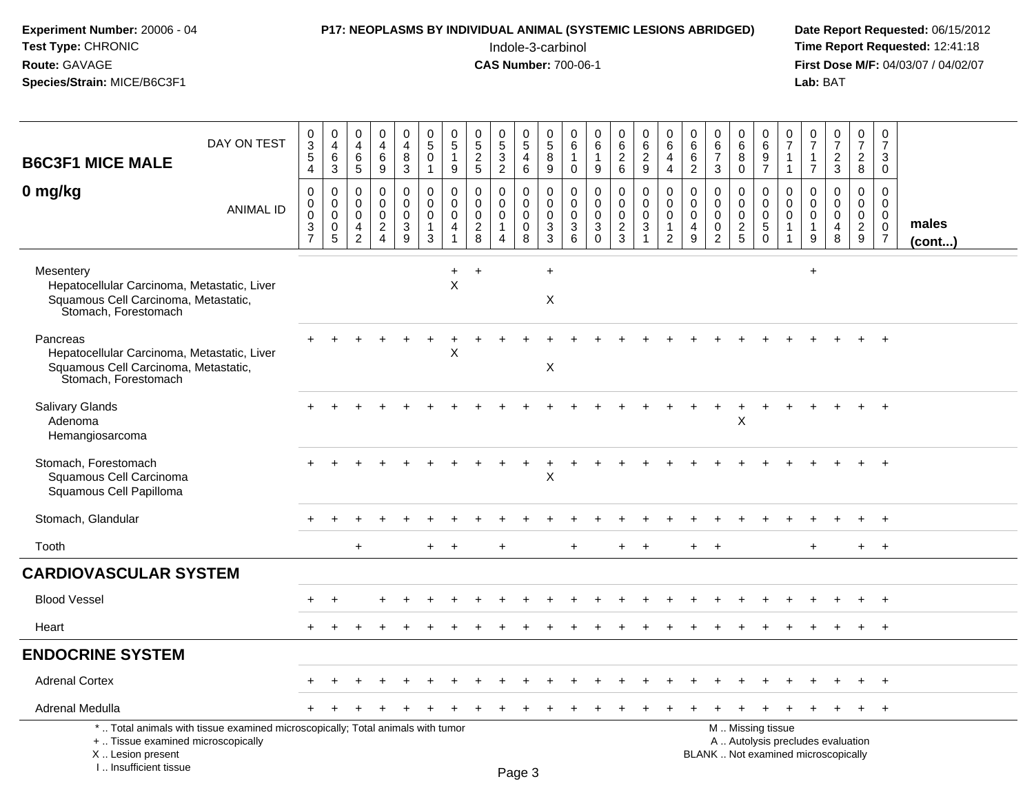**Experiment Number:** 20006 - 04
**Test Type:** CHRONIC
**Route:** GAVAGE
**Species/Strain:** MICE/B6C3F1

**P17: NEOPLASMS BY INDIVIDUAL ANIMAL (SYSTEMIC LESIONS ABRIDGED)**
Indole-3-carbinol
**CAS Number:** 700-06-1

**Date Report Requested:** 06/15/2012
**Time Report Requested:** 12:41:18
**First Dose M/F:** 04/03/07 / 04/02/07
**Lab:** BAT

| B6C3F1 MICE MALE — DAY ON TEST | 0354 | 0463 | 0465 | 0469 | 0483 | 0501 | 0519 | 0525 | 0532 | 0546 | 0589 | 0610 | 0619 | 0626 | 0629 | 0644 | 0662 | 0673 | 0680 | 0697 | 0711 | 0717 | 0723 | 0728 | 0730 | |
|---|---|---|---|---|---|---|---|---|---|---|---|---|---|---|---|---|---|---|---|---|---|---|---|---|---|---|
| **0 mg/kg** — ANIMAL ID | 00037 | 00005 | 00042 | 00024 | 00039 | 00013 | 00041 | 00028 | 00014 | 00008 | 00033 | 00036 | 00030 | 00023 | 00031 | 00012 | 00049 | 00002 | 00025 | 00050 | 00011 | 00019 | 00048 | 00029 | 00007 | **males (cont...)** |
| Mesentery | | | | | | | + | + | | | + | | | | | | | | | | | + | | | | |
| Hepatocellular Carcinoma, Metastatic, Liver | | | | | | | X | | | | | | | | | | | | | | | | | | | |
| Squamous Cell Carcinoma, Metastatic, Stomach, Forestomach | | | | | | | | | | | X | | | | | | | | | | | | | | | |
| Pancreas | + | + | + | + | + | + | + | + | + | + | + | + | + | + | + | + | + | + | + | + | + | + | + | + | + | |
| Hepatocellular Carcinoma, Metastatic, Liver | | | | | | | X | | | | | | | | | | | | | | | | | | | |
| Squamous Cell Carcinoma, Metastatic, Stomach, Forestomach | | | | | | | | | | | X | | | | | | | | | | | | | | | |
| Salivary Glands | + | + | + | + | + | + | + | + | + | + | + | + | + | + | + | + | + | + | + | + | + | + | + | + | + | |
| Adenoma | | | | | | | | | | | | | | | | | | | X | | | | | | | |
| Hemangiosarcoma | | | | | | | | | | | | | | | | | | | | | | | | | | |
| Stomach, Forestomach | + | + | + | + | + | + | + | + | + | + | + | + | + | + | + | + | + | + | + | + | + | + | + | + | + | |
| Squamous Cell Carcinoma | | | | | | | | | | | X | | | | | | | | | | | | | | | |
| Squamous Cell Papilloma | | | | | | | | | | | | | | | | | | | | | | | | | | |
| Stomach, Glandular | + | + | + | + | + | + | + | + | + | + | + | + | + | + | + | + | + | + | + | + | + | + | + | + | + | |
| Tooth | | | + | | | + | + | | + | | | + | | + | + | | + | + | | | | + | | + | + | |
| **CARDIOVASCULAR SYSTEM** | | | | | | | | | | | | | | | | | | | | | | | | | | |
| Blood Vessel | + | + | | + | + | + | + | + | + | + | + | + | + | + | + | + | + | + | + | + | + | + | + | + | + | |
| Heart | + | + | + | + | + | + | + | + | + | + | + | + | + | + | + | + | + | + | + | + | + | + | + | + | + | |
| **ENDOCRINE SYSTEM** | | | | | | | | | | | | | | | | | | | | | | | | | | |
| Adrenal Cortex | + | + | + | + | + | + | + | + | + | + | + | + | + | + | + | + | + | + | + | + | + | + | + | + | + | |
| Adrenal Medulla | + | + | + | + | + | + | + | + | + | + | + | + | + | + | + | + | + | + | + | + | + | + | + | + | + | |

\* .. Total animals with tissue examined microscopically; Total animals with tumor
\+ .. Tissue examined microscopically
X .. Lesion present
I .. Insufficient tissue

M .. Missing tissue
A .. Autolysis precludes evaluation
BLANK .. Not examined microscopically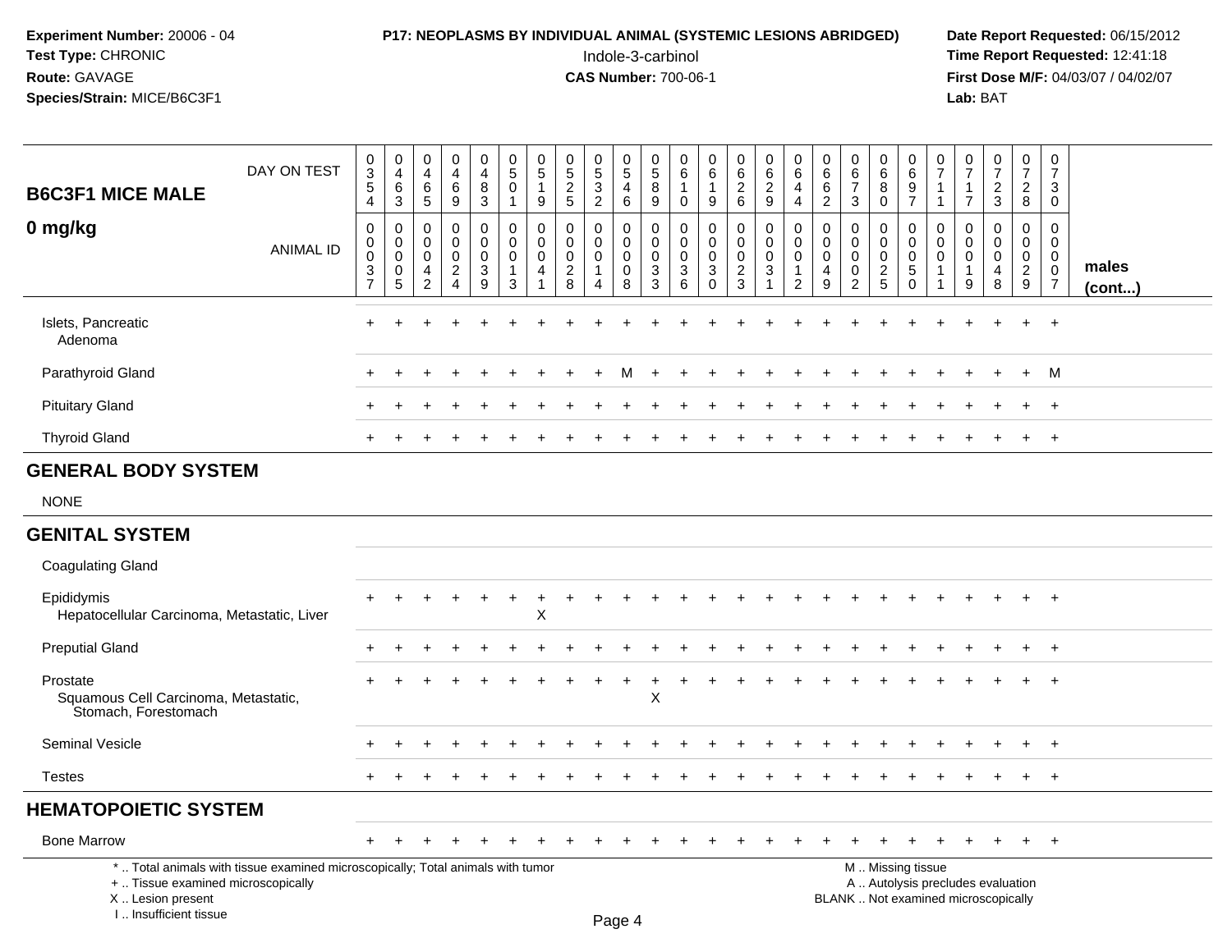**Experiment Number:** 20006 - 04
**Test Type:** CHRONIC
**Route:** GAVAGE
**Species/Strain:** MICE/B6C3F1

**P17: NEOPLASMS BY INDIVIDUAL ANIMAL (SYSTEMIC LESIONS ABRIDGED)**
Indole-3-carbinol
**CAS Number:** 700-06-1

**Date Report Requested:** 06/15/2012
**Time Report Requested:** 12:41:18
**First Dose M/F:** 04/03/07 / 04/02/07
**Lab:** BAT

## B6C3F1 MICE MALE
## 0 mg/kg

| DAY ON TEST | 0354 | 0463 | 0465 | 0469 | 0483 | 0501 | 0519 | 0525 | 0532 | 0546 | 0589 | 0610 | 0619 | 0626 | 0629 | 0644 | 0662 | 0673 | 0680 | 0697 | 0711 | 0717 | 0723 | 0728 | 0730 | |
|---|---|---|---|---|---|---|---|---|---|---|---|---|---|---|---|---|---|---|---|---|---|---|---|---|---|---|
| ANIMAL ID | 0037 | 0005 | 0042 | 0024 | 0039 | 0013 | 0041 | 0028 | 0014 | 0008 | 0033 | 0036 | 0030 | 0023 | 0031 | 0012 | 0049 | 0002 | 0025 | 0050 | 0011 | 0019 | 0048 | 0029 | 0007 | males (cont...) |
| Islets, Pancreatic | + | + | + | + | + | + | + | + | + | + | + | + | + | + | + | + | + | + | + | + | + | + | + | + | + | |
| Adenoma | | | | | | | | | | | | | | | | | | | | | | | | | | |
| Parathyroid Gland | + | + | + | + | + | + | + | + | + | M | + | + | + | + | + | + | + | + | + | + | + | + | + | + | M | |
| Pituitary Gland | + | + | + | + | + | + | + | + | + | + | + | + | + | + | + | + | + | + | + | + | + | + | + | + | + | |
| Thyroid Gland | + | + | + | + | + | + | + | + | + | + | + | + | + | + | + | + | + | + | + | + | + | + | + | + | + | |
| **GENERAL BODY SYSTEM** | | | | | | | | | | | | | | | | | | | | | | | | | | |
| NONE | | | | | | | | | | | | | | | | | | | | | | | | | | |
| **GENITAL SYSTEM** | | | | | | | | | | | | | | | | | | | | | | | | | | |
| Coagulating Gland | | | | | | | | | | | | | | | | | | | | | | | | | | |
| Epididymis | + | + | + | + | + | + | + | + | + | + | + | + | + | + | + | + | + | + | + | + | + | + | + | + | + | |
| Hepatocellular Carcinoma, Metastatic, Liver | | | | | | | X | | | | | | | | | | | | | | | | | | | |
| Preputial Gland | + | + | + | + | + | + | + | + | + | + | + | + | + | + | + | + | + | + | + | + | + | + | + | + | + | |
| Prostate | + | + | + | + | + | + | + | + | + | + | + | + | + | + | + | + | + | + | + | + | + | + | + | + | + | |
| Squamous Cell Carcinoma, Metastatic, Stomach, Forestomach | | | | | | | | | | | X | | | | | | | | | | | | | | | |
| Seminal Vesicle | + | + | + | + | + | + | + | + | + | + | + | + | + | + | + | + | + | + | + | + | + | + | + | + | + | |
| Testes | + | + | + | + | + | + | + | + | + | + | + | + | + | + | + | + | + | + | + | + | + | + | + | + | + | |
| **HEMATOPOIETIC SYSTEM** | | | | | | | | | | | | | | | | | | | | | | | | | | |
| Bone Marrow | + | + | + | + | + | + | + | + | + | + | + | + | + | + | + | + | + | + | + | + | + | + | + | + | + | |

\* .. Total animals with tissue examined microscopically; Total animals with tumor
+ .. Tissue examined microscopically
X .. Lesion present
I .. Insufficient tissue

M .. Missing tissue
A .. Autolysis precludes evaluation
BLANK .. Not examined microscopically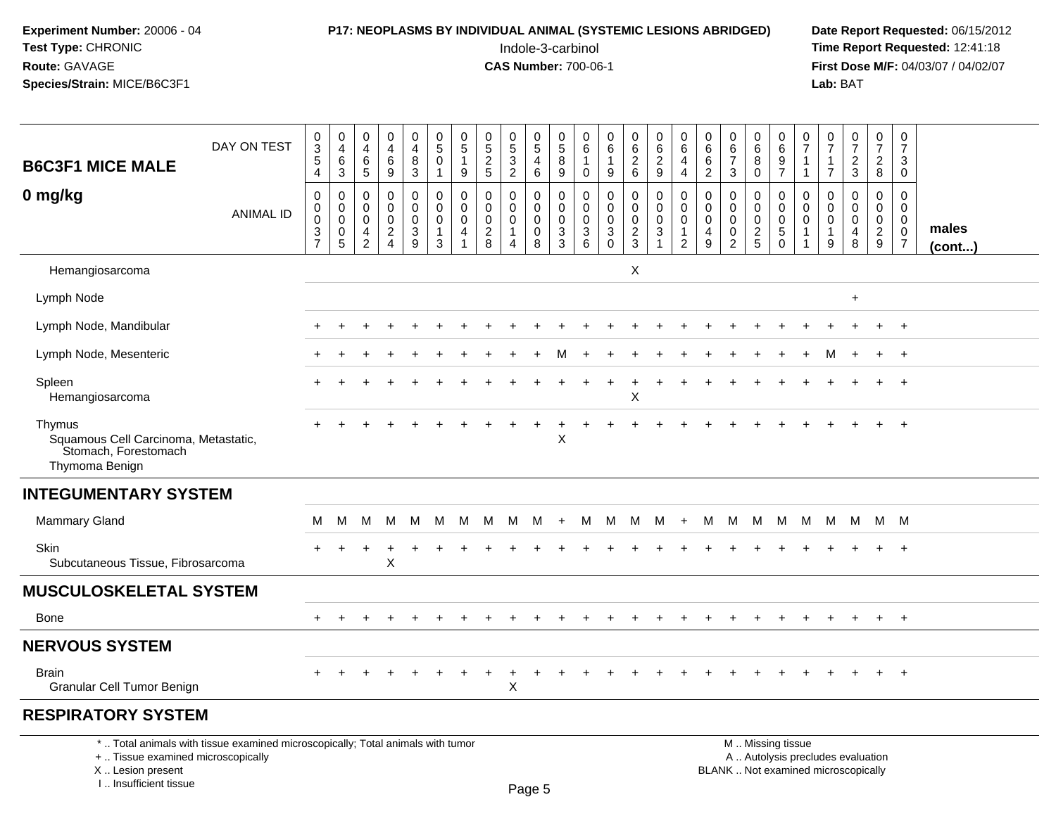**Experiment Number:** 20006 - 04
**Test Type:** CHRONIC
**Route:** GAVAGE
**Species/Strain:** MICE/B6C3F1

**P17: NEOPLASMS BY INDIVIDUAL ANIMAL (SYSTEMIC LESIONS ABRIDGED)**
Indole-3-carbinol
**CAS Number:** 700-06-1

**Date Report Requested:** 06/15/2012
**Time Report Requested:** 12:41:18
**First Dose M/F:** 04/03/07 / 04/02/07
**Lab:** BAT

| B6C3F1 MICE MALE 0 mg/kg | | | | | | | | | | | | | | | | | | | | | | | | | | |
|---|---|---|---|---|---|---|---|---|---|---|---|---|---|---|---|---|---|---|---|---|---|---|---|---|---|---|
| DAY ON TEST | 0354 | 0463 | 0465 | 0469 | 0483 | 0501 | 0519 | 0525 | 0532 | 0546 | 0589 | 0610 | 0619 | 0626 | 0629 | 0644 | 0662 | 0673 | 0680 | 0697 | 0711 | 0717 | 0723 | 0728 | 0730 | |
| ANIMAL ID | 00037 | 00005 | 00042 | 00024 | 00039 | 00013 | 00041 | 00028 | 00014 | 00008 | 00033 | 00036 | 00030 | 00023 | 00031 | 00012 | 00049 | 00002 | 00025 | 00050 | 00011 | 00019 | 00048 | 00029 | 00007 | males (cont...) |
| Hemangiosarcoma | | | | | | | | | | | | | | X | | | | | | | | | | | | |
| Lymph Node | | | | | | | | | | | | | | | | | | | | | | | + | | | |
| Lymph Node, Mandibular | + | + | + | + | + | + | + | + | + | + | + | + | + | + | + | + | + | + | + | + | + | + | + | + | + | |
| Lymph Node, Mesenteric | + | + | + | + | + | + | + | + | + | + | M | + | + | + | + | + | + | + | + | + | + | M | + | + | + | |
| Spleen | + | + | + | + | + | + | + | + | + | + | + | + | + | + | + | + | + | + | + | + | + | + | + | + | + | |
| Hemangiosarcoma | | | | | | | | | | | | | | X | | | | | | | | | | | | |
| Thymus | + | + | + | + | + | + | + | + | + | + | + | + | + | + | + | + | + | + | + | + | + | + | + | + | + | |
| Squamous Cell Carcinoma, Metastatic, Stomach, Forestomach | | | | | | | | | | | X | | | | | | | | | | | | | | | |
| Thymoma Benign | | | | | | | | | | | | | | | | | | | | | | | | | | |
| **INTEGUMENTARY SYSTEM** | | | | | | | | | | | | | | | | | | | | | | | | | | |
| Mammary Gland | M | M | M | M | M | M | M | M | M | M | + | M | M | M | M | + | M | M | M | M | M | M | M | M | M | |
| Skin | + | + | + | + | + | + | + | + | + | + | + | + | + | + | + | + | + | + | + | + | + | + | + | + | + | |
| Subcutaneous Tissue, Fibrosarcoma | | | | X | | | | | | | | | | | | | | | | | | | | | | |
| **MUSCULOSKELETAL SYSTEM** | | | | | | | | | | | | | | | | | | | | | | | | | | |
| Bone | + | + | + | + | + | + | + | + | + | + | + | + | + | + | + | + | + | + | + | + | + | + | + | + | + | |
| **NERVOUS SYSTEM** | | | | | | | | | | | | | | | | | | | | | | | | | | |
| Brain | + | + | + | + | + | + | + | + | + | + | + | + | + | + | + | + | + | + | + | + | + | + | + | + | + | |
| Granular Cell Tumor Benign | | | | | | | | | X | | | | | | | | | | | | | | | | | |
| **RESPIRATORY SYSTEM** | | | | | | | | | | | | | | | | | | | | | | | | | | |

\* .. Total animals with tissue examined microscopically; Total animals with tumor
\+ .. Tissue examined microscopically
X .. Lesion present
I .. Insufficient tissue

M .. Missing tissue
A .. Autolysis precludes evaluation
BLANK .. Not examined microscopically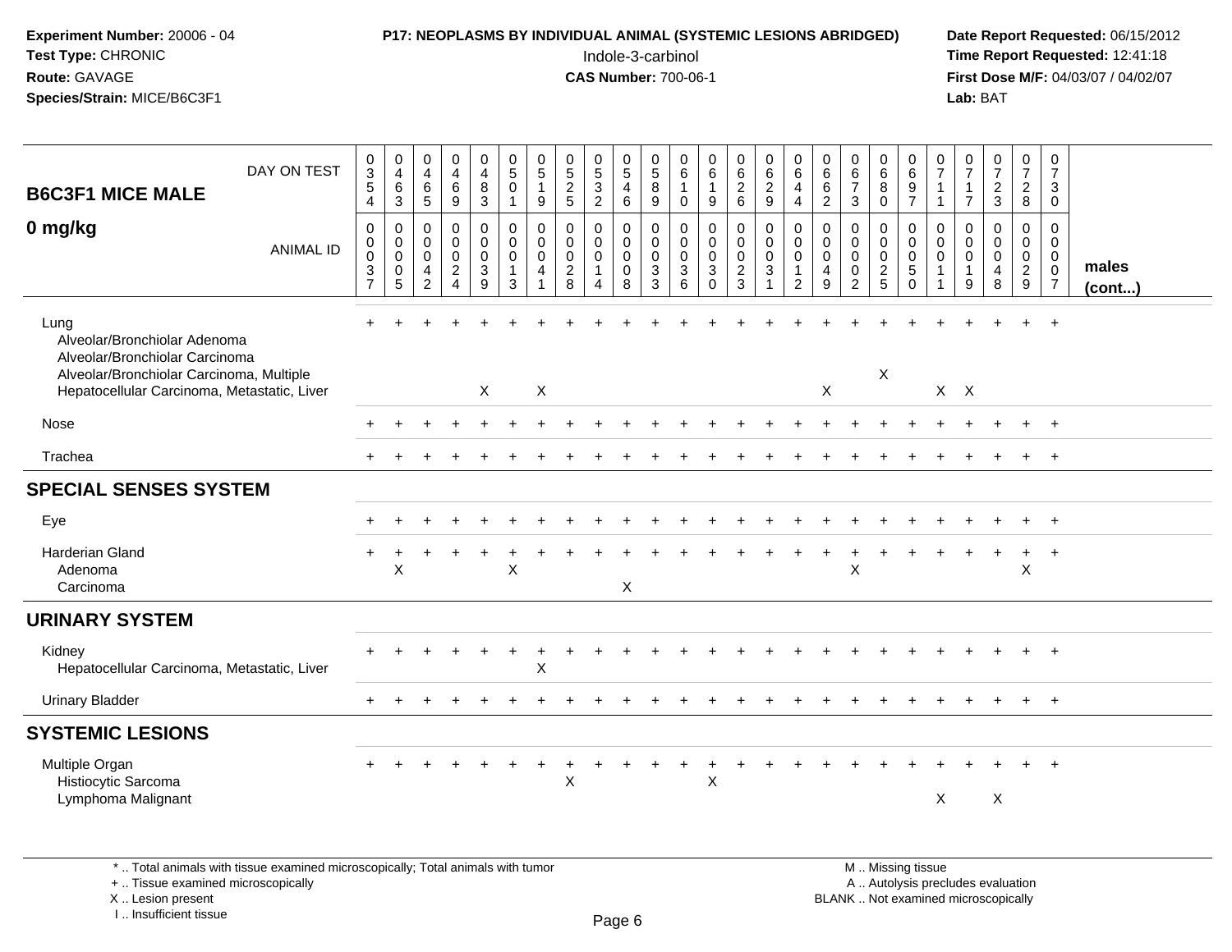**Experiment Number:** 20006 - 04
**Test Type:** CHRONIC
**Route:** GAVAGE
**Species/Strain:** MICE/B6C3F1

**P17: NEOPLASMS BY INDIVIDUAL ANIMAL (SYSTEMIC LESIONS ABRIDGED)**
Indole-3-carbinol
**CAS Number:** 700-06-1

**Date Report Requested:** 06/15/2012
**Time Report Requested:** 12:41:18
**First Dose M/F:** 04/03/07 / 04/02/07
**Lab:** BAT

## B6C3F1 MICE MALE — 0 mg/kg

| DAY ON TEST | 0354 | 0463 | 0465 | 0469 | 0483 | 0501 | 0519 | 0525 | 0532 | 0546 | 0589 | 0610 | 0619 | 0626 | 0629 | 0644 | 0662 | 0673 | 0680 | 0697 | 0711 | 0717 | 0723 | 0728 | 0730 | |
|---|---|---|---|---|---|---|---|---|---|---|---|---|---|---|---|---|---|---|---|---|---|---|---|---|---|---|
| **ANIMAL ID** | 0037 | 0005 | 0042 | 0024 | 0039 | 0013 | 0041 | 0028 | 0014 | 0008 | 0033 | 0036 | 0030 | 0023 | 0031 | 0012 | 0049 | 0002 | 0025 | 0050 | 0011 | 0019 | 0048 | 0029 | 0007 | **males (cont...)** |
| Lung | + | + | + | + | + | + | + | + | + | + | + | + | + | + | + | + | + | + | + | + | + | + | + | + | + | |
| Alveolar/Bronchiolar Adenoma | | | | | | | | | | | | | | | | | | | | | | | | | | |
| Alveolar/Bronchiolar Carcinoma | | | | | | | | | | | | | | | | | | | | | | | | | | |
| Alveolar/Bronchiolar Carcinoma, Multiple | | | | | | | | | | | | | | | | | | | X | | | | | | | |
| Hepatocellular Carcinoma, Metastatic, Liver | | | | | X | | X | | | | | | | | | | X | | | | X | X | | | | |
| Nose | + | + | + | + | + | + | + | + | + | + | + | + | + | + | + | + | + | + | + | + | + | + | + | + | + | |
| Trachea | + | + | + | + | + | + | + | + | + | + | + | + | + | + | + | + | + | + | + | + | + | + | + | + | + | |
| **SPECIAL SENSES SYSTEM** | | | | | | | | | | | | | | | | | | | | | | | | | | |
| Eye | + | + | + | + | + | + | + | + | + | + | + | + | + | + | + | + | + | + | + | + | + | + | + | + | + | |
| Harderian Gland | + | + | + | + | + | + | + | + | + | + | + | + | + | + | + | + | + | + | + | + | + | + | + | + | + | |
| Adenoma | | X | | | | X | | | | | | | | | | | | X | | | | | | X | | |
| Carcinoma | | | | | | | | | | X | | | | | | | | | | | | | | | | |
| **URINARY SYSTEM** | | | | | | | | | | | | | | | | | | | | | | | | | | |
| Kidney | + | + | + | + | + | + | + | + | + | + | + | + | + | + | + | + | + | + | + | + | + | + | + | + | + | |
| Hepatocellular Carcinoma, Metastatic, Liver | | | | | | | X | | | | | | | | | | | | | | | | | | | |
| Urinary Bladder | + | + | + | + | + | + | + | + | + | + | + | + | + | + | + | + | + | + | + | + | + | + | + | + | + | |
| **SYSTEMIC LESIONS** | | | | | | | | | | | | | | | | | | | | | | | | | | |
| Multiple Organ | + | + | + | + | + | + | + | + | + | + | + | + | + | + | + | + | + | + | + | + | + | + | + | + | + | |
| Histiocytic Sarcoma | | | | | | | | X | | | | | X | | | | | | | | | | | | | |
| Lymphoma Malignant | | | | | | | | | | | | | | | | | | | | | X | | X | | | |

\* .. Total animals with tissue examined microscopically; Total animals with tumor
\+ .. Tissue examined microscopically
X .. Lesion present
I .. Insufficient tissue

M .. Missing tissue
A .. Autolysis precludes evaluation
BLANK .. Not examined microscopically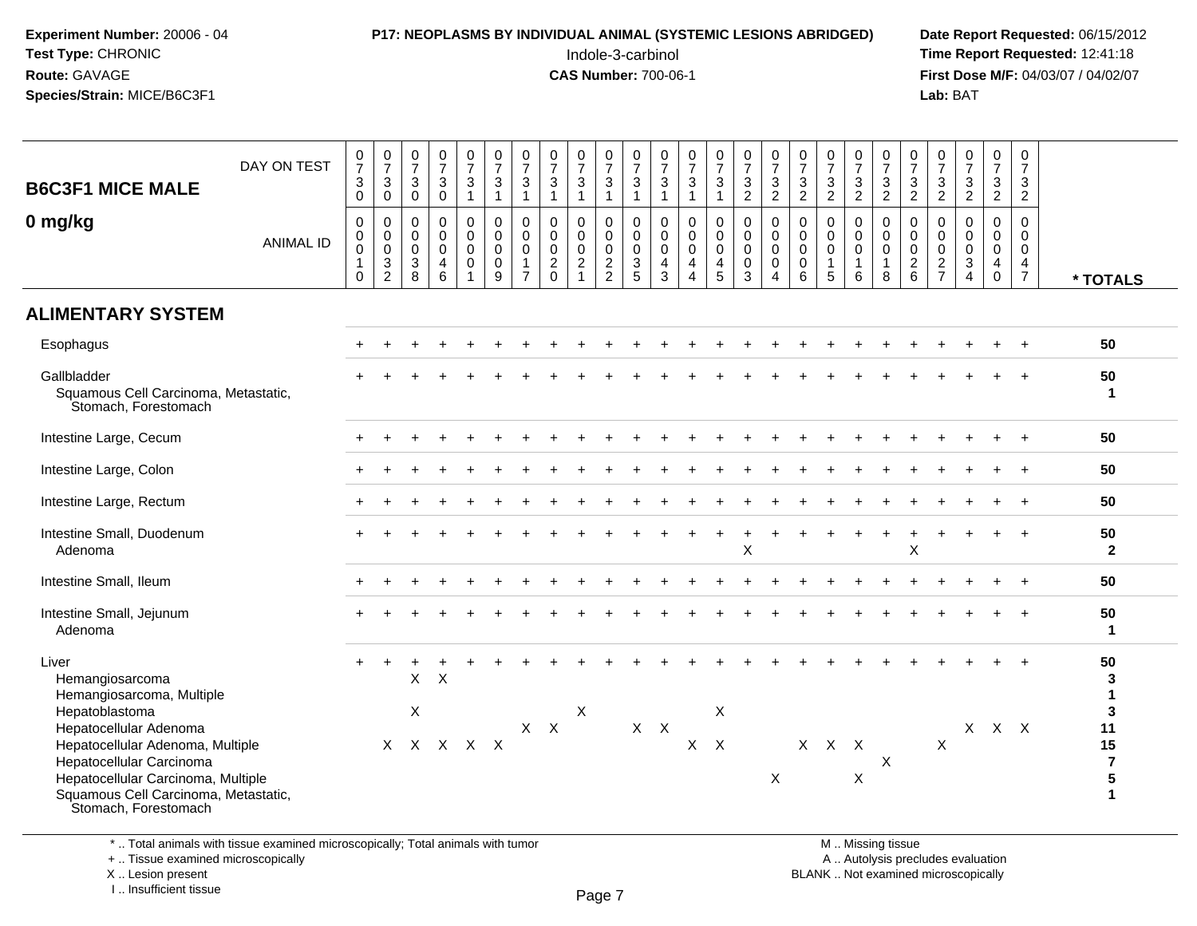**Experiment Number:** 20006 - 04
**Test Type:** CHRONIC
**Route:** GAVAGE
**Species/Strain:** MICE/B6C3F1

**P17: NEOPLASMS BY INDIVIDUAL ANIMAL (SYSTEMIC LESIONS ABRIDGED)**
Indole-3-carbinol
**CAS Number:** 700-06-1

**Date Report Requested:** 06/15/2012
**Time Report Requested:** 12:41:18
**First Dose M/F:** 04/03/07 / 04/02/07
**Lab:** BAT

| B6C3F1 MICE MALE 0 mg/kg | DAY ON TEST | 0730 | 0730 | 0730 | 0730 | 0731 | 0731 | 0731 | 0731 | 0731 | 0731 | 0731 | 0731 | 0731 | 0731 | 0732 | 0732 | 0732 | 0732 | 0732 | 0732 | 0732 | 0732 | 0732 | 0732 | 0732 | |
|---|---|---|---|---|---|---|---|---|---|---|---|---|---|---|---|---|---|---|---|---|---|---|---|---|---|---|---|
| | **ANIMAL ID** | 0010 | 0032 | 0038 | 0046 | 0001 | 0009 | 0017 | 0020 | 0021 | 0022 | 0035 | 0043 | 0044 | 0045 | 0003 | 0004 | 0006 | 0015 | 0016 | 0018 | 0026 | 0027 | 0034 | 0040 | 0047 | *** TOTALS** |
| **ALIMENTARY SYSTEM** | | | | | | | | | | | | | | | | | | | | | | | | | | | |
| Esophagus | | + | + | + | + | + | + | + | + | + | + | + | + | + | + | + | + | + | + | + | + | + | + | + | + | + | 50 |
| Gallbladder | | + | + | + | + | + | + | + | + | + | + | + | + | + | + | + | + | + | + | + | + | + | + | + | + | + | 50 |
| Squamous Cell Carcinoma, Metastatic, Stomach, Forestomach | | | | | | | | | | | | | | | | | | | | | | | | | | | 1 |
| Intestine Large, Cecum | | + | + | + | + | + | + | + | + | + | + | + | + | + | + | + | + | + | + | + | + | + | + | + | + | + | 50 |
| Intestine Large, Colon | | + | + | + | + | + | + | + | + | + | + | + | + | + | + | + | + | + | + | + | + | + | + | + | + | + | 50 |
| Intestine Large, Rectum | | + | + | + | + | + | + | + | + | + | + | + | + | + | + | + | + | + | + | + | + | + | + | + | + | + | 50 |
| Intestine Small, Duodenum | | + | + | + | + | + | + | + | + | + | + | + | + | + | + | + | + | + | + | + | + | + | + | + | + | + | 50 |
| Adenoma | | | | | | | | | | | | | | | | X | | | | | | X | | | | | 2 |
| Intestine Small, Ileum | | + | + | + | + | + | + | + | + | + | + | + | + | + | + | + | + | + | + | + | + | + | + | + | + | + | 50 |
| Intestine Small, Jejunum | | + | + | + | + | + | + | + | + | + | + | + | + | + | + | + | + | + | + | + | + | + | + | + | + | + | 50 |
| Adenoma | | | | | | | | | | | | | | | | | | | | | | | | | | | 1 |
| Liver | | + | + | + | + | + | + | + | + | + | + | + | + | + | + | + | + | + | + | + | + | + | + | + | + | + | 50 |
| Hemangiosarcoma | | | | X | X | | | | | | | | | | | | | | | | | | | | | | 3 |
| Hemangiosarcoma, Multiple | | | | | | | | | | | | | | | | | | | | | | | | | | | 1 |
| Hepatoblastoma | | | | X | | | | | | X | | | | | X | | | | | | | | | | | | 3 |
| Hepatocellular Adenoma | | | | | | | | X | X | | | X | X | | | | | | | | | | | X | X | X | 11 |
| Hepatocellular Adenoma, Multiple | | | X | X | X | X | X | | | | | | | X | X | | | X | X | X | | | X | | | | 15 |
| Hepatocellular Carcinoma | | | | | | | | | | | | | | | | | | | | | X | | | | | | 7 |
| Hepatocellular Carcinoma, Multiple | | | | | | | | | | | | | | | | | X | | | X | | | | | | | 5 |
| Squamous Cell Carcinoma, Metastatic, Stomach, Forestomach | | | | | | | | | | | | | | | | | | | | | | | | | | | 1 |

\* .. Total animals with tissue examined microscopically; Total animals with tumor
\+ .. Tissue examined microscopically
X .. Lesion present
I .. Insufficient tissue

M .. Missing tissue
A .. Autolysis precludes evaluation
BLANK .. Not examined microscopically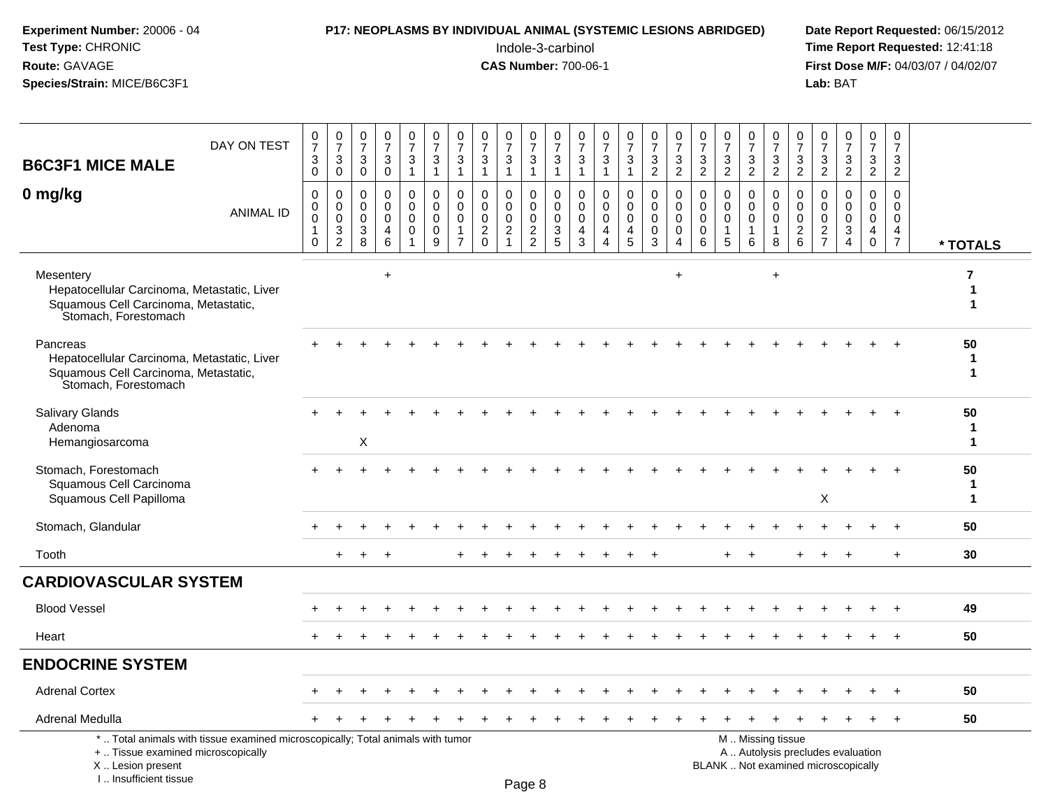**Experiment Number:** 20006 - 04
**Test Type:** CHRONIC
**Route:** GAVAGE
**Species/Strain:** MICE/B6C3F1

**P17: NEOPLASMS BY INDIVIDUAL ANIMAL (SYSTEMIC LESIONS ABRIDGED)**
Indole-3-carbinol
**CAS Number:** 700-06-1

**Date Report Requested:** 06/15/2012
**Time Report Requested:** 12:41:18
**First Dose M/F:** 04/03/07 / 04/02/07
**Lab:** BAT

| **B6C3F1 MICE MALE** DAY ON TEST | 0730 | 0730 | 0730 | 0730 | 0731 | 0731 | 0731 | 0731 | 0731 | 0731 | 0731 | 0731 | 0731 | 0731 | 0732 | 0732 | 0732 | 0732 | 0732 | 0732 | 0732 | 0732 | 0732 | 0732 | 0732 | |
|---|---|---|---|---|---|---|---|---|---|---|---|---|---|---|---|---|---|---|---|---|---|---|---|---|---|---|
| **0 mg/kg** ANIMAL ID | 0010 | 0032 | 0038 | 0046 | 0001 | 0009 | 0017 | 0020 | 0021 | 0022 | 0035 | 0043 | 0044 | 0045 | 0003 | 0004 | 0006 | 0015 | 0016 | 0018 | 0026 | 0027 | 0034 | 0040 | 0047 | **\* TOTALS** |
| Mesentery | | | | + | | | | | | | | | | | | + | | | | + | | | | | | **7** |
| Hepatocellular Carcinoma, Metastatic, Liver | | | | | | | | | | | | | | | | | | | | | | | | | | **1** |
| Squamous Cell Carcinoma, Metastatic, Stomach, Forestomach | | | | | | | | | | | | | | | | | | | | | | | | | | **1** |
| Pancreas | + | + | + | + | + | + | + | + | + | + | + | + | + | + | + | + | + | + | + | + | + | + | + | + | + | **50** |
| Hepatocellular Carcinoma, Metastatic, Liver | | | | | | | | | | | | | | | | | | | | | | | | | | **1** |
| Squamous Cell Carcinoma, Metastatic, Stomach, Forestomach | | | | | | | | | | | | | | | | | | | | | | | | | | **1** |
| Salivary Glands | + | + | + | + | + | + | + | + | + | + | + | + | + | + | + | + | + | + | + | + | + | + | + | + | + | **50** |
| Adenoma | | | | | | | | | | | | | | | | | | | | | | | | | | **1** |
| Hemangiosarcoma | | | X | | | | | | | | | | | | | | | | | | | | | | | **1** |
| Stomach, Forestomach | + | + | + | + | + | + | + | + | + | + | + | + | + | + | + | + | + | + | + | + | + | + | + | + | + | **50** |
| Squamous Cell Carcinoma | | | | | | | | | | | | | | | | | | | | | | | | | | **1** |
| Squamous Cell Papilloma | | | | | | | | | | | | | | | | | | | | | | X | | | | **1** |
| Stomach, Glandular | + | + | + | + | + | + | + | + | + | + | + | + | + | + | + | + | + | + | + | + | + | + | + | + | + | **50** |
| Tooth | | + | + | + | | | + | + | + | + | + | + | + | + | + | | | + | + | | + | + | + | | + | **30** |
| **CARDIOVASCULAR SYSTEM** | | | | | | | | | | | | | | | | | | | | | | | | | | |
| Blood Vessel | + | + | + | + | + | + | + | + | + | + | + | + | + | + | + | + | + | + | + | + | + | + | + | + | + | **49** |
| Heart | + | + | + | + | + | + | + | + | + | + | + | + | + | + | + | + | + | + | + | + | + | + | + | + | + | **50** |
| **ENDOCRINE SYSTEM** | | | | | | | | | | | | | | | | | | | | | | | | | | |
| Adrenal Cortex | + | + | + | + | + | + | + | + | + | + | + | + | + | + | + | + | + | + | + | + | + | + | + | + | + | **50** |
| Adrenal Medulla | + | + | + | + | + | + | + | + | + | + | + | + | + | + | + | + | + | + | + | + | + | + | + | + | + | **50** |

\* .. Total animals with tissue examined microscopically; Total animals with tumor
+ .. Tissue examined microscopically
X .. Lesion present
I .. Insufficient tissue

M .. Missing tissue
A .. Autolysis precludes evaluation
BLANK .. Not examined microscopically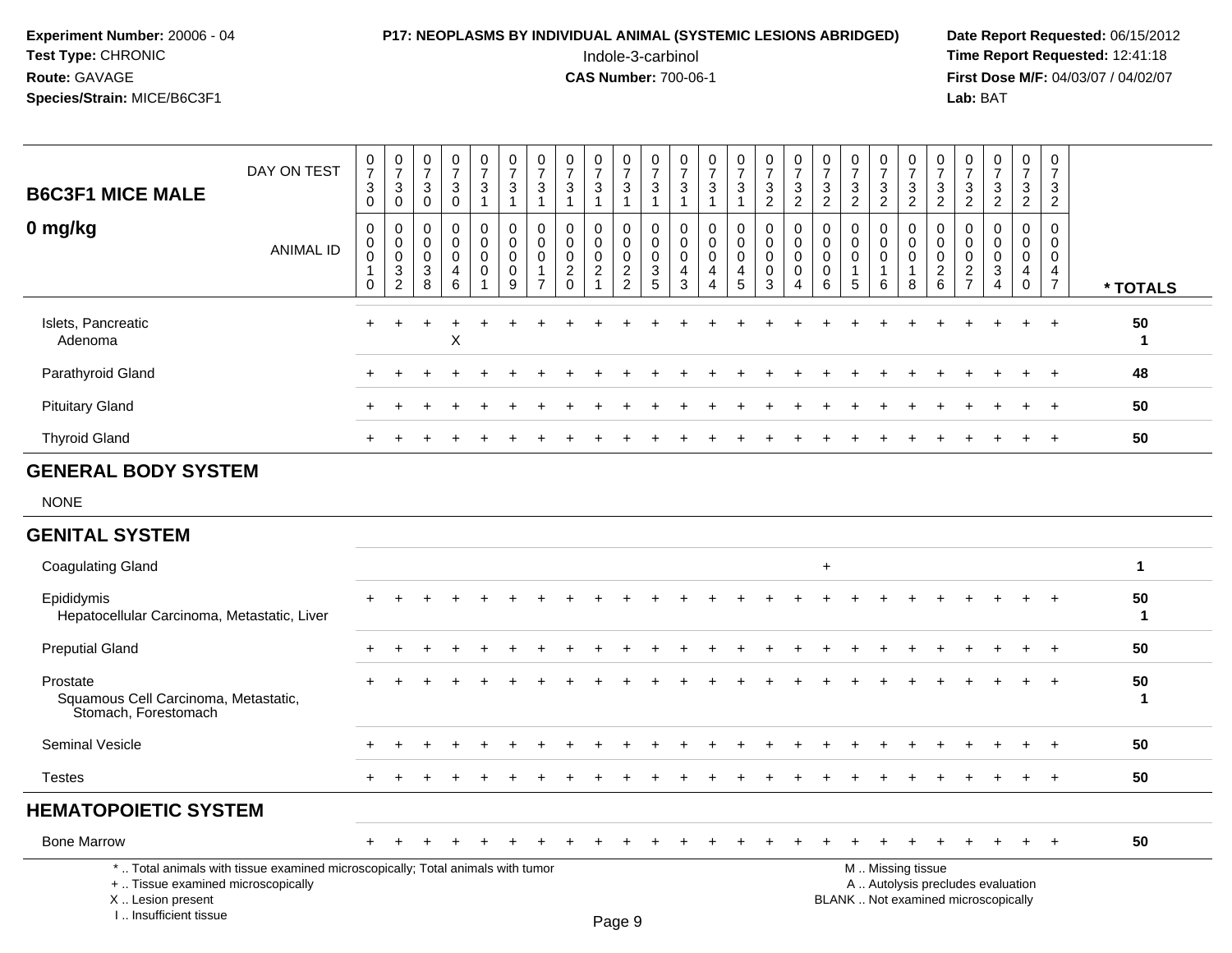**Experiment Number:** 20006 - 04
**Test Type:** CHRONIC
**Route:** GAVAGE
**Species/Strain:** MICE/B6C3F1

**P17: NEOPLASMS BY INDIVIDUAL ANIMAL (SYSTEMIC LESIONS ABRIDGED)**
Indole-3-carbinol
**CAS Number:** 700-06-1

**Date Report Requested:** 06/15/2012
**Time Report Requested:** 12:41:18
**First Dose M/F:** 04/03/07 / 04/02/07
**Lab:** BAT

## B6C3F1 MICE MALE 0 mg/kg

| DAY ON TEST | 0730 | 0730 | 0730 | 0730 | 0731 | 0731 | 0731 | 0731 | 0731 | 0731 | 0731 | 0731 | 0731 | 0731 | 0732 | 0732 | 0732 | 0732 | 0732 | 0732 | 0732 | 0732 | 0732 | 0732 | 0732 | |
|---|---|---|---|---|---|---|---|---|---|---|---|---|---|---|---|---|---|---|---|---|---|---|---|---|---|---|
| **ANIMAL ID** | 00010 | 00032 | 00038 | 00046 | 00001 | 00009 | 00017 | 00020 | 00021 | 00022 | 00035 | 00043 | 00044 | 00045 | 00003 | 00004 | 00006 | 00015 | 00016 | 00018 | 00026 | 00027 | 00034 | 00040 | 00047 | *** TOTALS** |
| Islets, Pancreatic | + | + | + | + | + | + | + | + | + | + | + | + | + | + | + | + | + | + | + | + | + | + | + | + | + | 50 |
| Adenoma | | | | X | | | | | | | | | | | | | | | | | | | | | | 1 |
| Parathyroid Gland | + | + | + | + | + | + | + | + | + | + | + | + | + | + | + | + | + | + | + | + | + | + | + | + | + | 48 |
| Pituitary Gland | + | + | + | + | + | + | + | + | + | + | + | + | + | + | + | + | + | + | + | + | + | + | + | + | + | 50 |
| Thyroid Gland | + | + | + | + | + | + | + | + | + | + | + | + | + | + | + | + | + | + | + | + | + | + | + | + | + | 50 |
| **GENERAL BODY SYSTEM** | | | | | | | | | | | | | | | | | | | | | | | | | | |
| NONE | | | | | | | | | | | | | | | | | | | | | | | | | | |
| **GENITAL SYSTEM** | | | | | | | | | | | | | | | | | | | | | | | | | | |
| Coagulating Gland | | | | | | | | | | | | | | | | | + | | | | | | | | | 1 |
| Epididymis | + | + | + | + | + | + | + | + | + | + | + | + | + | + | + | + | + | + | + | + | + | + | + | + | + | 50 |
| Hepatocellular Carcinoma, Metastatic, Liver | | | | | | | | | | | | | | | | | | | | | | | | | | 1 |
| Preputial Gland | + | + | + | + | + | + | + | + | + | + | + | + | + | + | + | + | + | + | + | + | + | + | + | + | + | 50 |
| Prostate | + | + | + | + | + | + | + | + | + | + | + | + | + | + | + | + | + | + | + | + | + | + | + | + | + | 50 |
| Squamous Cell Carcinoma, Metastatic, Stomach, Forestomach | | | | | | | | | | | | | | | | | | | | | | | | | | 1 |
| Seminal Vesicle | + | + | + | + | + | + | + | + | + | + | + | + | + | + | + | + | + | + | + | + | + | + | + | + | + | 50 |
| Testes | + | + | + | + | + | + | + | + | + | + | + | + | + | + | + | + | + | + | + | + | + | + | + | + | + | 50 |
| **HEMATOPOIETIC SYSTEM** | | | | | | | | | | | | | | | | | | | | | | | | | | |
| Bone Marrow | + | + | + | + | + | + | + | + | + | + | + | + | + | + | + | + | + | + | + | + | + | + | + | + | + | 50 |

\* .. Total animals with tissue examined microscopically; Total animals with tumor
\+ .. Tissue examined microscopically
X .. Lesion present
I .. Insufficient tissue

M .. Missing tissue
A .. Autolysis precludes evaluation
BLANK .. Not examined microscopically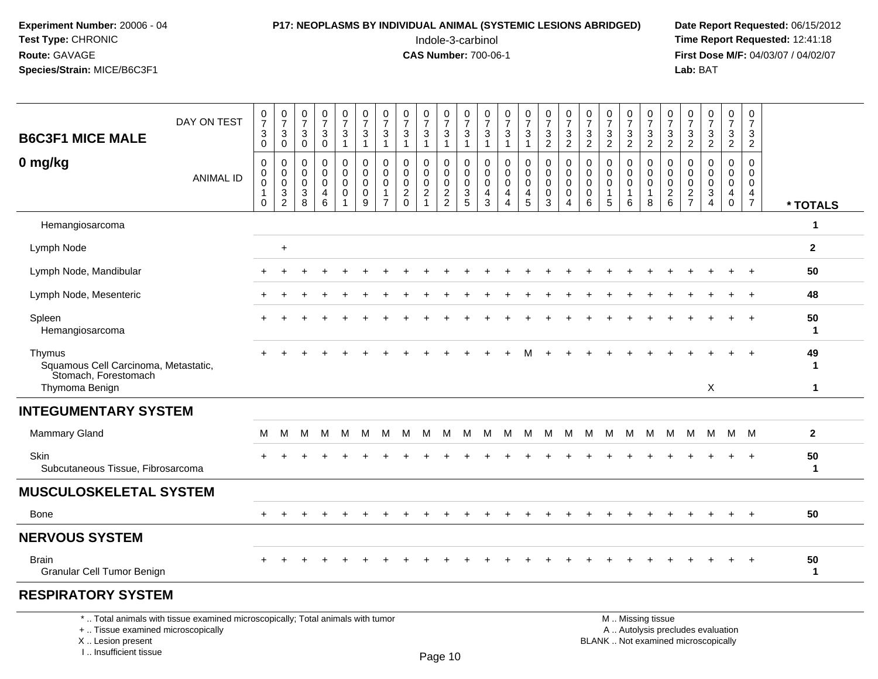**Experiment Number:** 20006 - 04
**Test Type:** CHRONIC
**Route:** GAVAGE
**Species/Strain:** MICE/B6C3F1

**P17: NEOPLASMS BY INDIVIDUAL ANIMAL (SYSTEMIC LESIONS ABRIDGED)**
Indole-3-carbinol
**CAS Number:** 700-06-1

**Date Report Requested:** 06/15/2012
**Time Report Requested:** 12:41:18
**First Dose M/F:** 04/03/07 / 04/02/07
**Lab:** BAT

## B6C3F1 MICE MALE
## 0 mg/kg

| DAY ON TEST | 0730 | 0730 | 0730 | 0730 | 0731 | 0731 | 0731 | 0731 | 0731 | 0731 | 0731 | 0731 | 0731 | 0731 | 0732 | 0732 | 0732 | 0732 | 0732 | 0732 | 0732 | 0732 | 0732 | 0732 | 0732 | |
|---|---|---|---|---|---|---|---|---|---|---|---|---|---|---|---|---|---|---|---|---|---|---|---|---|---|---|
| **ANIMAL ID** | 00010 | 00032 | 00038 | 00046 | 00001 | 00009 | 00017 | 00020 | 00021 | 00022 | 00035 | 00043 | 00044 | 00045 | 00003 | 00004 | 00006 | 00015 | 00016 | 00018 | 00026 | 00027 | 00034 | 00040 | 00047 | *** TOTALS** |
| Hemangiosarcoma | | | | | | | | | | | | | | | | | | | | | | | | | | 1 |
| Lymph Node | | + | | | | | | | | | | | | | | | | | | | | | | | | 2 |
| Lymph Node, Mandibular | + | + | + | + | + | + | + | + | + | + | + | + | + | + | + | + | + | + | + | + | + | + | + | + | + | 50 |
| Lymph Node, Mesenteric | + | + | + | + | + | + | + | + | + | + | + | + | + | + | + | + | + | + | + | + | + | + | + | + | + | 48 |
| Spleen | + | + | + | + | + | + | + | + | + | + | + | + | + | + | + | + | + | + | + | + | + | + | + | + | + | 50 |
| Hemangiosarcoma | | | | | | | | | | | | | | | | | | | | | | | | | | 1 |
| Thymus | + | + | + | + | + | + | + | + | + | + | + | + | + | M | + | + | + | + | + | + | + | + | + | + | + | 49 |
| Squamous Cell Carcinoma, Metastatic, Stomach, Forestomach | | | | | | | | | | | | | | | | | | | | | | | | | | 1 |
| Thymoma Benign | | | | | | | | | | | | | | | | | | | | | | | X | | | 1 |
| **INTEGUMENTARY SYSTEM** | | | | | | | | | | | | | | | | | | | | | | | | | | |
| Mammary Gland | M | M | M | M | M | M | M | M | M | M | M | M | M | M | M | M | M | M | M | M | M | M | M | M | M | 2 |
| Skin | + | + | + | + | + | + | + | + | + | + | + | + | + | + | + | + | + | + | + | + | + | + | + | + | + | 50 |
| Subcutaneous Tissue, Fibrosarcoma | | | | | | | | | | | | | | | | | | | | | | | | | | 1 |
| **MUSCULOSKELETAL SYSTEM** | | | | | | | | | | | | | | | | | | | | | | | | | | |
| Bone | + | + | + | + | + | + | + | + | + | + | + | + | + | + | + | + | + | + | + | + | + | + | + | + | + | 50 |
| **NERVOUS SYSTEM** | | | | | | | | | | | | | | | | | | | | | | | | | | |
| Brain | + | + | + | + | + | + | + | + | + | + | + | + | + | + | + | + | + | + | + | + | + | + | + | + | + | 50 |
| Granular Cell Tumor Benign | | | | | | | | | | | | | | | | | | | | | | | | | | 1 |
| **RESPIRATORY SYSTEM** | | | | | | | | | | | | | | | | | | | | | | | | | | |

* .. Total animals with tissue examined microscopically; Total animals with tumor
+ .. Tissue examined microscopically
X .. Lesion present
I .. Insufficient tissue

M .. Missing tissue
A .. Autolysis precludes evaluation
BLANK .. Not examined microscopically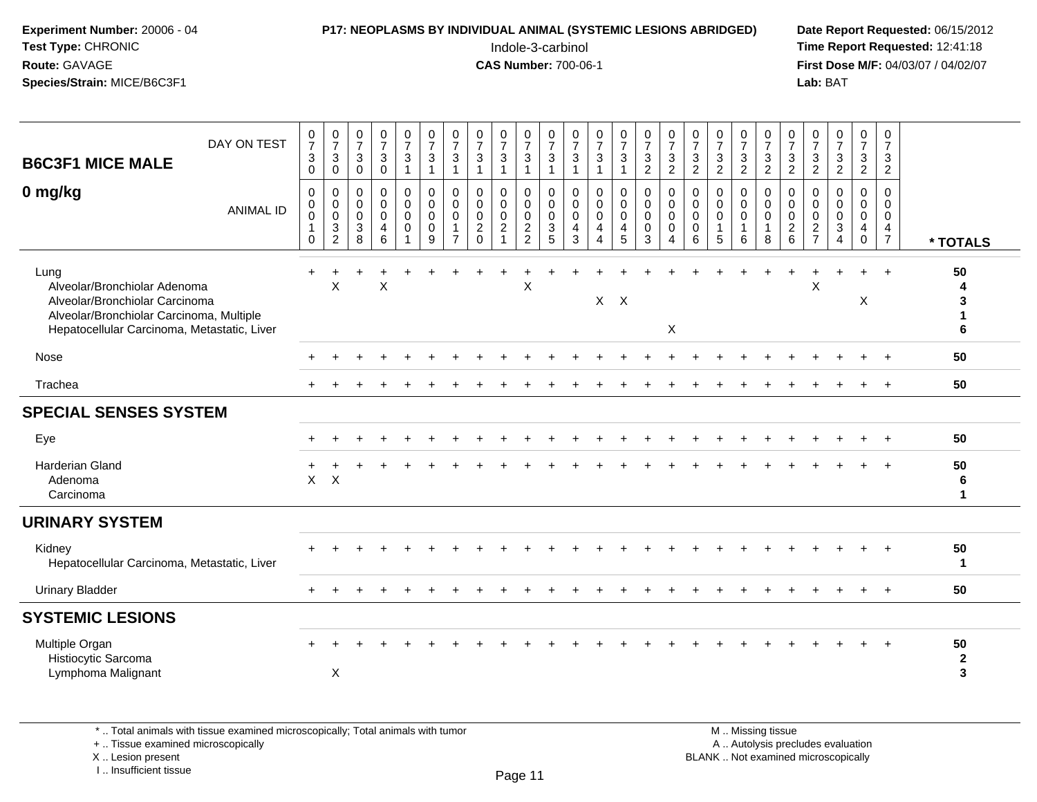**Experiment Number:** 20006 - 04
**Test Type:** CHRONIC
**Route:** GAVAGE
**Species/Strain:** MICE/B6C3F1

**P17: NEOPLASMS BY INDIVIDUAL ANIMAL (SYSTEMIC LESIONS ABRIDGED)**
Indole-3-carbinol
**CAS Number:** 700-06-1

**Date Report Requested:** 06/15/2012
**Time Report Requested:** 12:41:18
**First Dose M/F:** 04/03/07 / 04/02/07
**Lab:** BAT

## B6C3F1 MICE MALE
## 0 mg/kg

| DAY ON TEST | 0730 | 0730 | 0730 | 0730 | 0731 | 0731 | 0731 | 0731 | 0731 | 0731 | 0731 | 0731 | 0731 | 0731 | 0732 | 0732 | 0732 | 0732 | 0732 | 0732 | 0732 | 0732 | 0732 | 0732 | 0732 | |
|---|---|---|---|---|---|---|---|---|---|---|---|---|---|---|---|---|---|---|---|---|---|---|---|---|---|---|
| **ANIMAL ID** | 0010 | 0032 | 0038 | 0046 | 0001 | 0009 | 0017 | 0020 | 0021 | 0022 | 0035 | 0043 | 0044 | 0045 | 0003 | 0004 | 0006 | 0015 | 0016 | 0018 | 0026 | 0027 | 0034 | 0040 | 0047 | *** TOTALS** |
| Lung | + | + | + | + | + | + | + | + | + | + | + | + | + | + | + | + | + | + | + | + | + | + | + | + | + | 50 |
| Alveolar/Bronchiolar Adenoma | | X | | X | | | | | | X | | | | | | | | | | | | X | | | | 4 |
| Alveolar/Bronchiolar Carcinoma | | | | | | | | | | | | | X | X | | | | | | | | | | X | | 3 |
| Alveolar/Bronchiolar Carcinoma, Multiple | | | | | | | | | | | | | | | | | | | | | | | | | | 1 |
| Hepatocellular Carcinoma, Metastatic, Liver | | | | | | | | | | | | | | | | X | | | | | | | | | | 6 |
| Nose | + | + | + | + | + | + | + | + | + | + | + | + | + | + | + | + | + | + | + | + | + | + | + | + | + | 50 |
| Trachea | + | + | + | + | + | + | + | + | + | + | + | + | + | + | + | + | + | + | + | + | + | + | + | + | + | 50 |
| **SPECIAL SENSES SYSTEM** | | | | | | | | | | | | | | | | | | | | | | | | | | |
| Eye | + | + | + | + | + | + | + | + | + | + | + | + | + | + | + | + | + | + | + | + | + | + | + | + | + | 50 |
| Harderian Gland | + | + | + | + | + | + | + | + | + | + | + | + | + | + | + | + | + | + | + | + | + | + | + | + | + | 50 |
| Adenoma | X | X | | | | | | | | | | | | | | | | | | | | | | | | 6 |
| Carcinoma | | | | | | | | | | | | | | | | | | | | | | | | | | 1 |
| **URINARY SYSTEM** | | | | | | | | | | | | | | | | | | | | | | | | | | |
| Kidney | + | + | + | + | + | + | + | + | + | + | + | + | + | + | + | + | + | + | + | + | + | + | + | + | + | 50 |
| Hepatocellular Carcinoma, Metastatic, Liver | | | | | | | | | | | | | | | | | | | | | | | | | | 1 |
| Urinary Bladder | + | + | + | + | + | + | + | + | + | + | + | + | + | + | + | + | + | + | + | + | + | + | + | + | + | 50 |
| **SYSTEMIC LESIONS** | | | | | | | | | | | | | | | | | | | | | | | | | | |
| Multiple Organ | + | + | + | + | + | + | + | + | + | + | + | + | + | + | + | + | + | + | + | + | + | + | + | + | + | 50 |
| Histiocytic Sarcoma | | | | | | | | | | | | | | | | | | | | | | | | | | 2 |
| Lymphoma Malignant | | X | | | | | | | | | | | | | | | | | | | | | | | | 3 |

\* .. Total animals with tissue examined microscopically; Total animals with tumor
\+ .. Tissue examined microscopically
X .. Lesion present
I .. Insufficient tissue

M .. Missing tissue
A .. Autolysis precludes evaluation
BLANK .. Not examined microscopically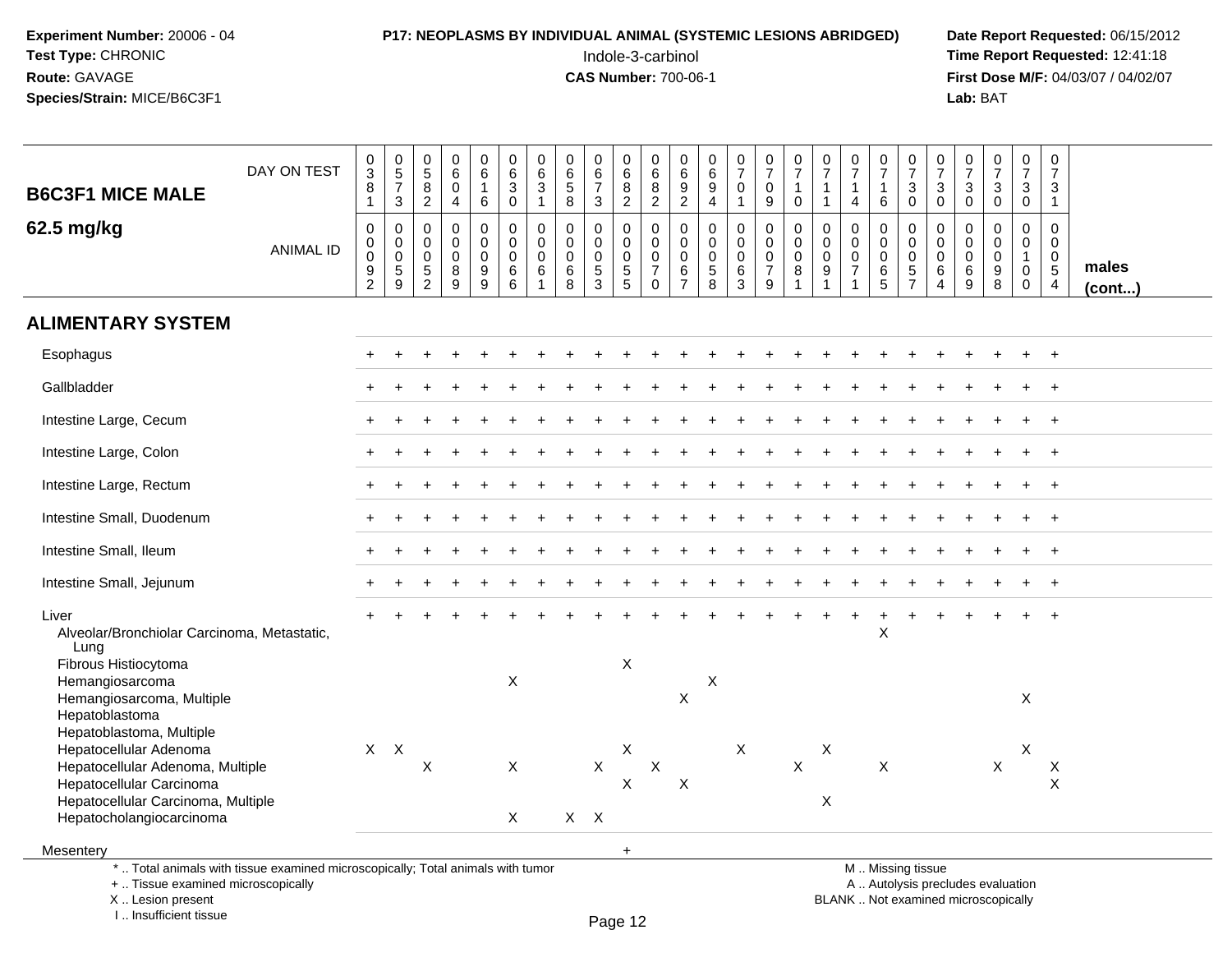**Experiment Number:** 20006 - 04
**Test Type:** CHRONIC
**Route:** GAVAGE
**Species/Strain:** MICE/B6C3F1

**P17: NEOPLASMS BY INDIVIDUAL ANIMAL (SYSTEMIC LESIONS ABRIDGED)**
Indole-3-carbinol
**CAS Number:** 700-06-1

**Date Report Requested:** 06/15/2012
**Time Report Requested:** 12:41:18
**First Dose M/F:** 04/03/07 / 04/02/07
**Lab:** BAT

## B6C3F1 MICE MALE 62.5 mg/kg

| DAY ON TEST | 0381 | 0573 | 0582 | 0604 | 0616 | 0630 | 0631 | 0658 | 0673 | 0682 | 0682 | 0692 | 0694 | 0701 | 0709 | 0710 | 0711 | 0714 | 0716 | 0730 | 0730 | 0730 | 0730 | 0730 | 0731 | |
|---|---|---|---|---|---|---|---|---|---|---|---|---|---|---|---|---|---|---|---|---|---|---|---|---|---|---|
| **ANIMAL ID** | 0092 | 0059 | 0052 | 0089 | 0099 | 0066 | 0061 | 0068 | 0053 | 0055 | 0070 | 0067 | 0058 | 0063 | 0079 | 0081 | 0091 | 0071 | 0065 | 0057 | 0064 | 0069 | 0098 | 0100 | 0054 | **males (cont...)** |
| **ALIMENTARY SYSTEM** | | | | | | | | | | | | | | | | | | | | | | | | | | |
| Esophagus | + | + | + | + | + | + | + | + | + | + | + | + | + | + | + | + | + | + | + | + | + | + | + | + | + | |
| Gallbladder | + | + | + | + | + | + | + | + | + | + | + | + | + | + | + | + | + | + | + | + | + | + | + | + | + | |
| Intestine Large, Cecum | + | + | + | + | + | + | + | + | + | + | + | + | + | + | + | + | + | + | + | + | + | + | + | + | + | |
| Intestine Large, Colon | + | + | + | + | + | + | + | + | + | + | + | + | + | + | + | + | + | + | + | + | + | + | + | + | + | |
| Intestine Large, Rectum | + | + | + | + | + | + | + | + | + | + | + | + | + | + | + | + | + | + | + | + | + | + | + | + | + | |
| Intestine Small, Duodenum | + | + | + | + | + | + | + | + | + | + | + | + | + | + | + | + | + | + | + | + | + | + | + | + | + | |
| Intestine Small, Ileum | + | + | + | + | + | + | + | + | + | + | + | + | + | + | + | + | + | + | + | + | + | + | + | + | + | |
| Intestine Small, Jejunum | + | + | + | + | + | + | + | + | + | + | + | + | + | + | + | + | + | + | + | + | + | + | + | + | + | |
| Liver | + | + | + | + | + | + | + | + | + | + | + | + | + | + | + | + | + | + | + | + | + | + | + | + | + | |
| Alveolar/Bronchiolar Carcinoma, Metastatic, Lung | | | | | | | | | | | | | | | | | | | X | | | | | | | |
| Fibrous Histiocytoma | | | | | | | | | | X | | | | | | | | | | | | | | | | |
| Hemangiosarcoma | | | | | | X | | | | | | | X | | | | | | | | | | | | | |
| Hemangiosarcoma, Multiple | | | | | | | | | | | | X | | | | | | | | | | | | X | | |
| Hepatoblastoma | | | | | | | | | | | | | | | | | | | | | | | | | | |
| Hepatoblastoma, Multiple | | | | | | | | | | | | | | | | | | | | | | | | | | |
| Hepatocellular Adenoma | X | X | | | | | | | | X | | | | X | | | X | | | | | | | X | | |
| Hepatocellular Adenoma, Multiple | | | X | | | X | | | X | | X | | | | | X | | | X | | | | X | | X | |
| Hepatocellular Carcinoma | | | | | | | | | | X | | X | | | | | | | | | | | | | X | |
| Hepatocellular Carcinoma, Multiple | | | | | | | | | | | | | | | | | X | | | | | | | | | |
| Hepatocholangiocarcinoma | | | | | | X | | X | X | | | | | | | | | | | | | | | | | |
| Mesentery | | | | | | | | | | + | | | | | | | | | | | | | | | | |

\* .. Total animals with tissue examined microscopically; Total animals with tumor
\+ .. Tissue examined microscopically
X .. Lesion present
I .. Insufficient tissue

M .. Missing tissue
A .. Autolysis precludes evaluation
BLANK .. Not examined microscopically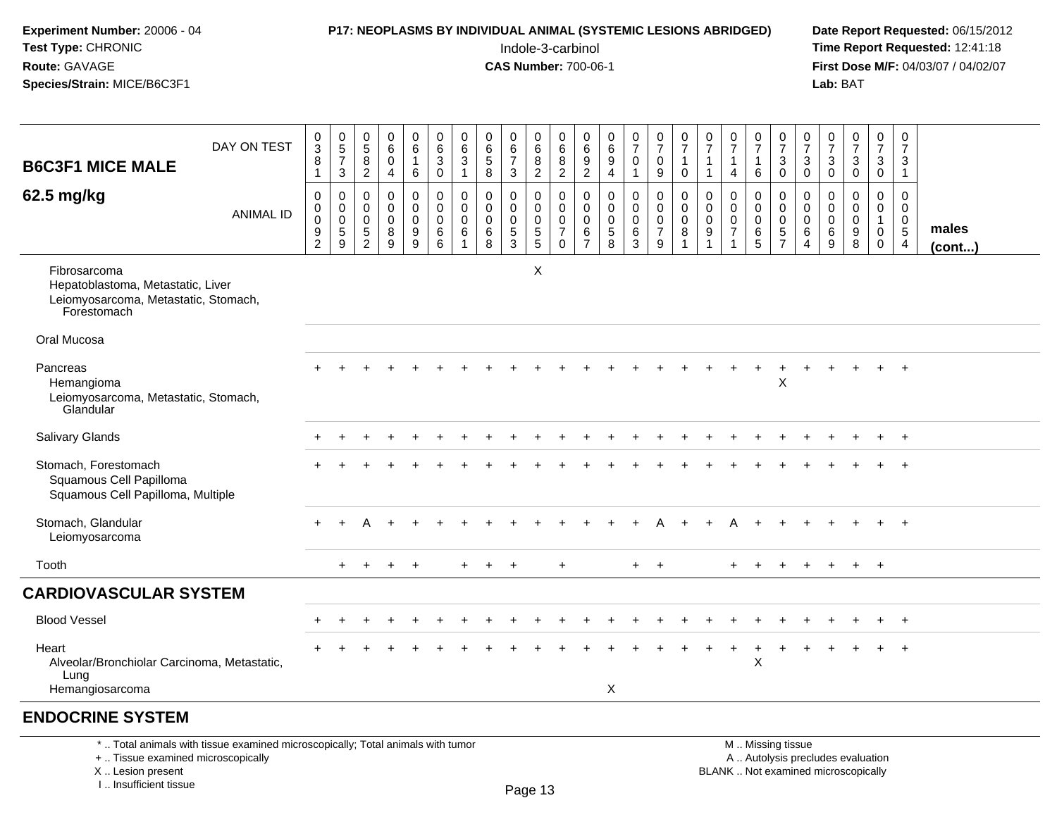**Experiment Number:** 20006 - 04
**Test Type:** CHRONIC
**Route:** GAVAGE
**Species/Strain:** MICE/B6C3F1

**P17: NEOPLASMS BY INDIVIDUAL ANIMAL (SYSTEMIC LESIONS ABRIDGED)**
Indole-3-carbinol
**CAS Number:** 700-06-1

**Date Report Requested:** 06/15/2012
**Time Report Requested:** 12:41:18
**First Dose M/F:** 04/03/07 / 04/02/07
**Lab:** BAT

## B6C3F1 MICE MALE 62.5 mg/kg

| DAY ON TEST | 0381 | 0573 | 0582 | 0604 | 0616 | 0630 | 0631 | 0658 | 0673 | 0682 | 0682 | 0692 | 0694 | 0701 | 0709 | 0710 | 0711 | 0714 | 0716 | 0730 | 0730 | 0730 | 0730 | 0730 | 0731 | |
|---|---|---|---|---|---|---|---|---|---|---|---|---|---|---|---|---|---|---|---|---|---|---|---|---|---|---|
| **ANIMAL ID** | 0092 | 0059 | 0052 | 0089 | 0099 | 0066 | 0061 | 0068 | 0053 | 0055 | 0070 | 0067 | 0058 | 0063 | 0079 | 0081 | 0091 | 0071 | 0065 | 0057 | 0064 | 0069 | 0098 | 0100 | 0054 | **males (cont...)** |
| Fibrosarcoma | | | | | | | | | | X | | | | | | | | | | | | | | | | |
| Hepatoblastoma, Metastatic, Liver | | | | | | | | | | | | | | | | | | | | | | | | | | |
| Leiomyosarcoma, Metastatic, Stomach, Forestomach | | | | | | | | | | | | | | | | | | | | | | | | | | |
| Oral Mucosa | | | | | | | | | | | | | | | | | | | | | | | | | | |
| Pancreas | + | + | + | + | + | + | + | + | + | + | + | + | + | + | + | + | + | + | + | + | + | + | + | + | + | |
| Hemangioma | | | | | | | | | | | | | | | | | | | | X | | | | | | |
| Leiomyosarcoma, Metastatic, Stomach, Glandular | | | | | | | | | | | | | | | | | | | | | | | | | | |
| Salivary Glands | + | + | + | + | + | + | + | + | + | + | + | + | + | + | + | + | + | + | + | + | + | + | + | + | + | |
| Stomach, Forestomach | + | + | + | + | + | + | + | + | + | + | + | + | + | + | + | + | + | + | + | + | + | + | + | + | + | |
| Squamous Cell Papilloma | | | | | | | | | | | | | | | | | | | | | | | | | | |
| Squamous Cell Papilloma, Multiple | | | | | | | | | | | | | | | | | | | | | | | | | | |
| Stomach, Glandular | + | + | A | + | + | + | + | + | + | + | + | + | + | + | A | + | + | A | + | + | + | + | + | + | + | |
| Leiomyosarcoma | | | | | | | | | | | | | | | | | | | | | | | | | | |
| Tooth | | + | + | + | + | | + | + | + | | + | | | + | + | | | + | + | + | + | + | + | + | | |
| **CARDIOVASCULAR SYSTEM** | | | | | | | | | | | | | | | | | | | | | | | | | | |
| Blood Vessel | + | + | + | + | + | + | + | + | + | + | + | + | + | + | + | + | + | + | + | + | + | + | + | + | + | |
| Heart | + | + | + | + | + | + | + | + | + | + | + | + | + | + | + | + | + | + | + | + | + | + | + | + | + | |
| Alveolar/Bronchiolar Carcinoma, Metastatic, Lung | | | | | | | | | | | | | | | | | | | X | | | | | | | |
| Hemangiosarcoma | | | | | | | | | | | | | X | | | | | | | | | | | | | |
| **ENDOCRINE SYSTEM** | | | | | | | | | | | | | | | | | | | | | | | | | | |

\* .. Total animals with tissue examined microscopically; Total animals with tumor
\+ .. Tissue examined microscopically
X .. Lesion present
I .. Insufficient tissue

M .. Missing tissue
A .. Autolysis precludes evaluation
BLANK .. Not examined microscopically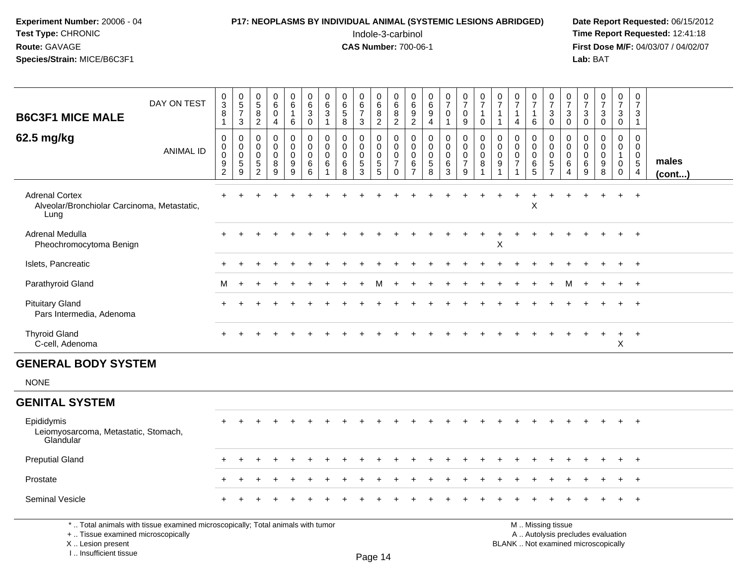**Experiment Number:** 20006 - 04
**Test Type:** CHRONIC
**Route:** GAVAGE
**Species/Strain:** MICE/B6C3F1

**P17: NEOPLASMS BY INDIVIDUAL ANIMAL (SYSTEMIC LESIONS ABRIDGED)**
Indole-3-carbinol
**CAS Number:** 700-06-1

**Date Report Requested:** 06/15/2012
**Time Report Requested:** 12:41:18
**First Dose M/F:** 04/03/07 / 04/02/07
**Lab:** BAT

| B6C3F1 MICE MALE 62.5 mg/kg | DAY ON TEST | 0381 | 0573 | 0582 | 0604 | 0616 | 0630 | 0631 | 0658 | 0673 | 0682 | 0682 | 0692 | 0694 | 0701 | 0709 | 0710 | 0711 | 0714 | 0716 | 0730 | 0730 | 0730 | 0730 | 0730 | 0731 | |
|---|---|---|---|---|---|---|---|---|---|---|---|---|---|---|---|---|---|---|---|---|---|---|---|---|---|---|---|
| | ANIMAL ID | 0092 | 0059 | 0052 | 0089 | 0099 | 0066 | 0061 | 0068 | 0053 | 0055 | 0070 | 0067 | 0058 | 0063 | 0079 | 0081 | 0091 | 0071 | 0065 | 0057 | 0064 | 0069 | 0098 | 0100 | 0054 | males (cont...) |
| Adrenal Cortex | | + | + | + | + | + | + | + | + | + | + | + | + | + | + | + | + | + | + | + | + | + | + | + | + | + | |
| Alveolar/Bronchiolar Carcinoma, Metastatic, Lung | | | | | | | | | | | | | | | | | | | | X | | | | | | | |
| Adrenal Medulla | | + | + | + | + | + | + | + | + | + | + | + | + | + | + | + | + | + | + | + | + | + | + | + | + | + | |
| Pheochromocytoma Benign | | | | | | | | | | | | | | | | | | X | | | | | | | | | |
| Islets, Pancreatic | | + | + | + | + | + | + | + | + | + | + | + | + | + | + | + | + | + | + | + | + | + | + | + | + | + | |
| Parathyroid Gland | | M | + | + | + | + | + | + | + | + | M | + | + | + | + | + | + | + | + | + | + | M | + | + | + | + | |
| Pituitary Gland | | + | + | + | + | + | + | + | + | + | + | + | + | + | + | + | + | + | + | + | + | + | + | + | + | + | |
| Pars Intermedia, Adenoma | | | | | | | | | | | | | | | | | | | | | | | | | | | |
| Thyroid Gland | | + | + | + | + | + | + | + | + | + | + | + | + | + | + | + | + | + | + | + | + | + | + | + | + | + | |
| C-cell, Adenoma | | | | | | | | | | | | | | | | | | | | | | | | | X | | |
| **GENERAL BODY SYSTEM** | | | | | | | | | | | | | | | | | | | | | | | | | | | |
| NONE | | | | | | | | | | | | | | | | | | | | | | | | | | | |
| **GENITAL SYSTEM** | | | | | | | | | | | | | | | | | | | | | | | | | | | |
| Epididymis | | + | + | + | + | + | + | + | + | + | + | + | + | + | + | + | + | + | + | + | + | + | + | + | + | + | |
| Leiomyosarcoma, Metastatic, Stomach, Glandular | | | | | | | | | | | | | | | | | | | | | | | | | | | |
| Preputial Gland | | + | + | + | + | + | + | + | + | + | + | + | + | + | + | + | + | + | + | + | + | + | + | + | + | + | |
| Prostate | | + | + | + | + | + | + | + | + | + | + | + | + | + | + | + | + | + | + | + | + | + | + | + | + | + | |
| Seminal Vesicle | | + | + | + | + | + | + | + | + | + | + | + | + | + | + | + | + | + | + | + | + | + | + | + | + | + | |

\* .. Total animals with tissue examined microscopically; Total animals with tumor
\+ .. Tissue examined microscopically
X .. Lesion present
I .. Insufficient tissue

M .. Missing tissue
A .. Autolysis precludes evaluation
BLANK .. Not examined microscopically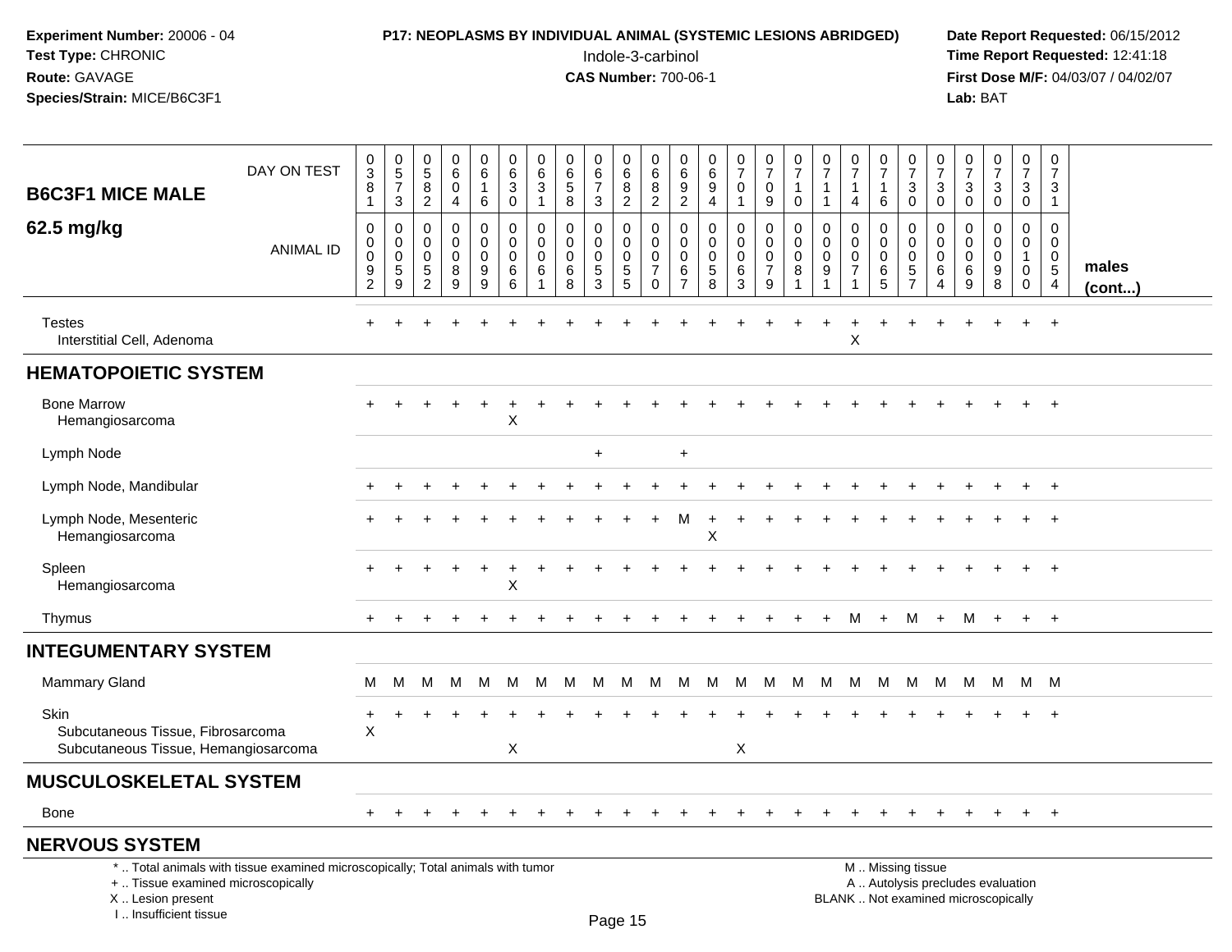**Experiment Number:** 20006 - 04
**Test Type:** CHRONIC
**Route:** GAVAGE
**Species/Strain:** MICE/B6C3F1

**P17: NEOPLASMS BY INDIVIDUAL ANIMAL (SYSTEMIC LESIONS ABRIDGED)**
Indole-3-carbinol
**CAS Number:** 700-06-1

**Date Report Requested:** 06/15/2012
**Time Report Requested:** 12:41:18
**First Dose M/F:** 04/03/07 / 04/02/07
**Lab:** BAT

| B6C3F1 MICE MALE — DAY ON TEST | 0381 | 0573 | 0582 | 0604 | 0616 | 0630 | 0631 | 0658 | 0673 | 0682 | 0682 | 0692 | 0694 | 0701 | 0709 | 0710 | 0711 | 0714 | 0716 | 0730 | 0730 | 0730 | 0730 | 0730 | 0731 | |
|---|---|---|---|---|---|---|---|---|---|---|---|---|---|---|---|---|---|---|---|---|---|---|---|---|---|---|
| **62.5 mg/kg** — ANIMAL ID | 00092 | 00059 | 00052 | 00089 | 00099 | 00066 | 00061 | 00068 | 00053 | 00055 | 00070 | 00067 | 00058 | 00063 | 00079 | 00081 | 00091 | 00071 | 00065 | 00057 | 00064 | 00069 | 00098 | 00100 | 00054 | **males (cont...)** |
| Testes | + | + | + | + | + | + | + | + | + | + | + | + | + | + | + | + | + | + | + | + | + | + | + | + | + | |
| Interstitial Cell, Adenoma | | | | | | | | | | | | | | | | | | X | | | | | | | | |
| **HEMATOPOIETIC SYSTEM** | | | | | | | | | | | | | | | | | | | | | | | | | | |
| Bone Marrow | + | + | + | + | + | + | + | + | + | + | + | + | + | + | + | + | + | + | + | + | + | + | + | + | + | |
| Hemangiosarcoma | | | | | | X | | | | | | | | | | | | | | | | | | | | |
| Lymph Node | | | | | | | | | + | | | + | | | | | | | | | | | | | | |
| Lymph Node, Mandibular | + | + | + | + | + | + | + | + | + | + | + | + | + | + | + | + | + | + | + | + | + | + | + | + | + | |
| Lymph Node, Mesenteric | + | + | + | + | + | + | + | + | + | + | + | M | + | + | + | + | + | + | + | + | + | + | + | + | + | |
| Hemangiosarcoma | | | | | | | | | | | | | X | | | | | | | | | | | | | |
| Spleen | + | + | + | + | + | + | + | + | + | + | + | + | + | + | + | + | + | + | + | + | + | + | + | + | + | |
| Hemangiosarcoma | | | | | | X | | | | | | | | | | | | | | | | | | | | |
| Thymus | + | + | + | + | + | + | + | + | + | + | + | + | + | + | + | + | + | M | + | M | + | M | + | + | + | |
| **INTEGUMENTARY SYSTEM** | | | | | | | | | | | | | | | | | | | | | | | | | | |
| Mammary Gland | M | M | M | M | M | M | M | M | M | M | M | M | M | M | M | M | M | M | M | M | M | M | M | M | M | |
| Skin | + | + | + | + | + | + | + | + | + | + | + | + | + | + | + | + | + | + | + | + | + | + | + | + | + | |
| Subcutaneous Tissue, Fibrosarcoma | X | | | | | | | | | | | | | | | | | | | | | | | | | |
| Subcutaneous Tissue, Hemangiosarcoma | | | | | | X | | | | | | | | X | | | | | | | | | | | | |
| **MUSCULOSKELETAL SYSTEM** | | | | | | | | | | | | | | | | | | | | | | | | | | |
| Bone | + | + | + | + | + | + | + | + | + | + | + | + | + | + | + | + | + | + | + | + | + | + | + | + | + | |
| **NERVOUS SYSTEM** | | | | | | | | | | | | | | | | | | | | | | | | | | |

\* .. Total animals with tissue examined microscopically; Total animals with tumor
\+ .. Tissue examined microscopically
X .. Lesion present
I .. Insufficient tissue

M .. Missing tissue
A .. Autolysis precludes evaluation
BLANK .. Not examined microscopically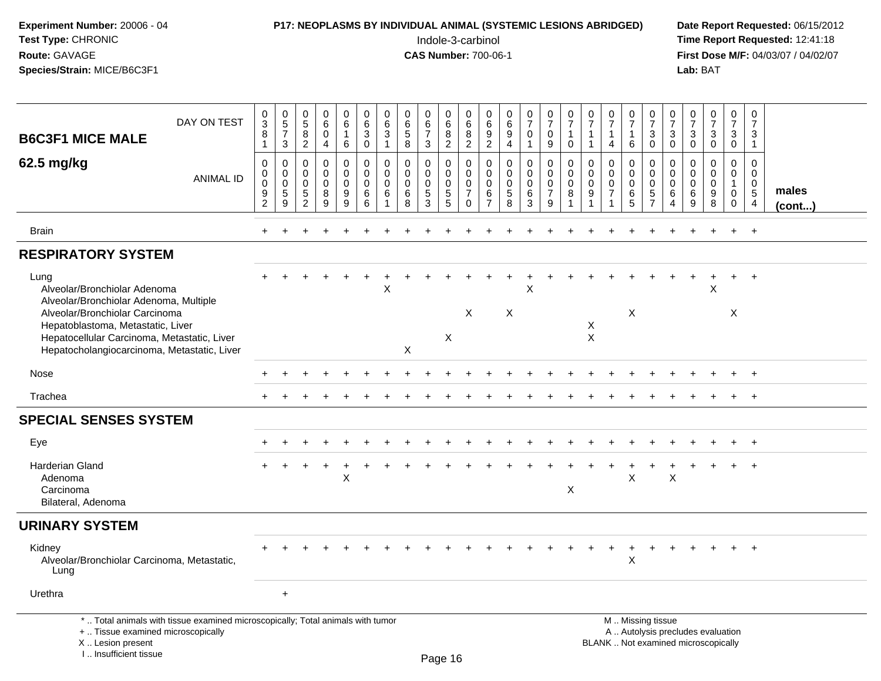**Experiment Number:** 20006 - 04
**Test Type:** CHRONIC
**Route:** GAVAGE
**Species/Strain:** MICE/B6C3F1

**P17: NEOPLASMS BY INDIVIDUAL ANIMAL (SYSTEMIC LESIONS ABRIDGED)**
Indole-3-carbinol
**CAS Number:** 700-06-1

**Date Report Requested:** 06/15/2012
**Time Report Requested:** 12:41:18
**First Dose M/F:** 04/03/07 / 04/02/07
**Lab:** BAT

## B6C3F1 MICE MALE 62.5 mg/kg (males cont...)

| DAY ON TEST | 0381 | 0573 | 0582 | 0604 | 0616 | 0630 | 0631 | 0658 | 0673 | 0682 | 0682 | 0692 | 0694 | 0701 | 0709 | 0710 | 0711 | 0714 | 0716 | 0730 | 0730 | 0730 | 0730 | 0730 | 0731 |
|---|---|---|---|---|---|---|---|---|---|---|---|---|---|---|---|---|---|---|---|---|---|---|---|---|---|
| **ANIMAL ID** | 00092 | 00059 | 00052 | 00089 | 00099 | 00066 | 00061 | 00068 | 00053 | 00055 | 00070 | 00067 | 00058 | 00063 | 00079 | 00081 | 00091 | 00071 | 00065 | 00057 | 00064 | 00069 | 00098 | 00100 | 00054 |
| Brain | + | + | + | + | + | + | + | + | + | + | + | + | + | + | + | + | + | + | + | + | + | + | + | + | + |
| **RESPIRATORY SYSTEM** | | | | | | | | | | | | | | | | | | | | | | | | | |
| Lung | + | + | + | + | + | + | + | + | + | + | + | + | + | + | + | + | + | + | + | + | + | + | + | + | + |
| Alveolar/Bronchiolar Adenoma | | | | | | | X | | | | | | | X | | | | | | | | | X | | |
| Alveolar/Bronchiolar Adenoma, Multiple | | | | | | | | | | | | | | | | | | | | | | | | | |
| Alveolar/Bronchiolar Carcinoma | | | | | | | | | | | X | | X | | | | | | X | | | | | X | |
| Hepatoblastoma, Metastatic, Liver | | | | | | | | | | | | | | | | | X | | | | | | | | |
| Hepatocellular Carcinoma, Metastatic, Liver | | | | | | | | | | X | | | | | | | X | | | | | | | | |
| Hepatocholangiocarcinoma, Metastatic, Liver | | | | | | | | X | | | | | | | | | | | | | | | | | |
| Nose | + | + | + | + | + | + | + | + | + | + | + | + | + | + | + | + | + | + | + | + | + | + | + | + | + |
| Trachea | + | + | + | + | + | + | + | + | + | + | + | + | + | + | + | + | + | + | + | + | + | + | + | + | + |
| **SPECIAL SENSES SYSTEM** | | | | | | | | | | | | | | | | | | | | | | | | | |
| Eye | + | + | + | + | + | + | + | + | + | + | + | + | + | + | + | + | + | + | + | + | + | + | + | + | + |
| Harderian Gland | + | + | + | + | + | + | + | + | + | + | + | + | + | + | + | + | + | + | + | + | + | + | + | + | + |
| Adenoma | | | | | X | | | | | | | | | | | | | | X | | X | | | | |
| Carcinoma | | | | | | | | | | | | | | | | X | | | | | | | | | |
| Bilateral, Adenoma | | | | | | | | | | | | | | | | | | | | | | | | | |
| **URINARY SYSTEM** | | | | | | | | | | | | | | | | | | | | | | | | | |
| Kidney | + | + | + | + | + | + | + | + | + | + | + | + | + | + | + | + | + | + | + | + | + | + | + | + | + |
| Alveolar/Bronchiolar Carcinoma, Metastatic, Lung | | | | | | | | | | | | | | | | | | | X | | | | | | |
| Urethra | | + | | | | | | | | | | | | | | | | | | | | | | | |

\* .. Total animals with tissue examined microscopically; Total animals with tumor
\+ .. Tissue examined microscopically
X .. Lesion present
I .. Insufficient tissue

M .. Missing tissue
A .. Autolysis precludes evaluation
BLANK .. Not examined microscopically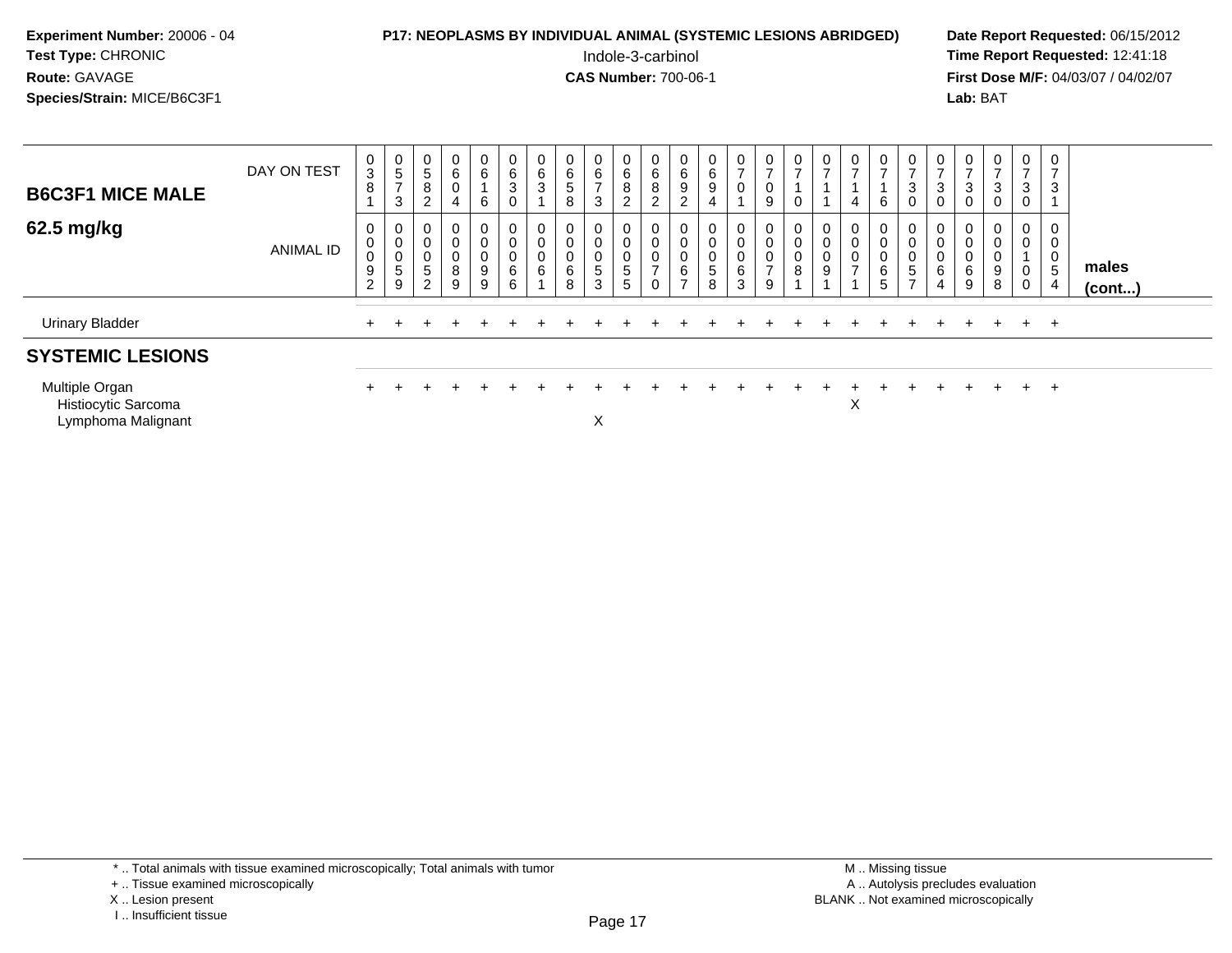**Experiment Number:** 20006 - 04
**Test Type:** CHRONIC
**Route:** GAVAGE
**Species/Strain:** MICE/B6C3F1

**P17: NEOPLASMS BY INDIVIDUAL ANIMAL (SYSTEMIC LESIONS ABRIDGED)**
Indole-3-carbinol
**CAS Number:** 700-06-1

**Date Report Requested:** 06/15/2012
**Time Report Requested:** 12:41:18
**First Dose M/F:** 04/03/07 / 04/02/07
**Lab:** BAT

## B6C3F1 MICE MALE

### 62.5 mg/kg

| DAY ON TEST | 0381 | 0573 | 0582 | 0604 | 0616 | 0630 | 0631 | 0658 | 0673 | 0682 | 0682 | 0692 | 0694 | 0701 | 0709 | 0710 | 0711 | 0714 | 0716 | 0730 | 0730 | 0730 | 0730 | 0730 | 0731 | |
|---|---|---|---|---|---|---|---|---|---|---|---|---|---|---|---|---|---|---|---|---|---|---|---|---|---|---|
| **ANIMAL ID** | 00092 | 00059 | 00052 | 00089 | 00099 | 00066 | 00061 | 00068 | 00053 | 00055 | 00070 | 00067 | 00058 | 00063 | 00079 | 00081 | 00091 | 00071 | 00065 | 00057 | 00064 | 00069 | 00098 | 00100 | 00054 | **males (cont...)** |
| Urinary Bladder | + | + | + | + | + | + | + | + | + | + | + | + | + | + | + | + | + | + | + | + | + | + | + | + | + | |
| **SYSTEMIC LESIONS** | | | | | | | | | | | | | | | | | | | | | | | | | | |
| Multiple Organ | + | + | + | + | + | + | + | + | + | + | + | + | + | + | + | + | + | + | + | + | + | + | + | + | + | |
| Histiocytic Sarcoma | | | | | | | | | | | | | | | | | | X | | | | | | | | |
| Lymphoma Malignant | | | | | | | | | X | | | | | | | | | | | | | | | | | |

\* .. Total animals with tissue examined microscopically; Total animals with tumor
\+ .. Tissue examined microscopically
X .. Lesion present
I .. Insufficient tissue

M .. Missing tissue
A .. Autolysis precludes evaluation
BLANK .. Not examined microscopically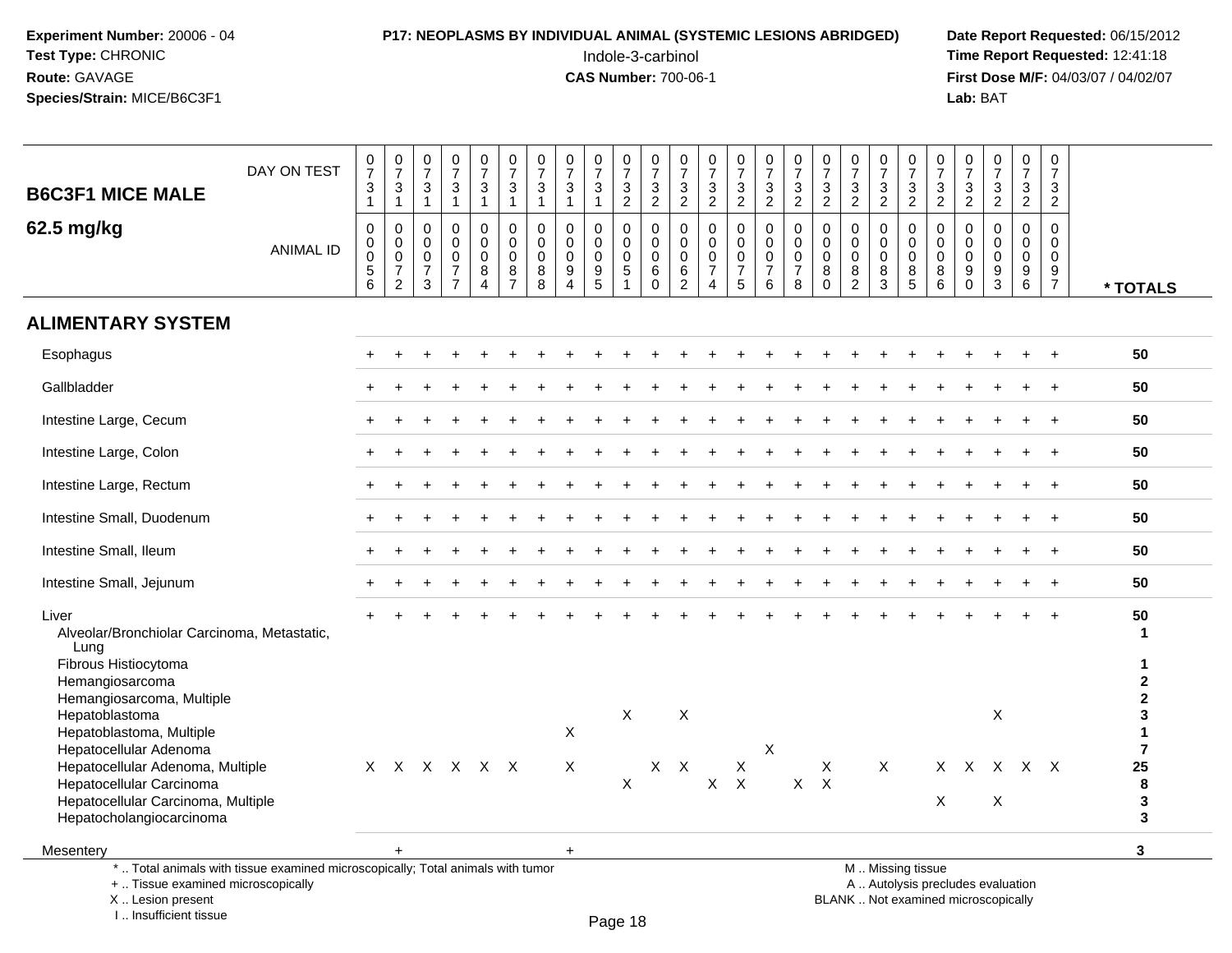**Experiment Number:** 20006 - 04
**Test Type:** CHRONIC
**Route:** GAVAGE
**Species/Strain:** MICE/B6C3F1

**P17: NEOPLASMS BY INDIVIDUAL ANIMAL (SYSTEMIC LESIONS ABRIDGED)**
Indole-3-carbinol
**CAS Number:** 700-06-1

**Date Report Requested:** 06/15/2012
**Time Report Requested:** 12:41:18
**First Dose M/F:** 04/03/07 / 04/02/07
**Lab:** BAT

## B6C3F1 MICE MALE 62.5 mg/kg

| DAY ON TEST | 0731 | 0731 | 0731 | 0731 | 0731 | 0731 | 0731 | 0731 | 0731 | 0732 | 0732 | 0732 | 0732 | 0732 | 0732 | 0732 | 0732 | 0732 | 0732 | 0732 | 0732 | 0732 | 0732 | 0732 | 0732 | |
|---|---|---|---|---|---|---|---|---|---|---|---|---|---|---|---|---|---|---|---|---|---|---|---|---|---|---|
| **ANIMAL ID** | 0056 | 0072 | 0073 | 0077 | 0084 | 0087 | 0088 | 0094 | 0095 | 0051 | 0060 | 0062 | 0074 | 0075 | 0076 | 0078 | 0080 | 0082 | 0083 | 0085 | 0086 | 0090 | 0093 | 0096 | 0097 | *** TOTALS** |
| **ALIMENTARY SYSTEM** | | | | | | | | | | | | | | | | | | | | | | | | | | |
| Esophagus | + | + | + | + | + | + | + | + | + | + | + | + | + | + | + | + | + | + | + | + | + | + | + | + | + | **50** |
| Gallbladder | + | + | + | + | + | + | + | + | + | + | + | + | + | + | + | + | + | + | + | + | + | + | + | + | + | **50** |
| Intestine Large, Cecum | + | + | + | + | + | + | + | + | + | + | + | + | + | + | + | + | + | + | + | + | + | + | + | + | + | **50** |
| Intestine Large, Colon | + | + | + | + | + | + | + | + | + | + | + | + | + | + | + | + | + | + | + | + | + | + | + | + | + | **50** |
| Intestine Large, Rectum | + | + | + | + | + | + | + | + | + | + | + | + | + | + | + | + | + | + | + | + | + | + | + | + | + | **50** |
| Intestine Small, Duodenum | + | + | + | + | + | + | + | + | + | + | + | + | + | + | + | + | + | + | + | + | + | + | + | + | + | **50** |
| Intestine Small, Ileum | + | + | + | + | + | + | + | + | + | + | + | + | + | + | + | + | + | + | + | + | + | + | + | + | + | **50** |
| Intestine Small, Jejunum | + | + | + | + | + | + | + | + | + | + | + | + | + | + | + | + | + | + | + | + | + | + | + | + | + | **50** |
| Liver | + | + | + | + | + | + | + | + | + | + | + | + | + | + | + | + | + | + | + | + | + | + | + | + | + | **50** |
| Alveolar/Bronchiolar Carcinoma, Metastatic, Lung | | | | | | | | | | | | | | | | | | | | | | | | | | **1** |
| Fibrous Histiocytoma | | | | | | | | | | | | | | | | | | | | | | | | | | **1** |
| Hemangiosarcoma | | | | | | | | | | | | | | | | | | | | | | | | | | **2** |
| Hemangiosarcoma, Multiple | | | | | | | | | | | | | | | | | | | | | | | | | | **2** |
| Hepatoblastoma | | | | | | | | | | X | | X | | | | | | | | | | | X | | | **3** |
| Hepatoblastoma, Multiple | | | | | | | | X | | | | | | | | | | | | | | | | | | **1** |
| Hepatocellular Adenoma | | | | | | | | | | | | | | | X | | | | | | | | | | | **7** |
| Hepatocellular Adenoma, Multiple | X | X | X | X | X | X | | X | | | X | X | | X | | | X | | X | | X | X | X | X | X | **25** |
| Hepatocellular Carcinoma | | | | | | | | | | X | | | X | X | | X | X | | | | | | | | | **8** |
| Hepatocellular Carcinoma, Multiple | | | | | | | | | | | | | | | | | | | | | X | | X | | | **3** |
| Hepatocholangiocarcinoma | | | | | | | | | | | | | | | | | | | | | | | | | | **3** |
| Mesentery | | + | | | | | | + | | | | | | | | | | | | | | | | | | **3** |

\* .. Total animals with tissue examined microscopically; Total animals with tumor
\+ .. Tissue examined microscopically
X .. Lesion present
I .. Insufficient tissue

M .. Missing tissue
A .. Autolysis precludes evaluation
BLANK .. Not examined microscopically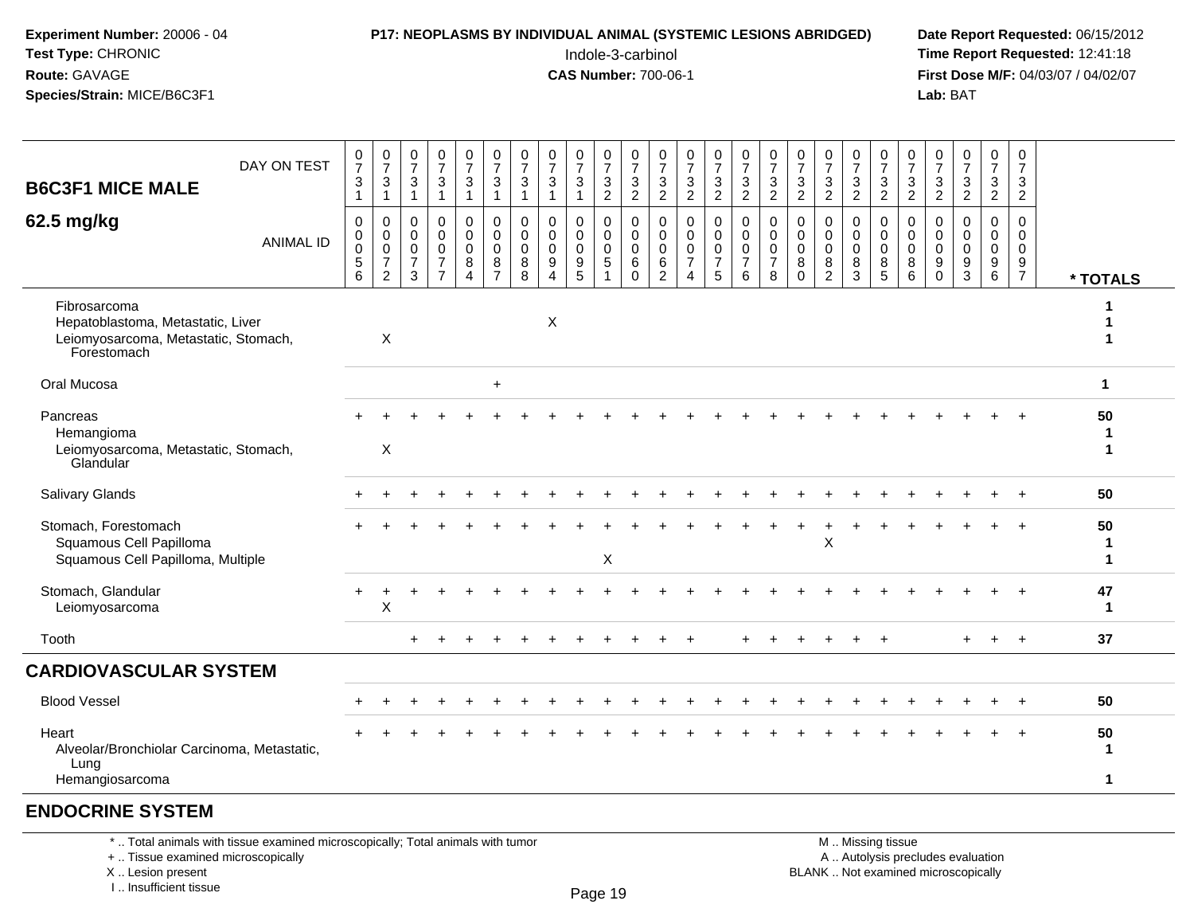**Experiment Number:** 20006 - 04
**Test Type:** CHRONIC
**Route:** GAVAGE
**Species/Strain:** MICE/B6C3F1

**P17: NEOPLASMS BY INDIVIDUAL ANIMAL (SYSTEMIC LESIONS ABRIDGED)**
Indole-3-carbinol
**CAS Number:** 700-06-1

**Date Report Requested:** 06/15/2012
**Time Report Requested:** 12:41:18
**First Dose M/F:** 04/03/07 / 04/02/07
**Lab:** BAT

| B6C3F1 MICE MALE 62.5 mg/kg — DAY ON TEST | 0731 | 0731 | 0731 | 0731 | 0731 | 0731 | 0731 | 0731 | 0731 | 0732 | 0732 | 0732 | 0732 | 0732 | 0732 | 0732 | 0732 | 0732 | 0732 | 0732 | 0732 | 0732 | 0732 | 0732 | 0732 | |
|---|---|---|---|---|---|---|---|---|---|---|---|---|---|---|---|---|---|---|---|---|---|---|---|---|---|---|
| **ANIMAL ID** | 0056 | 0072 | 0073 | 0077 | 0084 | 0087 | 0088 | 0094 | 0095 | 0051 | 0060 | 0062 | 0074 | 0075 | 0076 | 0078 | 0080 | 0082 | 0083 | 0085 | 0086 | 0090 | 0093 | 0096 | 0097 | *** TOTALS** |
| Fibrosarcoma | | | | | | | | | | | | | | | | | | | | | | | | | | 1 |
| Hepatoblastoma, Metastatic, Liver | | | | | | | | X | | | | | | | | | | | | | | | | | | 1 |
| Leiomyosarcoma, Metastatic, Stomach, Forestomach | | X | | | | | | | | | | | | | | | | | | | | | | | | 1 |
| Oral Mucosa | | | | | | + | | | | | | | | | | | | | | | | | | | | 1 |
| Pancreas | + | + | + | + | + | + | + | + | + | + | + | + | + | + | + | + | + | + | + | + | + | + | + | + | + | 50 |
| Hemangioma | | | | | | | | | | | | | | | | | | | | | | | | | | 1 |
| Leiomyosarcoma, Metastatic, Stomach, Glandular | | X | | | | | | | | | | | | | | | | | | | | | | | | 1 |
| Salivary Glands | + | + | + | + | + | + | + | + | + | + | + | + | + | + | + | + | + | + | + | + | + | + | + | + | + | 50 |
| Stomach, Forestomach | + | + | + | + | + | + | + | + | + | + | + | + | + | + | + | + | + | + | + | + | + | + | + | + | + | 50 |
| Squamous Cell Papilloma | | | | | | | | | | | | | | | | | | X | | | | | | | | 1 |
| Squamous Cell Papilloma, Multiple | | | | | | | | | | X | | | | | | | | | | | | | | | | 1 |
| Stomach, Glandular | + | + | + | + | + | + | + | + | + | + | + | + | + | + | + | + | + | + | + | + | + | + | + | + | + | 47 |
| Leiomyosarcoma | | X | | | | | | | | | | | | | | | | | | | | | | | | 1 |
| Tooth | | | + | + | + | + | + | + | + | + | + | + | + | | + | + | + | + | + | + | | | + | + | + | 37 |
| **CARDIOVASCULAR SYSTEM** | | | | | | | | | | | | | | | | | | | | | | | | | | |
| Blood Vessel | + | + | + | + | + | + | + | + | + | + | + | + | + | + | + | + | + | + | + | + | + | + | + | + | + | 50 |
| Heart | + | + | + | + | + | + | + | + | + | + | + | + | + | + | + | + | + | + | + | + | + | + | + | + | + | 50 |
| Alveolar/Bronchiolar Carcinoma, Metastatic, Lung | | | | | | | | | | | | | | | | | | | | | | | | | | 1 |
| Hemangiosarcoma | | | | | | | | | | | | | | | | | | | | | | | | | | 1 |
| **ENDOCRINE SYSTEM** | | | | | | | | | | | | | | | | | | | | | | | | | | |

\* .. Total animals with tissue examined microscopically; Total animals with tumor
\+ .. Tissue examined microscopically
X .. Lesion present
I .. Insufficient tissue

M .. Missing tissue
A .. Autolysis precludes evaluation
BLANK .. Not examined microscopically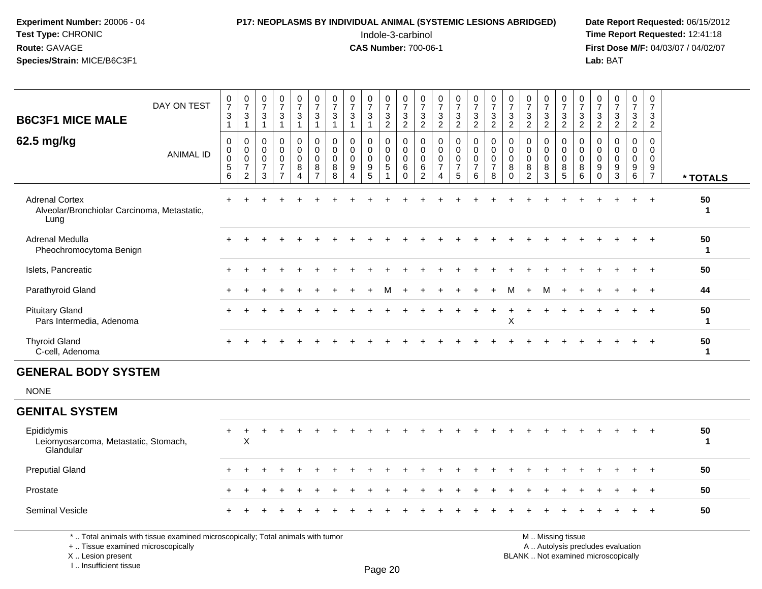**Experiment Number:** 20006 - 04
**Test Type:** CHRONIC
**Route:** GAVAGE
**Species/Strain:** MICE/B6C3F1

**P17: NEOPLASMS BY INDIVIDUAL ANIMAL (SYSTEMIC LESIONS ABRIDGED)**
Indole-3-carbinol
**CAS Number:** 700-06-1

**Date Report Requested:** 06/15/2012
**Time Report Requested:** 12:41:18
**First Dose M/F:** 04/03/07 / 04/02/07
**Lab:** BAT

## B6C3F1 MICE MALE
## 62.5 mg/kg

| DAY ON TEST | 0731 | 0731 | 0731 | 0731 | 0731 | 0731 | 0731 | 0731 | 0731 | 0732 | 0732 | 0732 | 0732 | 0732 | 0732 | 0732 | 0732 | 0732 | 0732 | 0732 | 0732 | 0732 | 0732 | 0732 | 0732 | |
|---|---|---|---|---|---|---|---|---|---|---|---|---|---|---|---|---|---|---|---|---|---|---|---|---|---|---|
| **ANIMAL ID** | 00056 | 00072 | 00073 | 00077 | 00084 | 00087 | 00088 | 00094 | 00095 | 00051 | 00060 | 00062 | 00074 | 00075 | 00076 | 00078 | 00080 | 00082 | 00083 | 00085 | 00086 | 00090 | 00093 | 00096 | 00097 | *** TOTALS** |
| Adrenal Cortex | + | + | + | + | + | + | + | + | + | + | + | + | + | + | + | + | + | + | + | + | + | + | + | + | + | 50 |
| Alveolar/Bronchiolar Carcinoma, Metastatic, Lung | | | | | | | | | | | | | | | | | | | | | | | | | | 1 |
| Adrenal Medulla | + | + | + | + | + | + | + | + | + | + | + | + | + | + | + | + | + | + | + | + | + | + | + | + | + | 50 |
| Pheochromocytoma Benign | | | | | | | | | | | | | | | | | | | | | | | | | | 1 |
| Islets, Pancreatic | + | + | + | + | + | + | + | + | + | + | + | + | + | + | + | + | + | + | + | + | + | + | + | + | + | 50 |
| Parathyroid Gland | + | + | + | + | + | + | + | + | + | M | + | + | + | + | + | + | M | + | M | + | + | + | + | + | + | 44 |
| Pituitary Gland | + | + | + | + | + | + | + | + | + | + | + | + | + | + | + | + | + | + | + | + | + | + | + | + | + | 50 |
| Pars Intermedia, Adenoma | | | | | | | | | | | | | | | | | X | | | | | | | | | 1 |
| Thyroid Gland | + | + | + | + | + | + | + | + | + | + | + | + | + | + | + | + | + | + | + | + | + | + | + | + | + | 50 |
| C-cell, Adenoma | | | | | | | | | | | | | | | | | | | | | | | | | | 1 |

## GENERAL BODY SYSTEM

NONE

## GENITAL SYSTEM

| | | | | | | | | | | | | | | | | | | | | | | | | | | |
|---|---|---|---|---|---|---|---|---|---|---|---|---|---|---|---|---|---|---|---|---|---|---|---|---|---|---|
| Epididymis | + | + | + | + | + | + | + | + | + | + | + | + | + | + | + | + | + | + | + | + | + | + | + | + | + | 50 |
| Leiomyosarcoma, Metastatic, Stomach, Glandular | | X | | | | | | | | | | | | | | | | | | | | | | | | 1 |
| Preputial Gland | + | + | + | + | + | + | + | + | + | + | + | + | + | + | + | + | + | + | + | + | + | + | + | + | + | 50 |
| Prostate | + | + | + | + | + | + | + | + | + | + | + | + | + | + | + | + | + | + | + | + | + | + | + | + | + | 50 |
| Seminal Vesicle | + | + | + | + | + | + | + | + | + | + | + | + | + | + | + | + | + | + | + | + | + | + | + | + | + | 50 |

* .. Total animals with tissue examined microscopically; Total animals with tumor
+ .. Tissue examined microscopically
X .. Lesion present
I .. Insufficient tissue

M .. Missing tissue
A .. Autolysis precludes evaluation
BLANK .. Not examined microscopically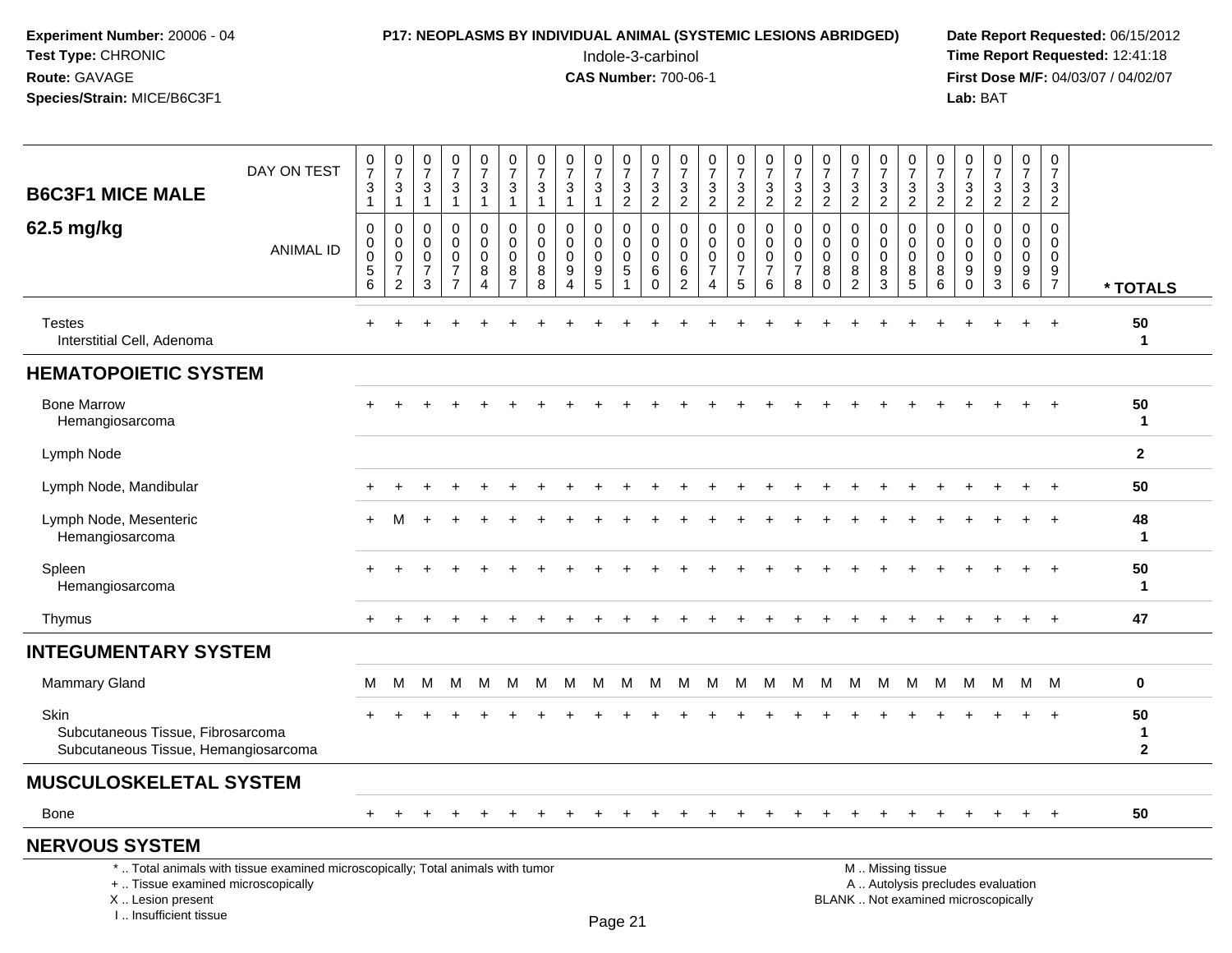**Experiment Number:** 20006 - 04
**Test Type:** CHRONIC
**Route:** GAVAGE
**Species/Strain:** MICE/B6C3F1

**P17: NEOPLASMS BY INDIVIDUAL ANIMAL (SYSTEMIC LESIONS ABRIDGED)**
Indole-3-carbinol
**CAS Number:** 700-06-1

**Date Report Requested:** 06/15/2012
**Time Report Requested:** 12:41:18
**First Dose M/F:** 04/03/07 / 04/02/07
**Lab:** BAT

## B6C3F1 MICE MALE 62.5 mg/kg

| DAY ON TEST | 0731 | 0731 | 0731 | 0731 | 0731 | 0731 | 0731 | 0731 | 0731 | 0732 | 0732 | 0732 | 0732 | 0732 | 0732 | 0732 | 0732 | 0732 | 0732 | 0732 | 0732 | 0732 | 0732 | 0732 | 0732 | |
|---|---|---|---|---|---|---|---|---|---|---|---|---|---|---|---|---|---|---|---|---|---|---|---|---|---|---|
| **ANIMAL ID** | 00056 | 00072 | 00073 | 00077 | 00084 | 00087 | 00088 | 00094 | 00095 | 00051 | 00060 | 00062 | 00074 | 00075 | 00076 | 00078 | 00080 | 00082 | 00083 | 00085 | 00086 | 00090 | 00093 | 00096 | 00097 | *** TOTALS** |
| Testes | + | + | + | + | + | + | + | + | + | + | + | + | + | + | + | + | + | + | + | + | + | + | + | + | + | 50 |
| Interstitial Cell, Adenoma | | | | | | | | | | | | | | | | | | | | | | | | | | 1 |
| **HEMATOPOIETIC SYSTEM** | | | | | | | | | | | | | | | | | | | | | | | | | | |
| Bone Marrow | + | + | + | + | + | + | + | + | + | + | + | + | + | + | + | + | + | + | + | + | + | + | + | + | + | 50 |
| Hemangiosarcoma | | | | | | | | | | | | | | | | | | | | | | | | | | 1 |
| Lymph Node | | | | | | | | | | | | | | | | | | | | | | | | | | 2 |
| Lymph Node, Mandibular | + | + | + | + | + | + | + | + | + | + | + | + | + | + | + | + | + | + | + | + | + | + | + | + | + | 50 |
| Lymph Node, Mesenteric | + | M | + | + | + | + | + | + | + | + | + | + | + | + | + | + | + | + | + | + | + | + | + | + | + | 48 |
| Hemangiosarcoma | | | | | | | | | | | | | | | | | | | | | | | | | | 1 |
| Spleen | + | + | + | + | + | + | + | + | + | + | + | + | + | + | + | + | + | + | + | + | + | + | + | + | + | 50 |
| Hemangiosarcoma | | | | | | | | | | | | | | | | | | | | | | | | | | 1 |
| Thymus | + | + | + | + | + | + | + | + | + | + | + | + | + | + | + | + | + | + | + | + | + | + | + | + | + | 47 |
| **INTEGUMENTARY SYSTEM** | | | | | | | | | | | | | | | | | | | | | | | | | | |
| Mammary Gland | M | M | M | M | M | M | M | M | M | M | M | M | M | M | M | M | M | M | M | M | M | M | M | M | M | 0 |
| Skin | + | + | + | + | + | + | + | + | + | + | + | + | + | + | + | + | + | + | + | + | + | + | + | + | + | 50 |
| Subcutaneous Tissue, Fibrosarcoma | | | | | | | | | | | | | | | | | | | | | | | | | | 1 |
| Subcutaneous Tissue, Hemangiosarcoma | | | | | | | | | | | | | | | | | | | | | | | | | | 2 |
| **MUSCULOSKELETAL SYSTEM** | | | | | | | | | | | | | | | | | | | | | | | | | | |
| Bone | + | + | + | + | + | + | + | + | + | + | + | + | + | + | + | + | + | + | + | + | + | + | + | + | + | 50 |
| **NERVOUS SYSTEM** | | | | | | | | | | | | | | | | | | | | | | | | | | |

* .. Total animals with tissue examined microscopically; Total animals with tumor
+ .. Tissue examined microscopically
X .. Lesion present
I .. Insufficient tissue

M .. Missing tissue
A .. Autolysis precludes evaluation
BLANK .. Not examined microscopically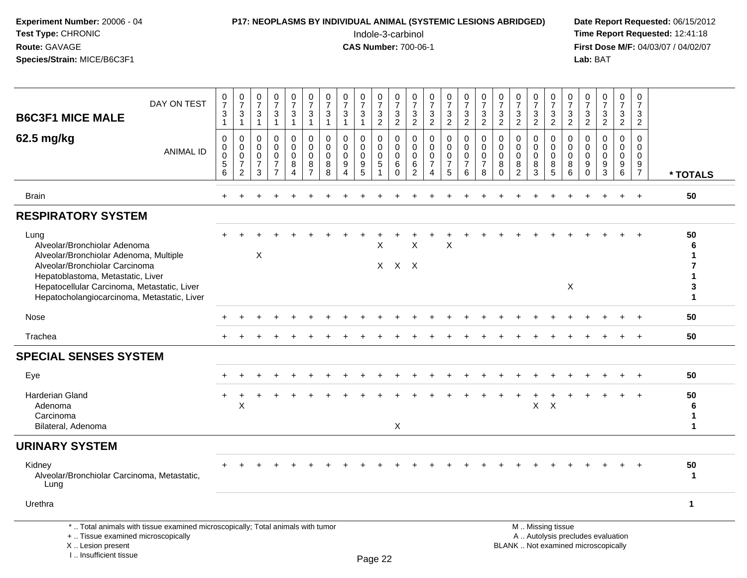**Experiment Number:** 20006 - 04
**Test Type:** CHRONIC
**Route:** GAVAGE
**Species/Strain:** MICE/B6C3F1

**P17: NEOPLASMS BY INDIVIDUAL ANIMAL (SYSTEMIC LESIONS ABRIDGED)**
Indole-3-carbinol
**CAS Number:** 700-06-1

**Date Report Requested:** 06/15/2012
**Time Report Requested:** 12:41:18
**First Dose M/F:** 04/03/07 / 04/02/07
**Lab:** BAT

| B6C3F1 MICE MALE 62.5 mg/kg | 0731 | 0731 | 0731 | 0731 | 0731 | 0731 | 0731 | 0731 | 0731 | 0732 | 0732 | 0732 | 0732 | 0732 | 0732 | 0732 | 0732 | 0732 | 0732 | 0732 | 0732 | 0732 | 0732 | 0732 | 0732 | |
|---|---|---|---|---|---|---|---|---|---|---|---|---|---|---|---|---|---|---|---|---|---|---|---|---|---|---|
| **ANIMAL ID** | 0056 | 0072 | 0073 | 0077 | 0084 | 0087 | 0088 | 0094 | 0095 | 0051 | 0060 | 0062 | 0074 | 0075 | 0076 | 0078 | 0080 | 0082 | 0083 | 0085 | 0086 | 0090 | 0093 | 0096 | 0097 | **\* TOTALS** |
| Brain | + | + | + | + | + | + | + | + | + | + | + | + | + | + | + | + | + | + | + | + | + | + | + | + | + | **50** |
| **RESPIRATORY SYSTEM** | | | | | | | | | | | | | | | | | | | | | | | | | | |
| Lung | + | + | + | + | + | + | + | + | + | + | + | + | + | + | + | + | + | + | + | + | + | + | + | + | + | **50** |
| Alveolar/Bronchiolar Adenoma | | | | | | | | | | X | | X | | X | | | | | | | | | | | | **6** |
| Alveolar/Bronchiolar Adenoma, Multiple | | | X | | | | | | | | | | | | | | | | | | | | | | | **1** |
| Alveolar/Bronchiolar Carcinoma | | | | | | | | | | X | X | X | | | | | | | | | | | | | | **7** |
| Hepatoblastoma, Metastatic, Liver | | | | | | | | | | | | | | | | | | | | | | | | | | **1** |
| Hepatocellular Carcinoma, Metastatic, Liver | | | | | | | | | | | | | | | | | | | | | X | | | | | **3** |
| Hepatocholangiocarcinoma, Metastatic, Liver | | | | | | | | | | | | | | | | | | | | | | | | | | **1** |
| Nose | + | + | + | + | + | + | + | + | + | + | + | + | + | + | + | + | + | + | + | + | + | + | + | + | + | **50** |
| Trachea | + | + | + | + | + | + | + | + | + | + | + | + | + | + | + | + | + | + | + | + | + | + | + | + | + | **50** |
| **SPECIAL SENSES SYSTEM** | | | | | | | | | | | | | | | | | | | | | | | | | | |
| Eye | + | + | + | + | + | + | + | + | + | + | + | + | + | + | + | + | + | + | + | + | + | + | + | + | + | **50** |
| Harderian Gland | + | + | + | + | + | + | + | + | + | + | + | + | + | + | + | + | + | + | + | + | + | + | + | + | + | **50** |
| Adenoma | | X | | | | | | | | | | | | | | | | | X | X | | | | | | **6** |
| Carcinoma | | | | | | | | | | | | | | | | | | | | | | | | | | **1** |
| Bilateral, Adenoma | | | | | | | | | | | X | | | | | | | | | | | | | | | **1** |
| **URINARY SYSTEM** | | | | | | | | | | | | | | | | | | | | | | | | | | |
| Kidney | + | + | + | + | + | + | + | + | + | + | + | + | + | + | + | + | + | + | + | + | + | + | + | + | + | **50** |
| Alveolar/Bronchiolar Carcinoma, Metastatic, Lung | | | | | | | | | | | | | | | | | | | | | | | | | | **1** |
| Urethra | | | | | | | | | | | | | | | | | | | | | | | | | | **1** |

\* .. Total animals with tissue examined microscopically; Total animals with tumor
\+ .. Tissue examined microscopically
X .. Lesion present
I .. Insufficient tissue

M .. Missing tissue
A .. Autolysis precludes evaluation
BLANK .. Not examined microscopically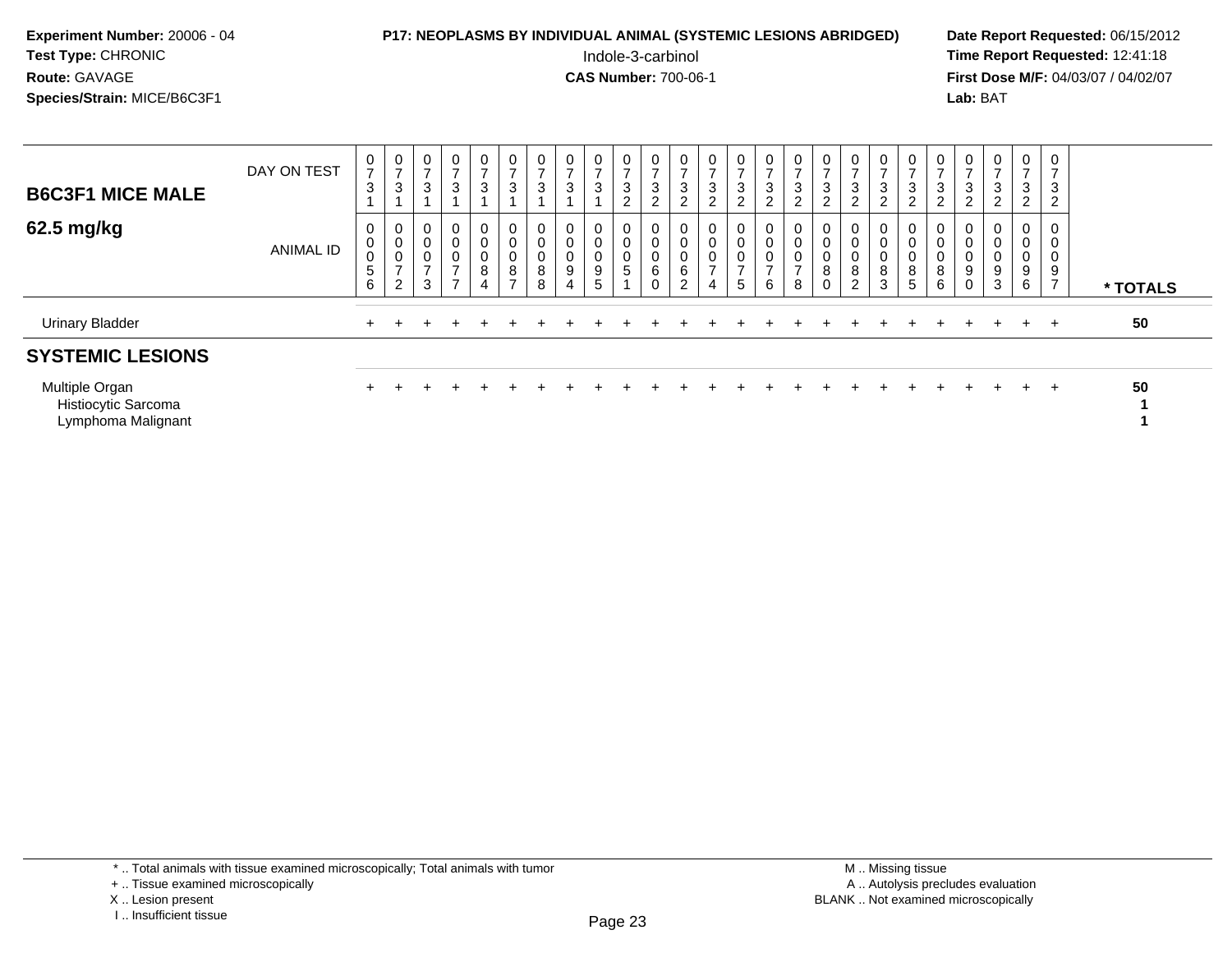**Experiment Number:** 20006 - 04
**Test Type:** CHRONIC
**Route:** GAVAGE
**Species/Strain:** MICE/B6C3F1

**P17: NEOPLASMS BY INDIVIDUAL ANIMAL (SYSTEMIC LESIONS ABRIDGED)**
Indole-3-carbinol
**CAS Number:** 700-06-1

**Date Report Requested:** 06/15/2012
**Time Report Requested:** 12:41:18
**First Dose M/F:** 04/03/07 / 04/02/07
**Lab:** BAT

| **B6C3F1 MICE MALE** DAY ON TEST | 0731 | 0731 | 0731 | 0731 | 0731 | 0731 | 0731 | 0731 | 0731 | 0732 | 0732 | 0732 | 0732 | 0732 | 0732 | 0732 | 0732 | 0732 | 0732 | 0732 | 0732 | 0732 | 0732 | 0732 | 0732 | |
|---|---|---|---|---|---|---|---|---|---|---|---|---|---|---|---|---|---|---|---|---|---|---|---|---|---|---|
| **62.5 mg/kg** ANIMAL ID | 00056 | 00072 | 00073 | 00077 | 00084 | 00087 | 00088 | 00094 | 00095 | 00051 | 00060 | 00062 | 00074 | 00075 | 00076 | 00078 | 00080 | 00082 | 00083 | 00085 | 00086 | 00090 | 00093 | 00096 | 00097 | *** TOTALS** |
| Urinary Bladder | + | + | + | + | + | + | + | + | + | + | + | + | + | + | + | + | + | + | + | + | + | + | + | + | + | 50 |
| **SYSTEMIC LESIONS** | | | | | | | | | | | | | | | | | | | | | | | | | | |
| Multiple Organ | + | + | + | + | + | + | + | + | + | + | + | + | + | + | + | + | + | + | + | + | + | + | + | + | + | 50 |
| Histiocytic Sarcoma | | | | | | | | | | | | | | | | | | | | | | | | | | 1 |
| Lymphoma Malignant | | | | | | | | | | | | | | | | | | | | | | | | | | 1 |

\* .. Total animals with tissue examined microscopically; Total animals with tumor
\+ .. Tissue examined microscopically
X .. Lesion present
I .. Insufficient tissue

M .. Missing tissue
A .. Autolysis precludes evaluation
BLANK .. Not examined microscopically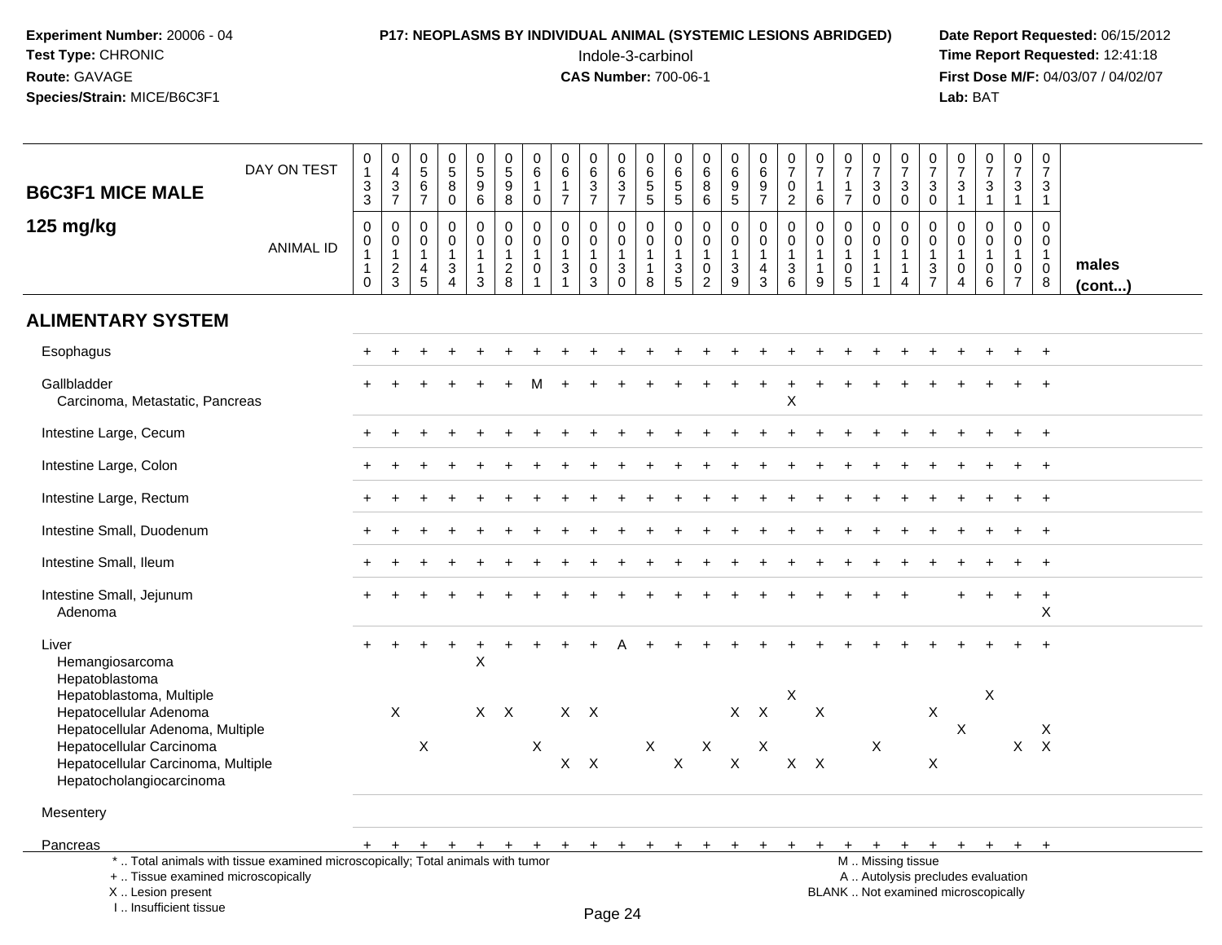**Experiment Number:** 20006 - 04
**Test Type:** CHRONIC
**Route:** GAVAGE
**Species/Strain:** MICE/B6C3F1

**P17: NEOPLASMS BY INDIVIDUAL ANIMAL (SYSTEMIC LESIONS ABRIDGED)**
Indole-3-carbinol
**CAS Number:** 700-06-1

**Date Report Requested:** 06/15/2012
**Time Report Requested:** 12:41:18
**First Dose M/F:** 04/03/07 / 04/02/07
**Lab:** BAT

## B6C3F1 MICE MALE 125 mg/kg

| DAY ON TEST | 0133 | 0437 | 0567 | 0580 | 0596 | 0598 | 0610 | 0617 | 0637 | 0637 | 0655 | 0655 | 0686 | 0695 | 0697 | 0702 | 0716 | 0717 | 0730 | 0730 | 0730 | 0731 | 0731 | 0731 | 0731 | |
|---|---|---|---|---|---|---|---|---|---|---|---|---|---|---|---|---|---|---|---|---|---|---|---|---|---|---|
| **ANIMAL ID** | 00110 | 00123 | 00145 | 00134 | 00113 | 00128 | 00101 | 00131 | 00103 | 00130 | 00118 | 00135 | 00102 | 00139 | 00143 | 00136 | 00119 | 00105 | 00111 | 00114 | 00137 | 00104 | 00106 | 00107 | 00108 | **males (cont...)** |
| **ALIMENTARY SYSTEM** | | | | | | | | | | | | | | | | | | | | | | | | | | |
| Esophagus | + | + | + | + | + | + | + | + | + | + | + | + | + | + | + | + | + | + | + | + | + | + | + | + | + | |
| Gallbladder | + | + | + | + | + | + | M | + | + | + | + | + | + | + | + | + | + | + | + | + | + | + | + | + | + | |
| Carcinoma, Metastatic, Pancreas | | | | | | | | | | | | | | | | X | | | | | | | | | | |
| Intestine Large, Cecum | + | + | + | + | + | + | + | + | + | + | + | + | + | + | + | + | + | + | + | + | + | + | + | + | + | |
| Intestine Large, Colon | + | + | + | + | + | + | + | + | + | + | + | + | + | + | + | + | + | + | + | + | + | + | + | + | + | |
| Intestine Large, Rectum | + | + | + | + | + | + | + | + | + | + | + | + | + | + | + | + | + | + | + | + | + | + | + | + | + | |
| Intestine Small, Duodenum | + | + | + | + | + | + | + | + | + | + | + | + | + | + | + | + | + | + | + | + | + | + | + | + | + | |
| Intestine Small, Ileum | + | + | + | + | + | + | + | + | + | + | + | + | + | + | + | + | + | + | + | + | + | + | + | + | + | |
| Intestine Small, Jejunum | + | + | + | + | + | + | + | + | + | + | + | + | + | + | + | + | + | + | + | + | | + | + | + | + | |
| Adenoma | | | | | | | | | | | | | | | | | | | | | | | | | X | |
| Liver | + | + | + | + | + | + | + | + | + | A | + | + | + | + | + | + | + | + | + | + | + | + | + | + | + | |
| Hemangiosarcoma | | | | | X | | | | | | | | | | | | | | | | | | | | | |
| Hepatoblastoma | | | | | | | | | | | | | | | | | | | | | | | | | | |
| Hepatoblastoma, Multiple | | | | | | | | | | | | | | | | X | | | | | | | X | | | |
| Hepatocellular Adenoma | | X | | | X | X | | X | X | | | | | X | X | | X | | | | X | | | | | |
| Hepatocellular Adenoma, Multiple | | | | | | | | | | | | | | | | | | | | | | X | | | X | |
| Hepatocellular Carcinoma | | | X | | | | X | | | | X | | X | | X | | | | X | | | | | X | X | |
| Hepatocellular Carcinoma, Multiple | | | | | | | | X | X | | | X | | X | | X | X | | | | X | | | | | |
| Hepatocholangiocarcinoma | | | | | | | | | | | | | | | | | | | | | | | | | | |
| Mesentery | | | | | | | | | | | | | | | | | | | | | | | | | | |
| Pancreas | + | + | + | + | + | + | + | + | + | + | + | + | + | + | + | + | + | + | + | + | + | + | + | + | + | |

\* .. Total animals with tissue examined microscopically; Total animals with tumor
\+ .. Tissue examined microscopically
X .. Lesion present
I .. Insufficient tissue

M .. Missing tissue
A .. Autolysis precludes evaluation
BLANK .. Not examined microscopically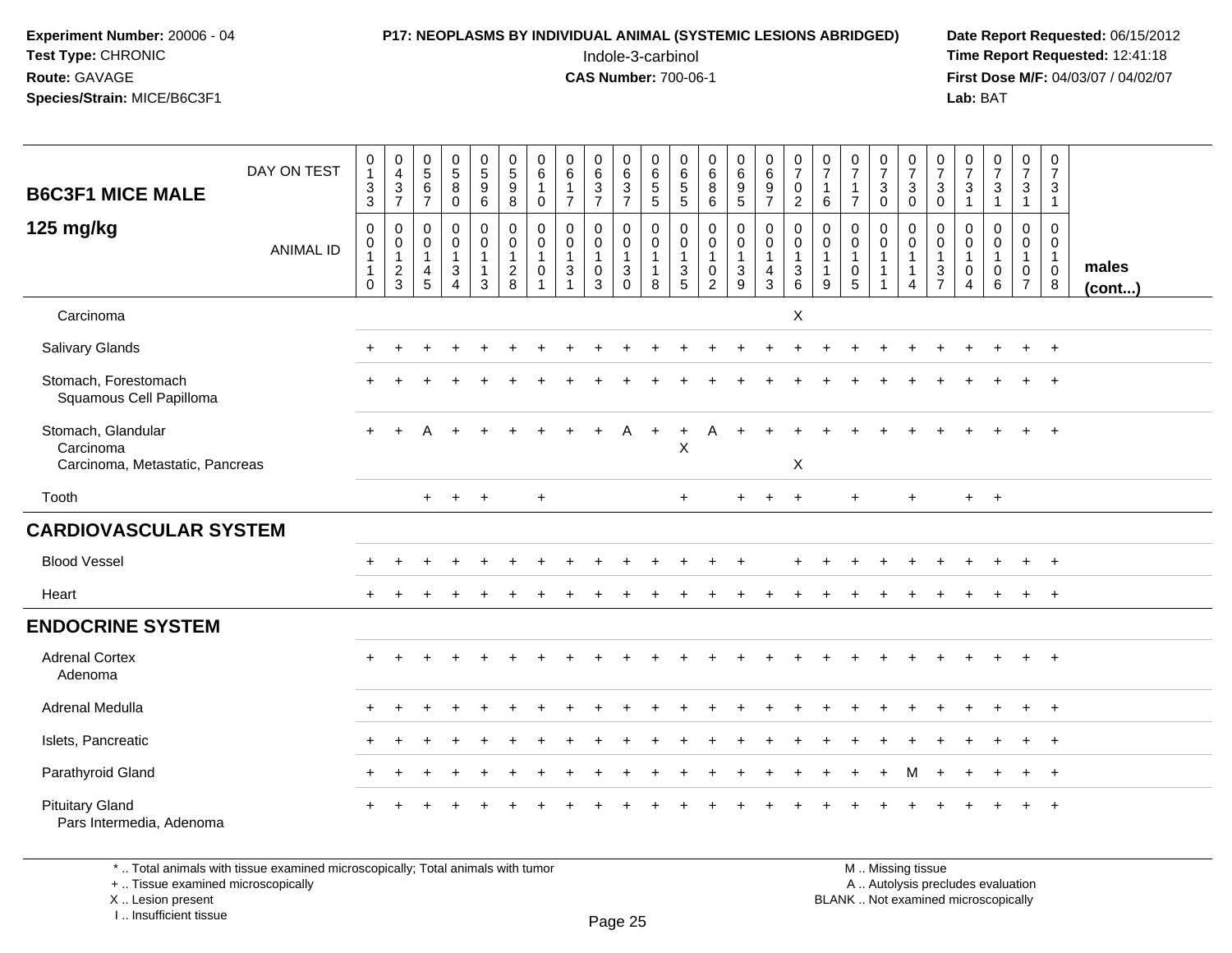**Experiment Number:** 20006 - 04
**Test Type:** CHRONIC
**Route:** GAVAGE
**Species/Strain:** MICE/B6C3F1

**P17: NEOPLASMS BY INDIVIDUAL ANIMAL (SYSTEMIC LESIONS ABRIDGED)**
Indole-3-carbinol
**CAS Number:** 700-06-1

**Date Report Requested:** 06/15/2012
**Time Report Requested:** 12:41:18
**First Dose M/F:** 04/03/07 / 04/02/07
**Lab:** BAT

## B6C3F1 MICE MALE 125 mg/kg

| DAY ON TEST | 0133 | 0437 | 0567 | 0580 | 0596 | 0598 | 0610 | 0617 | 0637 | 0637 | 0655 | 0655 | 0686 | 0695 | 0697 | 0702 | 0716 | 0717 | 0730 | 0730 | 0730 | 0731 | 0731 | 0731 | 0731 | |
|---|---|---|---|---|---|---|---|---|---|---|---|---|---|---|---|---|---|---|---|---|---|---|---|---|---|---|
| **ANIMAL ID** | 00110 | 00123 | 00145 | 00134 | 00113 | 00128 | 00101 | 00131 | 00103 | 00130 | 00118 | 00135 | 00102 | 00139 | 00143 | 00136 | 00119 | 00105 | 00111 | 00114 | 00137 | 00104 | 00106 | 00107 | 00108 | **males (cont...)** |
| Carcinoma | | | | | | | | | | | | | | | | X | | | | | | | | | | |
| Salivary Glands | + | + | + | + | + | + | + | + | + | + | + | + | + | + | + | + | + | + | + | + | + | + | + | + | + | |
| Stomach, Forestomach | + | + | + | + | + | + | + | + | + | + | + | + | + | + | + | + | + | + | + | + | + | + | + | + | + | |
| Squamous Cell Papilloma | | | | | | | | | | | | | | | | | | | | | | | | | | |
| Stomach, Glandular | + | + | A | + | + | + | + | + | + | A | + | + | A | + | + | + | + | + | + | + | + | + | + | + | + | |
| Carcinoma | | | | | | | | | | | | X | | | | | | | | | | | | | | |
| Carcinoma, Metastatic, Pancreas | | | | | | | | | | | | | | | | X | | | | | | | | | | |
| Tooth | | | + | + | + | | + | | | | | + | | + | + | + | | + | | + | | + | + | | | |
| **CARDIOVASCULAR SYSTEM** | | | | | | | | | | | | | | | | | | | | | | | | | | |
| Blood Vessel | + | + | + | + | + | + | + | + | + | + | + | + | + | + | | + | + | + | + | + | + | + | + | + | + | |
| Heart | + | + | + | + | + | + | + | + | + | + | + | + | + | + | + | + | + | + | + | + | + | + | + | + | + | |
| **ENDOCRINE SYSTEM** | | | | | | | | | | | | | | | | | | | | | | | | | | |
| Adrenal Cortex | + | + | + | + | + | + | + | + | + | + | + | + | + | + | + | + | + | + | + | + | + | + | + | + | + | |
| Adenoma | | | | | | | | | | | | | | | | | | | | | | | | | | |
| Adrenal Medulla | + | + | + | + | + | + | + | + | + | + | + | + | + | + | + | + | + | + | + | + | + | + | + | + | + | |
| Islets, Pancreatic | + | + | + | + | + | + | + | + | + | + | + | + | + | + | + | + | + | + | + | + | + | + | + | + | + | |
| Parathyroid Gland | + | + | + | + | + | + | + | + | + | + | + | + | + | + | + | + | + | + | + | M | + | + | + | + | + | |
| Pituitary Gland | + | + | + | + | + | + | + | + | + | + | + | + | + | + | + | + | + | + | + | + | + | + | + | + | + | |
| Pars Intermedia, Adenoma | | | | | | | | | | | | | | | | | | | | | | | | | | |

\* .. Total animals with tissue examined microscopically; Total animals with tumor
\+ .. Tissue examined microscopically
X .. Lesion present
I .. Insufficient tissue

M .. Missing tissue
A .. Autolysis precludes evaluation
BLANK .. Not examined microscopically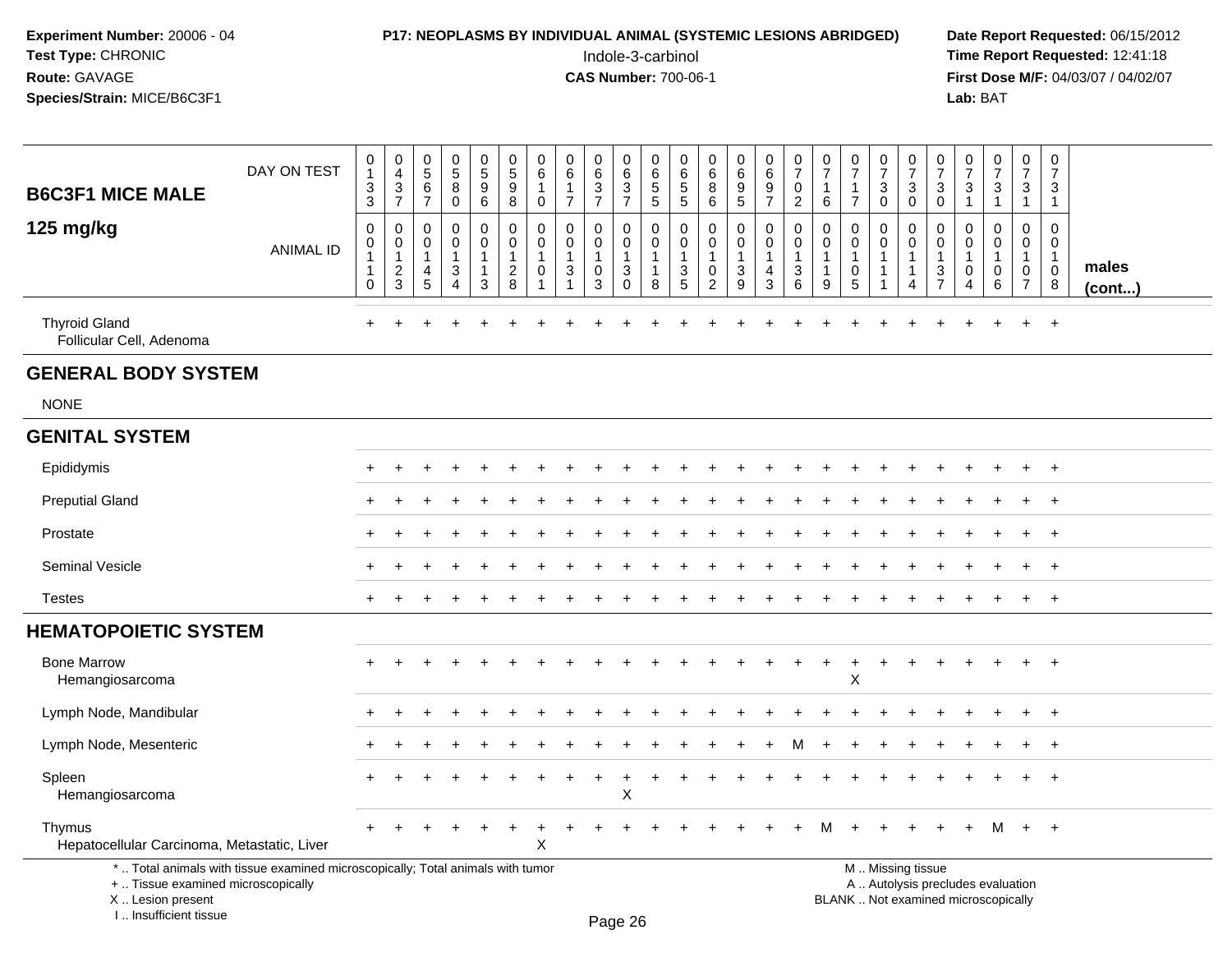**Experiment Number:** 20006 - 04
**Test Type:** CHRONIC
**Route:** GAVAGE
**Species/Strain:** MICE/B6C3F1

**P17: NEOPLASMS BY INDIVIDUAL ANIMAL (SYSTEMIC LESIONS ABRIDGED)**
Indole-3-carbinol
**CAS Number:** 700-06-1

**Date Report Requested:** 06/15/2012
**Time Report Requested:** 12:41:18
**First Dose M/F:** 04/03/07 / 04/02/07
**Lab:** BAT

## B6C3F1 MICE MALE 125 mg/kg

| DAY ON TEST | 0133 | 0437 | 0567 | 0580 | 0596 | 0598 | 0610 | 0617 | 0637 | 0637 | 0655 | 0655 | 0686 | 0695 | 0697 | 0702 | 0716 | 0717 | 0730 | 0730 | 0730 | 0731 | 0731 | 0731 | 0731 | |
|---|---|---|---|---|---|---|---|---|---|---|---|---|---|---|---|---|---|---|---|---|---|---|---|---|---|---|
| ANIMAL ID | 00110 | 00123 | 00145 | 00134 | 00113 | 00128 | 00101 | 00131 | 00103 | 00130 | 00118 | 00135 | 00102 | 00139 | 00143 | 00136 | 00119 | 00105 | 00111 | 00114 | 00137 | 00104 | 00106 | 00107 | 00108 | males (cont...) |
| Thyroid Gland | + | + | + | + | + | + | + | + | + | + | + | + | + | + | + | + | + | + | + | + | + | + | + | + | + | |
| Follicular Cell, Adenoma | | | | | | | | | | | | | | | | | | | | | | | | | | |
| **GENERAL BODY SYSTEM** | | | | | | | | | | | | | | | | | | | | | | | | | | |
| NONE | | | | | | | | | | | | | | | | | | | | | | | | | | |
| **GENITAL SYSTEM** | | | | | | | | | | | | | | | | | | | | | | | | | | |
| Epididymis | + | + | + | + | + | + | + | + | + | + | + | + | + | + | + | + | + | + | + | + | + | + | + | + | + | |
| Preputial Gland | + | + | + | + | + | + | + | + | + | + | + | + | + | + | + | + | + | + | + | + | + | + | + | + | + | |
| Prostate | + | + | + | + | + | + | + | + | + | + | + | + | + | + | + | + | + | + | + | + | + | + | + | + | + | |
| Seminal Vesicle | + | + | + | + | + | + | + | + | + | + | + | + | + | + | + | + | + | + | + | + | + | + | + | + | + | |
| Testes | + | + | + | + | + | + | + | + | + | + | + | + | + | + | + | + | + | + | + | + | + | + | + | + | + | |
| **HEMATOPOIETIC SYSTEM** | | | | | | | | | | | | | | | | | | | | | | | | | | |
| Bone Marrow | + | + | + | + | + | + | + | + | + | + | + | + | + | + | + | + | + | + | + | + | + | + | + | + | + | |
| Hemangiosarcoma | | | | | | | | | | | | | | | | | | X | | | | | | | | |
| Lymph Node, Mandibular | + | + | + | + | + | + | + | + | + | + | + | + | + | + | + | + | + | + | + | + | + | + | + | + | + | |
| Lymph Node, Mesenteric | + | + | + | + | + | + | + | + | + | + | + | + | + | + | + | M | + | + | + | + | + | + | + | + | + | |
| Spleen | + | + | + | + | + | + | + | + | + | + | + | + | + | + | + | + | + | + | + | + | + | + | + | + | + | |
| Hemangiosarcoma | | | | | | | | | | X | | | | | | | | | | | | | | | | |
| Thymus | + | + | + | + | + | + | + | + | + | + | + | + | + | + | + | + | M | + | + | + | + | + | M | + | + | |
| Hepatocellular Carcinoma, Metastatic, Liver | | | | | | | X | | | | | | | | | | | | | | | | | | | |

\* .. Total animals with tissue examined microscopically; Total animals with tumor
\+ .. Tissue examined microscopically
X .. Lesion present
I .. Insufficient tissue

M .. Missing tissue
A .. Autolysis precludes evaluation
BLANK .. Not examined microscopically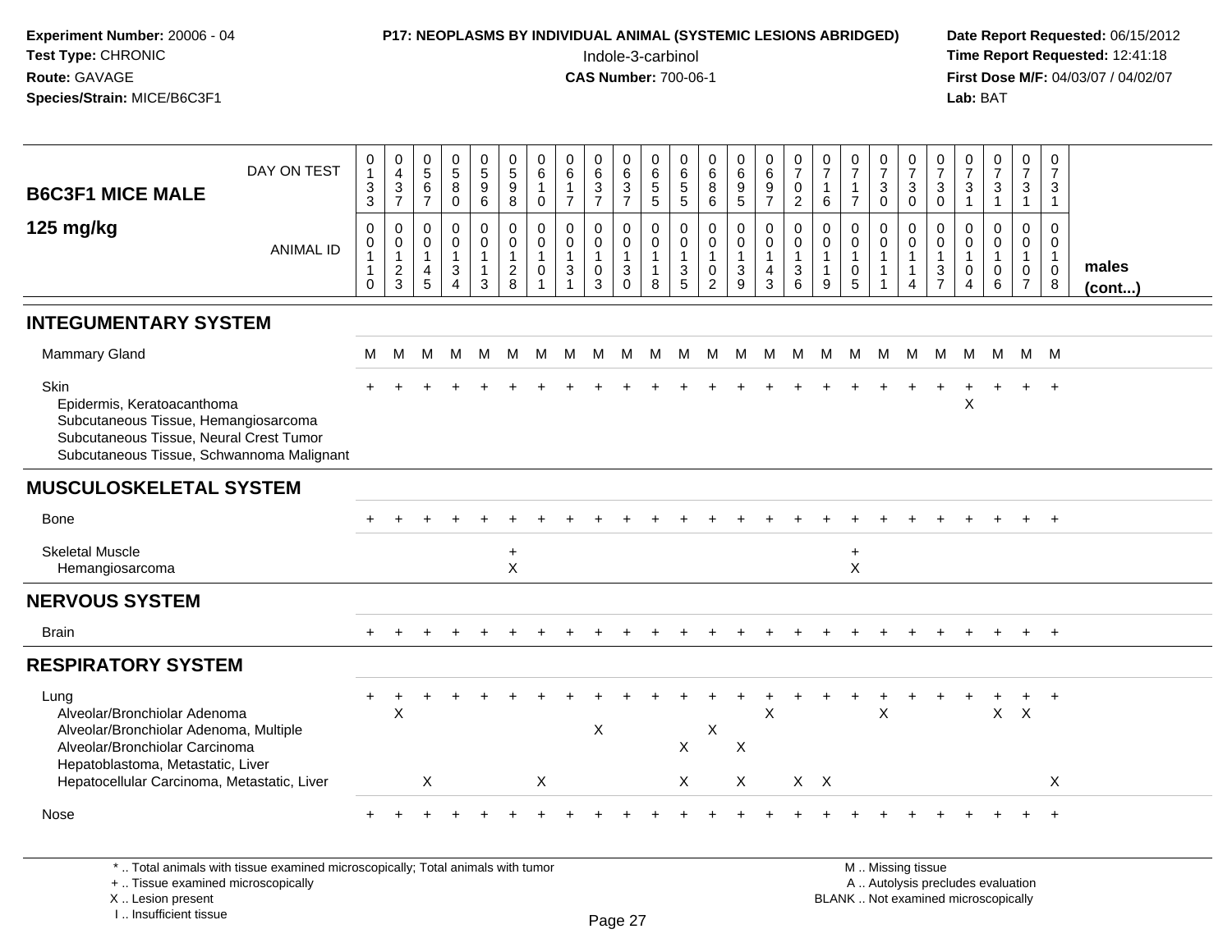**Experiment Number:** 20006 - 04
**Test Type:** CHRONIC
**Route:** GAVAGE
**Species/Strain:** MICE/B6C3F1

**P17: NEOPLASMS BY INDIVIDUAL ANIMAL (SYSTEMIC LESIONS ABRIDGED)**
Indole-3-carbinol
**CAS Number:** 700-06-1

**Date Report Requested:** 06/15/2012
**Time Report Requested:** 12:41:18
**First Dose M/F:** 04/03/07 / 04/02/07
**Lab:** BAT

## B6C3F1 MICE MALE 125 mg/kg

| DAY ON TEST | 0133 | 0437 | 0567 | 0580 | 0596 | 0598 | 0610 | 0617 | 0637 | 0637 | 0655 | 0655 | 0686 | 0695 | 0697 | 0702 | 0716 | 0717 | 0730 | 0730 | 0730 | 0731 | 0731 | 0731 | 0731 | |
|---|---|---|---|---|---|---|---|---|---|---|---|---|---|---|---|---|---|---|---|---|---|---|---|---|---|---|
| **ANIMAL ID** | 00110 | 00123 | 00145 | 00134 | 00113 | 00128 | 00101 | 00131 | 00103 | 00130 | 00118 | 00135 | 00102 | 00139 | 00143 | 00136 | 00119 | 00105 | 00111 | 00114 | 00137 | 00104 | 00106 | 00107 | 00108 | **males (cont...)** |
| **INTEGUMENTARY SYSTEM** | | | | | | | | | | | | | | | | | | | | | | | | | | |
| Mammary Gland | M | M | M | M | M | M | M | M | M | M | M | M | M | M | M | M | M | M | M | M | M | M | M | M | M | |
| Skin | + | + | + | + | + | + | + | + | + | + | + | + | + | + | + | + | + | + | + | + | + | + | + | + | + | |
| Epidermis, Keratoacanthoma | | | | | | | | | | | | | | | | | | | | | | X | | | | |
| Subcutaneous Tissue, Hemangiosarcoma | | | | | | | | | | | | | | | | | | | | | | | | | | |
| Subcutaneous Tissue, Neural Crest Tumor | | | | | | | | | | | | | | | | | | | | | | | | | | |
| Subcutaneous Tissue, Schwannoma Malignant | | | | | | | | | | | | | | | | | | | | | | | | | | |
| **MUSCULOSKELETAL SYSTEM** | | | | | | | | | | | | | | | | | | | | | | | | | | |
| Bone | + | + | + | + | + | + | + | + | + | + | + | + | + | + | + | + | + | + | + | + | + | + | + | + | + | |
| Skeletal Muscle | | | | | | + | | | | | | | | | | | | + | | | | | | | | |
| Hemangiosarcoma | | | | | | X | | | | | | | | | | | | X | | | | | | | | |
| **NERVOUS SYSTEM** | | | | | | | | | | | | | | | | | | | | | | | | | | |
| Brain | + | + | + | + | + | + | + | + | + | + | + | + | + | + | + | + | + | + | + | + | + | + | + | + | + | |
| **RESPIRATORY SYSTEM** | | | | | | | | | | | | | | | | | | | | | | | | | | |
| Lung | + | + | + | + | + | + | + | + | + | + | + | + | + | + | + | + | + | + | + | + | + | + | + | + | + | |
| Alveolar/Bronchiolar Adenoma | | X | | | | | | | | | | | | | X | | | | X | | | | X | X | | |
| Alveolar/Bronchiolar Adenoma, Multiple | | | | | | | | | X | | | | X | | | | | | | | | | | | | |
| Alveolar/Bronchiolar Carcinoma | | | | | | | | | | | | X | | X | | | | | | | | | | | | |
| Hepatoblastoma, Metastatic, Liver | | | | | | | | | | | | | | | | | | | | | | | | | | |
| Hepatocellular Carcinoma, Metastatic, Liver | | | X | | | | X | | | | | X | | X | | X | X | | | | | | | | X | |
| Nose | + | + | + | + | + | + | + | + | + | + | + | + | + | + | + | + | + | + | + | + | + | + | + | + | + | |

\* .. Total animals with tissue examined microscopically; Total animals with tumor
\+ .. Tissue examined microscopically
X .. Lesion present
I .. Insufficient tissue

M .. Missing tissue
A .. Autolysis precludes evaluation
BLANK .. Not examined microscopically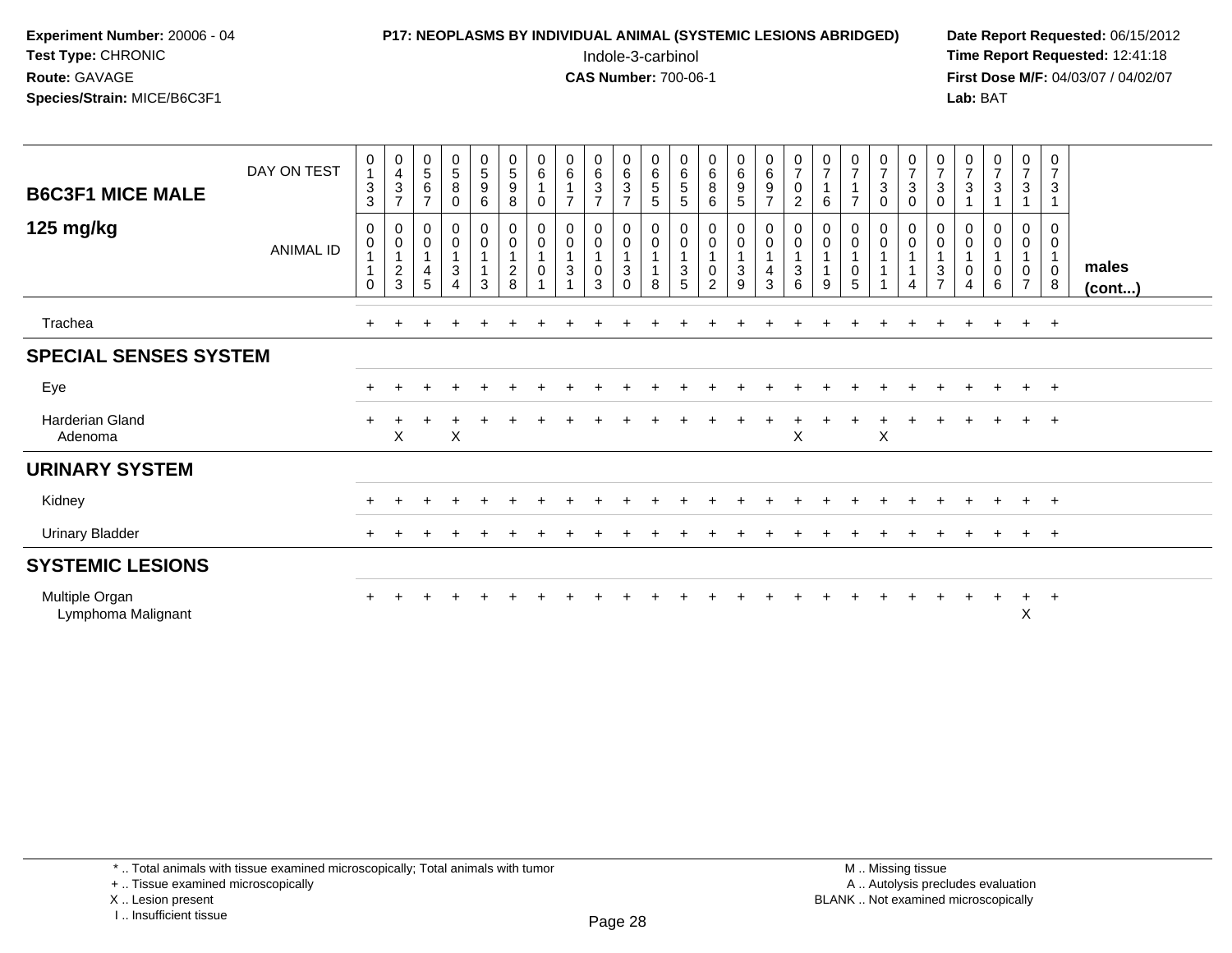**Experiment Number:** 20006 - 04
**Test Type:** CHRONIC
**Route:** GAVAGE
**Species/Strain:** MICE/B6C3F1

**P17: NEOPLASMS BY INDIVIDUAL ANIMAL (SYSTEMIC LESIONS ABRIDGED)**
Indole-3-carbinol
**CAS Number:** 700-06-1

**Date Report Requested:** 06/15/2012
**Time Report Requested:** 12:41:18
**First Dose M/F:** 04/03/07 / 04/02/07
**Lab:** BAT

| B6C3F1 MICE MALE 125 mg/kg | | | | | | | | | | | | | | | | | | | | | | | | | | | |
|---|---|---|---|---|---|---|---|---|---|---|---|---|---|---|---|---|---|---|---|---|---|---|---|---|---|---|
| DAY ON TEST | 0133 | 0437 | 0567 | 0580 | 0596 | 0598 | 0610 | 0617 | 0637 | 0637 | 0655 | 0655 | 0686 | 0695 | 0697 | 0702 | 0716 | 0717 | 0730 | 0730 | 0730 | 0731 | 0731 | 0731 | 0731 | |
| ANIMAL ID | 00110 | 00123 | 00145 | 00134 | 00113 | 00128 | 00101 | 00131 | 00103 | 00130 | 00118 | 00135 | 00102 | 00139 | 00143 | 00136 | 00119 | 00105 | 00111 | 00114 | 00137 | 00104 | 00106 | 00107 | 00108 | males (cont...) |
| Trachea | + | + | + | + | + | + | + | + | + | + | + | + | + | + | + | + | + | + | + | + | + | + | + | + | + | |
| **SPECIAL SENSES SYSTEM** | | | | | | | | | | | | | | | | | | | | | | | | | | |
| Eye | + | + | + | + | + | + | + | + | + | + | + | + | + | + | + | + | + | + | + | + | + | + | + | + | + | |
| Harderian Gland | + | + | + | + | + | + | + | + | + | + | + | + | + | + | + | + | + | + | + | + | + | + | + | + | + | |
| Adenoma | | X | | X | | | | | | | | | | | | X | | | X | | | | | | | |
| **URINARY SYSTEM** | | | | | | | | | | | | | | | | | | | | | | | | | | |
| Kidney | + | + | + | + | + | + | + | + | + | + | + | + | + | + | + | + | + | + | + | + | + | + | + | + | + | |
| Urinary Bladder | + | + | + | + | + | + | + | + | + | + | + | + | + | + | + | + | + | + | + | + | + | + | + | + | + | |
| **SYSTEMIC LESIONS** | | | | | | | | | | | | | | | | | | | | | | | | | | |
| Multiple Organ | + | + | + | + | + | + | + | + | + | + | + | + | + | + | + | + | + | + | + | + | + | + | + | + | + | |
| Lymphoma Malignant | | | | | | | | | | | | | | | | | | | | | | | | X | | |

\* .. Total animals with tissue examined microscopically; Total animals with tumor
\+ .. Tissue examined microscopically
X .. Lesion present
I .. Insufficient tissue

M .. Missing tissue
A .. Autolysis precludes evaluation
BLANK .. Not examined microscopically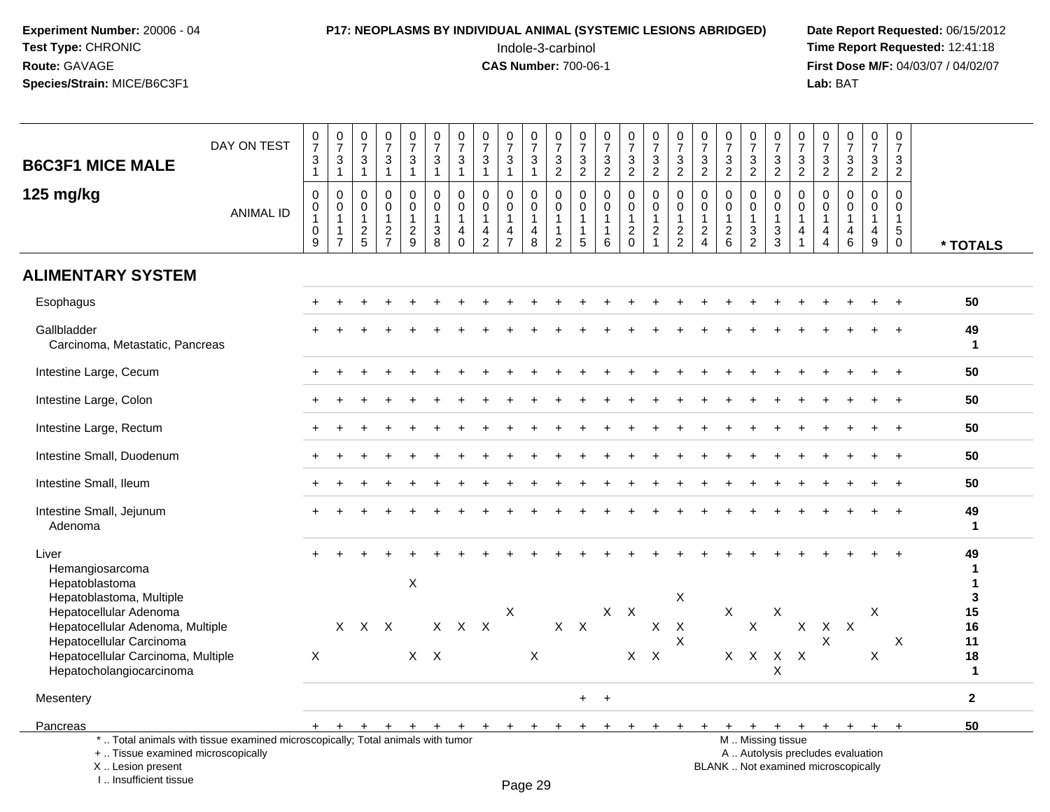**Experiment Number:** 20006 - 04
**Test Type:** CHRONIC
**Route:** GAVAGE
**Species/Strain:** MICE/B6C3F1

**P17: NEOPLASMS BY INDIVIDUAL ANIMAL (SYSTEMIC LESIONS ABRIDGED)**
Indole-3-carbinol
**CAS Number:** 700-06-1

**Date Report Requested:** 06/15/2012
**Time Report Requested:** 12:41:18
**First Dose M/F:** 04/03/07 / 04/02/07
**Lab:** BAT

## B6C3F1 MICE MALE 125 mg/kg

| DAY ON TEST | 0731 | 0731 | 0731 | 0731 | 0731 | 0731 | 0731 | 0731 | 0731 | 0731 | 0732 | 0732 | 0732 | 0732 | 0732 | 0732 | 0732 | 0732 | 0732 | 0732 | 0732 | 0732 | 0732 | 0732 | 0732 | |
|---|---|---|---|---|---|---|---|---|---|---|---|---|---|---|---|---|---|---|---|---|---|---|---|---|---|---|
| **ANIMAL ID** | 0109 | 0117 | 0125 | 0127 | 0129 | 0138 | 0140 | 0142 | 0147 | 0148 | 0112 | 0115 | 0116 | 0120 | 0121 | 0122 | 0124 | 0126 | 0132 | 0133 | 0141 | 0144 | 0146 | 0149 | 0150 | *** TOTALS** |
| **ALIMENTARY SYSTEM** | | | | | | | | | | | | | | | | | | | | | | | | | | |
| Esophagus | + | + | + | + | + | + | + | + | + | + | + | + | + | + | + | + | + | + | + | + | + | + | + | + | + | 50 |
| Gallbladder | + | + | + | + | + | + | + | + | + | + | + | + | + | + | + | + | + | + | + | + | + | + | + | + | + | 49 |
| Carcinoma, Metastatic, Pancreas | | | | | | | | | | | | | | | | | | | | | | | | | | 1 |
| Intestine Large, Cecum | + | + | + | + | + | + | + | + | + | + | + | + | + | + | + | + | + | + | + | + | + | + | + | + | + | 50 |
| Intestine Large, Colon | + | + | + | + | + | + | + | + | + | + | + | + | + | + | + | + | + | + | + | + | + | + | + | + | + | 50 |
| Intestine Large, Rectum | + | + | + | + | + | + | + | + | + | + | + | + | + | + | + | + | + | + | + | + | + | + | + | + | + | 50 |
| Intestine Small, Duodenum | + | + | + | + | + | + | + | + | + | + | + | + | + | + | + | + | + | + | + | + | + | + | + | + | + | 50 |
| Intestine Small, Ileum | + | + | + | + | + | + | + | + | + | + | + | + | + | + | + | + | + | + | + | + | + | + | + | + | + | 50 |
| Intestine Small, Jejunum | + | + | + | + | + | + | + | + | + | + | + | + | + | + | + | + | + | + | + | + | + | + | + | + | + | 49 |
| Adenoma | | | | | | | | | | | | | | | | | | | | | | | | | | 1 |
| Liver | + | + | + | + | + | + | + | + | + | + | + | + | + | + | + | + | + | + | + | + | + | + | + | + | + | 49 |
| Hemangiosarcoma | | | | | | | | | | | | | | | | | | | | | | | | | | 1 |
| Hepatoblastoma | | | | | X | | | | | | | | | | | | | | | | | | | | | 1 |
| Hepatoblastoma, Multiple | | | | | | | | | | | | | | | | X | | | | | | | | | | 3 |
| Hepatocellular Adenoma | | | | | | | | | X | | | | X | X | | | | X | | X | | | | X | | 15 |
| Hepatocellular Adenoma, Multiple | | X | X | X | | X | X | X | | | X | X | | | X | X | | | X | | X | X | X | | | 16 |
| Hepatocellular Carcinoma | | | | | | | | | | | | | | | | X | | | | | | X | | | X | 11 |
| Hepatocellular Carcinoma, Multiple | X | | | | X | X | | | | X | | | | X | X | | | X | X | X | X | | | X | | 18 |
| Hepatocholangiocarcinoma | | | | | | | | | | | | | | | | | | | | X | | | | | | 1 |
| Mesentery | | | | | | | | | | | | + | + | | | | | | | | | | | | | 2 |
| Pancreas | + | + | + | + | + | + | + | + | + | + | + | + | + | + | + | + | + | + | + | + | + | + | + | + | + | 50 |

\* .. Total animals with tissue examined microscopically; Total animals with tumor
\+ .. Tissue examined microscopically
X .. Lesion present
I .. Insufficient tissue

M .. Missing tissue
A .. Autolysis precludes evaluation
BLANK .. Not examined microscopically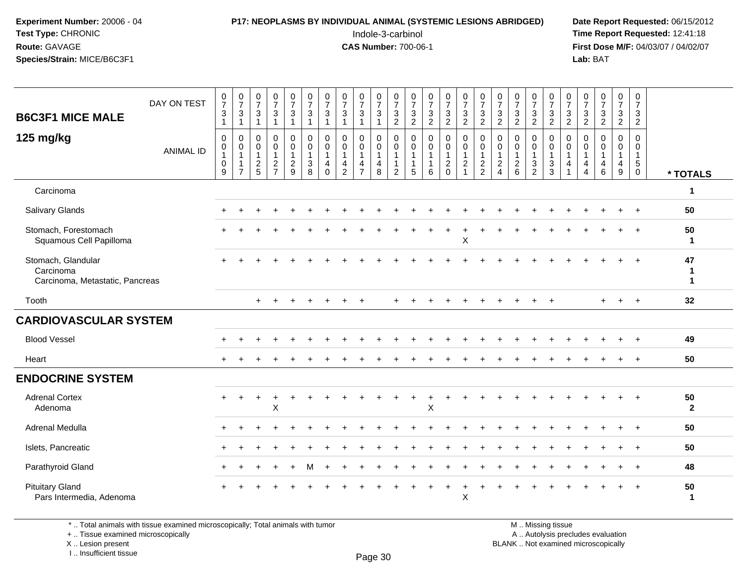**Experiment Number:** 20006 - 04
**Test Type:** CHRONIC
**Route:** GAVAGE
**Species/Strain:** MICE/B6C3F1

**P17: NEOPLASMS BY INDIVIDUAL ANIMAL (SYSTEMIC LESIONS ABRIDGED)**
Indole-3-carbinol
**CAS Number:** 700-06-1

**Date Report Requested:** 06/15/2012
**Time Report Requested:** 12:41:18
**First Dose M/F:** 04/03/07 / 04/02/07
**Lab:** BAT

| B6C3F1 MICE MALE 125 mg/kg | DAY ON TEST | 0731 | 0731 | 0731 | 0731 | 0731 | 0731 | 0731 | 0731 | 0731 | 0731 | 0732 | 0732 | 0732 | 0732 | 0732 | 0732 | 0732 | 0732 | 0732 | 0732 | 0732 | 0732 | 0732 | 0732 | 0732 | |
|---|---|---|---|---|---|---|---|---|---|---|---|---|---|---|---|---|---|---|---|---|---|---|---|---|---|---|---|
| | ANIMAL ID | 00109 | 00117 | 00125 | 00127 | 00129 | 00138 | 00140 | 00142 | 00147 | 00148 | 00112 | 00115 | 00116 | 00120 | 00121 | 00122 | 00124 | 00126 | 00132 | 00133 | 00141 | 00144 | 00146 | 00149 | 00150 | * TOTALS |
| Carcinoma | | | | | | | | | | | | | | | | | | | | | | | | | | | 1 |
| Salivary Glands | | + | + | + | + | + | + | + | + | + | + | + | + | + | + | + | + | + | + | + | + | + | + | + | + | + | 50 |
| Stomach, Forestomach | | + | + | + | + | + | + | + | + | + | + | + | + | + | + | + | + | + | + | + | + | + | + | + | + | + | 50 |
| Squamous Cell Papilloma | | | | | | | | | | | | | | | | X | | | | | | | | | | | 1 |
| Stomach, Glandular | | + | + | + | + | + | + | + | + | + | + | + | + | + | + | + | + | + | + | + | + | + | + | + | + | + | 47 |
| Carcinoma | | | | | | | | | | | | | | | | | | | | | | | | | | | 1 |
| Carcinoma, Metastatic, Pancreas | | | | | | | | | | | | | | | | | | | | | | | | | | | 1 |
| Tooth | | | | + | + | + | + | + | + | + | | + | + | + | + | + | + | + | + | + | + | | | + | + | + | 32 |
| **CARDIOVASCULAR SYSTEM** | | | | | | | | | | | | | | | | | | | | | | | | | | | |
| Blood Vessel | | + | + | + | + | + | + | + | + | + | + | + | + | + | + | + | + | + | + | + | + | + | + | + | + | + | 49 |
| Heart | | + | + | + | + | + | + | + | + | + | + | + | + | + | + | + | + | + | + | + | + | + | + | + | + | + | 50 |
| **ENDOCRINE SYSTEM** | | | | | | | | | | | | | | | | | | | | | | | | | | | |
| Adrenal Cortex | | + | + | + | + | + | + | + | + | + | + | + | + | + | + | + | + | + | + | + | + | + | + | + | + | + | 50 |
| Adenoma | | | | | X | | | | | | | | | X | | | | | | | | | | | | | 2 |
| Adrenal Medulla | | + | + | + | + | + | + | + | + | + | + | + | + | + | + | + | + | + | + | + | + | + | + | + | + | + | 50 |
| Islets, Pancreatic | | + | + | + | + | + | + | + | + | + | + | + | + | + | + | + | + | + | + | + | + | + | + | + | + | + | 50 |
| Parathyroid Gland | | + | + | + | + | + | M | + | + | + | + | + | + | + | + | + | + | + | + | + | + | + | + | + | + | + | 48 |
| Pituitary Gland | | + | + | + | + | + | + | + | + | + | + | + | + | + | + | + | + | + | + | + | + | + | + | + | + | + | 50 |
| Pars Intermedia, Adenoma | | | | | | | | | | | | | | | | X | | | | | | | | | | | 1 |

\* .. Total animals with tissue examined microscopically; Total animals with tumor
+ .. Tissue examined microscopically
X .. Lesion present
I .. Insufficient tissue

M .. Missing tissue
A .. Autolysis precludes evaluation
BLANK .. Not examined microscopically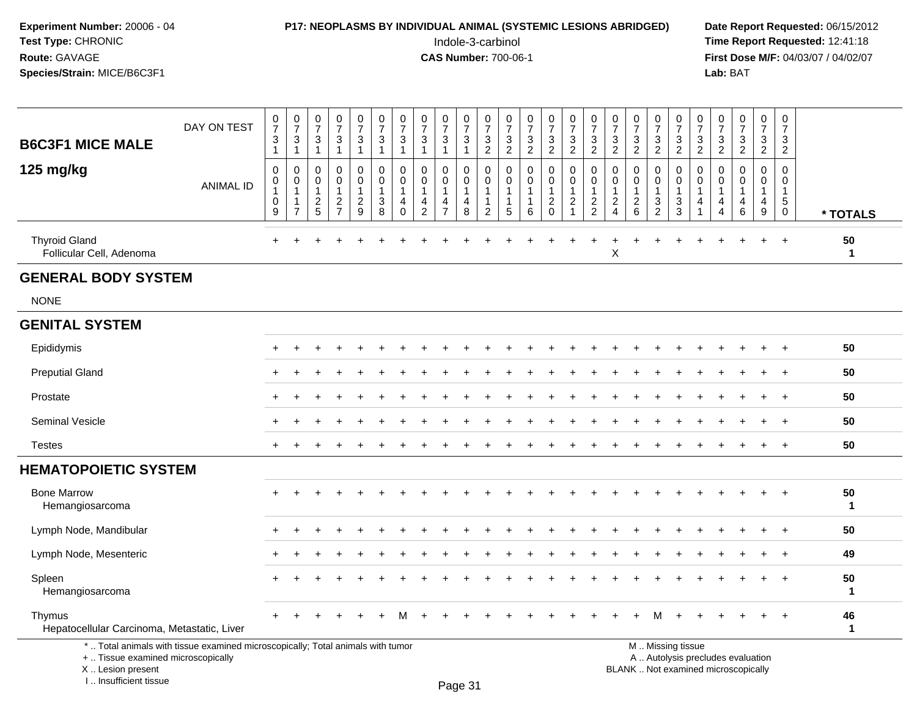**Experiment Number:** 20006 - 04
**Test Type:** CHRONIC
**Route:** GAVAGE
**Species/Strain:** MICE/B6C3F1

**P17: NEOPLASMS BY INDIVIDUAL ANIMAL (SYSTEMIC LESIONS ABRIDGED)**
Indole-3-carbinol
**CAS Number:** 700-06-1

**Date Report Requested:** 06/15/2012
**Time Report Requested:** 12:41:18
**First Dose M/F:** 04/03/07 / 04/02/07
**Lab:** BAT

**B6C3F1 MICE MALE**
**125 mg/kg**

| DAY ON TEST | 0731 | 0731 | 0731 | 0731 | 0731 | 0731 | 0731 | 0731 | 0731 | 0731 | 0732 | 0732 | 0732 | 0732 | 0732 | 0732 | 0732 | 0732 | 0732 | 0732 | 0732 | 0732 | 0732 | 0732 | 0732 | |
|---|---|---|---|---|---|---|---|---|---|---|---|---|---|---|---|---|---|---|---|---|---|---|---|---|---|---|
| **ANIMAL ID** | 00109 | 00117 | 00125 | 00127 | 00129 | 00138 | 00140 | 00142 | 00147 | 00148 | 00112 | 00115 | 00116 | 00120 | 00121 | 00122 | 00124 | 00126 | 00132 | 00133 | 00141 | 00144 | 00146 | 00149 | 00150 | *** TOTALS** |
| Thyroid Gland | + | + | + | + | + | + | + | + | + | + | + | + | + | + | + | + | + | + | + | + | + | + | + | + | + | 50 |
| Follicular Cell, Adenoma | | | | | | | | | | | | | | | | | X | | | | | | | | | 1 |
| **GENERAL BODY SYSTEM** | | | | | | | | | | | | | | | | | | | | | | | | | | |
| NONE | | | | | | | | | | | | | | | | | | | | | | | | | | |
| **GENITAL SYSTEM** | | | | | | | | | | | | | | | | | | | | | | | | | | |
| Epididymis | + | + | + | + | + | + | + | + | + | + | + | + | + | + | + | + | + | + | + | + | + | + | + | + | + | 50 |
| Preputial Gland | + | + | + | + | + | + | + | + | + | + | + | + | + | + | + | + | + | + | + | + | + | + | + | + | + | 50 |
| Prostate | + | + | + | + | + | + | + | + | + | + | + | + | + | + | + | + | + | + | + | + | + | + | + | + | + | 50 |
| Seminal Vesicle | + | + | + | + | + | + | + | + | + | + | + | + | + | + | + | + | + | + | + | + | + | + | + | + | + | 50 |
| Testes | + | + | + | + | + | + | + | + | + | + | + | + | + | + | + | + | + | + | + | + | + | + | + | + | + | 50 |
| **HEMATOPOIETIC SYSTEM** | | | | | | | | | | | | | | | | | | | | | | | | | | |
| Bone Marrow | + | + | + | + | + | + | + | + | + | + | + | + | + | + | + | + | + | + | + | + | + | + | + | + | + | 50 |
| Hemangiosarcoma | | | | | | | | | | | | | | | | | | | | | | | | | | 1 |
| Lymph Node, Mandibular | + | + | + | + | + | + | + | + | + | + | + | + | + | + | + | + | + | + | + | + | + | + | + | + | + | 50 |
| Lymph Node, Mesenteric | + | + | + | + | + | + | + | + | + | + | + | + | + | + | + | + | + | + | + | + | + | + | + | + | + | 49 |
| Spleen | + | + | + | + | + | + | + | + | + | + | + | + | + | + | + | + | + | + | + | + | + | + | + | + | + | 50 |
| Hemangiosarcoma | | | | | | | | | | | | | | | | | | | | | | | | | | 1 |
| Thymus | + | + | + | + | + | + | M | + | + | + | + | + | + | + | + | + | + | + | M | + | + | + | + | + | + | 46 |
| Hepatocellular Carcinoma, Metastatic, Liver | | | | | | | | | | | | | | | | | | | | | | | | | | 1 |

* .. Total animals with tissue examined microscopically; Total animals with tumor
+ .. Tissue examined microscopically
X .. Lesion present
I .. Insufficient tissue

M .. Missing tissue
A .. Autolysis precludes evaluation
BLANK .. Not examined microscopically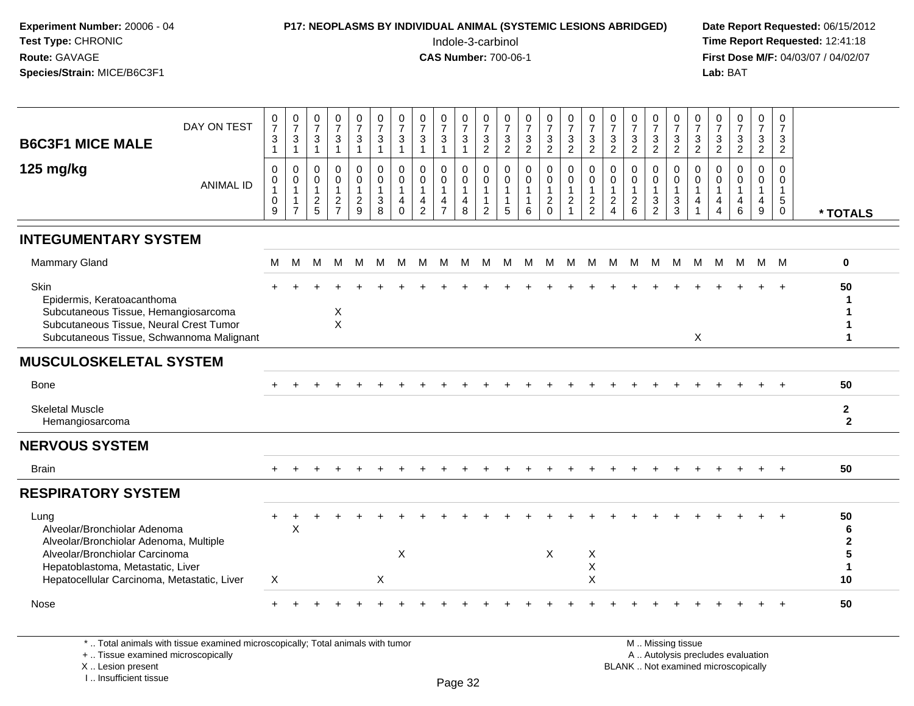**Experiment Number:** 20006 - 04
**Test Type:** CHRONIC
**Route:** GAVAGE
**Species/Strain:** MICE/B6C3F1

**P17: NEOPLASMS BY INDIVIDUAL ANIMAL (SYSTEMIC LESIONS ABRIDGED)**
Indole-3-carbinol
**CAS Number:** 700-06-1

**Date Report Requested:** 06/15/2012
**Time Report Requested:** 12:41:18
**First Dose M/F:** 04/03/07 / 04/02/07
**Lab:** BAT

## B6C3F1 MICE MALE 125 mg/kg

| DAY ON TEST | 731 | 731 | 731 | 731 | 731 | 731 | 731 | 731 | 731 | 731 | 732 | 732 | 732 | 732 | 732 | 732 | 732 | 732 | 732 | 732 | 732 | 732 | 732 | 732 | 732 | |
|---|---|---|---|---|---|---|---|---|---|---|---|---|---|---|---|---|---|---|---|---|---|---|---|---|---|---|
| **ANIMAL ID** | 00109 | 00117 | 00125 | 00127 | 00129 | 00138 | 00140 | 00142 | 00147 | 00148 | 00112 | 00115 | 00116 | 00120 | 00121 | 00122 | 00124 | 00126 | 00132 | 00133 | 00141 | 00144 | 00146 | 00149 | 00150 | *** TOTALS** |
| **INTEGUMENTARY SYSTEM** | | | | | | | | | | | | | | | | | | | | | | | | | | |
| Mammary Gland | M | M | M | M | M | M | M | M | M | M | M | M | M | M | M | M | M | M | M | M | M | M | M | M | M | 0 |
| Skin | + | + | + | + | + | + | + | + | + | + | + | + | + | + | + | + | + | + | + | + | + | + | + | + | + | 50 |
| Epidermis, Keratoacanthoma | | | | | | | | | | | | | | | | | | | | | | | | | | 1 |
| Subcutaneous Tissue, Hemangiosarcoma | | | | X | | | | | | | | | | | | | | | | | | | | | | 1 |
| Subcutaneous Tissue, Neural Crest Tumor | | | | X | | | | | | | | | | | | | | | | | | | | | | 1 |
| Subcutaneous Tissue, Schwannoma Malignant | | | | | | | | | | | | | | | | | | | | | X | | | | | 1 |
| **MUSCULOSKELETAL SYSTEM** | | | | | | | | | | | | | | | | | | | | | | | | | | |
| Bone | + | + | + | + | + | + | + | + | + | + | + | + | + | + | + | + | + | + | + | + | + | + | + | + | + | 50 |
| Skeletal Muscle | | | | | | | | | | | | | | | | | | | | | | | | | | 2 |
| Hemangiosarcoma | | | | | | | | | | | | | | | | | | | | | | | | | | 2 |
| **NERVOUS SYSTEM** | | | | | | | | | | | | | | | | | | | | | | | | | | |
| Brain | + | + | + | + | + | + | + | + | + | + | + | + | + | + | + | + | + | + | + | + | + | + | + | + | + | 50 |
| **RESPIRATORY SYSTEM** | | | | | | | | | | | | | | | | | | | | | | | | | | |
| Lung | + | + | + | + | + | + | + | + | + | + | + | + | + | + | + | + | + | + | + | + | + | + | + | + | + | 50 |
| Alveolar/Bronchiolar Adenoma | | X | | | | | | | | | | | | | | | | | | | | | | | | 6 |
| Alveolar/Bronchiolar Adenoma, Multiple | | | | | | | | | | | | | | | | | | | | | | | | | | 2 |
| Alveolar/Bronchiolar Carcinoma | | | | | | | X | | | | | | | X | | X | | | | | | | | | | 5 |
| Hepatoblastoma, Metastatic, Liver | | | | | | | | | | | | | | | | X | | | | | | | | | | 1 |
| Hepatocellular Carcinoma, Metastatic, Liver | X | | | | | X | | | | | | | | | | X | | | | | | | | | | 10 |
| Nose | + | + | + | + | + | + | + | + | + | + | + | + | + | + | + | + | + | + | + | + | + | + | + | + | + | 50 |

\* .. Total animals with tissue examined microscopically; Total animals with tumor
\+ .. Tissue examined microscopically
X .. Lesion present
I .. Insufficient tissue

M .. Missing tissue
A .. Autolysis precludes evaluation
BLANK .. Not examined microscopically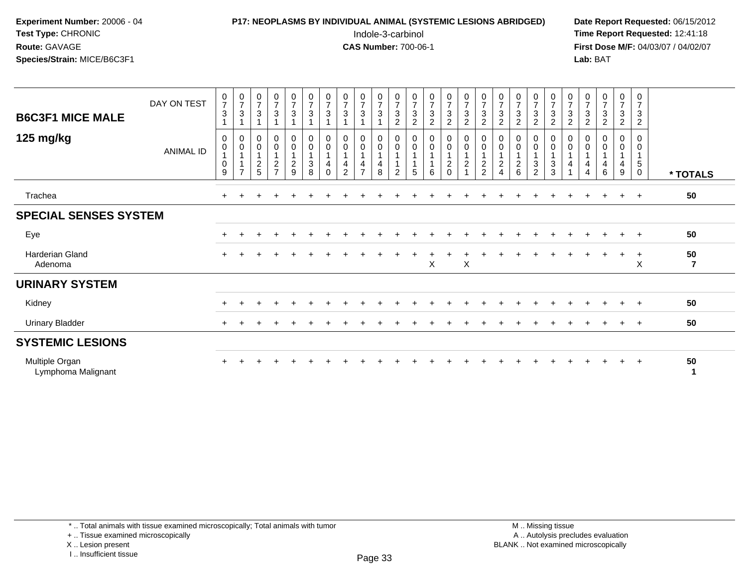**Experiment Number:** 20006 - 04
**Test Type:** CHRONIC
**Route:** GAVAGE
**Species/Strain:** MICE/B6C3F1

**P17: NEOPLASMS BY INDIVIDUAL ANIMAL (SYSTEMIC LESIONS ABRIDGED)**
Indole-3-carbinol
**CAS Number:** 700-06-1

**Date Report Requested:** 06/15/2012
**Time Report Requested:** 12:41:18
**First Dose M/F:** 04/03/07 / 04/02/07
**Lab:** BAT

## B6C3F1 MICE MALE 125 mg/kg

| DAY ON TEST | 0731 | 0731 | 0731 | 0731 | 0731 | 0731 | 0731 | 0731 | 0731 | 0731 | 0732 | 0732 | 0732 | 0732 | 0732 | 0732 | 0732 | 0732 | 0732 | 0732 | 0732 | 0732 | 0732 | 0732 | 0732 | |
|---|---|---|---|---|---|---|---|---|---|---|---|---|---|---|---|---|---|---|---|---|---|---|---|---|---|---|
| **ANIMAL ID** | 00109 | 00117 | 00125 | 00127 | 00129 | 00138 | 00140 | 00142 | 00147 | 00148 | 00112 | 00115 | 00116 | 00120 | 00121 | 00122 | 00124 | 00126 | 00132 | 00133 | 00141 | 00144 | 00146 | 00149 | 00150 | **\* TOTALS** |
| Trachea | + | + | + | + | + | + | + | + | + | + | + | + | + | + | + | + | + | + | + | + | + | + | + | + | + | 50 |
| **SPECIAL SENSES SYSTEM** | | | | | | | | | | | | | | | | | | | | | | | | | | |
| Eye | + | + | + | + | + | + | + | + | + | + | + | + | + | + | + | + | + | + | + | + | + | + | + | + | + | 50 |
| Harderian Gland | + | + | + | + | + | + | + | + | + | + | + | + | + | + | + | + | + | + | + | + | + | + | + | + | + | 50 |
| Adenoma | | | | | | | | | | | | | X | | X | | | | | | | | | | X | 7 |
| **URINARY SYSTEM** | | | | | | | | | | | | | | | | | | | | | | | | | | |
| Kidney | + | + | + | + | + | + | + | + | + | + | + | + | + | + | + | + | + | + | + | + | + | + | + | + | + | 50 |
| Urinary Bladder | + | + | + | + | + | + | + | + | + | + | + | + | + | + | + | + | + | + | + | + | + | + | + | + | + | 50 |
| **SYSTEMIC LESIONS** | | | | | | | | | | | | | | | | | | | | | | | | | | |
| Multiple Organ | + | + | + | + | + | + | + | + | + | + | + | + | + | + | + | + | + | + | + | + | + | + | + | + | + | 50 |
| Lymphoma Malignant | | | | | | | | | | | | | | | | | | | | | | | | | | 1 |

\* .. Total animals with tissue examined microscopically; Total animals with tumor
\+ .. Tissue examined microscopically
X .. Lesion present
I .. Insufficient tissue

M .. Missing tissue
A .. Autolysis precludes evaluation
BLANK .. Not examined microscopically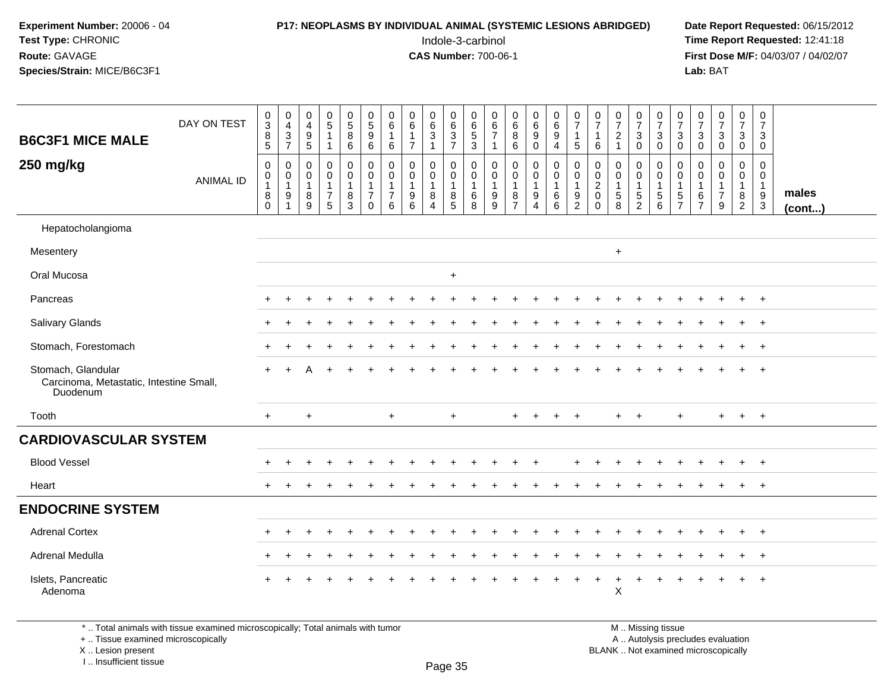**Experiment Number:** 20006 - 04
**Test Type:** CHRONIC
**Route:** GAVAGE
**Species/Strain:** MICE/B6C3F1

**P17: NEOPLASMS BY INDIVIDUAL ANIMAL (SYSTEMIC LESIONS ABRIDGED)**
Indole-3-carbinol
**CAS Number:** 700-06-1

**Date Report Requested:** 06/15/2012
**Time Report Requested:** 12:41:18
**First Dose M/F:** 04/03/07 / 04/02/07
**Lab:** BAT

| B6C3F1 MICE MALE 250 mg/kg | 0385 | 0437 | 0495 | 0511 | 0586 | 0596 | 0616 | 0617 | 0631 | 0637 | 0653 | 0671 | 0686 | 0690 | 0694 | 0715 | 0716 | 0721 | 0730 | 0730 | 0730 | 0730 | 0730 | 0730 | 0730 | males (cont...) |
|---|---|---|---|---|---|---|---|---|---|---|---|---|---|---|---|---|---|---|---|---|---|---|---|---|---|---|
| **ANIMAL ID** | 00180 | 00191 | 00189 | 00175 | 00183 | 00170 | 00176 | 00196 | 00184 | 00185 | 00168 | 00199 | 00187 | 00194 | 00166 | 00192 | 00200 | 00158 | 00152 | 00156 | 00157 | 00167 | 00179 | 00182 | 00193 | |
| Hepatocholangioma | | | | | | | | | | | | | | | | | | | | | | | | | | |
| Mesentery | | | | | | | | | | | | | | | | | | + | | | | | | | | |
| Oral Mucosa | | | | | | | | | | + | | | | | | | | | | | | | | | | |
| Pancreas | + | + | + | + | + | + | + | + | + | + | + | + | + | + | + | + | + | + | + | + | + | + | + | + | + | |
| Salivary Glands | + | + | + | + | + | + | + | + | + | + | + | + | + | + | + | + | + | + | + | + | + | + | + | + | + | |
| Stomach, Forestomach | + | + | + | + | + | + | + | + | + | + | + | + | + | + | + | + | + | + | + | + | + | + | + | + | + | |
| Stomach, Glandular | + | + | A | + | + | + | + | + | + | + | + | + | + | + | + | + | + | + | + | + | + | + | + | + | + | |
| Carcinoma, Metastatic, Intestine Small, Duodenum | | | | | | | | | | | | | | | | | | | | | | | | | | |
| Tooth | + | | + | | | | + | | | + | | | + | + | + | + | | + | + | | + | | + | + | + | |
| **CARDIOVASCULAR SYSTEM** | | | | | | | | | | | | | | | | | | | | | | | | | | |
| Blood Vessel | + | + | + | + | + | + | + | + | + | + | + | + | + | + | | + | + | + | + | + | + | + | + | + | + | |
| Heart | + | + | + | + | + | + | + | + | + | + | + | + | + | + | + | + | + | + | + | + | + | + | + | + | + | |
| **ENDOCRINE SYSTEM** | | | | | | | | | | | | | | | | | | | | | | | | | | |
| Adrenal Cortex | + | + | + | + | + | + | + | + | + | + | + | + | + | + | + | + | + | + | + | + | + | + | + | + | + | |
| Adrenal Medulla | + | + | + | + | + | + | + | + | + | + | + | + | + | + | + | + | + | + | + | + | + | + | + | + | + | |
| Islets, Pancreatic | + | + | + | + | + | + | + | + | + | + | + | + | + | + | + | + | + | + | + | + | + | + | + | + | + | |
| Adenoma | | | | | | | | | | | | | | | | | | X | | | | | | | | |

\* .. Total animals with tissue examined microscopically; Total animals with tumor
+ .. Tissue examined microscopically
X .. Lesion present
I .. Insufficient tissue

M .. Missing tissue
A .. Autolysis precludes evaluation
BLANK .. Not examined microscopically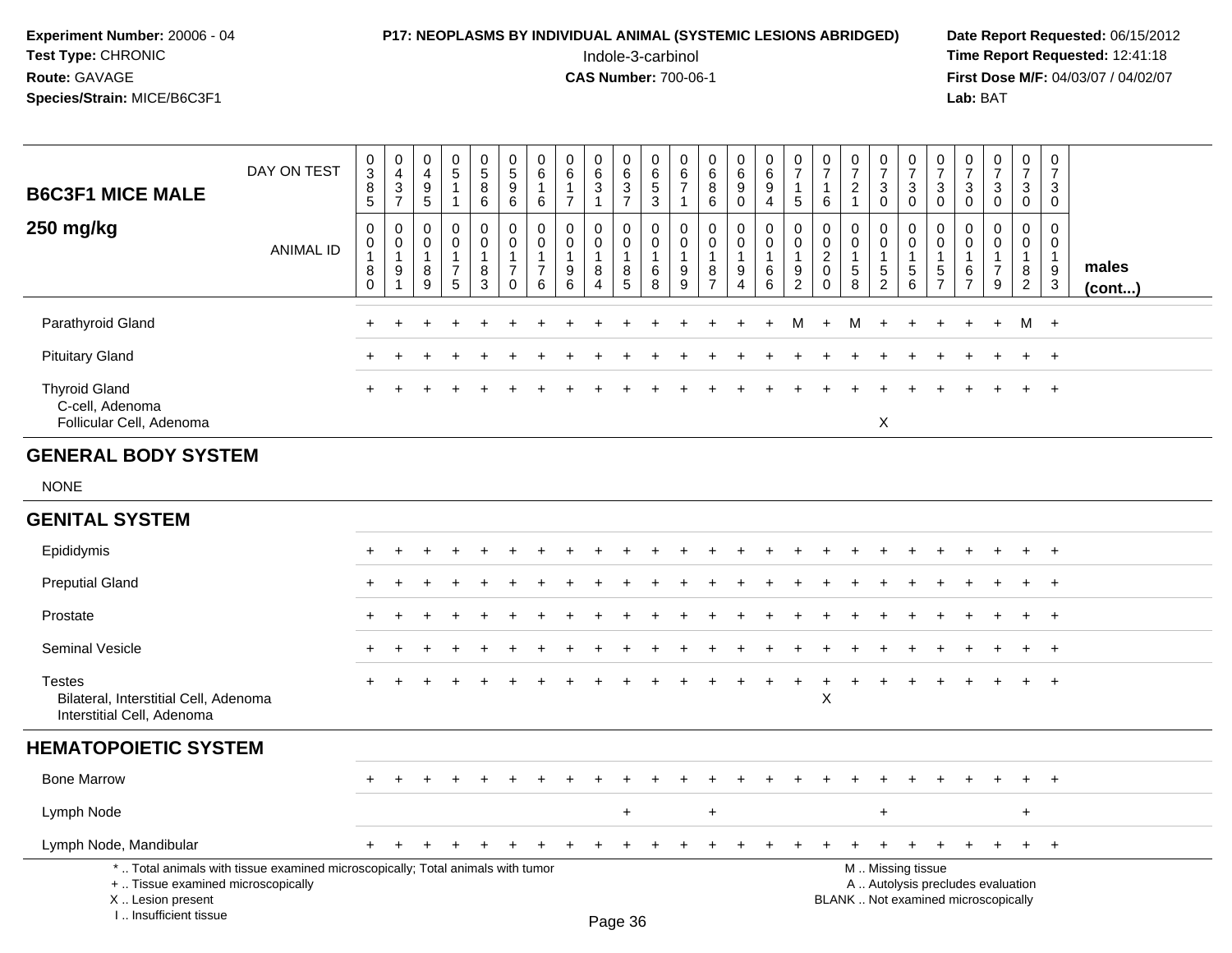**Experiment Number:** 20006 - 04
**Test Type:** CHRONIC
**Route:** GAVAGE
**Species/Strain:** MICE/B6C3F1

**P17: NEOPLASMS BY INDIVIDUAL ANIMAL (SYSTEMIC LESIONS ABRIDGED)**
Indole-3-carbinol
**CAS Number:** 700-06-1

**Date Report Requested:** 06/15/2012
**Time Report Requested:** 12:41:18
**First Dose M/F:** 04/03/07 / 04/02/07
**Lab:** BAT

## B6C3F1 MICE MALE 250 mg/kg

| DAY ON TEST | 0385 | 0437 | 0495 | 0511 | 0586 | 0596 | 0616 | 0617 | 0631 | 0637 | 0653 | 0671 | 0686 | 0690 | 0694 | 0715 | 0716 | 0721 | 0730 | 0730 | 0730 | 0730 | 0730 | 0730 | 0730 | |
|---|---|---|---|---|---|---|---|---|---|---|---|---|---|---|---|---|---|---|---|---|---|---|---|---|---|---|
| **ANIMAL ID** | 00180 | 00191 | 00189 | 00175 | 00183 | 00170 | 00176 | 00196 | 00184 | 00185 | 00168 | 00199 | 00187 | 00194 | 00166 | 00192 | 00200 | 00158 | 00152 | 00156 | 00157 | 00167 | 00179 | 00182 | 00193 | **males (cont...)** |
| Parathyroid Gland | + | + | + | + | + | + | + | + | + | + | + | + | + | + | + | M | + | M | + | + | + | + | + | M | + | |
| Pituitary Gland | + | + | + | + | + | + | + | + | + | + | + | + | + | + | + | + | + | + | + | + | + | + | + | + | + | |
| Thyroid Gland | + | + | + | + | + | + | + | + | + | + | + | + | + | + | + | + | + | + | + | + | + | + | + | + | + | |
| C-cell, Adenoma | | | | | | | | | | | | | | | | | | | | | | | | | | |
| Follicular Cell, Adenoma | | | | | | | | | | | | | | | | | | | X | | | | | | | |
| **GENERAL BODY SYSTEM** | | | | | | | | | | | | | | | | | | | | | | | | | | |
| NONE | | | | | | | | | | | | | | | | | | | | | | | | | | |
| **GENITAL SYSTEM** | | | | | | | | | | | | | | | | | | | | | | | | | | |
| Epididymis | + | + | + | + | + | + | + | + | + | + | + | + | + | + | + | + | + | + | + | + | + | + | + | + | + | |
| Preputial Gland | + | + | + | + | + | + | + | + | + | + | + | + | + | + | + | + | + | + | + | + | + | + | + | + | + | |
| Prostate | + | + | + | + | + | + | + | + | + | + | + | + | + | + | + | + | + | + | + | + | + | + | + | + | + | |
| Seminal Vesicle | + | + | + | + | + | + | + | + | + | + | + | + | + | + | + | + | + | + | + | + | + | + | + | + | + | |
| Testes | + | + | + | + | + | + | + | + | + | + | + | + | + | + | + | + | + | + | + | + | + | + | + | + | + | |
| Bilateral, Interstitial Cell, Adenoma | | | | | | | | | | | | | | | | | X | | | | | | | | | |
| Interstitial Cell, Adenoma | | | | | | | | | | | | | | | | | | | | | | | | | | |
| **HEMATOPOIETIC SYSTEM** | | | | | | | | | | | | | | | | | | | | | | | | | | |
| Bone Marrow | + | + | + | + | + | + | + | + | + | + | + | + | + | + | + | + | + | + | + | + | + | + | + | + | + | |
| Lymph Node | | | | | | | | | | + | | | + | | | | | | + | | | | | + | | |
| Lymph Node, Mandibular | + | + | + | + | + | + | + | + | + | + | + | + | + | + | + | + | + | + | + | + | + | + | + | + | + | |

\* .. Total animals with tissue examined microscopically; Total animals with tumor
\+ .. Tissue examined microscopically
X .. Lesion present
I .. Insufficient tissue

M .. Missing tissue
A .. Autolysis precludes evaluation
BLANK .. Not examined microscopically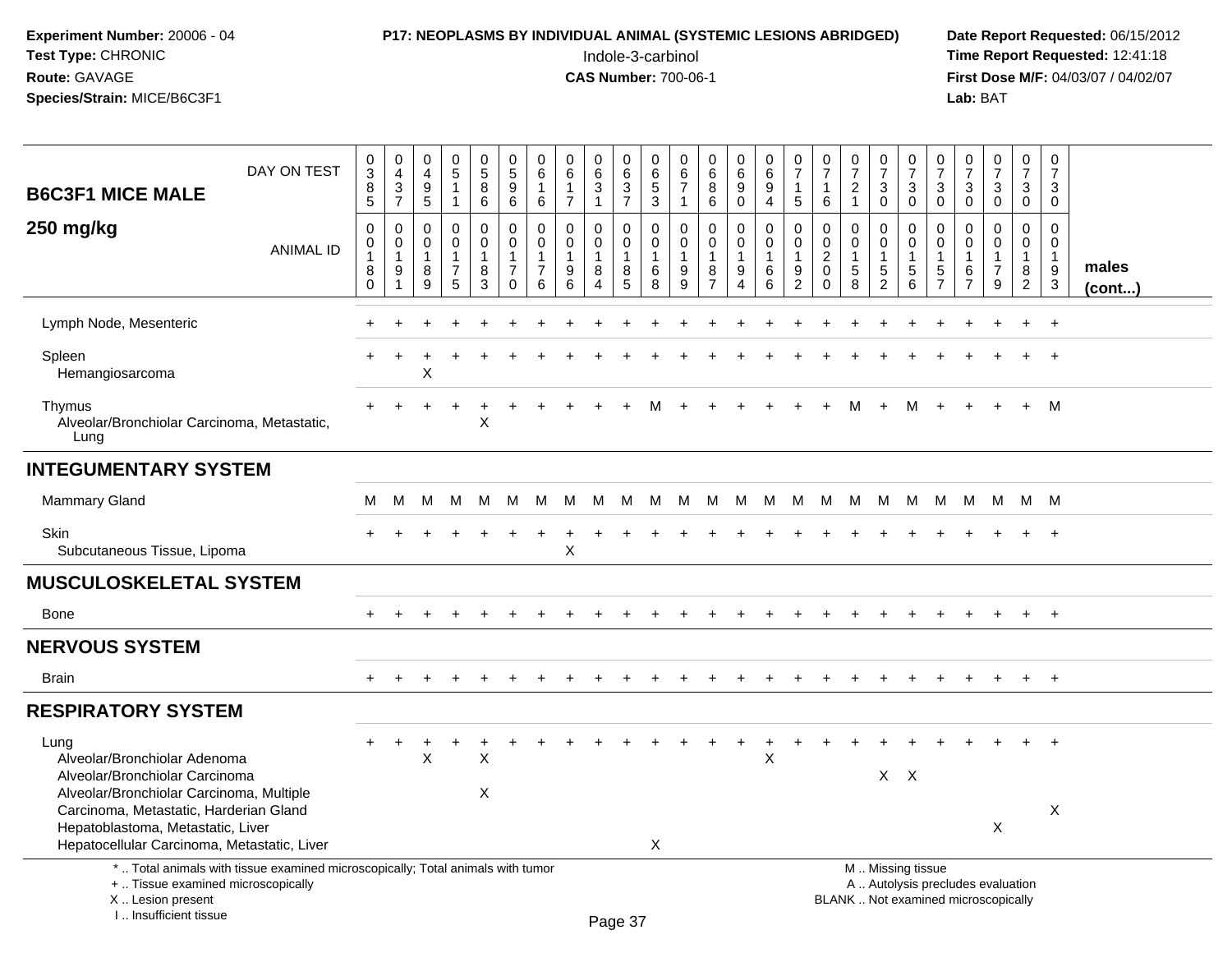**Experiment Number:** 20006 - 04
**Test Type:** CHRONIC
**Route:** GAVAGE
**Species/Strain:** MICE/B6C3F1

**P17: NEOPLASMS BY INDIVIDUAL ANIMAL (SYSTEMIC LESIONS ABRIDGED)**
Indole-3-carbinol
**CAS Number:** 700-06-1

**Date Report Requested:** 06/15/2012
**Time Report Requested:** 12:41:18
**First Dose M/F:** 04/03/07 / 04/02/07
**Lab:** BAT

## B6C3F1 MICE MALE 250 mg/kg

| DAY ON TEST | 0385 | 0437 | 0495 | 0511 | 0586 | 0596 | 0616 | 0617 | 0631 | 0637 | 0653 | 0671 | 0686 | 0690 | 0694 | 0715 | 0716 | 0721 | 0730 | 0730 | 0730 | 0730 | 0730 | 0730 | 0730 | |
|---|---|---|---|---|---|---|---|---|---|---|---|---|---|---|---|---|---|---|---|---|---|---|---|---|---|---|
| **ANIMAL ID** | 00180 | 00191 | 00189 | 00175 | 00183 | 00170 | 00176 | 00196 | 00184 | 00185 | 00168 | 00199 | 00187 | 00194 | 00166 | 00192 | 00200 | 00158 | 00152 | 00156 | 00157 | 00167 | 00179 | 00182 | 00193 | **males (cont...)** |
| Lymph Node, Mesenteric | + | + | + | + | + | + | + | + | + | + | + | + | + | + | + | + | + | + | + | + | + | + | + | + | + | |
| Spleen | + | + | + | + | + | + | + | + | + | + | + | + | + | + | + | + | + | + | + | + | + | + | + | + | + | |
| Hemangiosarcoma | | | X | | | | | | | | | | | | | | | | | | | | | | | |
| Thymus | + | + | + | + | + | + | + | + | + | + | M | + | + | + | + | + | + | M | + | M | + | + | + | + | M | |
| Alveolar/Bronchiolar Carcinoma, Metastatic, Lung | | | | | X | | | | | | | | | | | | | | | | | | | | | |
| **INTEGUMENTARY SYSTEM** | | | | | | | | | | | | | | | | | | | | | | | | | | |
| Mammary Gland | M | M | M | M | M | M | M | M | M | M | M | M | M | M | M | M | M | M | M | M | M | M | M | M | M | |
| Skin | + | + | + | + | + | + | + | + | + | + | + | + | + | + | + | + | + | + | + | + | + | + | + | + | + | |
| Subcutaneous Tissue, Lipoma | | | | | | | | X | | | | | | | | | | | | | | | | | | |
| **MUSCULOSKELETAL SYSTEM** | | | | | | | | | | | | | | | | | | | | | | | | | | |
| Bone | + | + | + | + | + | + | + | + | + | + | + | + | + | + | + | + | + | + | + | + | + | + | + | + | + | |
| **NERVOUS SYSTEM** | | | | | | | | | | | | | | | | | | | | | | | | | | |
| Brain | + | + | + | + | + | + | + | + | + | + | + | + | + | + | + | + | + | + | + | + | + | + | + | + | + | |
| **RESPIRATORY SYSTEM** | | | | | | | | | | | | | | | | | | | | | | | | | | |
| Lung | + | + | + | + | + | + | + | + | + | + | + | + | + | + | + | + | + | + | + | + | + | + | + | + | + | |
| Alveolar/Bronchiolar Adenoma | | | X | | X | | | | | | | | | | X | | | | | | | | | | | |
| Alveolar/Bronchiolar Carcinoma | | | | | | | | | | | | | | | | | | | X | X | | | | | | |
| Alveolar/Bronchiolar Carcinoma, Multiple | | | | | X | | | | | | | | | | | | | | | | | | | | | |
| Carcinoma, Metastatic, Harderian Gland | | | | | | | | | | | | | | | | | | | | | | | | | X | |
| Hepatoblastoma, Metastatic, Liver | | | | | | | | | | | | | | | | | | | | | | | X | | | |
| Hepatocellular Carcinoma, Metastatic, Liver | | | | | | | | | | | X | | | | | | | | | | | | | | | |

\* .. Total animals with tissue examined microscopically; Total animals with tumor
\+ .. Tissue examined microscopically
X .. Lesion present
I .. Insufficient tissue

M .. Missing tissue
A .. Autolysis precludes evaluation
BLANK .. Not examined microscopically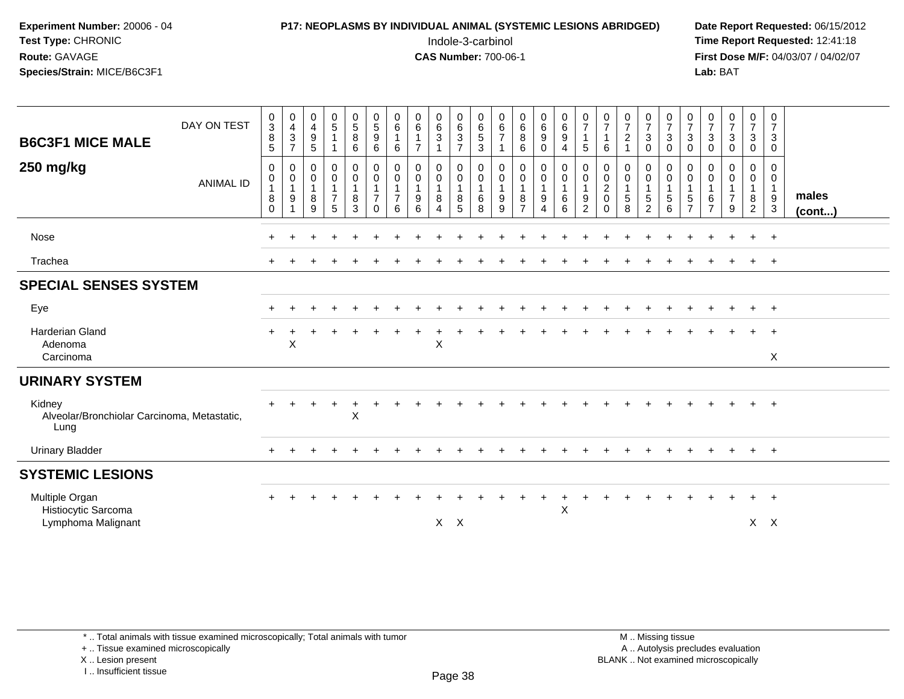**Experiment Number:** 20006 - 04
**Test Type:** CHRONIC
**Route:** GAVAGE
**Species/Strain:** MICE/B6C3F1

**P17: NEOPLASMS BY INDIVIDUAL ANIMAL (SYSTEMIC LESIONS ABRIDGED)**
Indole-3-carbinol
**CAS Number:** 700-06-1

**Date Report Requested:** 06/15/2012
**Time Report Requested:** 12:41:18
**First Dose M/F:** 04/03/07 / 04/02/07
**Lab:** BAT

## B6C3F1 MICE MALE 250 mg/kg

| DAY ON TEST | 0385 | 0437 | 0495 | 0511 | 0586 | 0596 | 0616 | 0617 | 0631 | 0637 | 0653 | 0671 | 0686 | 0690 | 0694 | 0715 | 0716 | 0721 | 0730 | 0730 | 0730 | 0730 | 0730 | 0730 | 0730 | |
|---|---|---|---|---|---|---|---|---|---|---|---|---|---|---|---|---|---|---|---|---|---|---|---|---|---|---|
| ANIMAL ID | 00180 | 00191 | 00189 | 00175 | 00183 | 00170 | 00176 | 00196 | 00184 | 00185 | 00168 | 00199 | 00187 | 00194 | 00166 | 00192 | 00200 | 00158 | 00152 | 00156 | 00157 | 00167 | 00179 | 00182 | 00193 | males (cont...) |
| Nose | + | + | + | + | + | + | + | + | + | + | + | + | + | + | + | + | + | + | + | + | + | + | + | + | + | |
| Trachea | + | + | + | + | + | + | + | + | + | + | + | + | + | + | + | + | + | + | + | + | + | + | + | + | + | |
| **SPECIAL SENSES SYSTEM** | | | | | | | | | | | | | | | | | | | | | | | | | | |
| Eye | + | + | + | + | + | + | + | + | + | + | + | + | + | + | + | + | + | + | + | + | + | + | + | + | + | |
| Harderian Gland | + | + | + | + | + | + | + | + | + | + | + | + | + | + | + | + | + | + | + | + | + | + | + | + | + | |
| Adenoma | | X | | | | | | | X | | | | | | | | | | | | | | | | | |
| Carcinoma | | | | | | | | | | | | | | | | | | | | | | | | | X | |
| **URINARY SYSTEM** | | | | | | | | | | | | | | | | | | | | | | | | | | |
| Kidney | + | + | + | + | + | + | + | + | + | + | + | + | + | + | + | + | + | + | + | + | + | + | + | + | + | |
| Alveolar/Bronchiolar Carcinoma, Metastatic, Lung | | | | | X | | | | | | | | | | | | | | | | | | | | | |
| Urinary Bladder | + | + | + | + | + | + | + | + | + | + | + | + | + | + | + | + | + | + | + | + | + | + | + | + | + | |
| **SYSTEMIC LESIONS** | | | | | | | | | | | | | | | | | | | | | | | | | | |
| Multiple Organ | + | + | + | + | + | + | + | + | + | + | + | + | + | + | + | + | + | + | + | + | + | + | + | + | + | |
| Histiocytic Sarcoma | | | | | | | | | | | | | | | X | | | | | | | | | | | |
| Lymphoma Malignant | | | | | | | | | X | X | | | | | | | | | | | | | | X | X | |

\* .. Total animals with tissue examined microscopically; Total animals with tumor
\+ .. Tissue examined microscopically
X .. Lesion present
I .. Insufficient tissue

M .. Missing tissue
A .. Autolysis precludes evaluation
BLANK .. Not examined microscopically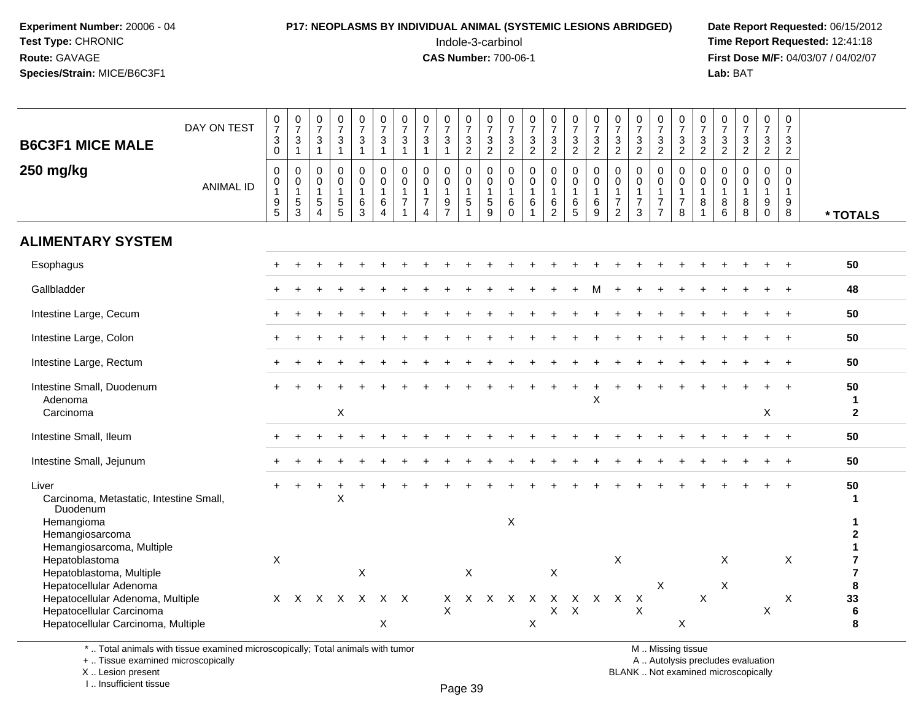**Experiment Number:** 20006 - 04
**Test Type:** CHRONIC
**Route:** GAVAGE
**Species/Strain:** MICE/B6C3F1

**P17: NEOPLASMS BY INDIVIDUAL ANIMAL (SYSTEMIC LESIONS ABRIDGED)**
Indole-3-carbinol
**CAS Number:** 700-06-1

**Date Report Requested:** 06/15/2012
**Time Report Requested:** 12:41:18
**First Dose M/F:** 04/03/07 / 04/02/07
**Lab:** BAT

| **B6C3F1 MICE MALE** DAY ON TEST | 0730 | 0731 | 0731 | 0731 | 0731 | 0731 | 0731 | 0731 | 0731 | 0732 | 0732 | 0732 | 0732 | 0732 | 0732 | 0732 | 0732 | 0732 | 0732 | 0732 | 0732 | 0732 | 0732 | 0732 | 0732 | |
|---|---|---|---|---|---|---|---|---|---|---|---|---|---|---|---|---|---|---|---|---|---|---|---|---|---|---|
| **250 mg/kg** ANIMAL ID | 0195 | 0153 | 0154 | 0155 | 0163 | 0164 | 0171 | 0174 | 0197 | 0151 | 0159 | 0160 | 0161 | 0162 | 0165 | 0169 | 0172 | 0173 | 0177 | 0178 | 0181 | 0186 | 0188 | 0190 | 0198 | *** TOTALS** |
| **ALIMENTARY SYSTEM** | | | | | | | | | | | | | | | | | | | | | | | | | | |
| Esophagus | + | + | + | + | + | + | + | + | + | + | + | + | + | + | + | + | + | + | + | + | + | + | + | + | + | **50** |
| Gallbladder | + | + | + | + | + | + | + | + | + | + | + | + | + | + | + | M | + | + | + | + | + | + | + | + | + | **48** |
| Intestine Large, Cecum | + | + | + | + | + | + | + | + | + | + | + | + | + | + | + | + | + | + | + | + | + | + | + | + | + | **50** |
| Intestine Large, Colon | + | + | + | + | + | + | + | + | + | + | + | + | + | + | + | + | + | + | + | + | + | + | + | + | + | **50** |
| Intestine Large, Rectum | + | + | + | + | + | + | + | + | + | + | + | + | + | + | + | + | + | + | + | + | + | + | + | + | + | **50** |
| Intestine Small, Duodenum | + | + | + | + | + | + | + | + | + | + | + | + | + | + | + | + | + | + | + | + | + | + | + | + | + | **50** |
| Adenoma | | | | | | | | | | | | | | | | X | | | | | | | | | | **1** |
| Carcinoma | | | | X | | | | | | | | | | | | | | | | | | | | X | | **2** |
| Intestine Small, Ileum | + | + | + | + | + | + | + | + | + | + | + | + | + | + | + | + | + | + | + | + | + | + | + | + | + | **50** |
| Intestine Small, Jejunum | + | + | + | + | + | + | + | + | + | + | + | + | + | + | + | + | + | + | + | + | + | + | + | + | + | **50** |
| Liver | + | + | + | + | + | + | + | + | + | + | + | + | + | + | + | + | + | + | + | + | + | + | + | + | + | **50** |
| Carcinoma, Metastatic, Intestine Small, Duodenum | | | | X | | | | | | | | | | | | | | | | | | | | | | **1** |
| Hemangioma | | | | | | | | | | | | X | | | | | | | | | | | | | | **1** |
| Hemangiosarcoma | | | | | | | | | | | | | | | | | | | | | | | | | | **2** |
| Hemangiosarcoma, Multiple | | | | | | | | | | | | | | | | | | | | | | | | | | **1** |
| Hepatoblastoma | X | | | | | | | | | | | | | | | | X | | | | | X | | | X | **7** |
| Hepatoblastoma, Multiple | | | | | X | | | | | X | | | | X | | | | | | | | | | | | **7** |
| Hepatocellular Adenoma | | | | | | | | | | | | | | | | | | | X | | | X | | | | **8** |
| Hepatocellular Adenoma, Multiple | X | X | X | X | X | X | X | | X | X | X | X | X | X | X | X | X | X | | | X | | | | X | **33** |
| Hepatocellular Carcinoma | | | | | | | | | X | | | | | X | X | | | X | | | | | | X | | **6** |
| Hepatocellular Carcinoma, Multiple | | | | | | X | | | | | | | X | | | | | | | X | | | | | | **8** |

* .. Total animals with tissue examined microscopically; Total animals with tumor
+ .. Tissue examined microscopically
X .. Lesion present
I .. Insufficient tissue

M .. Missing tissue
A .. Autolysis precludes evaluation
BLANK .. Not examined microscopically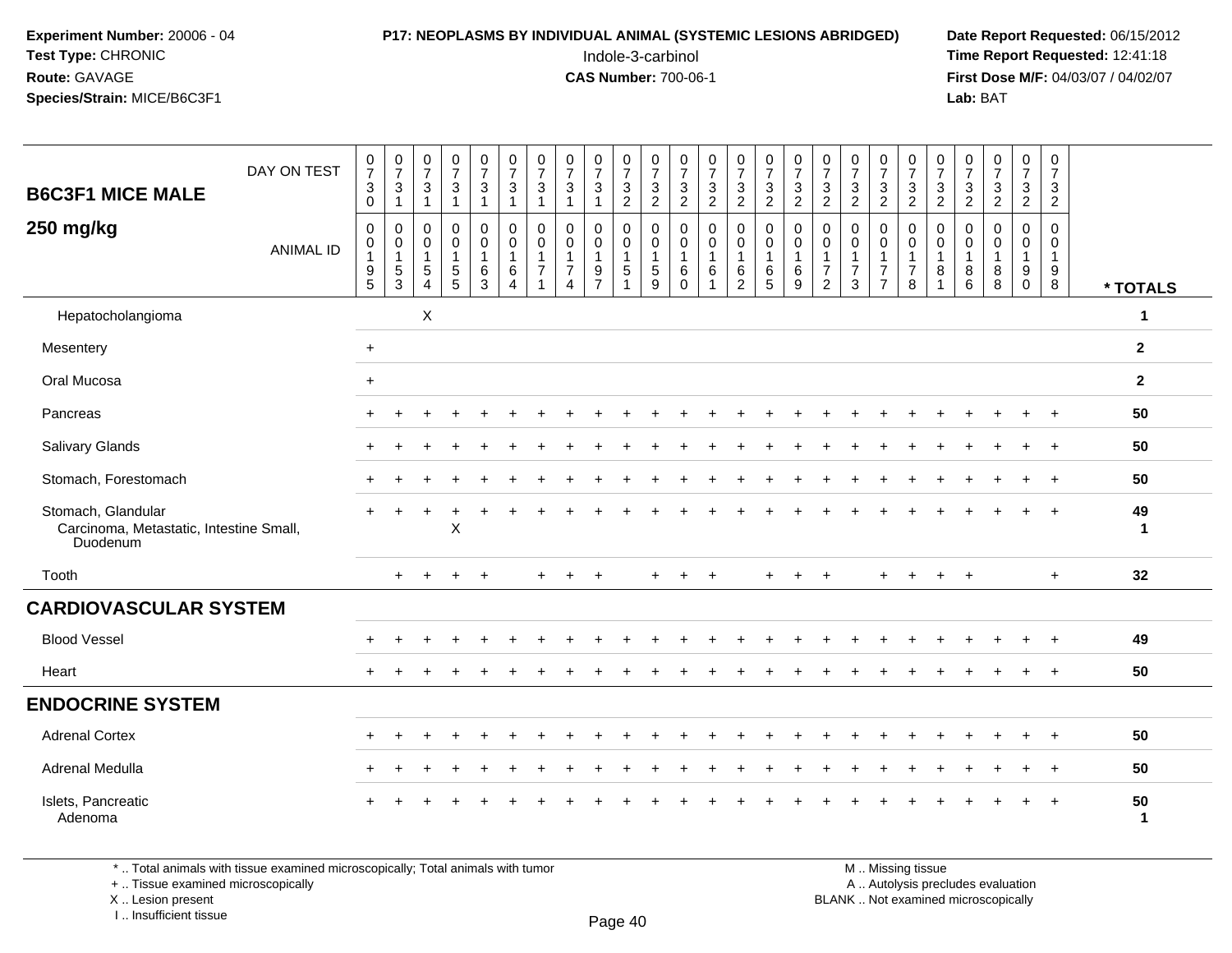**Experiment Number:** 20006 - 04
**Test Type:** CHRONIC
**Route:** GAVAGE
**Species/Strain:** MICE/B6C3F1

**P17: NEOPLASMS BY INDIVIDUAL ANIMAL (SYSTEMIC LESIONS ABRIDGED)**
Indole-3-carbinol
**CAS Number:** 700-06-1

**Date Report Requested:** 06/15/2012
**Time Report Requested:** 12:41:18
**First Dose M/F:** 04/03/07 / 04/02/07
**Lab:** BAT

## B6C3F1 MICE MALE 250 mg/kg

| DAY ON TEST | 0730 | 0731 | 0731 | 0731 | 0731 | 0731 | 0731 | 0731 | 0731 | 0732 | 0732 | 0732 | 0732 | 0732 | 0732 | 0732 | 0732 | 0732 | 0732 | 0732 | 0732 | 0732 | 0732 | 0732 | 0732 | |
|---|---|---|---|---|---|---|---|---|---|---|---|---|---|---|---|---|---|---|---|---|---|---|---|---|---|---|
| **ANIMAL ID** | 00195 | 00153 | 00154 | 00155 | 00163 | 00164 | 00171 | 00174 | 00197 | 00151 | 00159 | 00160 | 00161 | 00162 | 00165 | 00169 | 00172 | 00173 | 00177 | 00178 | 00181 | 00186 | 00188 | 00190 | 00198 | *** TOTALS** |
| Hepatocholangioma | | | X | | | | | | | | | | | | | | | | | | | | | | | 1 |
| Mesentery | + | | | | | | | | | | | | | | | | | | | | | | | | | 2 |
| Oral Mucosa | + | | | | | | | | | | | | | | | | | | | | | | | | | 2 |
| Pancreas | + | + | + | + | + | + | + | + | + | + | + | + | + | + | + | + | + | + | + | + | + | + | + | + | + | 50 |
| Salivary Glands | + | + | + | + | + | + | + | + | + | + | + | + | + | + | + | + | + | + | + | + | + | + | + | + | + | 50 |
| Stomach, Forestomach | + | + | + | + | + | + | + | + | + | + | + | + | + | + | + | + | + | + | + | + | + | + | + | + | + | 50 |
| Stomach, Glandular | + | + | + | + | + | + | + | + | + | + | + | + | + | + | + | + | + | + | + | + | + | + | + | + | + | 49 |
| Carcinoma, Metastatic, Intestine Small, Duodenum | | | | X | | | | | | | | | | | | | | | | | | | | | | 1 |
| Tooth | | + | + | + | + | | + | + | + | | + | + | + | | + | + | + | | + | + | + | + | | | + | 32 |
| **CARDIOVASCULAR SYSTEM** | | | | | | | | | | | | | | | | | | | | | | | | | | |
| Blood Vessel | + | + | + | + | + | + | + | + | + | + | + | + | + | + | + | + | + | + | + | + | + | + | + | + | + | 49 |
| Heart | + | + | + | + | + | + | + | + | + | + | + | + | + | + | + | + | + | + | + | + | + | + | + | + | + | 50 |
| **ENDOCRINE SYSTEM** | | | | | | | | | | | | | | | | | | | | | | | | | | |
| Adrenal Cortex | + | + | + | + | + | + | + | + | + | + | + | + | + | + | + | + | + | + | + | + | + | + | + | + | + | 50 |
| Adrenal Medulla | + | + | + | + | + | + | + | + | + | + | + | + | + | + | + | + | + | + | + | + | + | + | + | + | + | 50 |
| Islets, Pancreatic | + | + | + | + | + | + | + | + | + | + | + | + | + | + | + | + | + | + | + | + | + | + | + | + | + | 50 |
| Adenoma | | | | | | | | | | | | | | | | | | | | | | | | | | 1 |

\* .. Total animals with tissue examined microscopically; Total animals with tumor
\+ .. Tissue examined microscopically
X .. Lesion present
I .. Insufficient tissue

M .. Missing tissue
A .. Autolysis precludes evaluation
BLANK .. Not examined microscopically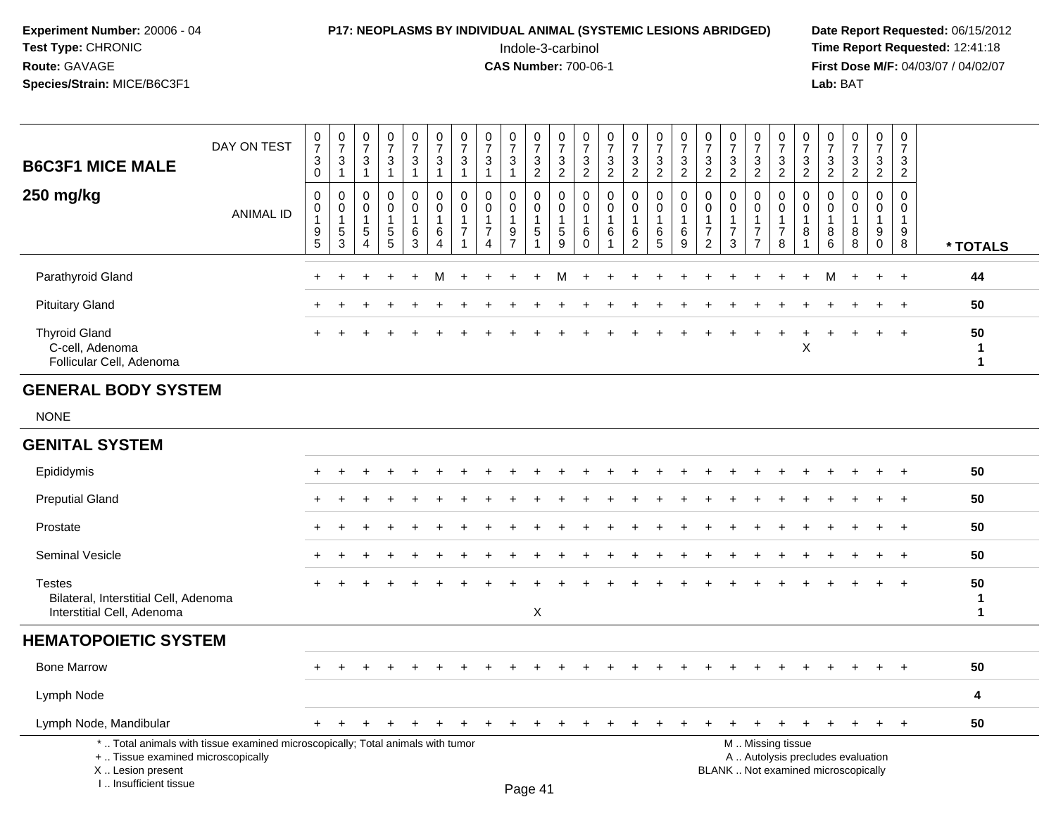**Experiment Number:** 20006 - 04
**Test Type:** CHRONIC
**Route:** GAVAGE
**Species/Strain:** MICE/B6C3F1

**P17: NEOPLASMS BY INDIVIDUAL ANIMAL (SYSTEMIC LESIONS ABRIDGED)**
Indole-3-carbinol
**CAS Number:** 700-06-1

**Date Report Requested:** 06/15/2012
**Time Report Requested:** 12:41:18
**First Dose M/F:** 04/03/07 / 04/02/07
**Lab:** BAT

## B6C3F1 MICE MALE 250 mg/kg

| DAY ON TEST | 0730 | 0731 | 0731 | 0731 | 0731 | 0731 | 0731 | 0731 | 0731 | 0732 | 0732 | 0732 | 0732 | 0732 | 0732 | 0732 | 0732 | 0732 | 0732 | 0732 | 0732 | 0732 | 0732 | 0732 | 0732 | |
|---|---|---|---|---|---|---|---|---|---|---|---|---|---|---|---|---|---|---|---|---|---|---|---|---|---|---|
| **ANIMAL ID** | 0195 | 0153 | 0154 | 0155 | 0163 | 0164 | 0171 | 0174 | 0197 | 0151 | 0159 | 0160 | 0161 | 0162 | 0165 | 0169 | 0172 | 0173 | 0177 | 0178 | 0181 | 0186 | 0188 | 0190 | 0198 | *** TOTALS** |
| Parathyroid Gland | + | + | + | + | + | M | + | + | + | + | M | + | + | + | + | + | + | + | + | + | + | M | + | + | + | **44** |
| Pituitary Gland | + | + | + | + | + | + | + | + | + | + | + | + | + | + | + | + | + | + | + | + | + | + | + | + | + | **50** |
| Thyroid Gland | + | + | + | + | + | + | + | + | + | + | + | + | + | + | + | + | + | + | + | + | + | + | + | + | + | **50** |
| C-cell, Adenoma | | | | | | | | | | | | | | | | | | | | | X | | | | | **1** |
| Follicular Cell, Adenoma | | | | | | | | | | | | | | | | | | | | | | | | | | **1** |
| **GENERAL BODY SYSTEM** | | | | | | | | | | | | | | | | | | | | | | | | | | |
| NONE | | | | | | | | | | | | | | | | | | | | | | | | | | |
| **GENITAL SYSTEM** | | | | | | | | | | | | | | | | | | | | | | | | | | |
| Epididymis | + | + | + | + | + | + | + | + | + | + | + | + | + | + | + | + | + | + | + | + | + | + | + | + | + | **50** |
| Preputial Gland | + | + | + | + | + | + | + | + | + | + | + | + | + | + | + | + | + | + | + | + | + | + | + | + | + | **50** |
| Prostate | + | + | + | + | + | + | + | + | + | + | + | + | + | + | + | + | + | + | + | + | + | + | + | + | + | **50** |
| Seminal Vesicle | + | + | + | + | + | + | + | + | + | + | + | + | + | + | + | + | + | + | + | + | + | + | + | + | + | **50** |
| Testes | + | + | + | + | + | + | + | + | + | + | + | + | + | + | + | + | + | + | + | + | + | + | + | + | + | **50** |
| Bilateral, Interstitial Cell, Adenoma | | | | | | | | | | | | | | | | | | | | | | | | | | **1** |
| Interstitial Cell, Adenoma | | | | | | | | | | X | | | | | | | | | | | | | | | | **1** |
| **HEMATOPOIETIC SYSTEM** | | | | | | | | | | | | | | | | | | | | | | | | | | |
| Bone Marrow | + | + | + | + | + | + | + | + | + | + | + | + | + | + | + | + | + | + | + | + | + | + | + | + | + | **50** |
| Lymph Node | | | | | | | | | | | | | | | | | | | | | | | | | | **4** |
| Lymph Node, Mandibular | + | + | + | + | + | + | + | + | + | + | + | + | + | + | + | + | + | + | + | + | + | + | + | + | + | **50** |

\* .. Total animals with tissue examined microscopically; Total animals with tumor
\+ .. Tissue examined microscopically
X .. Lesion present
I .. Insufficient tissue

M .. Missing tissue
A .. Autolysis precludes evaluation
BLANK .. Not examined microscopically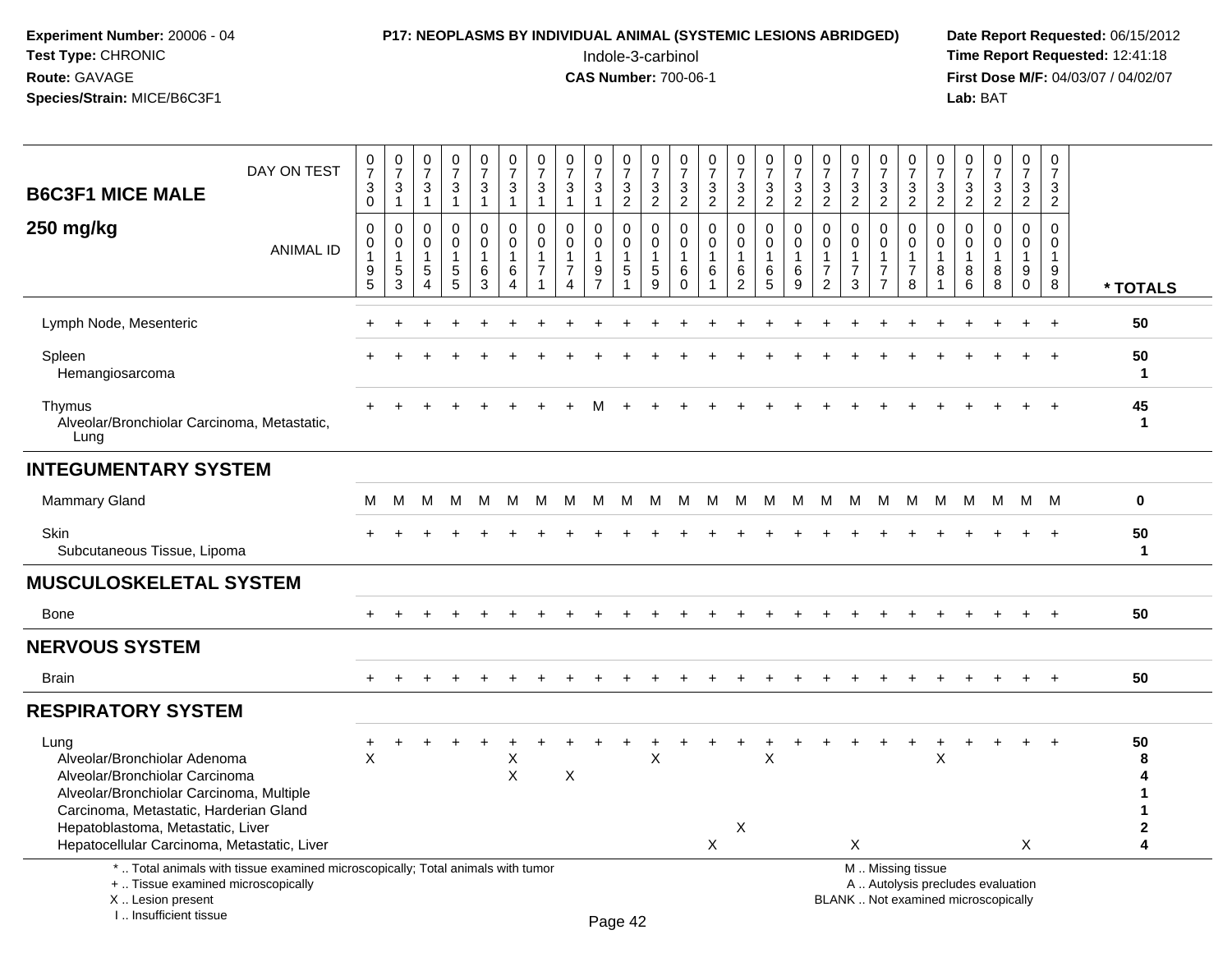**Experiment Number:** 20006 - 04
**Test Type:** CHRONIC
**Route:** GAVAGE
**Species/Strain:** MICE/B6C3F1

**P17: NEOPLASMS BY INDIVIDUAL ANIMAL (SYSTEMIC LESIONS ABRIDGED)**
Indole-3-carbinol
**CAS Number:** 700-06-1

**Date Report Requested:** 06/15/2012
**Time Report Requested:** 12:41:18
**First Dose M/F:** 04/03/07 / 04/02/07
**Lab:** BAT

**B6C3F1 MICE MALE**
**250 mg/kg**

| DAY ON TEST | 0730 | 0731 | 0731 | 0731 | 0731 | 0731 | 0731 | 0731 | 0731 | 0732 | 0732 | 0732 | 0732 | 0732 | 0732 | 0732 | 0732 | 0732 | 0732 | 0732 | 0732 | 0732 | 0732 | 0732 | 0732 | |
|---|---|---|---|---|---|---|---|---|---|---|---|---|---|---|---|---|---|---|---|---|---|---|---|---|---|---|
| **ANIMAL ID** | 0195 | 0153 | 0154 | 0155 | 0163 | 0164 | 0171 | 0174 | 0197 | 0151 | 0159 | 0160 | 0161 | 0162 | 0165 | 0169 | 0172 | 0173 | 0177 | 0178 | 0181 | 0186 | 0188 | 0190 | 0198 | **\* TOTALS** |
| Lymph Node, Mesenteric | + | + | + | + | + | + | + | + | + | + | + | + | + | + | + | + | + | + | + | + | + | + | + | + | + | 50 |
| Spleen | + | + | + | + | + | + | + | + | + | + | + | + | + | + | + | + | + | + | + | + | + | + | + | + | + | 50 |
| Hemangiosarcoma | | | | | | | | | | | | | | | | | | | | | | | | | | 1 |
| Thymus | + | + | + | + | + | + | + | + | M | + | + | + | + | + | + | + | + | + | + | + | + | + | + | + | + | 45 |
| Alveolar/Bronchiolar Carcinoma, Metastatic, Lung | | | | | | | | | | | | | | | | | | | | | | | | | | 1 |
| **INTEGUMENTARY SYSTEM** | | | | | | | | | | | | | | | | | | | | | | | | | | |
| Mammary Gland | M | M | M | M | M | M | M | M | M | M | M | M | M | M | M | M | M | M | M | M | M | M | M | M | M | 0 |
| Skin | + | + | + | + | + | + | + | + | + | + | + | + | + | + | + | + | + | + | + | + | + | + | + | + | + | 50 |
| Subcutaneous Tissue, Lipoma | | | | | | | | | | | | | | | | | | | | | | | | | | 1 |
| **MUSCULOSKELETAL SYSTEM** | | | | | | | | | | | | | | | | | | | | | | | | | | |
| Bone | + | + | + | + | + | + | + | + | + | + | + | + | + | + | + | + | + | + | + | + | + | + | + | + | + | 50 |
| **NERVOUS SYSTEM** | | | | | | | | | | | | | | | | | | | | | | | | | | |
| Brain | + | + | + | + | + | + | + | + | + | + | + | + | + | + | + | + | + | + | + | + | + | + | + | + | + | 50 |
| **RESPIRATORY SYSTEM** | | | | | | | | | | | | | | | | | | | | | | | | | | |
| Lung | + | + | + | + | + | + | + | + | + | + | + | + | + | + | + | + | + | + | + | + | + | + | + | + | + | 50 |
| Alveolar/Bronchiolar Adenoma | X | | | | | X | | | | | X | | | | X | | | | | | X | | | | | 8 |
| Alveolar/Bronchiolar Carcinoma | | | | | | X | | X | | | | | | | | | | | | | | | | | | 4 |
| Alveolar/Bronchiolar Carcinoma, Multiple | | | | | | | | | | | | | | | | | | | | | | | | | | 1 |
| Carcinoma, Metastatic, Harderian Gland | | | | | | | | | | | | | | | | | | | | | | | | | | 1 |
| Hepatoblastoma, Metastatic, Liver | | | | | | | | | | | | | | X | | | | | | | | | | | | 2 |
| Hepatocellular Carcinoma, Metastatic, Liver | | | | | | | | | | | | | X | | | | | X | | | | | | X | | 4 |

\* .. Total animals with tissue examined microscopically; Total animals with tumor
\+ .. Tissue examined microscopically
X .. Lesion present
I .. Insufficient tissue

M .. Missing tissue
A .. Autolysis precludes evaluation
BLANK .. Not examined microscopically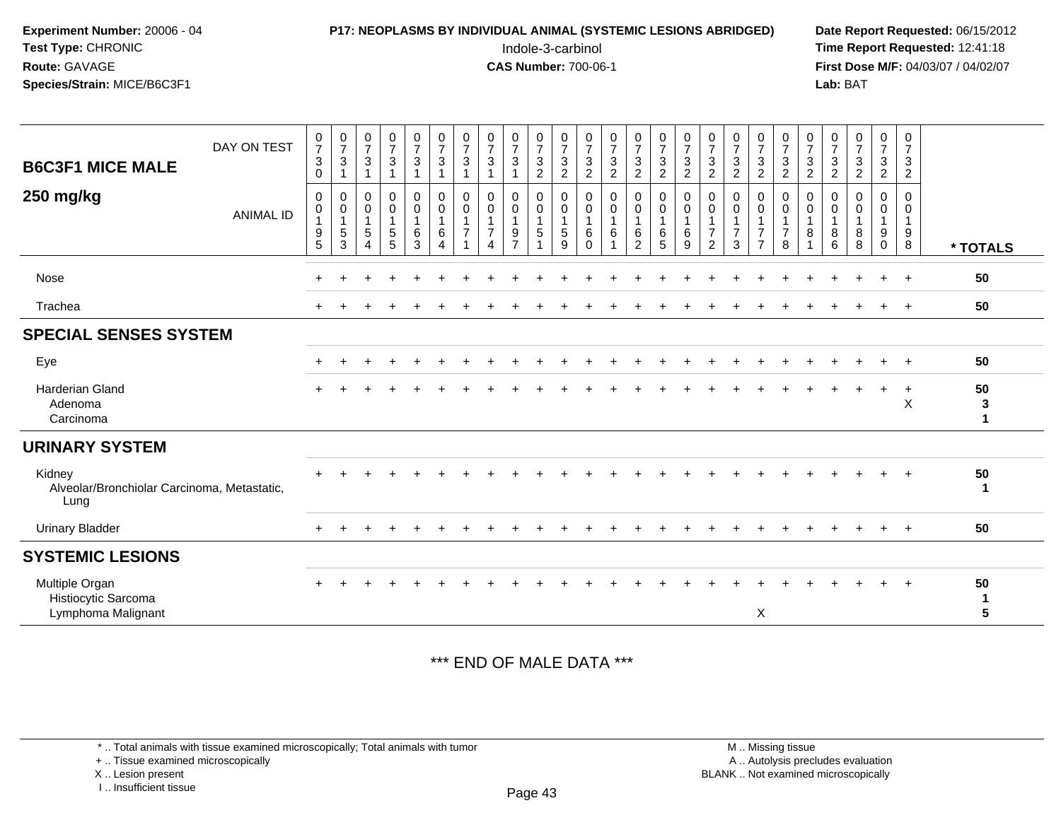**Experiment Number:** 20006 - 04
**Test Type:** CHRONIC
**Route:** GAVAGE
**Species/Strain:** MICE/B6C3F1

**P17: NEOPLASMS BY INDIVIDUAL ANIMAL (SYSTEMIC LESIONS ABRIDGED)**
Indole-3-carbinol
**CAS Number:** 700-06-1

**Date Report Requested:** 06/15/2012
**Time Report Requested:** 12:41:18
**First Dose M/F:** 04/03/07 / 04/02/07
**Lab:** BAT

## B6C3F1 MICE MALE 250 mg/kg

| DAY ON TEST | 0730 | 0731 | 0731 | 0731 | 0731 | 0731 | 0731 | 0731 | 0731 | 0732 | 0732 | 0732 | 0732 | 0732 | 0732 | 0732 | 0732 | 0732 | 0732 | 0732 | 0732 | 0732 | 0732 | 0732 | 0732 | |
|---|---|---|---|---|---|---|---|---|---|---|---|---|---|---|---|---|---|---|---|---|---|---|---|---|---|---|
| **ANIMAL ID** | 00195 | 00153 | 00154 | 00155 | 00163 | 00164 | 00171 | 00174 | 00197 | 00151 | 00159 | 00160 | 00161 | 00162 | 00165 | 00169 | 00172 | 00173 | 00177 | 00178 | 00181 | 00186 | 00188 | 00190 | 00198 | *** TOTALS** |
| Nose | + | + | + | + | + | + | + | + | + | + | + | + | + | + | + | + | + | + | + | + | + | + | + | + | + | 50 |
| Trachea | + | + | + | + | + | + | + | + | + | + | + | + | + | + | + | + | + | + | + | + | + | + | + | + | + | 50 |
| **SPECIAL SENSES SYSTEM** | | | | | | | | | | | | | | | | | | | | | | | | | | |
| Eye | + | + | + | + | + | + | + | + | + | + | + | + | + | + | + | + | + | + | + | + | + | + | + | + | + | 50 |
| Harderian Gland | + | + | + | + | + | + | + | + | + | + | + | + | + | + | + | + | + | + | + | + | + | + | + | + | + | 50 |
| Adenoma | | | | | | | | | | | | | | | | | | | | | | | | | X | 3 |
| Carcinoma | | | | | | | | | | | | | | | | | | | | | | | | | | 1 |
| **URINARY SYSTEM** | | | | | | | | | | | | | | | | | | | | | | | | | | |
| Kidney | + | + | + | + | + | + | + | + | + | + | + | + | + | + | + | + | + | + | + | + | + | + | + | + | + | 50 |
| Alveolar/Bronchiolar Carcinoma, Metastatic, Lung | | | | | | | | | | | | | | | | | | | | | | | | | | 1 |
| Urinary Bladder | + | + | + | + | + | + | + | + | + | + | + | + | + | + | + | + | + | + | + | + | + | + | + | + | + | 50 |
| **SYSTEMIC LESIONS** | | | | | | | | | | | | | | | | | | | | | | | | | | |
| Multiple Organ | + | + | + | + | + | + | + | + | + | + | + | + | + | + | + | + | + | + | + | + | + | + | + | + | + | 50 |
| Histiocytic Sarcoma | | | | | | | | | | | | | | | | | | | | | | | | | | 1 |
| Lymphoma Malignant | | | | | | | | | | | | | | | | | | | X | | | | | | | 5 |

*** END OF MALE DATA ***

* .. Total animals with tissue examined microscopically; Total animals with tumor
+ .. Tissue examined microscopically
X .. Lesion present
I .. Insufficient tissue

M .. Missing tissue
A .. Autolysis precludes evaluation
BLANK .. Not examined microscopically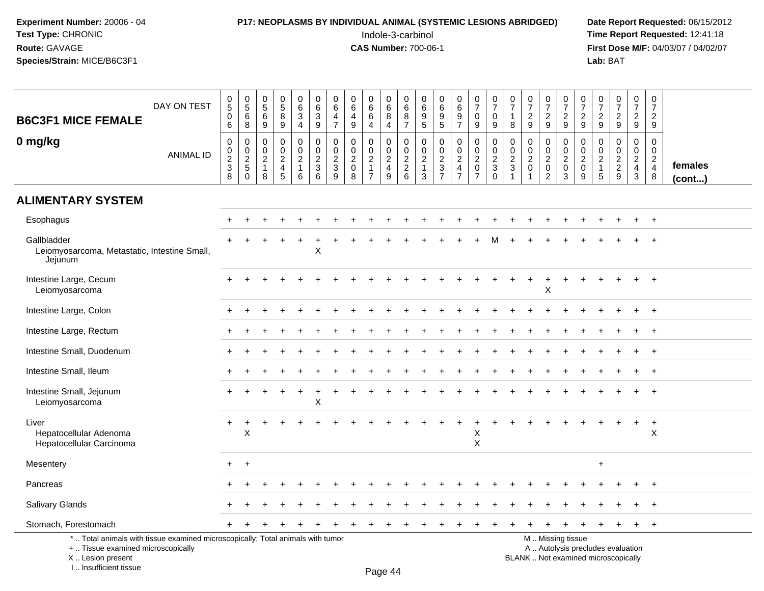# P17: NEOPLASMS BY INDIVIDUAL ANIMAL (SYSTEMIC LESIONS ABRIDGED)

Indole-3-carbinol
**CAS Number:** 700-06-1

**Experiment Number:** 20006 - 04
**Test Type:** CHRONIC
**Route:** GAVAGE
**Species/Strain:** MICE/B6C3F1

**Date Report Requested:** 06/15/2012
**Time Report Requested:** 12:41:18
**First Dose M/F:** 04/03/07 / 04/02/07
**Lab:** BAT

## B6C3F1 MICE FEMALE — 0 mg/kg (females cont...)

| DAY ON TEST | 0506 | 0568 | 0569 | 0589 | 0634 | 0639 | 0647 | 0649 | 0664 | 0684 | 0687 | 0695 | 0695 | 0697 | 0709 | 0709 | 0718 | 0729 | 0729 | 0729 | 0729 | 0729 | 0729 | 0729 | 0729 |
|---|---|---|---|---|---|---|---|---|---|---|---|---|---|---|---|---|---|---|---|---|---|---|---|---|---|
| **ANIMAL ID** | 00238 | 00250 | 00218 | 00245 | 00216 | 00236 | 00239 | 00208 | 00217 | 00249 | 00226 | 00213 | 00237 | 00247 | 00207 | 00230 | 00231 | 00201 | 00202 | 00203 | 00209 | 00215 | 00229 | 00243 | 00248 |
| **ALIMENTARY SYSTEM** | | | | | | | | | | | | | | | | | | | | | | | | | |
| Esophagus | + | + | + | + | + | + | + | + | + | + | + | + | + | + | + | + | + | + | + | + | + | + | + | + | + |
| Gallbladder | + | + | + | + | + | + | + | + | + | + | + | + | + | + | + | M | + | + | + | + | + | + | + | + | + |
| Leiomyosarcoma, Metastatic, Intestine Small, Jejunum | | | | | | X | | | | | | | | | | | | | | | | | | | |
| Intestine Large, Cecum | + | + | + | + | + | + | + | + | + | + | + | + | + | + | + | + | + | + | + | + | + | + | + | + | + |
| Leiomyosarcoma | | | | | | | | | | | | | | | | | | | X | | | | | | |
| Intestine Large, Colon | + | + | + | + | + | + | + | + | + | + | + | + | + | + | + | + | + | + | + | + | + | + | + | + | + |
| Intestine Large, Rectum | + | + | + | + | + | + | + | + | + | + | + | + | + | + | + | + | + | + | + | + | + | + | + | + | + |
| Intestine Small, Duodenum | + | + | + | + | + | + | + | + | + | + | + | + | + | + | + | + | + | + | + | + | + | + | + | + | + |
| Intestine Small, Ileum | + | + | + | + | + | + | + | + | + | + | + | + | + | + | + | + | + | + | + | + | + | + | + | + | + |
| Intestine Small, Jejunum | + | + | + | + | + | + | + | + | + | + | + | + | + | + | + | + | + | + | + | + | + | + | + | + | + |
| Leiomyosarcoma | | | | | | X | | | | | | | | | | | | | | | | | | | |
| Liver | + | + | + | + | + | + | + | + | + | + | + | + | + | + | + | + | + | + | + | + | + | + | + | + | + |
| Hepatocellular Adenoma | | X | | | | | | | | | | | | | X | | | | | | | | | | X |
| Hepatocellular Carcinoma | | | | | | | | | | | | | | | X | | | | | | | | | | |
| Mesentery | + | + | | | | | | | | | | | | | | | | | | | | + | | | |
| Pancreas | + | + | + | + | + | + | + | + | + | + | + | + | + | + | + | + | + | + | + | + | + | + | + | + | + |
| Salivary Glands | + | + | + | + | + | + | + | + | + | + | + | + | + | + | + | + | + | + | + | + | + | + | + | + | + |
| Stomach, Forestomach | + | + | + | + | + | + | + | + | + | + | + | + | + | + | + | + | + | + | + | + | + | + | + | + | + |

\* .. Total animals with tissue examined microscopically; Total animals with tumor
\+ .. Tissue examined microscopically
X .. Lesion present
I .. Insufficient tissue

M .. Missing tissue
A .. Autolysis precludes evaluation
BLANK .. Not examined microscopically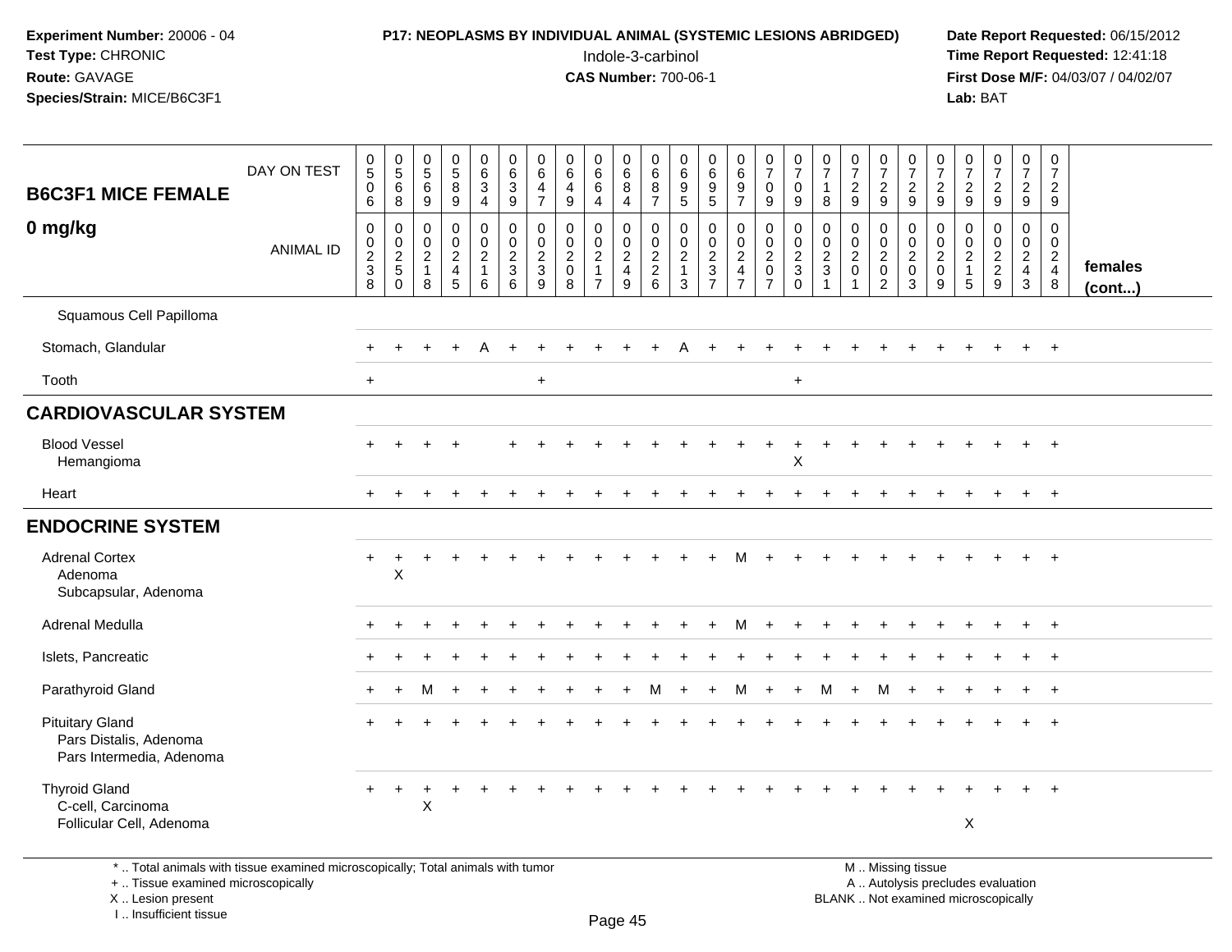**Experiment Number:** 20006 - 04
**Test Type:** CHRONIC
**Route:** GAVAGE
**Species/Strain:** MICE/B6C3F1

**P17: NEOPLASMS BY INDIVIDUAL ANIMAL (SYSTEMIC LESIONS ABRIDGED)**
Indole-3-carbinol
**CAS Number:** 700-06-1

**Date Report Requested:** 06/15/2012
**Time Report Requested:** 12:41:18
**First Dose M/F:** 04/03/07 / 04/02/07
**Lab:** BAT

| B6C3F1 MICE FEMALE 0 mg/kg | | | | | | | | | | | | | | | | | | | | | | | | | | | |
|---|---|---|---|---|---|---|---|---|---|---|---|---|---|---|---|---|---|---|---|---|---|---|---|---|---|---|
| DAY ON TEST | 0506 | 0568 | 0569 | 0589 | 0634 | 0639 | 0647 | 0649 | 0664 | 0684 | 0687 | 0695 | 0695 | 0697 | 0709 | 0709 | 0718 | 0729 | 0729 | 0729 | 0729 | 0729 | 0729 | 0729 | 0729 | |
| ANIMAL ID | 00238 | 00250 | 00218 | 00245 | 00216 | 00236 | 00239 | 00208 | 00217 | 00249 | 00226 | 00213 | 00237 | 00247 | 00207 | 00230 | 00231 | 00201 | 00202 | 00203 | 00209 | 00215 | 00229 | 00243 | 00248 | females (cont...) |
| Squamous Cell Papilloma | | | | | | | | | | | | | | | | | | | | | | | | | | |
| Stomach, Glandular | + | + | + | + | A | + | + | + | + | + | + | A | + | + | + | + | + | + | + | + | + | + | + | + | + | |
| Tooth | + | | | | | | + | | | | | | | | | + | | | | | | | | | | |
| **CARDIOVASCULAR SYSTEM** | | | | | | | | | | | | | | | | | | | | | | | | | | |
| Blood Vessel | + | + | + | + | | + | + | + | + | + | + | + | + | + | + | + | + | + | + | + | + | + | + | + | + | |
| Hemangioma | | | | | | | | | | | | | | | | X | | | | | | | | | | |
| Heart | + | + | + | + | + | + | + | + | + | + | + | + | + | + | + | + | + | + | + | + | + | + | + | + | + | |
| **ENDOCRINE SYSTEM** | | | | | | | | | | | | | | | | | | | | | | | | | | |
| Adrenal Cortex | + | + | + | + | + | + | + | + | + | + | + | + | + | M | + | + | + | + | + | + | + | + | + | + | + | |
| Adenoma | | X | | | | | | | | | | | | | | | | | | | | | | | | |
| Subcapsular, Adenoma | | | | | | | | | | | | | | | | | | | | | | | | | | |
| Adrenal Medulla | + | + | + | + | + | + | + | + | + | + | + | + | + | M | + | + | + | + | + | + | + | + | + | + | + | |
| Islets, Pancreatic | + | + | + | + | + | + | + | + | + | + | + | + | + | + | + | + | + | + | + | + | + | + | + | + | + | |
| Parathyroid Gland | + | + | M | + | + | + | + | + | + | + | M | + | + | M | + | + | M | + | M | + | + | + | + | + | + | |
| Pituitary Gland | + | + | + | + | + | + | + | + | + | + | + | + | + | + | + | + | + | + | + | + | + | + | + | + | + | |
| Pars Distalis, Adenoma | | | | | | | | | | | | | | | | | | | | | | | | | | |
| Pars Intermedia, Adenoma | | | | | | | | | | | | | | | | | | | | | | | | | | |
| Thyroid Gland | + | + | + | + | + | + | + | + | + | + | + | + | + | + | + | + | + | + | + | + | + | + | + | + | + | |
| C-cell, Carcinoma | | | X | | | | | | | | | | | | | | | | | | | | | | | |
| Follicular Cell, Adenoma | | | | | | | | | | | | | | | | | | | | | | X | | | | |

\* .. Total animals with tissue examined microscopically; Total animals with tumor
\+ .. Tissue examined microscopically
X .. Lesion present
I .. Insufficient tissue

M .. Missing tissue
A .. Autolysis precludes evaluation
BLANK .. Not examined microscopically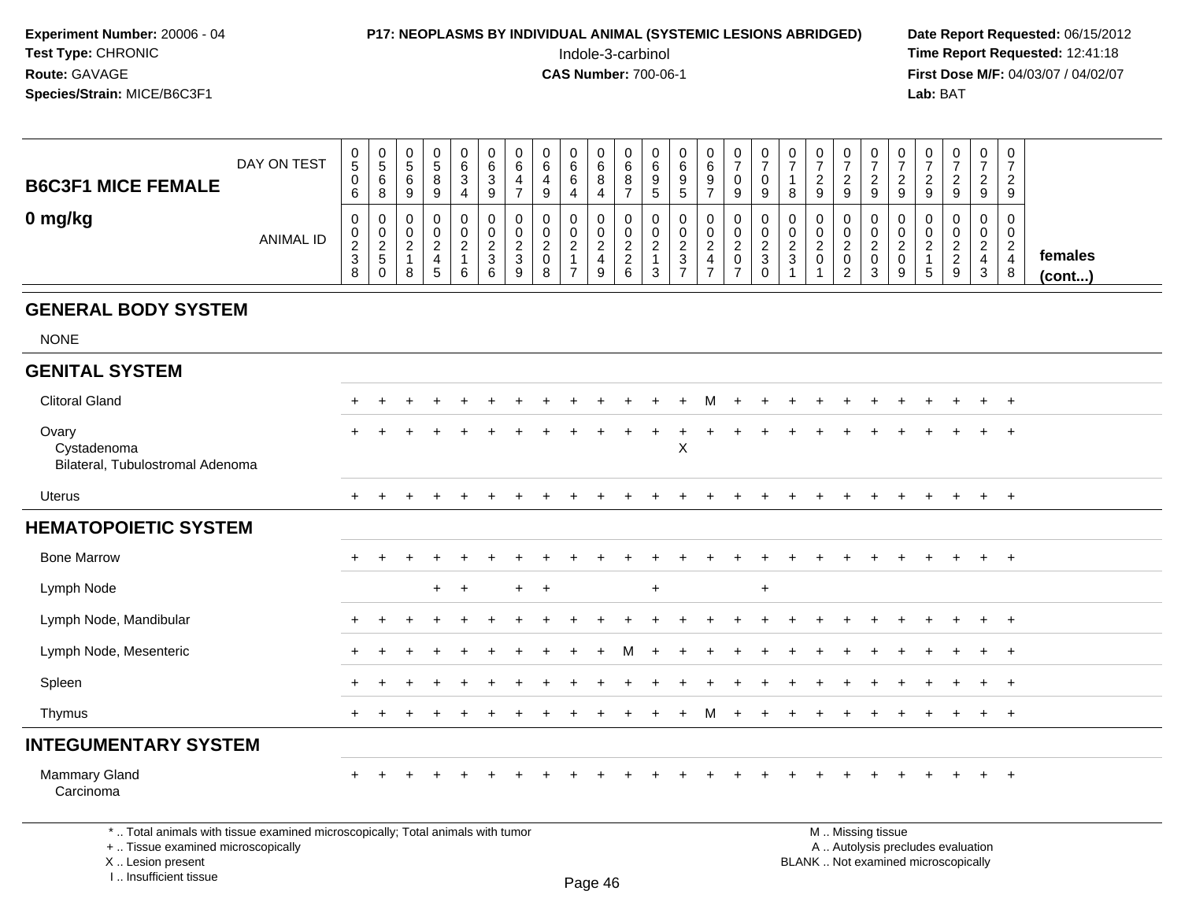**Experiment Number:** 20006 - 04
**Test Type:** CHRONIC
**Route:** GAVAGE
**Species/Strain:** MICE/B6C3F1

**P17: NEOPLASMS BY INDIVIDUAL ANIMAL (SYSTEMIC LESIONS ABRIDGED)**
Indole-3-carbinol
**CAS Number:** 700-06-1

**Date Report Requested:** 06/15/2012
**Time Report Requested:** 12:41:18
**First Dose M/F:** 04/03/07 / 04/02/07
**Lab:** BAT

| B6C3F1 MICE FEMALE 0 mg/kg | DAY ON TEST | 0506 | 0568 | 0569 | 0589 | 0634 | 0639 | 0647 | 0649 | 0664 | 0684 | 0687 | 0695 | 0695 | 0697 | 0709 | 0709 | 0718 | 0729 | 0729 | 0729 | 0729 | 0729 | 0729 | 0729 | 0729 | |
|---|---|---|---|---|---|---|---|---|---|---|---|---|---|---|---|---|---|---|---|---|---|---|---|---|---|---|---|
| | ANIMAL ID | 00238 | 00250 | 00218 | 00245 | 00216 | 00236 | 00239 | 00208 | 00217 | 00249 | 00226 | 00213 | 00237 | 00247 | 00207 | 00230 | 00231 | 00201 | 00202 | 00203 | 00209 | 00215 | 00229 | 00243 | 00248 | females (cont...) |
| **GENERAL BODY SYSTEM** | | | | | | | | | | | | | | | | | | | | | | | | | | | |
| NONE | | | | | | | | | | | | | | | | | | | | | | | | | | | |
| **GENITAL SYSTEM** | | | | | | | | | | | | | | | | | | | | | | | | | | | |
| Clitoral Gland | | + | + | + | + | + | + | + | + | + | + | + | + | + | M | + | + | + | + | + | + | + | + | + | + | + | |
| Ovary | | + | + | + | + | + | + | + | + | + | + | + | + | + | + | + | + | + | + | + | + | + | + | + | + | + | |
| Cystadenoma | | | | | | | | | | | | | | X | | | | | | | | | | | | | |
| Bilateral, Tubulostromal Adenoma | | | | | | | | | | | | | | | | | | | | | | | | | | | |
| Uterus | | + | + | + | + | + | + | + | + | + | + | + | + | + | + | + | + | + | + | + | + | + | + | + | + | + | |
| **HEMATOPOIETIC SYSTEM** | | | | | | | | | | | | | | | | | | | | | | | | | | | |
| Bone Marrow | | + | + | + | + | + | + | + | + | + | + | + | + | + | + | + | + | + | + | + | + | + | + | + | + | + | |
| Lymph Node | | | | | + | + | | + | + | | | | + | | | | + | | | | | | | | | | |
| Lymph Node, Mandibular | | + | + | + | + | + | + | + | + | + | + | + | + | + | + | + | + | + | + | + | + | + | + | + | + | + | |
| Lymph Node, Mesenteric | | + | + | + | + | + | + | + | + | + | + | M | + | + | + | + | + | + | + | + | + | + | + | + | + | + | |
| Spleen | | + | + | + | + | + | + | + | + | + | + | + | + | + | + | + | + | + | + | + | + | + | + | + | + | + | |
| Thymus | | + | + | + | + | + | + | + | + | + | + | + | + | + | M | + | + | + | + | + | + | + | + | + | + | + | |
| **INTEGUMENTARY SYSTEM** | | | | | | | | | | | | | | | | | | | | | | | | | | | |
| Mammary Gland | | + | + | + | + | + | + | + | + | + | + | + | + | + | + | + | + | + | + | + | + | + | + | + | + | + | |
| Carcinoma | | | | | | | | | | | | | | | | | | | | | | | | | | | |

* .. Total animals with tissue examined microscopically; Total animals with tumor
+ .. Tissue examined microscopically
X .. Lesion present
I .. Insufficient tissue

M .. Missing tissue
A .. Autolysis precludes evaluation
BLANK .. Not examined microscopically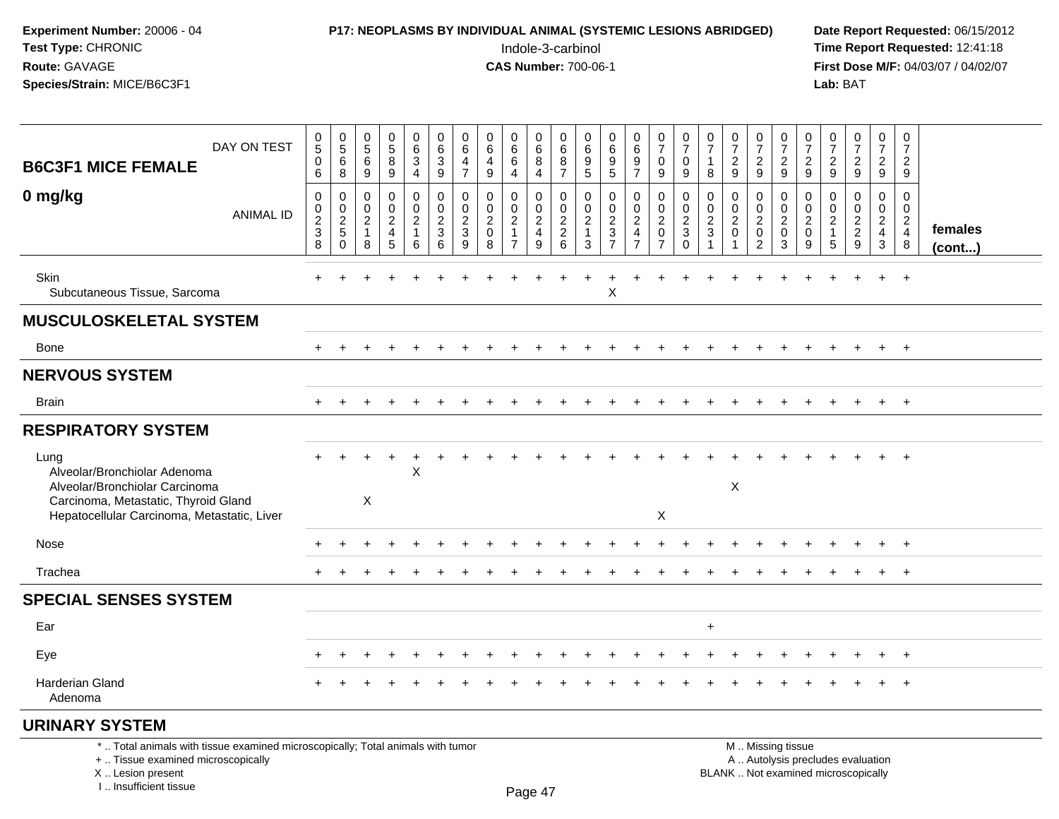**Experiment Number:** 20006 - 04
**Test Type:** CHRONIC
**Route:** GAVAGE
**Species/Strain:** MICE/B6C3F1

**P17: NEOPLASMS BY INDIVIDUAL ANIMAL (SYSTEMIC LESIONS ABRIDGED)**
Indole-3-carbinol
**CAS Number:** 700-06-1

**Date Report Requested:** 06/15/2012
**Time Report Requested:** 12:41:18
**First Dose M/F:** 04/03/07 / 04/02/07
**Lab:** BAT

## B6C3F1 MICE FEMALE 0 mg/kg

| DAY ON TEST | 0506 | 0568 | 0569 | 0589 | 0634 | 0639 | 0647 | 0649 | 0664 | 0684 | 0687 | 0695 | 0695 | 0697 | 0709 | 0709 | 0718 | 0729 | 0729 | 0729 | 0729 | 0729 | 0729 | 0729 | 0729 | |
|---|---|---|---|---|---|---|---|---|---|---|---|---|---|---|---|---|---|---|---|---|---|---|---|---|---|---|
| **ANIMAL ID** | 0000238 | 0000250 | 0000218 | 0000245 | 0000216 | 0000236 | 0000239 | 0000208 | 0000217 | 0000249 | 0000226 | 0000213 | 0000237 | 0000247 | 0000207 | 0000230 | 0000231 | 0000201 | 0000202 | 0000203 | 0000209 | 0000215 | 0000229 | 0000243 | 0000248 | **females (cont...)** |
| Skin | + | + | + | + | + | + | + | + | + | + | + | + | + | + | + | + | + | + | + | + | + | + | + | + | + | |
| Subcutaneous Tissue, Sarcoma | | | | | | | | | | | | | X | | | | | | | | | | | | | |
| **MUSCULOSKELETAL SYSTEM** | | | | | | | | | | | | | | | | | | | | | | | | | | |
| Bone | + | + | + | + | + | + | + | + | + | + | + | + | + | + | + | + | + | + | + | + | + | + | + | + | + | |
| **NERVOUS SYSTEM** | | | | | | | | | | | | | | | | | | | | | | | | | | |
| Brain | + | + | + | + | + | + | + | + | + | + | + | + | + | + | + | + | + | + | + | + | + | + | + | + | + | |
| **RESPIRATORY SYSTEM** | | | | | | | | | | | | | | | | | | | | | | | | | | |
| Lung | + | + | + | + | + | + | + | + | + | + | + | + | + | + | + | + | + | + | + | + | + | + | + | + | + | |
| Alveolar/Bronchiolar Adenoma | | | | | X | | | | | | | | | | | | | | | | | | | | | |
| Alveolar/Bronchiolar Carcinoma | | | | | | | | | | | | | | | | | | X | | | | | | | | |
| Carcinoma, Metastatic, Thyroid Gland | | | X | | | | | | | | | | | | | | | | | | | | | | | |
| Hepatocellular Carcinoma, Metastatic, Liver | | | | | | | | | | | | | | | X | | | | | | | | | | | |
| Nose | + | + | + | + | + | + | + | + | + | + | + | + | + | + | + | + | + | + | + | + | + | + | + | + | + | |
| Trachea | + | + | + | + | + | + | + | + | + | + | + | + | + | + | + | + | + | + | + | + | + | + | + | + | + | |
| **SPECIAL SENSES SYSTEM** | | | | | | | | | | | | | | | | | | | | | | | | | | |
| Ear | | | | | | | | | | | | | | | | | + | | | | | | | | | |
| Eye | + | + | + | + | + | + | + | + | + | + | + | + | + | + | + | + | + | + | + | + | + | + | + | + | + | |
| Harderian Gland | + | + | + | + | + | + | + | + | + | + | + | + | + | + | + | + | + | + | + | + | + | + | + | + | + | |
| Adenoma | | | | | | | | | | | | | | | | | | | | | | | | | | |
| **URINARY SYSTEM** | | | | | | | | | | | | | | | | | | | | | | | | | | |

\* .. Total animals with tissue examined microscopically; Total animals with tumor
\+ .. Tissue examined microscopically
X .. Lesion present
I .. Insufficient tissue

M .. Missing tissue
A .. Autolysis precludes evaluation
BLANK .. Not examined microscopically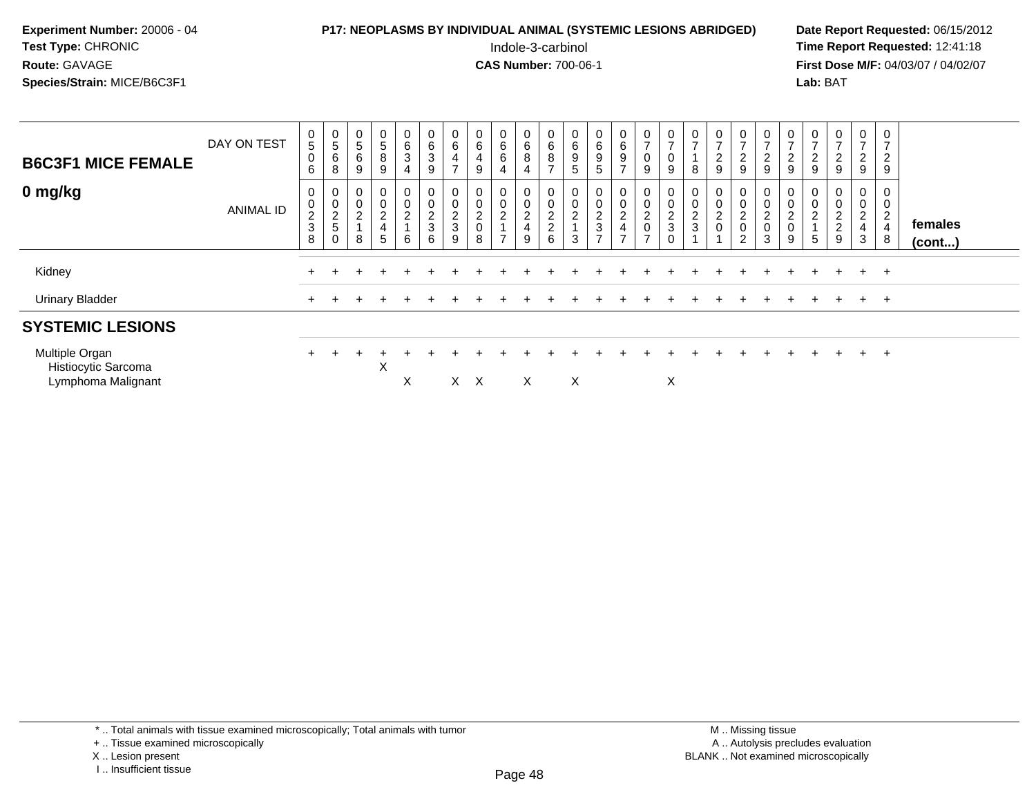**Experiment Number:** 20006 - 04
**Test Type:** CHRONIC
**Route:** GAVAGE
**Species/Strain:** MICE/B6C3F1

**P17: NEOPLASMS BY INDIVIDUAL ANIMAL (SYSTEMIC LESIONS ABRIDGED)**
Indole-3-carbinol
**CAS Number:** 700-06-1

**Date Report Requested:** 06/15/2012
**Time Report Requested:** 12:41:18
**First Dose M/F:** 04/03/07 / 04/02/07
**Lab:** BAT

## B6C3F1 MICE FEMALE
## 0 mg/kg

| DAY ON TEST | 0506 | 0568 | 0569 | 0589 | 0634 | 0639 | 0647 | 0649 | 0664 | 0684 | 0687 | 0695 | 0695 | 0697 | 0709 | 0709 | 0718 | 0729 | 0729 | 0729 | 0729 | 0729 | 0729 | 0729 | 0729 | |
|---|---|---|---|---|---|---|---|---|---|---|---|---|---|---|---|---|---|---|---|---|---|---|---|---|---|---|
| **ANIMAL ID** | 00238 | 00250 | 00218 | 00245 | 00216 | 00236 | 00239 | 00208 | 00217 | 00249 | 00226 | 00213 | 00237 | 00247 | 00207 | 00230 | 00231 | 00201 | 00202 | 00203 | 00209 | 00215 | 00229 | 00243 | 00248 | **females (cont...)** |
| Kidney | + | + | + | + | + | + | + | + | + | + | + | + | + | + | + | + | + | + | + | + | + | + | + | + | + | |
| Urinary Bladder | + | + | + | + | + | + | + | + | + | + | + | + | + | + | + | + | + | + | + | + | + | + | + | + | + | |
| **SYSTEMIC LESIONS** | | | | | | | | | | | | | | | | | | | | | | | | | | |
| Multiple Organ | + | + | + | + | + | + | + | + | + | + | + | + | + | + | + | + | + | + | + | + | + | + | + | + | + | |
| Histiocytic Sarcoma | | | | X | | | | | | | | | | | | | | | | | | | | | | |
| Lymphoma Malignant | | | | | X | | X | X | | X | | X | | | | X | | | | | | | | | | |

\* .. Total animals with tissue examined microscopically; Total animals with tumor
\+ .. Tissue examined microscopically
X .. Lesion present
I .. Insufficient tissue

M .. Missing tissue
A .. Autolysis precludes evaluation
BLANK .. Not examined microscopically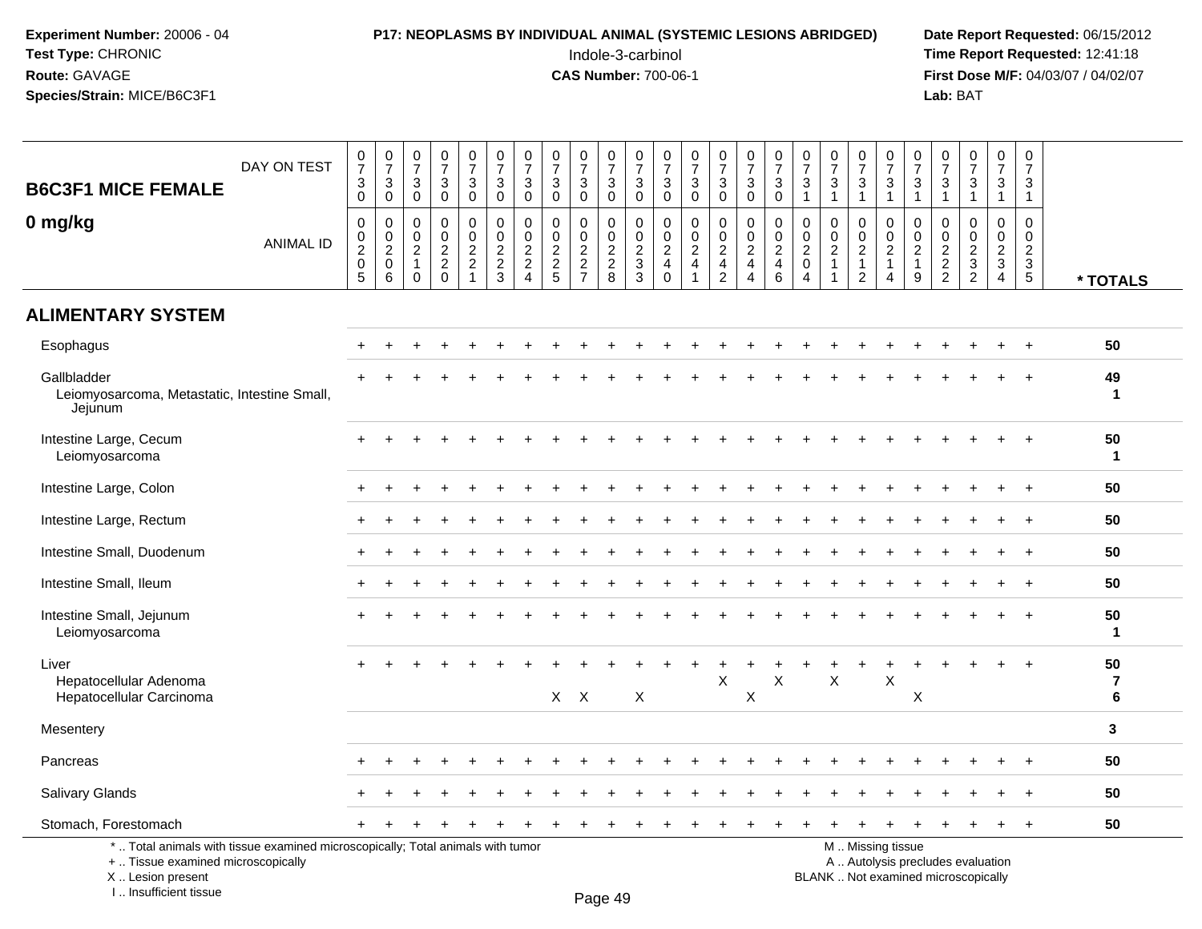**Experiment Number:** 20006 - 04
**Test Type:** CHRONIC
**Route:** GAVAGE
**Species/Strain:** MICE/B6C3F1

**P17: NEOPLASMS BY INDIVIDUAL ANIMAL (SYSTEMIC LESIONS ABRIDGED)**
Indole-3-carbinol
**CAS Number:** 700-06-1

**Date Report Requested:** 06/15/2012
**Time Report Requested:** 12:41:18
**First Dose M/F:** 04/03/07 / 04/02/07
**Lab:** BAT

## B6C3F1 MICE FEMALE
## 0 mg/kg

| DAY ON TEST | 0730 | 0730 | 0730 | 0730 | 0730 | 0730 | 0730 | 0730 | 0730 | 0730 | 0730 | 0730 | 0730 | 0730 | 0730 | 0730 | 0731 | 0731 | 0731 | 0731 | 0731 | 0731 | 0731 | 0731 | 0731 | |
|---|---|---|---|---|---|---|---|---|---|---|---|---|---|---|---|---|---|---|---|---|---|---|---|---|---|---|
| **ANIMAL ID** | 00205 | 00206 | 00210 | 00220 | 00221 | 00223 | 00224 | 00225 | 00227 | 00228 | 00233 | 00240 | 00241 | 00242 | 00244 | 00246 | 00204 | 00211 | 00212 | 00214 | 00219 | 00222 | 00232 | 00234 | 00235 | *** TOTALS** |
| **ALIMENTARY SYSTEM** | | | | | | | | | | | | | | | | | | | | | | | | | | |
| Esophagus | + | + | + | + | + | + | + | + | + | + | + | + | + | + | + | + | + | + | + | + | + | + | + | + | + | 50 |
| Gallbladder | + | + | + | + | + | + | + | + | + | + | + | + | + | + | + | + | + | + | + | + | + | + | + | + | + | 49 |
| Leiomyosarcoma, Metastatic, Intestine Small, Jejunum | | | | | | | | | | | | | | | | | | | | | | | | | | 1 |
| Intestine Large, Cecum | + | + | + | + | + | + | + | + | + | + | + | + | + | + | + | + | + | + | + | + | + | + | + | + | + | 50 |
| Leiomyosarcoma | | | | | | | | | | | | | | | | | | | | | | | | | | 1 |
| Intestine Large, Colon | + | + | + | + | + | + | + | + | + | + | + | + | + | + | + | + | + | + | + | + | + | + | + | + | + | 50 |
| Intestine Large, Rectum | + | + | + | + | + | + | + | + | + | + | + | + | + | + | + | + | + | + | + | + | + | + | + | + | + | 50 |
| Intestine Small, Duodenum | + | + | + | + | + | + | + | + | + | + | + | + | + | + | + | + | + | + | + | + | + | + | + | + | + | 50 |
| Intestine Small, Ileum | + | + | + | + | + | + | + | + | + | + | + | + | + | + | + | + | + | + | + | + | + | + | + | + | + | 50 |
| Intestine Small, Jejunum | + | + | + | + | + | + | + | + | + | + | + | + | + | + | + | + | + | + | + | + | + | + | + | + | + | 50 |
| Leiomyosarcoma | | | | | | | | | | | | | | | | | | | | | | | | | | 1 |
| Liver | + | + | + | + | + | + | + | + | + | + | + | + | + | + | + | + | + | + | + | + | + | + | + | + | + | 50 |
| Hepatocellular Adenoma | | | | | | | | | | | | | | X | | X | | X | | X | | | | | | 7 |
| Hepatocellular Carcinoma | | | | | | | | X | X | | X | | | | X | | | | | | X | | | | | 6 |
| Mesentery | | | | | | | | | | | | | | | | | | | | | | | | | | 3 |
| Pancreas | + | + | + | + | + | + | + | + | + | + | + | + | + | + | + | + | + | + | + | + | + | + | + | + | + | 50 |
| Salivary Glands | + | + | + | + | + | + | + | + | + | + | + | + | + | + | + | + | + | + | + | + | + | + | + | + | + | 50 |
| Stomach, Forestomach | + | + | + | + | + | + | + | + | + | + | + | + | + | + | + | + | + | + | + | + | + | + | + | + | + | 50 |

\* .. Total animals with tissue examined microscopically; Total animals with tumor
\+ .. Tissue examined microscopically
X .. Lesion present
I .. Insufficient tissue

M .. Missing tissue
A .. Autolysis precludes evaluation
BLANK .. Not examined microscopically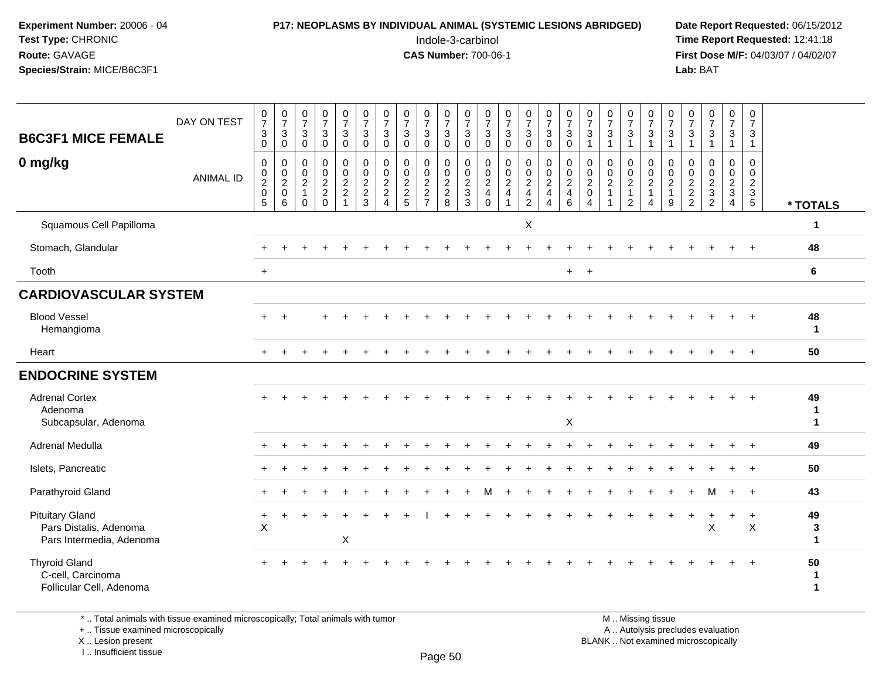**Experiment Number:** 20006 - 04
**Test Type:** CHRONIC
**Route:** GAVAGE
**Species/Strain:** MICE/B6C3F1

**P17: NEOPLASMS BY INDIVIDUAL ANIMAL (SYSTEMIC LESIONS ABRIDGED)**
Indole-3-carbinol
**CAS Number:** 700-06-1

**Date Report Requested:** 06/15/2012
**Time Report Requested:** 12:41:18
**First Dose M/F:** 04/03/07 / 04/02/07
**Lab:** BAT

**B6C3F1 MICE FEMALE**
**0 mg/kg**

| DAY ON TEST | 0730 | 0730 | 0730 | 0730 | 0730 | 0730 | 0730 | 0730 | 0730 | 0730 | 0730 | 0730 | 0730 | 0730 | 0730 | 0730 | 0731 | 0731 | 0731 | 0731 | 0731 | 0731 | 0731 | 0731 | 0731 | |
|---|---|---|---|---|---|---|---|---|---|---|---|---|---|---|---|---|---|---|---|---|---|---|---|---|---|---|
| ANIMAL ID | 00205 | 00206 | 00210 | 00220 | 00221 | 00223 | 00224 | 00225 | 00227 | 00228 | 00233 | 00240 | 00241 | 00242 | 00244 | 00246 | 00204 | 00211 | 00212 | 00214 | 00219 | 00222 | 00232 | 00234 | 00235 | * TOTALS |
| Squamous Cell Papilloma | | | | | | | | | | | | | | X | | | | | | | | | | | | 1 |
| Stomach, Glandular | + | + | + | + | + | + | + | + | + | + | + | + | + | + | + | + | + | + | + | + | + | + | + | + | + | 48 |
| Tooth | + | | | | | | | | | | | | | | | + | + | | | | | | | | | 6 |
| **CARDIOVASCULAR SYSTEM** | | | | | | | | | | | | | | | | | | | | | | | | | | |
| Blood Vessel | + | + | | + | + | + | + | + | + | + | + | + | + | + | + | + | + | + | + | + | + | + | + | + | + | 48 |
| Hemangioma | | | | | | | | | | | | | | | | | | | | | | | | | | 1 |
| Heart | + | + | + | + | + | + | + | + | + | + | + | + | + | + | + | + | + | + | + | + | + | + | + | + | + | 50 |
| **ENDOCRINE SYSTEM** | | | | | | | | | | | | | | | | | | | | | | | | | | |
| Adrenal Cortex | + | + | + | + | + | + | + | + | + | + | + | + | + | + | + | + | + | + | + | + | + | + | + | + | + | 49 |
| Adenoma | | | | | | | | | | | | | | | | | | | | | | | | | | 1 |
| Subcapsular, Adenoma | | | | | | | | | | | | | | | | X | | | | | | | | | | 1 |
| Adrenal Medulla | + | + | + | + | + | + | + | + | + | + | + | + | + | + | + | + | + | + | + | + | + | + | + | + | + | 49 |
| Islets, Pancreatic | + | + | + | + | + | + | + | + | + | + | + | + | + | + | + | + | + | + | + | + | + | + | + | + | + | 50 |
| Parathyroid Gland | + | + | + | + | + | + | + | + | + | + | + | M | + | + | + | + | + | + | + | + | + | + | M | + | + | 43 |
| Pituitary Gland | + | + | + | + | + | + | + | + | I | + | + | + | + | + | + | + | + | + | + | + | + | + | + | + | + | 49 |
| Pars Distalis, Adenoma | X | | | | | | | | | | | | | | | | | | | | | | X | | X | 3 |
| Pars Intermedia, Adenoma | | | | | X | | | | | | | | | | | | | | | | | | | | | 1 |
| Thyroid Gland | + | + | + | + | + | + | + | + | + | + | + | + | + | + | + | + | + | + | + | + | + | + | + | + | + | 50 |
| C-cell, Carcinoma | | | | | | | | | | | | | | | | | | | | | | | | | | 1 |
| Follicular Cell, Adenoma | | | | | | | | | | | | | | | | | | | | | | | | | | 1 |

\* .. Total animals with tissue examined microscopically; Total animals with tumor
\+ .. Tissue examined microscopically
X .. Lesion present
I .. Insufficient tissue

M .. Missing tissue
A .. Autolysis precludes evaluation
BLANK .. Not examined microscopically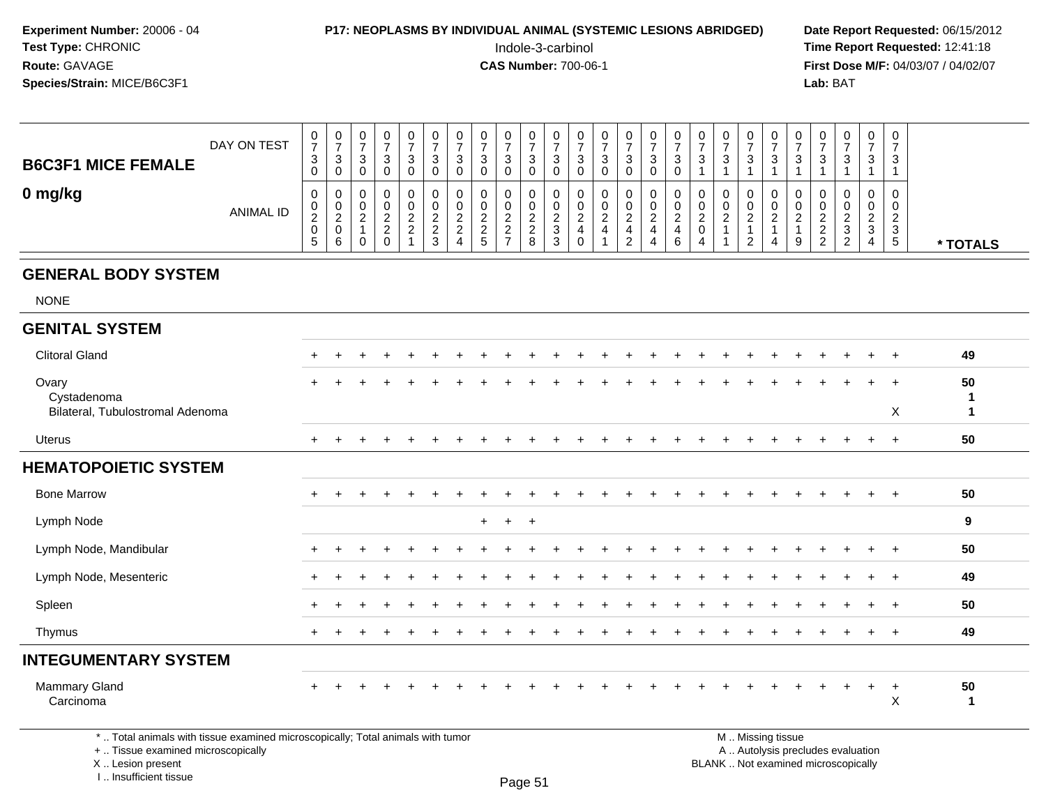**Experiment Number:** 20006 - 04
**Test Type:** CHRONIC
**Route:** GAVAGE
**Species/Strain:** MICE/B6C3F1

**P17: NEOPLASMS BY INDIVIDUAL ANIMAL (SYSTEMIC LESIONS ABRIDGED)**
Indole-3-carbinol
**CAS Number:** 700-06-1

**Date Report Requested:** 06/15/2012
**Time Report Requested:** 12:41:18
**First Dose M/F:** 04/03/07 / 04/02/07
**Lab:** BAT

| B6C3F1 MICE FEMALE 0 mg/kg | DAY ON TEST | 0730 | 0730 | 0730 | 0730 | 0730 | 0730 | 0730 | 0730 | 0730 | 0730 | 0730 | 0730 | 0730 | 0730 | 0730 | 0730 | 0731 | 0731 | 0731 | 0731 | 0731 | 0731 | 0731 | 0731 | 0731 | |
|---|---|---|---|---|---|---|---|---|---|---|---|---|---|---|---|---|---|---|---|---|---|---|---|---|---|---|---|
| | ANIMAL ID | 00205 | 00206 | 00210 | 00220 | 00221 | 00223 | 00224 | 00225 | 00227 | 00228 | 00233 | 00240 | 00241 | 00242 | 00244 | 00246 | 00204 | 00211 | 00212 | 00214 | 00219 | 00222 | 00232 | 00234 | 00235 | * TOTALS |
| **GENERAL BODY SYSTEM** | | | | | | | | | | | | | | | | | | | | | | | | | | | |
| NONE | | | | | | | | | | | | | | | | | | | | | | | | | | | |
| **GENITAL SYSTEM** | | | | | | | | | | | | | | | | | | | | | | | | | | | |
| Clitoral Gland | | + | + | + | + | + | + | + | + | + | + | + | + | + | + | + | + | + | + | + | + | + | + | + | + | + | 49 |
| Ovary | | + | + | + | + | + | + | + | + | + | + | + | + | + | + | + | + | + | + | + | + | + | + | + | + | + | 50 |
| Cystadenoma | | | | | | | | | | | | | | | | | | | | | | | | | | | 1 |
| Bilateral, Tubulostromal Adenoma | | | | | | | | | | | | | | | | | | | | | | | | | | X | 1 |
| Uterus | | + | + | + | + | + | + | + | + | + | + | + | + | + | + | + | + | + | + | + | + | + | + | + | + | + | 50 |
| **HEMATOPOIETIC SYSTEM** | | | | | | | | | | | | | | | | | | | | | | | | | | | |
| Bone Marrow | | + | + | + | + | + | + | + | + | + | + | + | + | + | + | + | + | + | + | + | + | + | + | + | + | + | 50 |
| Lymph Node | | | | | | | | | + | + | + | | | | | | | | | | | | | | | | 9 |
| Lymph Node, Mandibular | | + | + | + | + | + | + | + | + | + | + | + | + | + | + | + | + | + | + | + | + | + | + | + | + | + | 50 |
| Lymph Node, Mesenteric | | + | + | + | + | + | + | + | + | + | + | + | + | + | + | + | + | + | + | + | + | + | + | + | + | + | 49 |
| Spleen | | + | + | + | + | + | + | + | + | + | + | + | + | + | + | + | + | + | + | + | + | + | + | + | + | + | 50 |
| Thymus | | + | + | + | + | + | + | + | + | + | + | + | + | + | + | + | + | + | + | + | + | + | + | + | + | + | 49 |
| **INTEGUMENTARY SYSTEM** | | | | | | | | | | | | | | | | | | | | | | | | | | | |
| Mammary Gland | | + | + | + | + | + | + | + | + | + | + | + | + | + | + | + | + | + | + | + | + | + | + | + | + | + | 50 |
| Carcinoma | | | | | | | | | | | | | | | | | | | | | | | | | | X | 1 |

\* .. Total animals with tissue examined microscopically; Total animals with tumor
\+ .. Tissue examined microscopically
X .. Lesion present
I .. Insufficient tissue

M .. Missing tissue
A .. Autolysis precludes evaluation
BLANK .. Not examined microscopically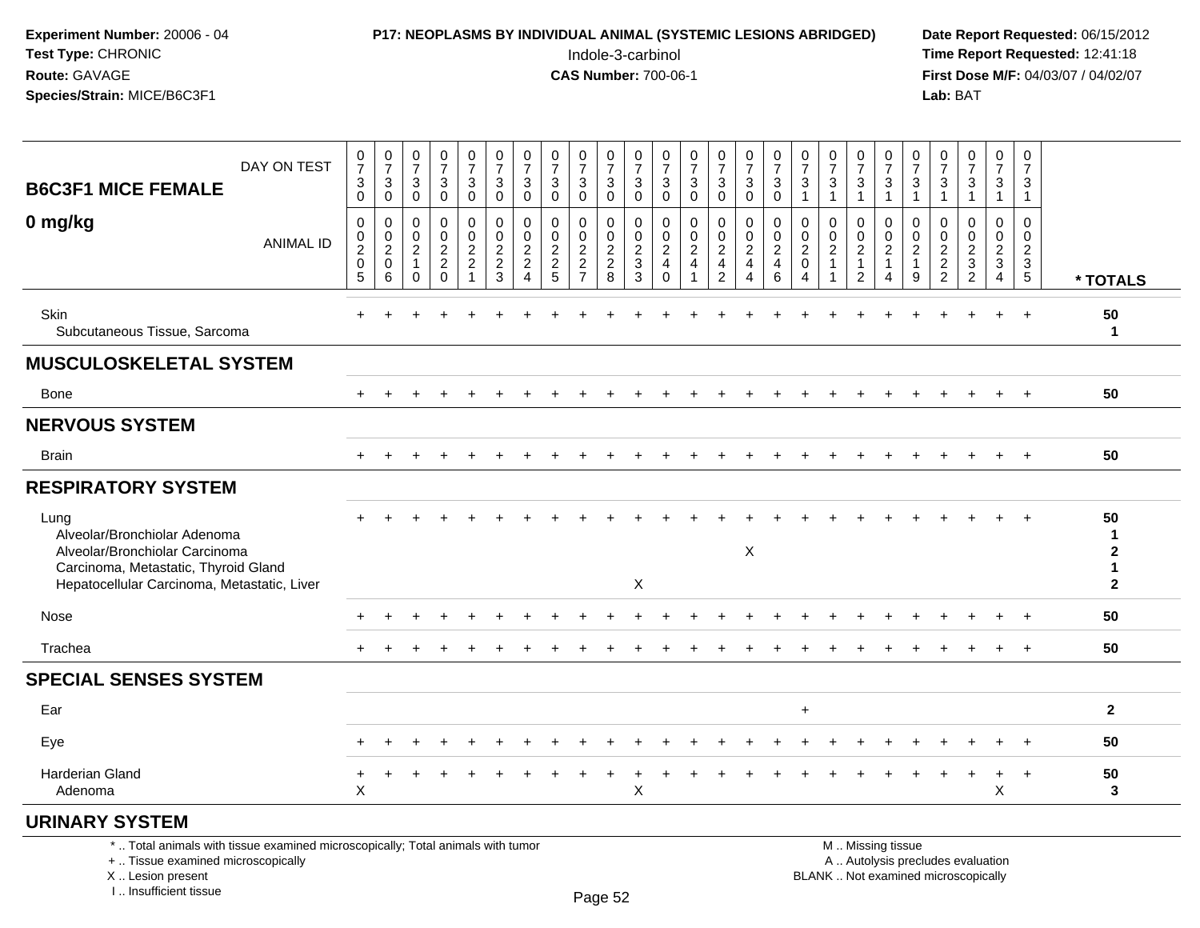**Experiment Number:** 20006 - 04
**Test Type:** CHRONIC
**Route:** GAVAGE
**Species/Strain:** MICE/B6C3F1

**P17: NEOPLASMS BY INDIVIDUAL ANIMAL (SYSTEMIC LESIONS ABRIDGED)**
Indole-3-carbinol
**CAS Number:** 700-06-1

**Date Report Requested:** 06/15/2012
**Time Report Requested:** 12:41:18
**First Dose M/F:** 04/03/07 / 04/02/07
**Lab:** BAT

## B6C3F1 MICE FEMALE
## 0 mg/kg

| DAY ON TEST | 0730 | 0730 | 0730 | 0730 | 0730 | 0730 | 0730 | 0730 | 0730 | 0730 | 0730 | 0730 | 0730 | 0730 | 0730 | 0730 | 0731 | 0731 | 0731 | 0731 | 0731 | 0731 | 0731 | 0731 | 0731 | |
|---|---|---|---|---|---|---|---|---|---|---|---|---|---|---|---|---|---|---|---|---|---|---|---|---|---|---|
| **ANIMAL ID** | 00205 | 00206 | 00210 | 00220 | 00221 | 00223 | 00224 | 00225 | 00227 | 00228 | 00233 | 00240 | 00241 | 00242 | 00244 | 00246 | 00204 | 00211 | 00212 | 00214 | 00219 | 00222 | 00232 | 00234 | 00235 | *** TOTALS** |
| Skin | + | + | + | + | + | + | + | + | + | + | + | + | + | + | + | + | + | + | + | + | + | + | + | + | + | 50 |
| Subcutaneous Tissue, Sarcoma | | | | | | | | | | | | | | | | | | | | | | | | | | 1 |
| **MUSCULOSKELETAL SYSTEM** | | | | | | | | | | | | | | | | | | | | | | | | | | |
| Bone | + | + | + | + | + | + | + | + | + | + | + | + | + | + | + | + | + | + | + | + | + | + | + | + | + | 50 |
| **NERVOUS SYSTEM** | | | | | | | | | | | | | | | | | | | | | | | | | | |
| Brain | + | + | + | + | + | + | + | + | + | + | + | + | + | + | + | + | + | + | + | + | + | + | + | + | + | 50 |
| **RESPIRATORY SYSTEM** | | | | | | | | | | | | | | | | | | | | | | | | | | |
| Lung | + | + | + | + | + | + | + | + | + | + | + | + | + | + | + | + | + | + | + | + | + | + | + | + | + | 50 |
| Alveolar/Bronchiolar Adenoma | | | | | | | | | | | | | | | | | | | | | | | | | | 1 |
| Alveolar/Bronchiolar Carcinoma | | | | | | | | | | | | | | | X | | | | | | | | | | | 2 |
| Carcinoma, Metastatic, Thyroid Gland | | | | | | | | | | | | | | | | | | | | | | | | | | 1 |
| Hepatocellular Carcinoma, Metastatic, Liver | | | | | | | | | | | X | | | | | | | | | | | | | | | 2 |
| Nose | + | + | + | + | + | + | + | + | + | + | + | + | + | + | + | + | + | + | + | + | + | + | + | + | + | 50 |
| Trachea | + | + | + | + | + | + | + | + | + | + | + | + | + | + | + | + | + | + | + | + | + | + | + | + | + | 50 |
| **SPECIAL SENSES SYSTEM** | | | | | | | | | | | | | | | | | | | | | | | | | | |
| Ear | | | | | | | | | | | | | | | | | + | | | | | | | | | 2 |
| Eye | + | + | + | + | + | + | + | + | + | + | + | + | + | + | + | + | + | + | + | + | + | + | + | + | + | 50 |
| Harderian Gland | + | + | + | + | + | + | + | + | + | + | + | + | + | + | + | + | + | + | + | + | + | + | + | + | + | 50 |
| Adenoma | X | | | | | | | | | | X | | | | | | | | | | | | | X | | 3 |
| **URINARY SYSTEM** | | | | | | | | | | | | | | | | | | | | | | | | | | |

\* .. Total animals with tissue examined microscopically; Total animals with tumor
\+ .. Tissue examined microscopically
X .. Lesion present
I .. Insufficient tissue

M .. Missing tissue
A .. Autolysis precludes evaluation
BLANK .. Not examined microscopically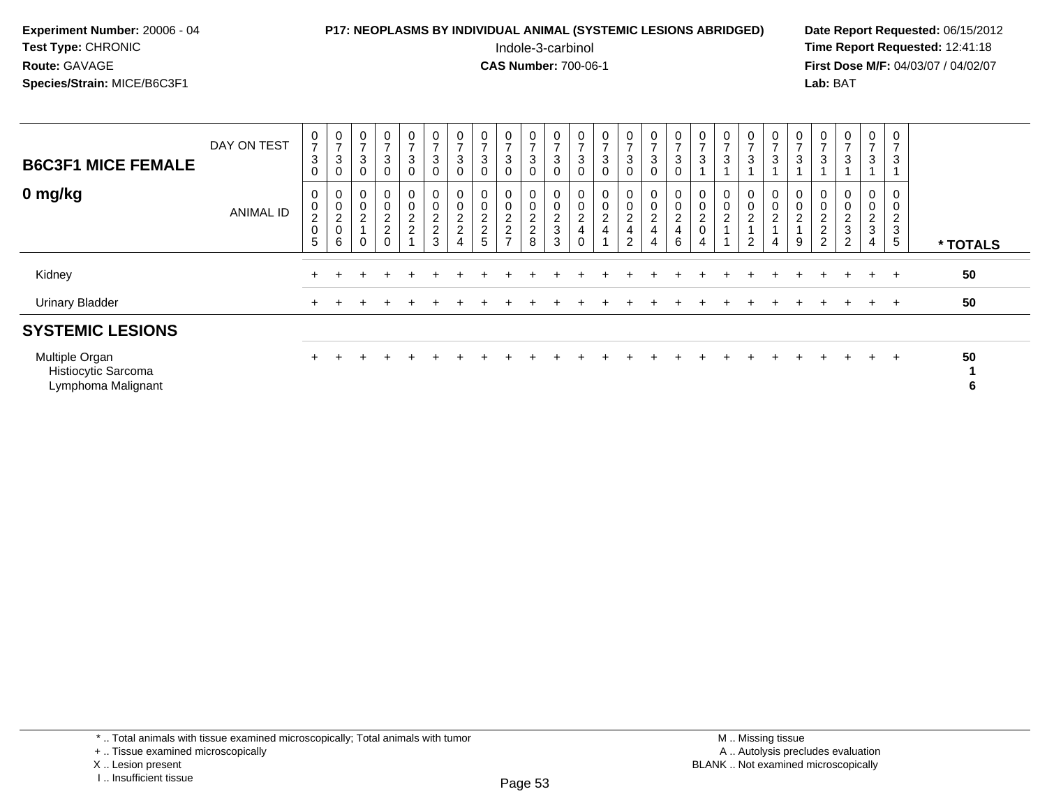**Experiment Number:** 20006 - 04
**Test Type:** CHRONIC
**Route:** GAVAGE
**Species/Strain:** MICE/B6C3F1

**P17: NEOPLASMS BY INDIVIDUAL ANIMAL (SYSTEMIC LESIONS ABRIDGED)**
Indole-3-carbinol
**CAS Number:** 700-06-1

**Date Report Requested:** 06/15/2012
**Time Report Requested:** 12:41:18
**First Dose M/F:** 04/03/07 / 04/02/07
**Lab:** BAT

## B6C3F1 MICE FEMALE 0 mg/kg

| DAY ON TEST | 0730 | 0730 | 0730 | 0730 | 0730 | 0730 | 0730 | 0730 | 0730 | 0730 | 0730 | 0730 | 0730 | 0730 | 0730 | 0730 | 0731 | 0731 | 0731 | 0731 | 0731 | 0731 | 0731 | 0731 | 0731 | |
|---|---|---|---|---|---|---|---|---|---|---|---|---|---|---|---|---|---|---|---|---|---|---|---|---|---|---|
| **ANIMAL ID** | 00205 | 00206 | 00210 | 00220 | 00221 | 00223 | 00224 | 00225 | 00227 | 00228 | 00233 | 00240 | 00241 | 00242 | 00244 | 00246 | 00204 | 00211 | 00212 | 00214 | 00219 | 00222 | 00232 | 00234 | 00235 | *** TOTALS** |
| Kidney | + | + | + | + | + | + | + | + | + | + | + | + | + | + | + | + | + | + | + | + | + | + | + | + | + | 50 |
| Urinary Bladder | + | + | + | + | + | + | + | + | + | + | + | + | + | + | + | + | + | + | + | + | + | + | + | + | + | 50 |
| **SYSTEMIC LESIONS** | | | | | | | | | | | | | | | | | | | | | | | | | | |
| Multiple Organ | + | + | + | + | + | + | + | + | + | + | + | + | + | + | + | + | + | + | + | + | + | + | + | + | + | 50 |
| Histiocytic Sarcoma | | | | | | | | | | | | | | | | | | | | | | | | | | 1 |
| Lymphoma Malignant | | | | | | | | | | | | | | | | | | | | | | | | | | 6 |

\* .. Total animals with tissue examined microscopically; Total animals with tumor
\+ .. Tissue examined microscopically
X .. Lesion present
I .. Insufficient tissue

M .. Missing tissue
A .. Autolysis precludes evaluation
BLANK .. Not examined microscopically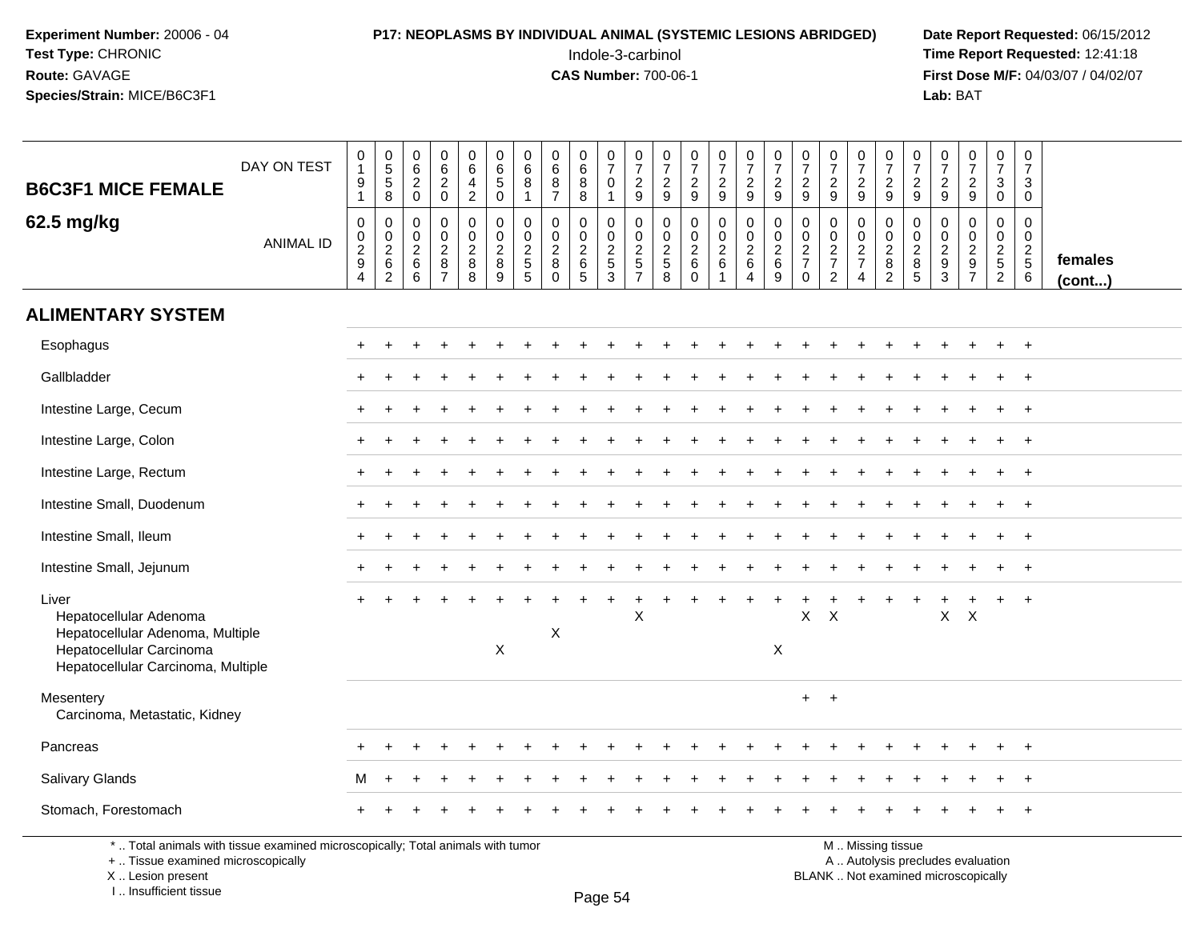**Experiment Number:** 20006 - 04
**Test Type:** CHRONIC
**Route:** GAVAGE
**Species/Strain:** MICE/B6C3F1

**P17: NEOPLASMS BY INDIVIDUAL ANIMAL (SYSTEMIC LESIONS ABRIDGED)**
Indole-3-carbinol
**CAS Number:** 700-06-1

**Date Report Requested:** 06/15/2012
**Time Report Requested:** 12:41:18
**First Dose M/F:** 04/03/07 / 04/02/07
**Lab:** BAT

## B6C3F1 MICE FEMALE
## 62.5 mg/kg

| DAY ON TEST | 0191 | 0558 | 0620 | 0620 | 0642 | 0650 | 0681 | 0687 | 0688 | 0701 | 0729 | 0729 | 0729 | 0729 | 0729 | 0729 | 0729 | 0729 | 0729 | 0729 | 0729 | 0729 | 0729 | 0730 | 0730 | |
|---|---|---|---|---|---|---|---|---|---|---|---|---|---|---|---|---|---|---|---|---|---|---|---|---|---|---|
| **ANIMAL ID** | 00294 | 00262 | 00266 | 00287 | 00288 | 00289 | 00255 | 00280 | 00265 | 00253 | 00257 | 00258 | 00260 | 00261 | 00264 | 00269 | 00270 | 00272 | 00274 | 00282 | 00285 | 00293 | 00297 | 00252 | 00256 | **females (cont...)** |
| **ALIMENTARY SYSTEM** | | | | | | | | | | | | | | | | | | | | | | | | | | |
| Esophagus | + | + | + | + | + | + | + | + | + | + | + | + | + | + | + | + | + | + | + | + | + | + | + | + | + | |
| Gallbladder | + | + | + | + | + | + | + | + | + | + | + | + | + | + | + | + | + | + | + | + | + | + | + | + | + | |
| Intestine Large, Cecum | + | + | + | + | + | + | + | + | + | + | + | + | + | + | + | + | + | + | + | + | + | + | + | + | + | |
| Intestine Large, Colon | + | + | + | + | + | + | + | + | + | + | + | + | + | + | + | + | + | + | + | + | + | + | + | + | + | |
| Intestine Large, Rectum | + | + | + | + | + | + | + | + | + | + | + | + | + | + | + | + | + | + | + | + | + | + | + | + | + | |
| Intestine Small, Duodenum | + | + | + | + | + | + | + | + | + | + | + | + | + | + | + | + | + | + | + | + | + | + | + | + | + | |
| Intestine Small, Ileum | + | + | + | + | + | + | + | + | + | + | + | + | + | + | + | + | + | + | + | + | + | + | + | + | + | |
| Intestine Small, Jejunum | + | + | + | + | + | + | + | + | + | + | + | + | + | + | + | + | + | + | + | + | + | + | + | + | + | |
| Liver | + | + | + | + | + | + | + | + | + | + | + | + | + | + | + | + | + | + | + | + | + | + | + | + | + | |
| Hepatocellular Adenoma | | | | | | | | | | | X | | | | | | X | X | | | | X | X | | | |
| Hepatocellular Adenoma, Multiple | | | | | | | | X | | | | | | | | | | | | | | | | | | |
| Hepatocellular Carcinoma | | | | | | X | | | | | | | | | | X | | | | | | | | | | |
| Hepatocellular Carcinoma, Multiple | | | | | | | | | | | | | | | | | | | | | | | | | | |
| Mesentery | | | | | | | | | | | | | | | | | + | + | | | | | | | | |
| Carcinoma, Metastatic, Kidney | | | | | | | | | | | | | | | | | | | | | | | | | | |
| Pancreas | + | + | + | + | + | + | + | + | + | + | + | + | + | + | + | + | + | + | + | + | + | + | + | + | + | |
| Salivary Glands | M | + | + | + | + | + | + | + | + | + | + | + | + | + | + | + | + | + | + | + | + | + | + | + | + | |
| Stomach, Forestomach | + | + | + | + | + | + | + | + | + | + | + | + | + | + | + | + | + | + | + | + | + | + | + | + | + | |

\* .. Total animals with tissue examined microscopically; Total animals with tumor
+ .. Tissue examined microscopically
X .. Lesion present
I .. Insufficient tissue

M .. Missing tissue
A .. Autolysis precludes evaluation
BLANK .. Not examined microscopically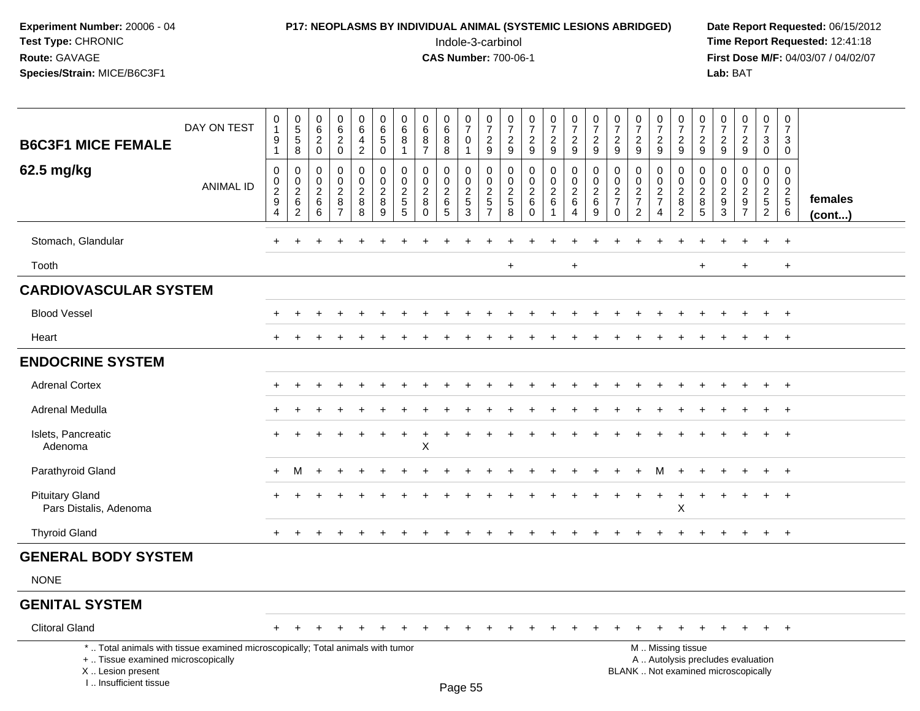**Experiment Number:** 20006 - 04
**Test Type:** CHRONIC
**Route:** GAVAGE
**Species/Strain:** MICE/B6C3F1

**P17: NEOPLASMS BY INDIVIDUAL ANIMAL (SYSTEMIC LESIONS ABRIDGED)**
Indole-3-carbinol
**CAS Number:** 700-06-1

**Date Report Requested:** 06/15/2012
**Time Report Requested:** 12:41:18
**First Dose M/F:** 04/03/07 / 04/02/07
**Lab:** BAT

| B6C3F1 MICE FEMALE 62.5 mg/kg | DAY ON TEST | 0191 | 0558 | 0620 | 0620 | 0642 | 0650 | 0681 | 0687 | 0688 | 0701 | 0729 | 0729 | 0729 | 0729 | 0729 | 0729 | 0729 | 0729 | 0729 | 0729 | 0729 | 0729 | 0729 | 0730 | 0730 | |
|---|---|---|---|---|---|---|---|---|---|---|---|---|---|---|---|---|---|---|---|---|---|---|---|---|---|---|---|
| | ANIMAL ID | 00294 | 00262 | 00266 | 00287 | 00288 | 00289 | 00255 | 00280 | 00265 | 00253 | 00257 | 00258 | 00260 | 00261 | 00264 | 00269 | 00270 | 00272 | 00274 | 00282 | 00285 | 00293 | 00297 | 00252 | 00256 | females (cont...) |
| Stomach, Glandular | | + | + | + | + | + | + | + | + | + | + | + | + | + | + | + | + | + | + | + | + | + | + | + | + | + | |
| Tooth | | | | | | | | | | | | | + | | | + | | | | | | + | | + | | + | |
| **CARDIOVASCULAR SYSTEM** | | | | | | | | | | | | | | | | | | | | | | | | | | | |
| Blood Vessel | | + | + | + | + | + | + | + | + | + | + | + | + | + | + | + | + | + | + | + | + | + | + | + | + | + | |
| Heart | | + | + | + | + | + | + | + | + | + | + | + | + | + | + | + | + | + | + | + | + | + | + | + | + | + | |
| **ENDOCRINE SYSTEM** | | | | | | | | | | | | | | | | | | | | | | | | | | | |
| Adrenal Cortex | | + | + | + | + | + | + | + | + | + | + | + | + | + | + | + | + | + | + | + | + | + | + | + | + | + | |
| Adrenal Medulla | | + | + | + | + | + | + | + | + | + | + | + | + | + | + | + | + | + | + | + | + | + | + | + | + | + | |
| Islets, Pancreatic | | + | + | + | + | + | + | + | + | + | + | + | + | + | + | + | + | + | + | + | + | + | + | + | + | + | |
| Adenoma | | | | | | | | | X | | | | | | | | | | | | | | | | | | |
| Parathyroid Gland | | + | M | + | + | + | + | + | + | + | + | + | + | + | + | + | + | + | + | M | + | + | + | + | + | + | |
| Pituitary Gland | | + | + | + | + | + | + | + | + | + | + | + | + | + | + | + | + | + | + | + | + | + | + | + | + | + | |
| Pars Distalis, Adenoma | | | | | | | | | | | | | | | | | | | | | X | | | | | | |
| Thyroid Gland | | + | + | + | + | + | + | + | + | + | + | + | + | + | + | + | + | + | + | + | + | + | + | + | + | + | |
| **GENERAL BODY SYSTEM** | | | | | | | | | | | | | | | | | | | | | | | | | | | |
| NONE | | | | | | | | | | | | | | | | | | | | | | | | | | | |
| **GENITAL SYSTEM** | | | | | | | | | | | | | | | | | | | | | | | | | | | |
| Clitoral Gland | | + | + | + | + | + | + | + | + | + | + | + | + | + | + | + | + | + | + | + | + | + | + | + | + | + | |

\* .. Total animals with tissue examined microscopically; Total animals with tumor
\+ .. Tissue examined microscopically
X .. Lesion present
I .. Insufficient tissue

M .. Missing tissue
A .. Autolysis precludes evaluation
BLANK .. Not examined microscopically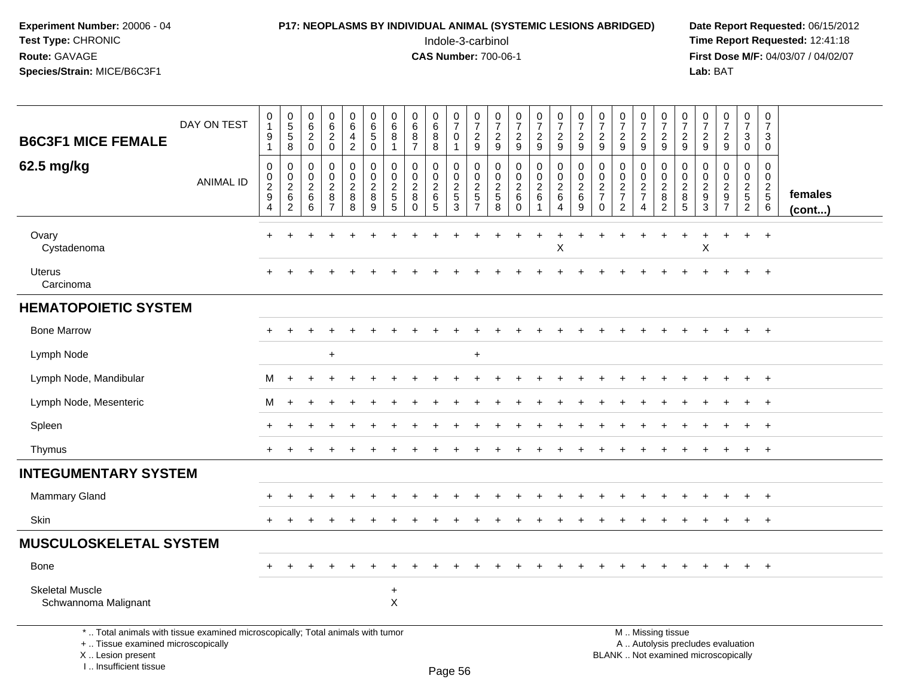**Experiment Number:** 20006 - 04
**Test Type:** CHRONIC
**Route:** GAVAGE
**Species/Strain:** MICE/B6C3F1

**P17: NEOPLASMS BY INDIVIDUAL ANIMAL (SYSTEMIC LESIONS ABRIDGED)**
Indole-3-carbinol
**CAS Number:** 700-06-1

**Date Report Requested:** 06/15/2012
**Time Report Requested:** 12:41:18
**First Dose M/F:** 04/03/07 / 04/02/07
**Lab:** BAT

| B6C3F1 MICE FEMALE — DAY ON TEST | 0191 | 0558 | 0620 | 0620 | 0642 | 0650 | 0681 | 0687 | 0688 | 0701 | 0729 | 0729 | 0729 | 0729 | 0729 | 0729 | 0729 | 0729 | 0729 | 0729 | 0729 | 0729 | 0729 | 0730 | 0730 | |
|---|---|---|---|---|---|---|---|---|---|---|---|---|---|---|---|---|---|---|---|---|---|---|---|---|---|---|
| **62.5 mg/kg** — ANIMAL ID | 0029 4 | 0026 2 | 0026 6 | 0028 7 | 0028 8 | 0028 9 | 0025 5 | 0028 0 | 0026 5 | 0025 3 | 0025 7 | 0025 8 | 0026 0 | 0026 1 | 0026 4 | 0026 9 | 0027 0 | 0027 2 | 0027 4 | 0028 2 | 0028 5 | 0029 3 | 0029 7 | 0025 2 | 0025 6 | **females (cont...)** |
| Ovary | + | + | + | + | + | + | + | + | + | + | + | + | + | + | + | + | + | + | + | + | + | + | + | + | + | |
| Cystadenoma | | | | | | | | | | | | | | | X | | | | | | | X | | | | |
| Uterus | + | + | + | + | + | + | + | + | + | + | + | + | + | + | + | + | + | + | + | + | + | + | + | + | + | |
| Carcinoma | | | | | | | | | | | | | | | | | | | | | | | | | | |
| **HEMATOPOIETIC SYSTEM** | | | | | | | | | | | | | | | | | | | | | | | | | | |
| Bone Marrow | + | + | + | + | + | + | + | + | + | + | + | + | + | + | + | + | + | + | + | + | + | + | + | + | + | |
| Lymph Node | | | | + | | | | | | | + | | | | | | | | | | | | | | | |
| Lymph Node, Mandibular | M | + | + | + | + | + | + | + | + | + | + | + | + | + | + | + | + | + | + | + | + | + | + | + | + | |
| Lymph Node, Mesenteric | M | + | + | + | + | + | + | + | + | + | + | + | + | + | + | + | + | + | + | + | + | + | + | + | + | |
| Spleen | + | + | + | + | + | + | + | + | + | + | + | + | + | + | + | + | + | + | + | + | + | + | + | + | + | |
| Thymus | + | + | + | + | + | + | + | + | + | + | + | + | + | + | + | + | + | + | + | + | + | + | + | + | + | |
| **INTEGUMENTARY SYSTEM** | | | | | | | | | | | | | | | | | | | | | | | | | | |
| Mammary Gland | + | + | + | + | + | + | + | + | + | + | + | + | + | + | + | + | + | + | + | + | + | + | + | + | + | |
| Skin | + | + | + | + | + | + | + | + | + | + | + | + | + | + | + | + | + | + | + | + | + | + | + | + | + | |
| **MUSCULOSKELETAL SYSTEM** | | | | | | | | | | | | | | | | | | | | | | | | | | |
| Bone | + | + | + | + | + | + | + | + | + | + | + | + | + | + | + | + | + | + | + | + | + | + | + | + | + | |
| Skeletal Muscle | | | | | | | + | | | | | | | | | | | | | | | | | | | |
| Schwannoma Malignant | | | | | | | X | | | | | | | | | | | | | | | | | | | |

\* .. Total animals with tissue examined microscopically; Total animals with tumor
\+ .. Tissue examined microscopically
X .. Lesion present
I .. Insufficient tissue

M .. Missing tissue
A .. Autolysis precludes evaluation
BLANK .. Not examined microscopically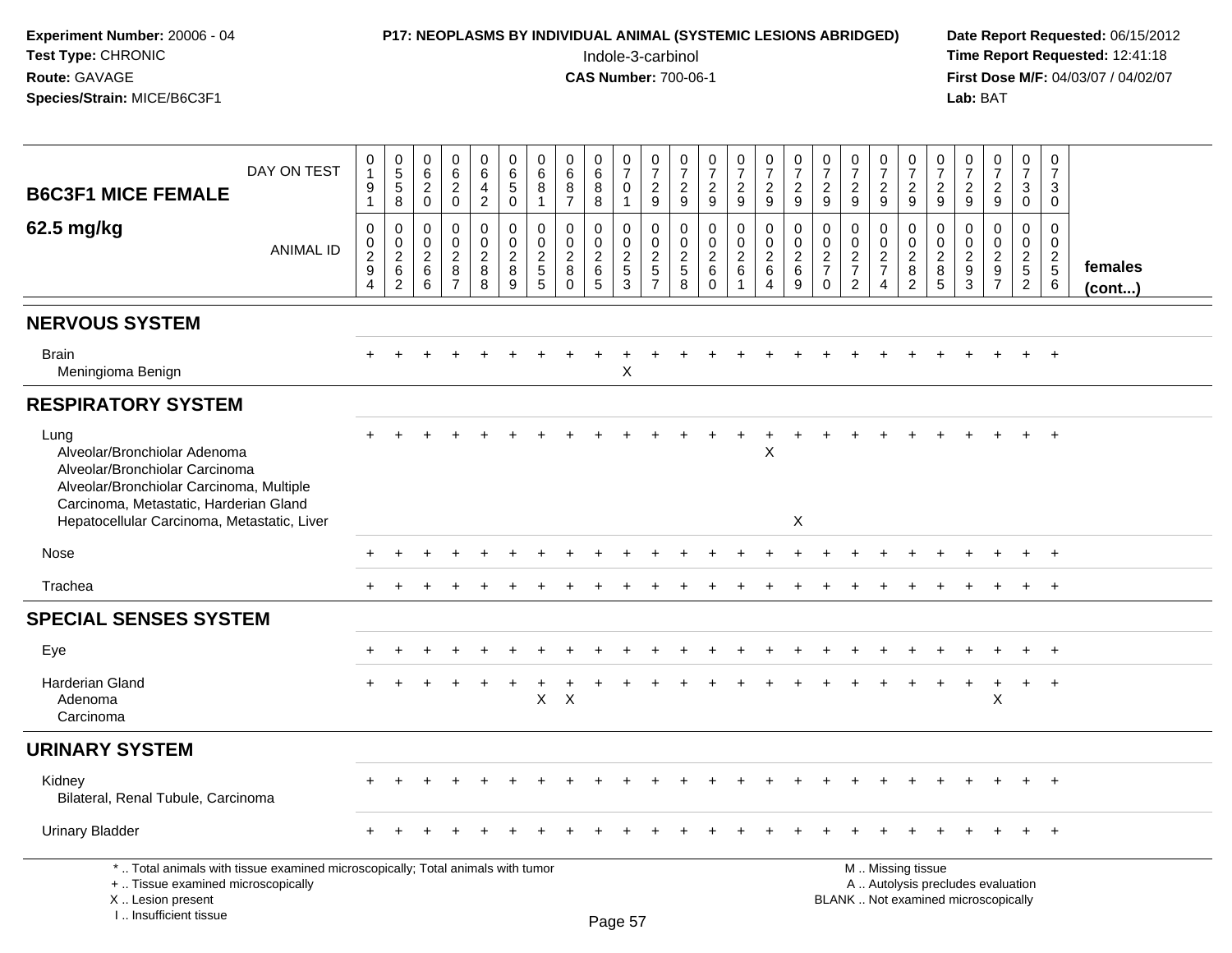**Experiment Number:** 20006 - 04
**Test Type:** CHRONIC
**Route:** GAVAGE
**Species/Strain:** MICE/B6C3F1

**P17: NEOPLASMS BY INDIVIDUAL ANIMAL (SYSTEMIC LESIONS ABRIDGED)**
Indole-3-carbinol
**CAS Number:** 700-06-1

**Date Report Requested:** 06/15/2012
**Time Report Requested:** 12:41:18
**First Dose M/F:** 04/03/07 / 04/02/07
**Lab:** BAT

## B6C3F1 MICE FEMALE 62.5 mg/kg

| DAY ON TEST | 0191 | 0558 | 0620 | 0620 | 0642 | 0650 | 0681 | 0687 | 0688 | 0701 | 0729 | 0729 | 0729 | 0729 | 0729 | 0729 | 0729 | 0729 | 0729 | 0729 | 0729 | 0729 | 0729 | 0730 | 0730 | |
|---|---|---|---|---|---|---|---|---|---|---|---|---|---|---|---|---|---|---|---|---|---|---|---|---|---|---|
| **ANIMAL ID** | 00294 | 00262 | 00266 | 00287 | 00288 | 00289 | 00255 | 00280 | 00265 | 00253 | 00257 | 00258 | 00260 | 00261 | 00264 | 00269 | 00270 | 00272 | 00274 | 00282 | 00285 | 00293 | 00297 | 00252 | 00256 | **females (cont...)** |
| **NERVOUS SYSTEM** | | | | | | | | | | | | | | | | | | | | | | | | | | |
| Brain | + | + | + | + | + | + | + | + | + | + | + | + | + | + | + | + | + | + | + | + | + | + | + | + | + | |
| Meningioma Benign | | | | | | | | | | X | | | | | | | | | | | | | | | | |
| **RESPIRATORY SYSTEM** | | | | | | | | | | | | | | | | | | | | | | | | | | |
| Lung | + | + | + | + | + | + | + | + | + | + | + | + | + | + | + | + | + | + | + | + | + | + | + | + | + | |
| Alveolar/Bronchiolar Adenoma | | | | | | | | | | | | | | | X | | | | | | | | | | | |
| Alveolar/Bronchiolar Carcinoma | | | | | | | | | | | | | | | | | | | | | | | | | | |
| Alveolar/Bronchiolar Carcinoma, Multiple | | | | | | | | | | | | | | | | | | | | | | | | | | |
| Carcinoma, Metastatic, Harderian Gland | | | | | | | | | | | | | | | | | | | | | | | | | | |
| Hepatocellular Carcinoma, Metastatic, Liver | | | | | | | | | | | | | | | | X | | | | | | | | | | |
| Nose | + | + | + | + | + | + | + | + | + | + | + | + | + | + | + | + | + | + | + | + | + | + | + | + | + | |
| Trachea | + | + | + | + | + | + | + | + | + | + | + | + | + | + | + | + | + | + | + | + | + | + | + | + | + | |
| **SPECIAL SENSES SYSTEM** | | | | | | | | | | | | | | | | | | | | | | | | | | |
| Eye | + | + | + | + | + | + | + | + | + | + | + | + | + | + | + | + | + | + | + | + | + | + | + | + | + | |
| Harderian Gland | + | + | + | + | + | + | + | + | + | + | + | + | + | + | + | + | + | + | + | + | + | + | + | + | + | |
| Adenoma | | | | | | | X | X | | | | | | | | | | | | | | | X | | | |
| Carcinoma | | | | | | | | | | | | | | | | | | | | | | | | | | |
| **URINARY SYSTEM** | | | | | | | | | | | | | | | | | | | | | | | | | | |
| Kidney | + | + | + | + | + | + | + | + | + | + | + | + | + | + | + | + | + | + | + | + | + | + | + | + | + | |
| Bilateral, Renal Tubule, Carcinoma | | | | | | | | | | | | | | | | | | | | | | | | | | |
| Urinary Bladder | + | + | + | + | + | + | + | + | + | + | + | + | + | + | + | + | + | + | + | + | + | + | + | + | + | |

\* .. Total animals with tissue examined microscopically; Total animals with tumor
\+ .. Tissue examined microscopically
X .. Lesion present
I .. Insufficient tissue

M .. Missing tissue
A .. Autolysis precludes evaluation
BLANK .. Not examined microscopically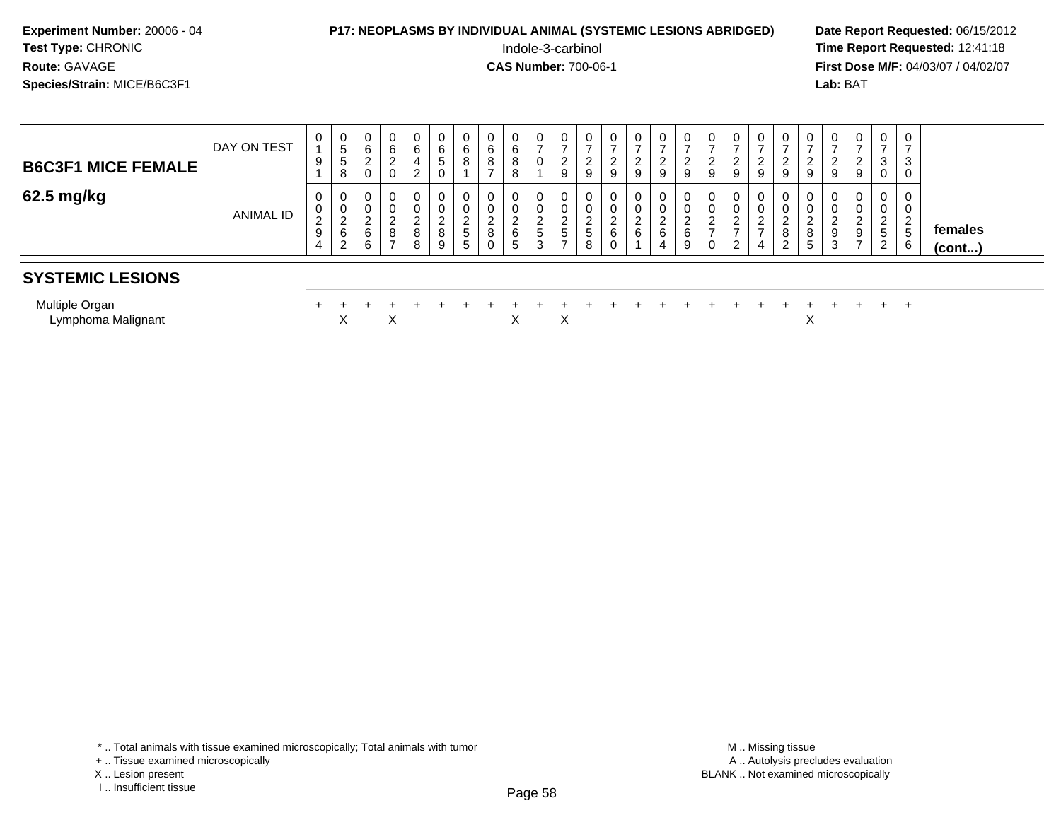**Experiment Number:** 20006 - 04
**Test Type:** CHRONIC
**Route:** GAVAGE
**Species/Strain:** MICE/B6C3F1

**P17: NEOPLASMS BY INDIVIDUAL ANIMAL (SYSTEMIC LESIONS ABRIDGED)**
Indole-3-carbinol
**CAS Number:** 700-06-1

**Date Report Requested:** 06/15/2012
**Time Report Requested:** 12:41:18
**First Dose M/F:** 04/03/07 / 04/02/07
**Lab:** BAT

| B6C3F1 MICE FEMALE 62.5 mg/kg | | | | | | | | | | | | | | | | | | | | | | | | | | | |
|---|---|---|---|---|---|---|---|---|---|---|---|---|---|---|---|---|---|---|---|---|---|---|---|---|---|---|---|
| DAY ON TEST | 0191 | 0558 | 0620 | 0620 | 0642 | 0650 | 0681 | 0687 | 0688 | 0701 | 0729 | 0729 | 0729 | 0729 | 0729 | 0729 | 0729 | 0729 | 0729 | 0729 | 0729 | 0729 | 0729 | 0730 | 0730 | |
| ANIMAL ID | 00294 | 00262 | 00266 | 00287 | 00288 | 00289 | 00255 | 00280 | 00265 | 00253 | 00257 | 00258 | 00260 | 00261 | 00264 | 00269 | 00270 | 00272 | 00274 | 00282 | 00285 | 00293 | 00297 | 00252 | 00256 | females (cont...) |
| **SYSTEMIC LESIONS** | | | | | | | | | | | | | | | | | | | | | | | | | | |
| Multiple Organ | + | + | + | + | + | + | + | + | + | + | + | + | + | + | + | + | + | + | + | + | + | + | + | + | + | |
| Lymphoma Malignant | | X | | X | | | | | X | | X | | | | | | | | | | X | | | | | |

\* .. Total animals with tissue examined microscopically; Total animals with tumor
\+ .. Tissue examined microscopically
X .. Lesion present
I .. Insufficient tissue

M .. Missing tissue
A .. Autolysis precludes evaluation
BLANK .. Not examined microscopically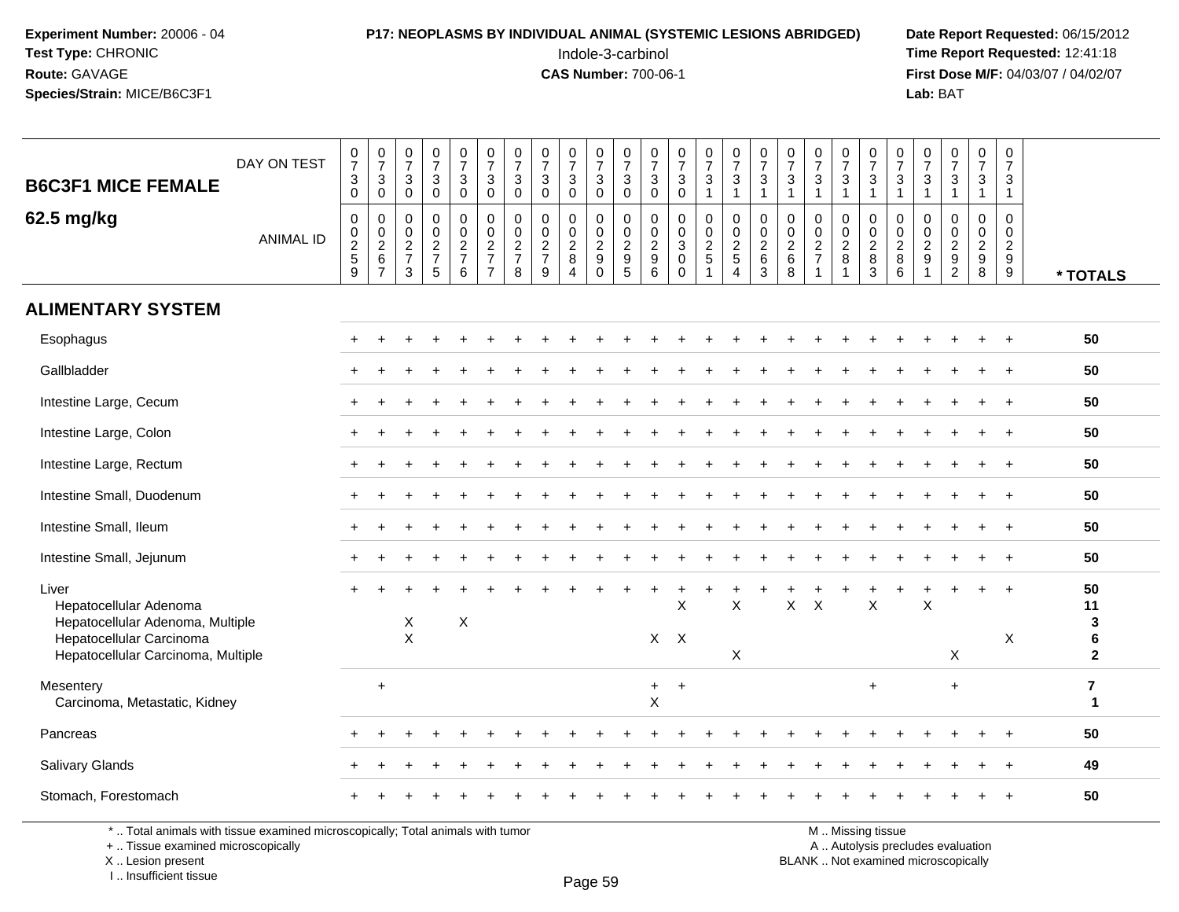Experiment Number: 20006 - 04
Test Type: CHRONIC
Route: GAVAGE
Species/Strain: MICE/B6C3F1

**P17: NEOPLASMS BY INDIVIDUAL ANIMAL (SYSTEMIC LESIONS ABRIDGED)**
Indole-3-carbinol
**CAS Number:** 700-06-1

Date Report Requested: 06/15/2012
Time Report Requested: 12:41:18
First Dose M/F: 04/03/07 / 04/02/07
Lab: BAT

## B6C3F1 MICE FEMALE
## 62.5 mg/kg

| DAY ON TEST | 0730 | 0730 | 0730 | 0730 | 0730 | 0730 | 0730 | 0730 | 0730 | 0730 | 0730 | 0730 | 0730 | 0731 | 0731 | 0731 | 0731 | 0731 | 0731 | 0731 | 0731 | 0731 | 0731 | 0731 | 0731 | |
|---|---|---|---|---|---|---|---|---|---|---|---|---|---|---|---|---|---|---|---|---|---|---|---|---|---|---|
| **ANIMAL ID** | 0259 | 0267 | 0273 | 0275 | 0276 | 0277 | 0278 | 0279 | 0284 | 0290 | 0295 | 0296 | 0300 | 0251 | 0254 | 0263 | 0268 | 0271 | 0281 | 0283 | 0286 | 0291 | 0292 | 0298 | 0299 | *** TOTALS** |
| **ALIMENTARY SYSTEM** | | | | | | | | | | | | | | | | | | | | | | | | | | |
| Esophagus | + | + | + | + | + | + | + | + | + | + | + | + | + | + | + | + | + | + | + | + | + | + | + | + | + | 50 |
| Gallbladder | + | + | + | + | + | + | + | + | + | + | + | + | + | + | + | + | + | + | + | + | + | + | + | + | + | 50 |
| Intestine Large, Cecum | + | + | + | + | + | + | + | + | + | + | + | + | + | + | + | + | + | + | + | + | + | + | + | + | + | 50 |
| Intestine Large, Colon | + | + | + | + | + | + | + | + | + | + | + | + | + | + | + | + | + | + | + | + | + | + | + | + | + | 50 |
| Intestine Large, Rectum | + | + | + | + | + | + | + | + | + | + | + | + | + | + | + | + | + | + | + | + | + | + | + | + | + | 50 |
| Intestine Small, Duodenum | + | + | + | + | + | + | + | + | + | + | + | + | + | + | + | + | + | + | + | + | + | + | + | + | + | 50 |
| Intestine Small, Ileum | + | + | + | + | + | + | + | + | + | + | + | + | + | + | + | + | + | + | + | + | + | + | + | + | + | 50 |
| Intestine Small, Jejunum | + | + | + | + | + | + | + | + | + | + | + | + | + | + | + | + | + | + | + | + | + | + | + | + | + | 50 |
| Liver | + | + | + | + | + | + | + | + | + | + | + | + | + | + | + | + | + | + | + | + | + | + | + | + | + | 50 |
| Hepatocellular Adenoma | | | | | | | | | | | | | X | | X | | X | X | | X | | X | | | | 11 |
| Hepatocellular Adenoma, Multiple | | | X | | X | | | | | | | | | | | | | | | | | | | | | 3 |
| Hepatocellular Carcinoma | | | X | | | | | | | | | X | X | | | | | | | | | | | | X | 6 |
| Hepatocellular Carcinoma, Multiple | | | | | | | | | | | | | | | X | | | | | | | | X | | | 2 |
| Mesentery | | + | | | | | | | | | | + | + | | | | | | | + | | | + | | | 7 |
| Carcinoma, Metastatic, Kidney | | | | | | | | | | | | X | | | | | | | | | | | | | | 1 |
| Pancreas | + | + | + | + | + | + | + | + | + | + | + | + | + | + | + | + | + | + | + | + | + | + | + | + | + | 50 |
| Salivary Glands | + | + | + | + | + | + | + | + | + | + | + | + | + | + | + | + | + | + | + | + | + | + | + | + | + | 49 |
| Stomach, Forestomach | + | + | + | + | + | + | + | + | + | + | + | + | + | + | + | + | + | + | + | + | + | + | + | + | + | 50 |

\* .. Total animals with tissue examined microscopically; Total animals with tumor
+ .. Tissue examined microscopically
X .. Lesion present
I .. Insufficient tissue

M .. Missing tissue
A .. Autolysis precludes evaluation
BLANK .. Not examined microscopically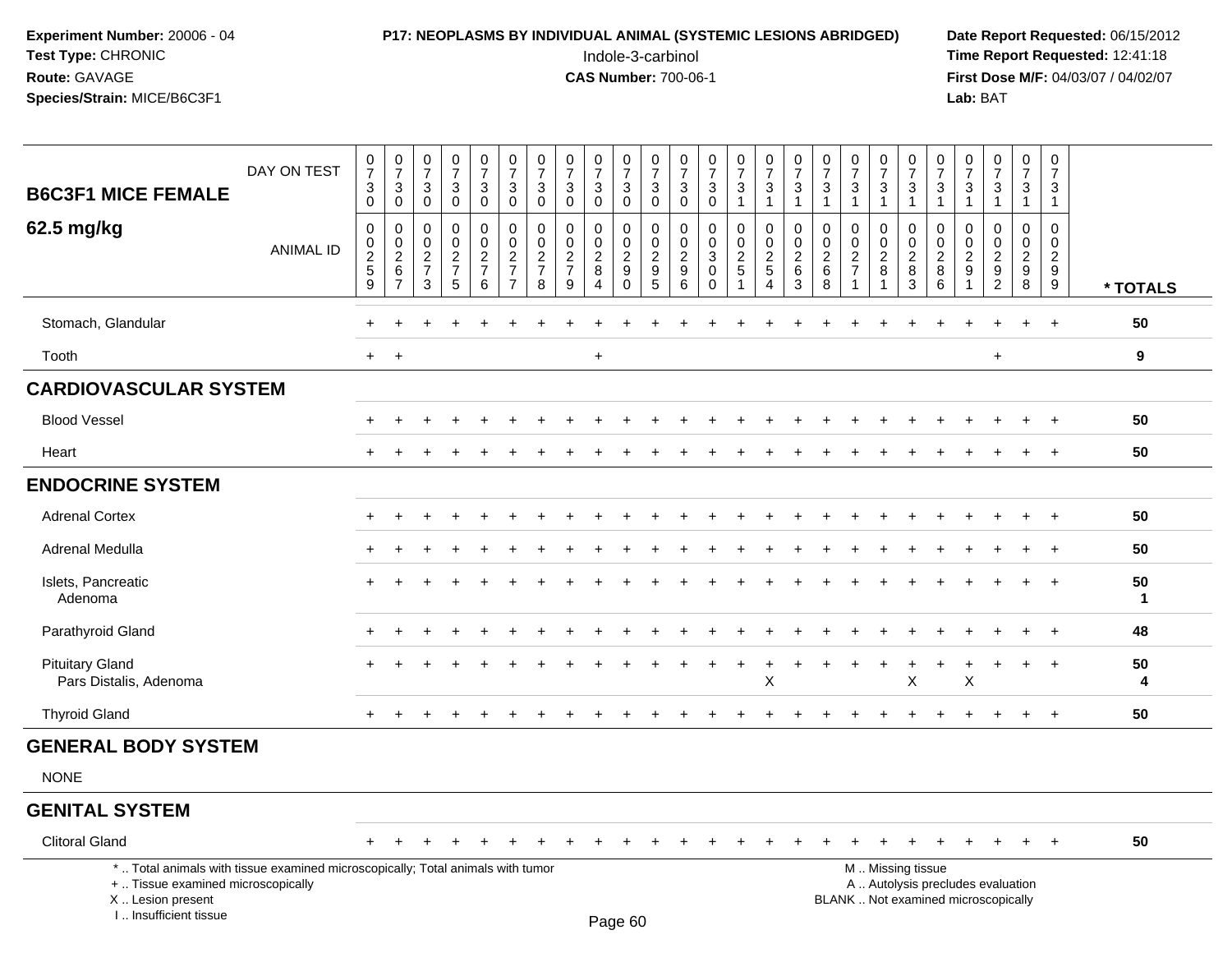**Experiment Number:** 20006 - 04
**Test Type:** CHRONIC
**Route:** GAVAGE
**Species/Strain:** MICE/B6C3F1

**P17: NEOPLASMS BY INDIVIDUAL ANIMAL (SYSTEMIC LESIONS ABRIDGED)**
Indole-3-carbinol
**CAS Number:** 700-06-1

**Date Report Requested:** 06/15/2012
**Time Report Requested:** 12:41:18
**First Dose M/F:** 04/03/07 / 04/02/07
**Lab:** BAT

| B6C3F1 MICE FEMALE 62.5 mg/kg | DAY ON TEST | 0730 | 0730 | 0730 | 0730 | 0730 | 0730 | 0730 | 0730 | 0730 | 0730 | 0730 | 0730 | 0730 | 0731 | 0731 | 0731 | 0731 | 0731 | 0731 | 0731 | 0731 | 0731 | 0731 | 0731 | 0731 | |
|---|---|---|---|---|---|---|---|---|---|---|---|---|---|---|---|---|---|---|---|---|---|---|---|---|---|---|---|
| | ANIMAL ID | 0259 | 0267 | 0273 | 0275 | 0276 | 0277 | 0278 | 0279 | 0284 | 0290 | 0295 | 0296 | 0300 | 0251 | 0254 | 0263 | 0268 | 0271 | 0281 | 0283 | 0286 | 0291 | 0292 | 0298 | 0299 | * TOTALS |
| Stomach, Glandular | | + | + | + | + | + | + | + | + | + | + | + | + | + | + | + | + | + | + | + | + | + | + | + | + | + | 50 |
| Tooth | | + | + | | | | | | | + | | | | | | | | | | | | | | + | | | 9 |
| **CARDIOVASCULAR SYSTEM** | | | | | | | | | | | | | | | | | | | | | | | | | | | |
| Blood Vessel | | + | + | + | + | + | + | + | + | + | + | + | + | + | + | + | + | + | + | + | + | + | + | + | + | + | 50 |
| Heart | | + | + | + | + | + | + | + | + | + | + | + | + | + | + | + | + | + | + | + | + | + | + | + | + | + | 50 |
| **ENDOCRINE SYSTEM** | | | | | | | | | | | | | | | | | | | | | | | | | | | |
| Adrenal Cortex | | + | + | + | + | + | + | + | + | + | + | + | + | + | + | + | + | + | + | + | + | + | + | + | + | + | 50 |
| Adrenal Medulla | | + | + | + | + | + | + | + | + | + | + | + | + | + | + | + | + | + | + | + | + | + | + | + | + | + | 50 |
| Islets, Pancreatic | | + | + | + | + | + | + | + | + | + | + | + | + | + | + | + | + | + | + | + | + | + | + | + | + | + | 50 |
| Adenoma | | | | | | | | | | | | | | | | | | | | | | | | | | | 1 |
| Parathyroid Gland | | + | + | + | + | + | + | + | + | + | + | + | + | + | + | + | + | + | + | + | + | + | + | + | + | + | 48 |
| Pituitary Gland | | + | + | + | + | + | + | + | + | + | + | + | + | + | + | + | + | + | + | + | + | + | + | + | + | + | 50 |
| Pars Distalis, Adenoma | | | | | | | | | | | | | | | | X | | | | | X | | X | | | | 4 |
| Thyroid Gland | | + | + | + | + | + | + | + | + | + | + | + | + | + | + | + | + | + | + | + | + | + | + | + | + | + | 50 |
| **GENERAL BODY SYSTEM** | | | | | | | | | | | | | | | | | | | | | | | | | | | |
| NONE | | | | | | | | | | | | | | | | | | | | | | | | | | | |
| **GENITAL SYSTEM** | | | | | | | | | | | | | | | | | | | | | | | | | | | |
| Clitoral Gland | | + | + | + | + | + | + | + | + | + | + | + | + | + | + | + | + | + | + | + | + | + | + | + | + | + | 50 |

\* .. Total animals with tissue examined microscopically; Total animals with tumor
\+ .. Tissue examined microscopically
X .. Lesion present
I .. Insufficient tissue

M .. Missing tissue
A .. Autolysis precludes evaluation
BLANK .. Not examined microscopically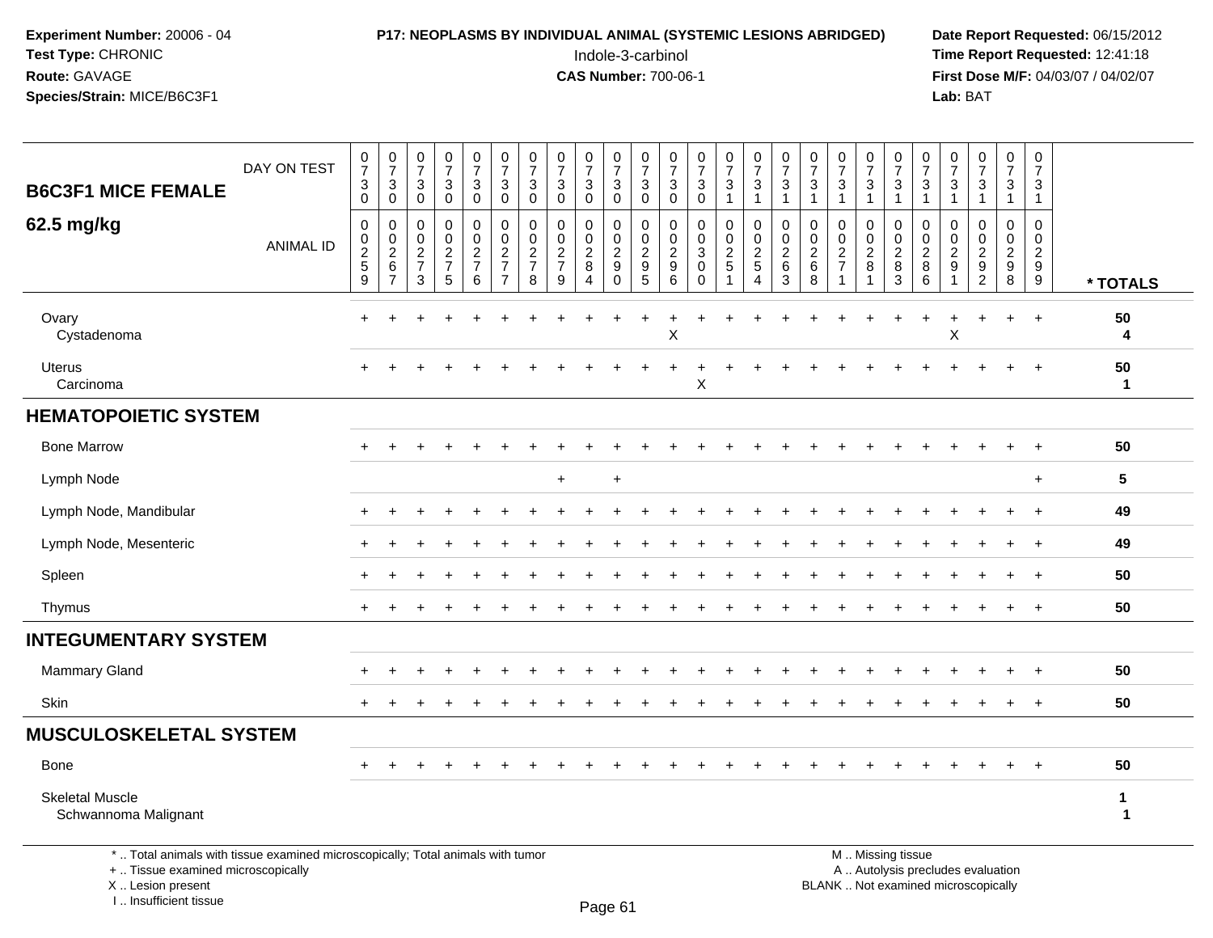**Experiment Number:** 20006 - 04
**Test Type:** CHRONIC
**Route:** GAVAGE
**Species/Strain:** MICE/B6C3F1

**P17: NEOPLASMS BY INDIVIDUAL ANIMAL (SYSTEMIC LESIONS ABRIDGED)**
Indole-3-carbinol
**CAS Number:** 700-06-1

**Date Report Requested:** 06/15/2012
**Time Report Requested:** 12:41:18
**First Dose M/F:** 04/03/07 / 04/02/07
**Lab:** BAT

## B6C3F1 MICE FEMALE 62.5 mg/kg

| DAY ON TEST | 0730 | 0730 | 0730 | 0730 | 0730 | 0730 | 0730 | 0730 | 0730 | 0730 | 0730 | 0730 | 0730 | 0731 | 0731 | 0731 | 0731 | 0731 | 0731 | 0731 | 0731 | 0731 | 0731 | 0731 | 0731 | |
|---|---|---|---|---|---|---|---|---|---|---|---|---|---|---|---|---|---|---|---|---|---|---|---|---|---|---|
| **ANIMAL ID** | 00259 | 00267 | 00273 | 00275 | 00276 | 00277 | 00278 | 00279 | 00284 | 00290 | 00295 | 00296 | 00300 | 00251 | 00254 | 00263 | 00268 | 00271 | 00281 | 00283 | 00286 | 00291 | 00292 | 00298 | 00299 | *** TOTALS** |
| Ovary | + | + | + | + | + | + | + | + | + | + | + | + | + | + | + | + | + | + | + | + | + | + | + | + | + | 50 |
| Cystadenoma | | | | | | | | | | | | X | | | | | | | | | | X | | | | 4 |
| Uterus | + | + | + | + | + | + | + | + | + | + | + | + | + | + | + | + | + | + | + | + | + | + | + | + | + | 50 |
| Carcinoma | | | | | | | | | | | | | X | | | | | | | | | | | | | 1 |
| **HEMATOPOIETIC SYSTEM** | | | | | | | | | | | | | | | | | | | | | | | | | | |
| Bone Marrow | + | + | + | + | + | + | + | + | + | + | + | + | + | + | + | + | + | + | + | + | + | + | + | + | + | 50 |
| Lymph Node | | | | | | | | + | | + | | | | | | | | | | | | | | | + | 5 |
| Lymph Node, Mandibular | + | + | + | + | + | + | + | + | + | + | + | + | + | + | + | + | + | + | + | + | + | + | + | + | + | 49 |
| Lymph Node, Mesenteric | + | + | + | + | + | + | + | + | + | + | + | + | + | + | + | + | + | + | + | + | + | + | + | + | + | 49 |
| Spleen | + | + | + | + | + | + | + | + | + | + | + | + | + | + | + | + | + | + | + | + | + | + | + | + | + | 50 |
| Thymus | + | + | + | + | + | + | + | + | + | + | + | + | + | + | + | + | + | + | + | + | + | + | + | + | + | 50 |
| **INTEGUMENTARY SYSTEM** | | | | | | | | | | | | | | | | | | | | | | | | | | |
| Mammary Gland | + | + | + | + | + | + | + | + | + | + | + | + | + | + | + | + | + | + | + | + | + | + | + | + | + | 50 |
| Skin | + | + | + | + | + | + | + | + | + | + | + | + | + | + | + | + | + | + | + | + | + | + | + | + | + | 50 |
| **MUSCULOSKELETAL SYSTEM** | | | | | | | | | | | | | | | | | | | | | | | | | | |
| Bone | + | + | + | + | + | + | + | + | + | + | + | + | + | + | + | + | + | + | + | + | + | + | + | + | + | 50 |
| Skeletal Muscle | | | | | | | | | | | | | | | | | | | | | | | | | | 1 |
| Schwannoma Malignant | | | | | | | | | | | | | | | | | | | | | | | | | | 1 |

\* .. Total animals with tissue examined microscopically; Total animals with tumor
\+ .. Tissue examined microscopically
X .. Lesion present
I .. Insufficient tissue

M .. Missing tissue
A .. Autolysis precludes evaluation
BLANK .. Not examined microscopically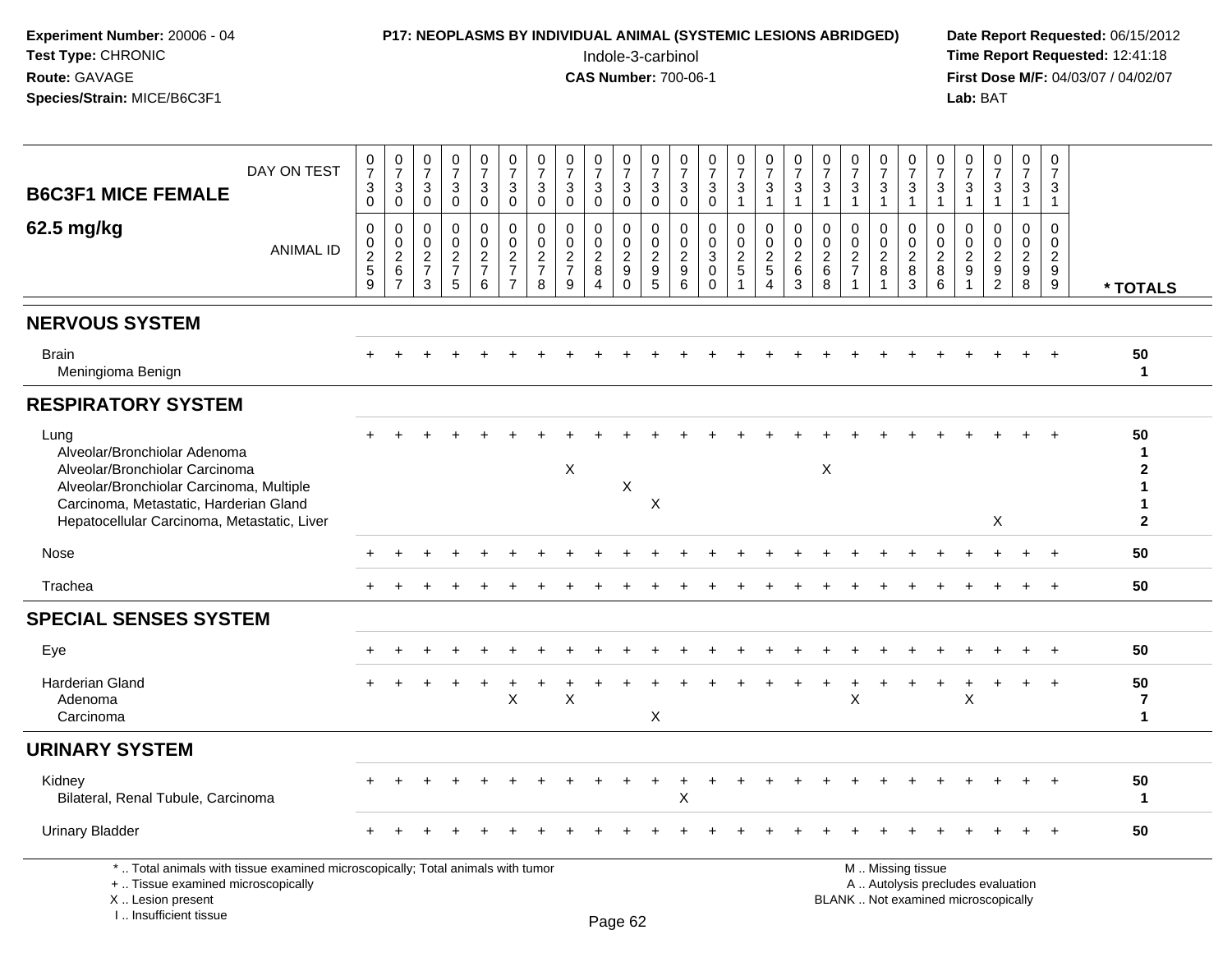**Experiment Number:** 20006 - 04
**Test Type:** CHRONIC
**Route:** GAVAGE
**Species/Strain:** MICE/B6C3F1

**P17: NEOPLASMS BY INDIVIDUAL ANIMAL (SYSTEMIC LESIONS ABRIDGED)**
Indole-3-carbinol
**CAS Number:** 700-06-1

**Date Report Requested:** 06/15/2012
**Time Report Requested:** 12:41:18
**First Dose M/F:** 04/03/07 / 04/02/07
**Lab:** BAT

## B6C3F1 MICE FEMALE 62.5 mg/kg

| DAY ON TEST | 0730 | 0730 | 0730 | 0730 | 0730 | 0730 | 0730 | 0730 | 0730 | 0730 | 0730 | 0730 | 0730 | 0731 | 0731 | 0731 | 0731 | 0731 | 0731 | 0731 | 0731 | 0731 | 0731 | 0731 | 0731 | |
|---|---|---|---|---|---|---|---|---|---|---|---|---|---|---|---|---|---|---|---|---|---|---|---|---|---|---|
| **ANIMAL ID** | 00259 | 00267 | 00273 | 00275 | 00276 | 00277 | 00278 | 00279 | 00284 | 00290 | 00295 | 00296 | 00300 | 00251 | 00254 | 00263 | 00268 | 00271 | 00281 | 00283 | 00286 | 00291 | 00292 | 00298 | 00299 | **\* TOTALS** |
| **NERVOUS SYSTEM** | | | | | | | | | | | | | | | | | | | | | | | | | | |
| Brain | + | + | + | + | + | + | + | + | + | + | + | + | + | + | + | + | + | + | + | + | + | + | + | + | + | 50 |
| Meningioma Benign | | | | | | | | | | | | | | | | | | | | | | | | | | 1 |
| **RESPIRATORY SYSTEM** | | | | | | | | | | | | | | | | | | | | | | | | | | |
| Lung | + | + | + | + | + | + | + | + | + | + | + | + | + | + | + | + | + | + | + | + | + | + | + | + | + | 50 |
| Alveolar/Bronchiolar Adenoma | | | | | | | | | | | | | | | | | | | | | | | | | | 1 |
| Alveolar/Bronchiolar Carcinoma | | | | | | | | X | | | | | | | | | X | | | | | | | | | 2 |
| Alveolar/Bronchiolar Carcinoma, Multiple | | | | | | | | | | X | | | | | | | | | | | | | | | | 1 |
| Carcinoma, Metastatic, Harderian Gland | | | | | | | | | | | X | | | | | | | | | | | | | | | 1 |
| Hepatocellular Carcinoma, Metastatic, Liver | | | | | | | | | | | | | | | | | | | | | | | X | | | 2 |
| Nose | + | + | + | + | + | + | + | + | + | + | + | + | + | + | + | + | + | + | + | + | + | + | + | + | + | 50 |
| Trachea | + | + | + | + | + | + | + | + | + | + | + | + | + | + | + | + | + | + | + | + | + | + | + | + | + | 50 |
| **SPECIAL SENSES SYSTEM** | | | | | | | | | | | | | | | | | | | | | | | | | | |
| Eye | + | + | + | + | + | + | + | + | + | + | + | + | + | + | + | + | + | + | + | + | + | + | + | + | + | 50 |
| Harderian Gland | + | + | + | + | + | + | + | + | + | + | + | + | + | + | + | + | + | + | + | + | + | + | + | + | + | 50 |
| Adenoma | | | | | | X | | X | | | | | | | | | | X | | | | X | | | | 7 |
| Carcinoma | | | | | | | | | | | X | | | | | | | | | | | | | | | 1 |
| **URINARY SYSTEM** | | | | | | | | | | | | | | | | | | | | | | | | | | |
| Kidney | + | + | + | + | + | + | + | + | + | + | + | + | + | + | + | + | + | + | + | + | + | + | + | + | + | 50 |
| Bilateral, Renal Tubule, Carcinoma | | | | | | | | | | | | X | | | | | | | | | | | | | | 1 |
| Urinary Bladder | + | + | + | + | + | + | + | + | + | + | + | + | + | + | + | + | + | + | + | + | + | + | + | + | + | 50 |

\* .. Total animals with tissue examined microscopically; Total animals with tumor
\+ .. Tissue examined microscopically
X .. Lesion present
I .. Insufficient tissue

M .. Missing tissue
A .. Autolysis precludes evaluation
BLANK .. Not examined microscopically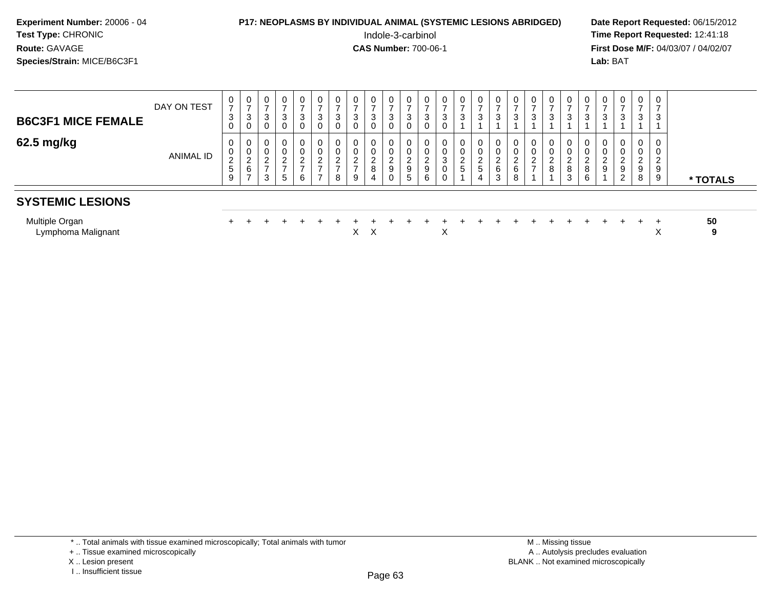**Experiment Number:** 20006 - 04
**Test Type:** CHRONIC
**Route:** GAVAGE
**Species/Strain:** MICE/B6C3F1

**P17: NEOPLASMS BY INDIVIDUAL ANIMAL (SYSTEMIC LESIONS ABRIDGED)**
Indole-3-carbinol
**CAS Number:** 700-06-1

**Date Report Requested:** 06/15/2012
**Time Report Requested:** 12:41:18
**First Dose M/F:** 04/03/07 / 04/02/07
**Lab:** BAT

## B6C3F1 MICE FEMALE
### 62.5 mg/kg

| DAY ON TEST | 0730 | 0730 | 0730 | 0730 | 0730 | 0730 | 0730 | 0730 | 0730 | 0730 | 0730 | 0730 | 0730 | 0731 | 0731 | 0731 | 0731 | 0731 | 0731 | 0731 | 0731 | 0731 | 0731 | 0731 | 0731 | |
|---|---|---|---|---|---|---|---|---|---|---|---|---|---|---|---|---|---|---|---|---|---|---|---|---|---|---|
| **ANIMAL ID** | 00259 | 00267 | 00273 | 00275 | 00276 | 00277 | 00278 | 00279 | 00284 | 00290 | 00295 | 00296 | 00300 | 00251 | 00254 | 00263 | 00268 | 00271 | 00281 | 00283 | 00286 | 00291 | 00292 | 00298 | 00299 | *** TOTALS** |
| **SYSTEMIC LESIONS** | | | | | | | | | | | | | | | | | | | | | | | | | | |
| Multiple Organ | + | + | + | + | + | + | + | + | + | + | + | + | + | + | + | + | + | + | + | + | + | + | + | + | + | **50** |
| Lymphoma Malignant | | | | | | | | X | X | | | | X | | | | | | | | | | | | X | **9** |

* .. Total animals with tissue examined microscopically; Total animals with tumor
+ .. Tissue examined microscopically
X .. Lesion present
I .. Insufficient tissue

M .. Missing tissue
A .. Autolysis precludes evaluation
BLANK .. Not examined microscopically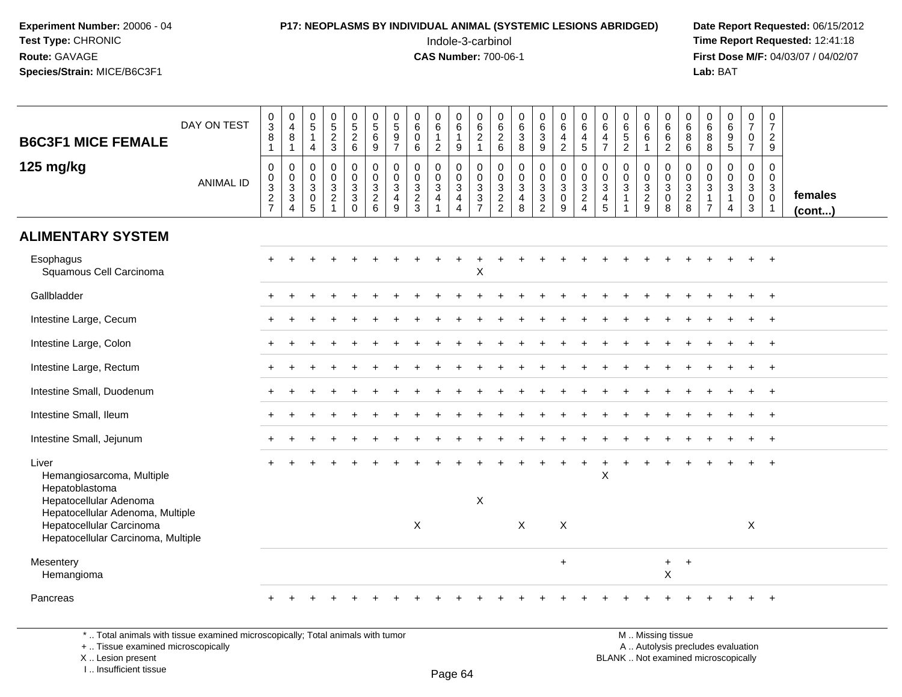**Experiment Number:** 20006 - 04
**Test Type:** CHRONIC
**Route:** GAVAGE
**Species/Strain:** MICE/B6C3F1

**P17: NEOPLASMS BY INDIVIDUAL ANIMAL (SYSTEMIC LESIONS ABRIDGED)**
Indole-3-carbinol
**CAS Number:** 700-06-1

**Date Report Requested:** 06/15/2012
**Time Report Requested:** 12:41:18
**First Dose M/F:** 04/03/07 / 04/02/07
**Lab:** BAT

## B6C3F1 MICE FEMALE 125 mg/kg

| | | | | | | | | | | | | | | | | | | | | | | | | | | |
|---|---|---|---|---|---|---|---|---|---|---|---|---|---|---|---|---|---|---|---|---|---|---|---|---|---|---|
| DAY ON TEST | 0381 | 0481 | 0514 | 0523 | 0526 | 0569 | 0597 | 0606 | 0612 | 0619 | 0621 | 0626 | 0638 | 0639 | 0642 | 0645 | 0647 | 0652 | 0661 | 0662 | 0686 | 0688 | 0695 | 0707 | 0729 | |
| ANIMAL ID | 00327 | 00334 | 00305 | 00321 | 00330 | 00326 | 00349 | 00323 | 00341 | 00344 | 00337 | 00322 | 00348 | 00332 | 00309 | 00324 | 00345 | 00311 | 00329 | 00308 | 00328 | 00317 | 00314 | 00303 | 00301 | females (cont...) |
| **ALIMENTARY SYSTEM** | | | | | | | | | | | | | | | | | | | | | | | | | | |
| Esophagus | + | + | + | + | + | + | + | + | + | + | + | + | + | + | + | + | + | + | + | + | + | + | + | + | + | |
| Squamous Cell Carcinoma | | | | | | | | | | | X | | | | | | | | | | | | | | | |
| Gallbladder | + | + | + | + | + | + | + | + | + | + | + | + | + | + | + | + | + | + | + | + | + | + | + | + | + | |
| Intestine Large, Cecum | + | + | + | + | + | + | + | + | + | + | + | + | + | + | + | + | + | + | + | + | + | + | + | + | + | |
| Intestine Large, Colon | + | + | + | + | + | + | + | + | + | + | + | + | + | + | + | + | + | + | + | + | + | + | + | + | + | |
| Intestine Large, Rectum | + | + | + | + | + | + | + | + | + | + | + | + | + | + | + | + | + | + | + | + | + | + | + | + | + | |
| Intestine Small, Duodenum | + | + | + | + | + | + | + | + | + | + | + | + | + | + | + | + | + | + | + | + | + | + | + | + | + | |
| Intestine Small, Ileum | + | + | + | + | + | + | + | + | + | + | + | + | + | + | + | + | + | + | + | + | + | + | + | + | + | |
| Intestine Small, Jejunum | + | + | + | + | + | + | + | + | + | + | + | + | + | + | + | + | + | + | + | + | + | + | + | + | + | |
| Liver | + | + | + | + | + | + | + | + | + | + | + | + | + | + | + | + | + | + | + | + | + | + | + | + | + | |
| Hemangiosarcoma, Multiple | | | | | | | | | | | | | | | | | X | | | | | | | | | |
| Hepatoblastoma | | | | | | | | | | | | | | | | | | | | | | | | | | |
| Hepatocellular Adenoma | | | | | | | | | | | X | | | | | | | | | | | | | | | |
| Hepatocellular Adenoma, Multiple | | | | | | | | | | | | | | | | | | | | | | | | | | |
| Hepatocellular Carcinoma | | | | | | | | X | | | | | X | | X | | | | | | | | | X | | |
| Hepatocellular Carcinoma, Multiple | | | | | | | | | | | | | | | | | | | | | | | | | | |
| Mesentery | | | | | | | | | | | | | | | + | | | | | + | + | | | | | |
| Hemangioma | | | | | | | | | | | | | | | | | | | | X | | | | | | |
| Pancreas | + | + | + | + | + | + | + | + | + | + | + | + | + | + | + | + | + | + | + | + | + | + | + | + | + | |

\* .. Total animals with tissue examined microscopically; Total animals with tumor
\+ .. Tissue examined microscopically
X .. Lesion present
I .. Insufficient tissue

M .. Missing tissue
A .. Autolysis precludes evaluation
BLANK .. Not examined microscopically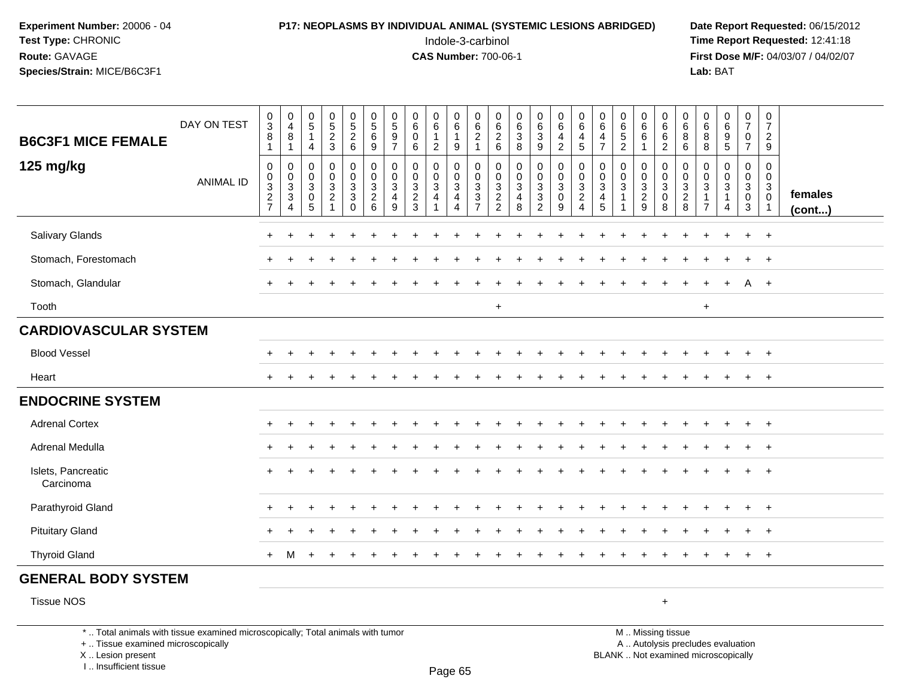**Experiment Number:** 20006 - 04
**Test Type:** CHRONIC
**Route:** GAVAGE
**Species/Strain:** MICE/B6C3F1

**P17: NEOPLASMS BY INDIVIDUAL ANIMAL (SYSTEMIC LESIONS ABRIDGED)**
Indole-3-carbinol
**CAS Number:** 700-06-1

**Date Report Requested:** 06/15/2012
**Time Report Requested:** 12:41:18
**First Dose M/F:** 04/03/07 / 04/02/07
**Lab:** BAT

## B6C3F1 MICE FEMALE
## 125 mg/kg

| DAY ON TEST | 0381 | 0481 | 0514 | 0523 | 0526 | 0569 | 0597 | 0606 | 0612 | 0619 | 0621 | 0626 | 0638 | 0639 | 0642 | 0645 | 0647 | 0652 | 0661 | 0662 | 0686 | 0688 | 0695 | 0707 | 0729 | |
|---|---|---|---|---|---|---|---|---|---|---|---|---|---|---|---|---|---|---|---|---|---|---|---|---|---|---|
| **ANIMAL ID** | 00327 | 00334 | 00305 | 00321 | 00330 | 00326 | 00349 | 00323 | 00341 | 00344 | 00337 | 00322 | 00348 | 00332 | 00309 | 00324 | 00345 | 00311 | 00329 | 00308 | 00328 | 00317 | 00314 | 00303 | 00301 | **females (cont...)** |
| Salivary Glands | + | + | + | + | + | + | + | + | + | + | + | + | + | + | + | + | + | + | + | + | + | + | + | + | + | |
| Stomach, Forestomach | + | + | + | + | + | + | + | + | + | + | + | + | + | + | + | + | + | + | + | + | + | + | + | + | + | |
| Stomach, Glandular | + | + | + | + | + | + | + | + | + | + | + | + | + | + | + | + | + | + | + | + | + | + | + | A | + | |
| Tooth | | | | | | | | | | | | + | | | | | | | | | | + | | | | |
| **CARDIOVASCULAR SYSTEM** | | | | | | | | | | | | | | | | | | | | | | | | | | |
| Blood Vessel | + | + | + | + | + | + | + | + | + | + | + | + | + | + | + | + | + | + | + | + | + | + | + | + | + | |
| Heart | + | + | + | + | + | + | + | + | + | + | + | + | + | + | + | + | + | + | + | + | + | + | + | + | + | |
| **ENDOCRINE SYSTEM** | | | | | | | | | | | | | | | | | | | | | | | | | | |
| Adrenal Cortex | + | + | + | + | + | + | + | + | + | + | + | + | + | + | + | + | + | + | + | + | + | + | + | + | + | |
| Adrenal Medulla | + | + | + | + | + | + | + | + | + | + | + | + | + | + | + | + | + | + | + | + | + | + | + | + | + | |
| Islets, Pancreatic | + | + | + | + | + | + | + | + | + | + | + | + | + | + | + | + | + | + | + | + | + | + | + | + | + | |
| Carcinoma | | | | | | | | | | | | | | | | | | | | | | | | | | |
| Parathyroid Gland | + | + | + | + | + | + | + | + | + | + | + | + | + | + | + | + | + | + | + | + | + | + | + | + | + | |
| Pituitary Gland | + | + | + | + | + | + | + | + | + | + | + | + | + | + | + | + | + | + | + | + | + | + | + | + | + | |
| Thyroid Gland | + | M | + | + | + | + | + | + | + | + | + | + | + | + | + | + | + | + | + | + | + | + | + | + | + | |
| **GENERAL BODY SYSTEM** | | | | | | | | | | | | | | | | | | | | | | | | | | |
| Tissue NOS | | | | | | | | | | | | | | | | | | | | + | | | | | | |

\* .. Total animals with tissue examined microscopically; Total animals with tumor
\+ .. Tissue examined microscopically
X .. Lesion present
I .. Insufficient tissue

M .. Missing tissue
A .. Autolysis precludes evaluation
BLANK .. Not examined microscopically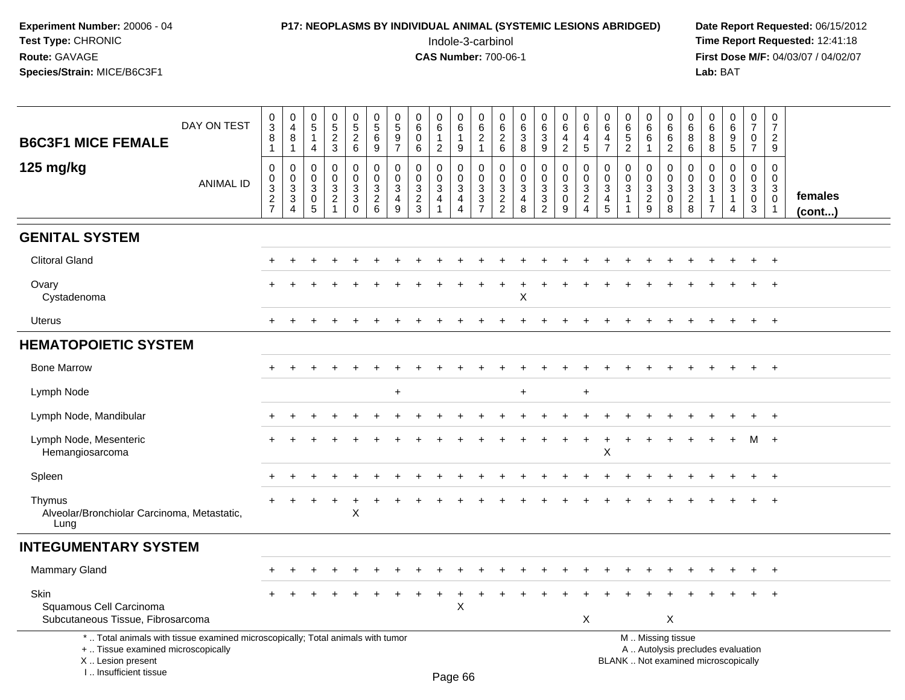**Experiment Number:** 20006 - 04
**Test Type:** CHRONIC
**Route:** GAVAGE
**Species/Strain:** MICE/B6C3F1

**P17: NEOPLASMS BY INDIVIDUAL ANIMAL (SYSTEMIC LESIONS ABRIDGED)**
Indole-3-carbinol
**CAS Number:** 700-06-1

**Date Report Requested:** 06/15/2012
**Time Report Requested:** 12:41:18
**First Dose M/F:** 04/03/07 / 04/02/07
**Lab:** BAT

## B6C3F1 MICE FEMALE 125 mg/kg

| DAY ON TEST | 0381 | 0481 | 0514 | 0523 | 0526 | 0569 | 0597 | 0606 | 0612 | 0619 | 0621 | 0626 | 0638 | 0639 | 0642 | 0645 | 0647 | 0652 | 0661 | 0662 | 0686 | 0688 | 0695 | 0707 | 0729 | |
|---|---|---|---|---|---|---|---|---|---|---|---|---|---|---|---|---|---|---|---|---|---|---|---|---|---|---|
| **ANIMAL ID** | 00327 | 00334 | 00305 | 00321 | 00330 | 00326 | 00349 | 00323 | 00341 | 00344 | 00337 | 00322 | 00348 | 00332 | 00309 | 00324 | 00345 | 00311 | 00329 | 00308 | 00328 | 00317 | 00314 | 00303 | 00301 | **females (cont...)** |
| **GENITAL SYSTEM** | | | | | | | | | | | | | | | | | | | | | | | | | | |
| Clitoral Gland | + | + | + | + | + | + | + | + | + | + | + | + | + | + | + | + | + | + | + | + | + | + | + | + | + | |
| Ovary | + | + | + | + | + | + | + | + | + | + | + | + | + | + | + | + | + | + | + | + | + | + | + | + | + | |
| Cystadenoma | | | | | | | | | | | | | X | | | | | | | | | | | | | |
| Uterus | + | + | + | + | + | + | + | + | + | + | + | + | + | + | + | + | + | + | + | + | + | + | + | + | + | |
| **HEMATOPOIETIC SYSTEM** | | | | | | | | | | | | | | | | | | | | | | | | | | |
| Bone Marrow | + | + | + | + | + | + | + | + | + | + | + | + | + | + | + | + | + | + | + | + | + | + | + | + | + | |
| Lymph Node | | | | | | | + | | | | | | + | | | + | | | | | | | | | | |
| Lymph Node, Mandibular | + | + | + | + | + | + | + | + | + | + | + | + | + | + | + | + | + | + | + | + | + | + | + | + | + | |
| Lymph Node, Mesenteric | + | + | + | + | + | + | + | + | + | + | + | + | + | + | + | + | + | + | + | + | + | + | + | M | + | |
| Hemangiosarcoma | | | | | | | | | | | | | | | | | X | | | | | | | | | |
| Spleen | + | + | + | + | + | + | + | + | + | + | + | + | + | + | + | + | + | + | + | + | + | + | + | + | + | |
| Thymus | + | + | + | + | + | + | + | + | + | + | + | + | + | + | + | + | + | + | + | + | + | + | + | + | + | |
| Alveolar/Bronchiolar Carcinoma, Metastatic, Lung | | | | | X | | | | | | | | | | | | | | | | | | | | | |
| **INTEGUMENTARY SYSTEM** | | | | | | | | | | | | | | | | | | | | | | | | | | |
| Mammary Gland | + | + | + | + | + | + | + | + | + | + | + | + | + | + | + | + | + | + | + | + | + | + | + | + | + | |
| Skin | + | + | + | + | + | + | + | + | + | + | + | + | + | + | + | + | + | + | + | + | + | + | + | + | + | |
| Squamous Cell Carcinoma | | | | | | | | | | X | | | | | | | | | | | | | | | | |
| Subcutaneous Tissue, Fibrosarcoma | | | | | | | | | | | | | | | | X | | | | X | | | | | | |

\* .. Total animals with tissue examined microscopically; Total animals with tumor
\+ .. Tissue examined microscopically
X .. Lesion present
I .. Insufficient tissue

M .. Missing tissue
A .. Autolysis precludes evaluation
BLANK .. Not examined microscopically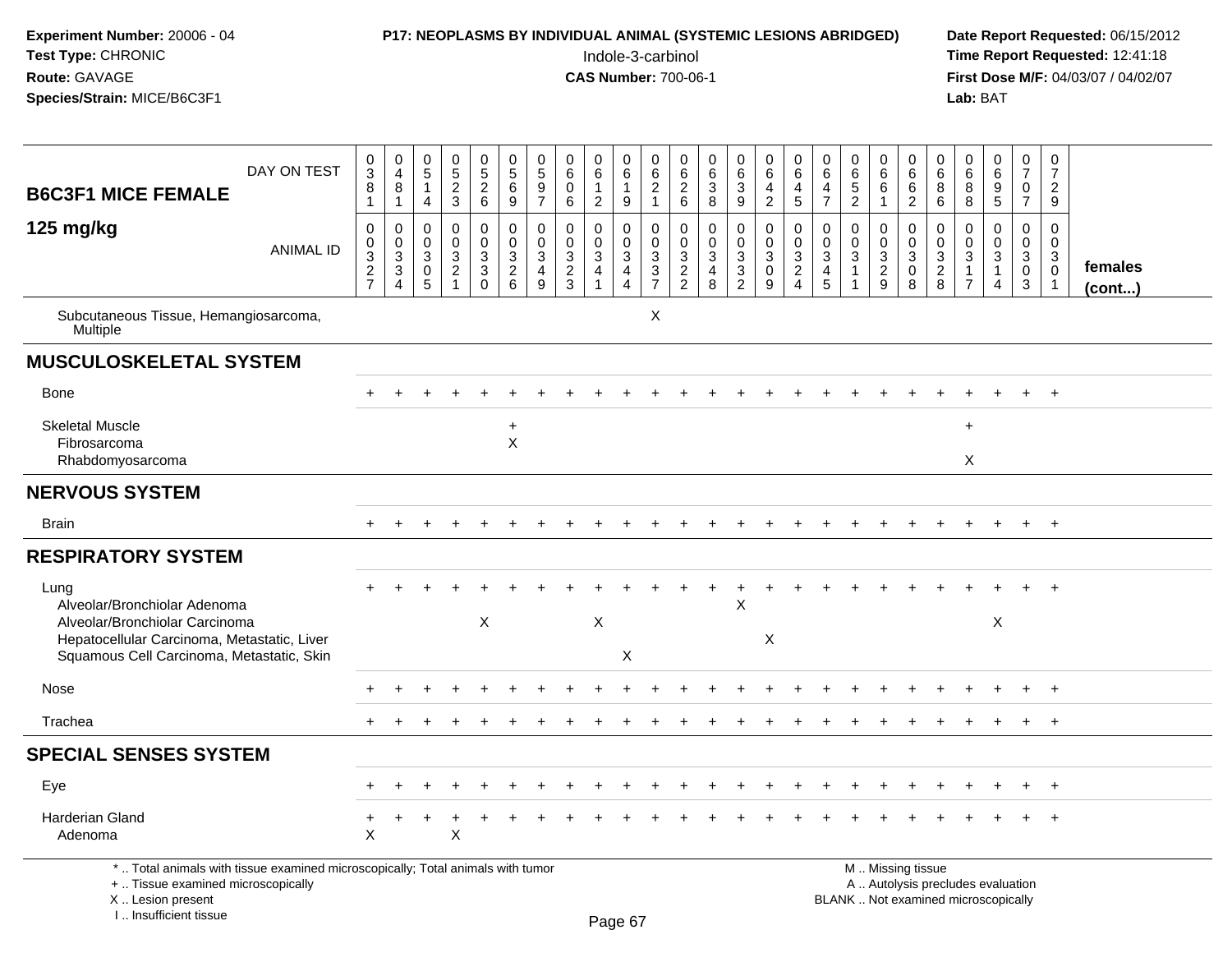**Experiment Number:** 20006 - 04
**Test Type:** CHRONIC
**Route:** GAVAGE
**Species/Strain:** MICE/B6C3F1

**P17: NEOPLASMS BY INDIVIDUAL ANIMAL (SYSTEMIC LESIONS ABRIDGED)**
Indole-3-carbinol
**CAS Number:** 700-06-1

**Date Report Requested:** 06/15/2012
**Time Report Requested:** 12:41:18
**First Dose M/F:** 04/03/07 / 04/02/07
**Lab:** BAT

## B6C3F1 MICE FEMALE 125 mg/kg

| DAY ON TEST | 0381 | 0481 | 0514 | 0523 | 0526 | 0569 | 0597 | 0606 | 0612 | 0619 | 0621 | 0626 | 0638 | 0639 | 0642 | 0645 | 0647 | 0652 | 0661 | 0662 | 0686 | 0688 | 0695 | 0707 | 0729 | |
|---|---|---|---|---|---|---|---|---|---|---|---|---|---|---|---|---|---|---|---|---|---|---|---|---|---|---|
| **ANIMAL ID** | 00327 | 00334 | 00305 | 00321 | 00330 | 00326 | 00349 | 00323 | 00341 | 00344 | 00337 | 00322 | 00348 | 00332 | 00309 | 00324 | 00345 | 00311 | 00329 | 00308 | 00328 | 00317 | 00314 | 00303 | 00301 | **females (cont...)** |
| Subcutaneous Tissue, Hemangiosarcoma, Multiple | | | | | | | | | | | X | | | | | | | | | | | | | | | |
| **MUSCULOSKELETAL SYSTEM** | | | | | | | | | | | | | | | | | | | | | | | | | | |
| Bone | + | + | + | + | + | + | + | + | + | + | + | + | + | + | + | + | + | + | + | + | + | + | + | + | + | |
| Skeletal Muscle | | | | | | + | | | | | | | | | | | | | | | | + | | | | |
| Fibrosarcoma | | | | | | X | | | | | | | | | | | | | | | | | | | | |
| Rhabdomyosarcoma | | | | | | | | | | | | | | | | | | | | | | X | | | | |
| **NERVOUS SYSTEM** | | | | | | | | | | | | | | | | | | | | | | | | | | |
| Brain | + | + | + | + | + | + | + | + | + | + | + | + | + | + | + | + | + | + | + | + | + | + | + | + | + | |
| **RESPIRATORY SYSTEM** | | | | | | | | | | | | | | | | | | | | | | | | | | |
| Lung | + | + | + | + | + | + | + | + | + | + | + | + | + | + | + | + | + | + | + | + | + | + | + | + | + | |
| Alveolar/Bronchiolar Adenoma | | | | | | | | | | | | | | X | | | | | | | | | | | | |
| Alveolar/Bronchiolar Carcinoma | | | | | X | | | | X | | | | | | | | | | | | | | X | | | |
| Hepatocellular Carcinoma, Metastatic, Liver | | | | | | | | | | | | | | | X | | | | | | | | | | | |
| Squamous Cell Carcinoma, Metastatic, Skin | | | | | | | | | | X | | | | | | | | | | | | | | | | |
| Nose | + | + | + | + | + | + | + | + | + | + | + | + | + | + | + | + | + | + | + | + | + | + | + | + | + | |
| Trachea | + | + | + | + | + | + | + | + | + | + | + | + | + | + | + | + | + | + | + | + | + | + | + | + | + | |
| **SPECIAL SENSES SYSTEM** | | | | | | | | | | | | | | | | | | | | | | | | | | |
| Eye | + | + | + | + | + | + | + | + | + | + | + | + | + | + | + | + | + | + | + | + | + | + | + | + | + | |
| Harderian Gland | + | + | + | + | + | + | + | + | + | + | + | + | + | + | + | + | + | + | + | + | + | + | + | + | + | |
| Adenoma | X | | | X | | | | | | | | | | | | | | | | | | | | | | |

\* .. Total animals with tissue examined microscopically; Total animals with tumor
\+ .. Tissue examined microscopically
X .. Lesion present
I .. Insufficient tissue

M .. Missing tissue
A .. Autolysis precludes evaluation
BLANK .. Not examined microscopically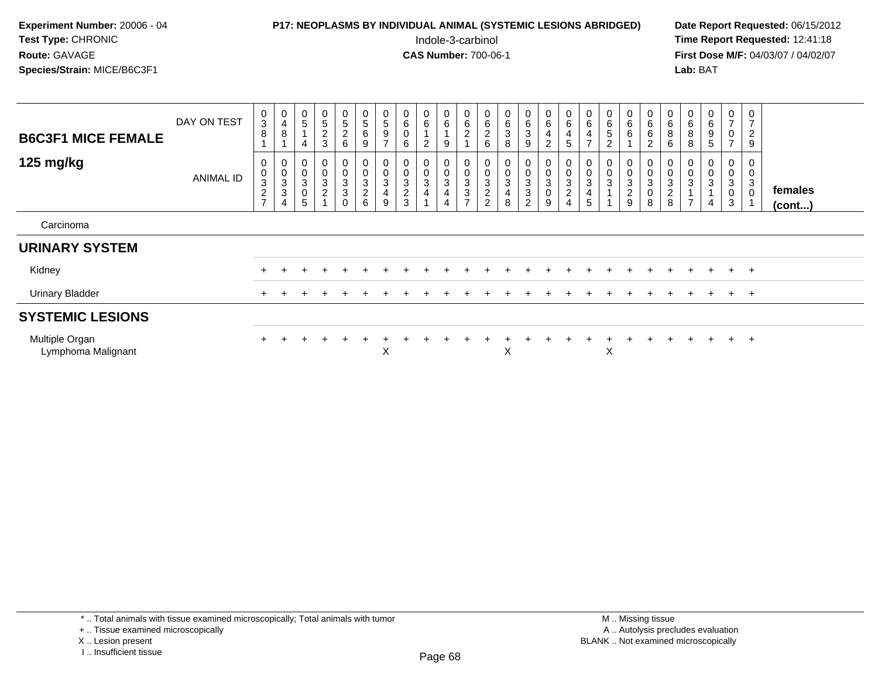**Experiment Number:** 20006 - 04
**Test Type:** CHRONIC
**Route:** GAVAGE
**Species/Strain:** MICE/B6C3F1

**P17: NEOPLASMS BY INDIVIDUAL ANIMAL (SYSTEMIC LESIONS ABRIDGED)**
Indole-3-carbinol
**CAS Number:** 700-06-1

**Date Report Requested:** 06/15/2012
**Time Report Requested:** 12:41:18
**First Dose M/F:** 04/03/07 / 04/02/07
**Lab:** BAT

| B6C3F1 MICE FEMALE 125 mg/kg | | | | | | | | | | | | | | | | | | | | | | | | | | |
|---|---|---|---|---|---|---|---|---|---|---|---|---|---|---|---|---|---|---|---|---|---|---|---|---|---|---|
| DAY ON TEST | 0381 | 0481 | 0514 | 0523 | 0526 | 0569 | 0597 | 0606 | 0612 | 0619 | 0621 | 0626 | 0638 | 0639 | 0642 | 0645 | 0647 | 0652 | 0661 | 0662 | 0686 | 0688 | 0695 | 0707 | 0729 | |
| ANIMAL ID | 00327 | 00334 | 00305 | 00321 | 00330 | 00326 | 00349 | 00323 | 00341 | 00344 | 00337 | 00322 | 00348 | 00332 | 00309 | 00324 | 00345 | 00311 | 00329 | 00308 | 00328 | 00317 | 00314 | 00303 | 00301 | females (cont...) |
| Carcinoma | | | | | | | | | | | | | | | | | | | | | | | | | | |
| **URINARY SYSTEM** | | | | | | | | | | | | | | | | | | | | | | | | | | |
| Kidney | + | + | + | + | + | + | + | + | + | + | + | + | + | + | + | + | + | + | + | + | + | + | + | + | + | |
| Urinary Bladder | + | + | + | + | + | + | + | + | + | + | + | + | + | + | + | + | + | + | + | + | + | + | + | + | + | |
| **SYSTEMIC LESIONS** | | | | | | | | | | | | | | | | | | | | | | | | | | |
| Multiple Organ | + | + | + | + | + | + | + | + | + | + | + | + | + | + | + | + | + | + | + | + | + | + | + | + | + | |
| Lymphoma Malignant | | | | | | | X | | | | | | X | | | | | X | | | | | | | | |

\* .. Total animals with tissue examined microscopically; Total animals with tumor
\+ .. Tissue examined microscopically
X .. Lesion present
I .. Insufficient tissue

M .. Missing tissue
A .. Autolysis precludes evaluation
BLANK .. Not examined microscopically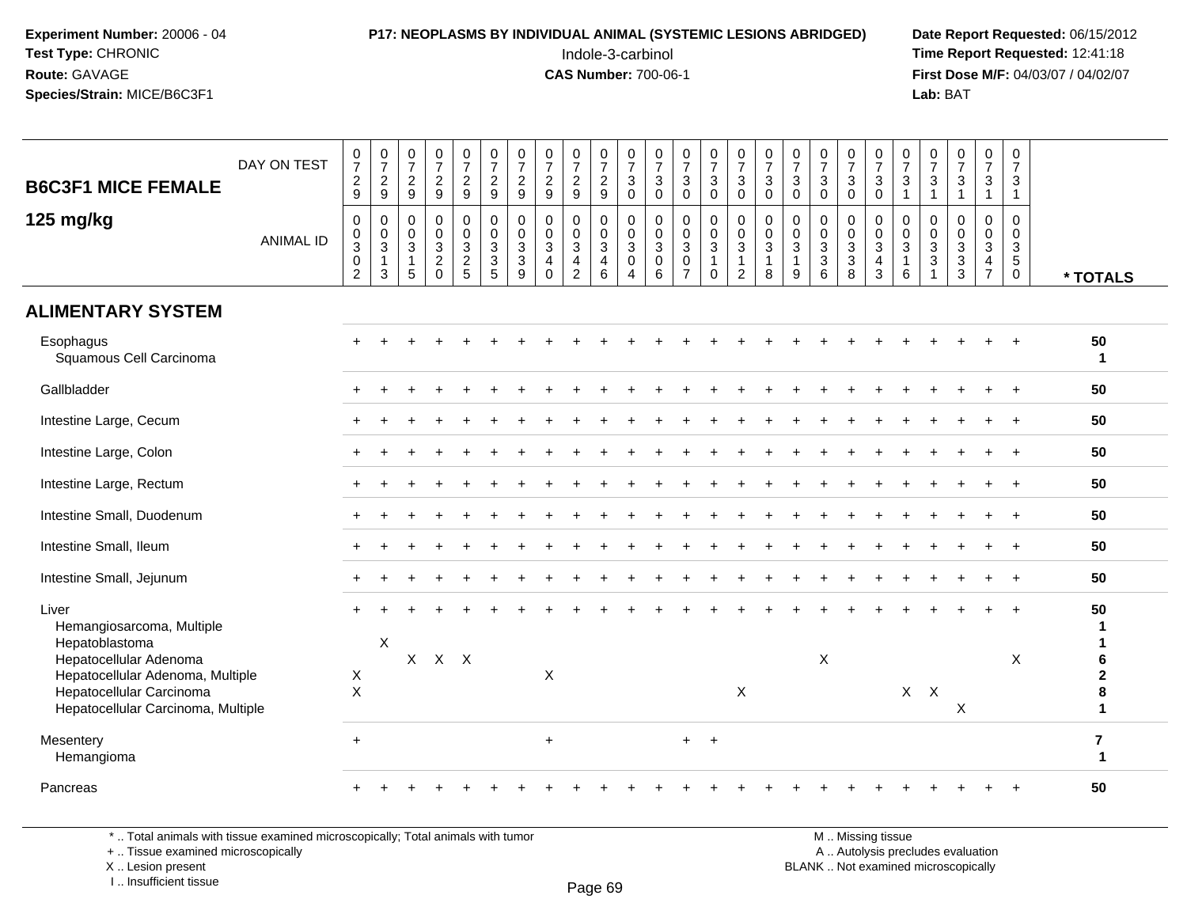**Experiment Number:** 20006 - 04
**Test Type:** CHRONIC
**Route:** GAVAGE
**Species/Strain:** MICE/B6C3F1

**P17: NEOPLASMS BY INDIVIDUAL ANIMAL (SYSTEMIC LESIONS ABRIDGED)**
Indole-3-carbinol
**CAS Number:** 700-06-1

**Date Report Requested:** 06/15/2012
**Time Report Requested:** 12:41:18
**First Dose M/F:** 04/03/07 / 04/02/07
**Lab:** BAT

| B6C3F1 MICE FEMALE — 125 mg/kg | | | | | | | | | | | | | | | | | | | | | | | | | | |
|---|---|---|---|---|---|---|---|---|---|---|---|---|---|---|---|---|---|---|---|---|---|---|---|---|---|---|
| DAY ON TEST | 0729 | 0729 | 0729 | 0729 | 0729 | 0729 | 0729 | 0729 | 0729 | 0729 | 0730 | 0730 | 0730 | 0730 | 0730 | 0730 | 0730 | 0730 | 0730 | 0730 | 0731 | 0731 | 0731 | 0731 | 0731 | |
| ANIMAL ID | 00302 | 00313 | 00315 | 00320 | 00325 | 00335 | 00339 | 00340 | 00342 | 00346 | 00304 | 00306 | 00307 | 00310 | 00312 | 00318 | 00319 | 00336 | 00338 | 00343 | 00316 | 00331 | 00333 | 00347 | 00350 | * TOTALS |
| **ALIMENTARY SYSTEM** | | | | | | | | | | | | | | | | | | | | | | | | | | |
| Esophagus | + | + | + | + | + | + | + | + | + | + | + | + | + | + | + | + | + | + | + | + | + | + | + | + | + | 50 |
| Squamous Cell Carcinoma | | | | | | | | | | | | | | | | | | | | | | | | | | 1 |
| Gallbladder | + | + | + | + | + | + | + | + | + | + | + | + | + | + | + | + | + | + | + | + | + | + | + | + | + | 50 |
| Intestine Large, Cecum | + | + | + | + | + | + | + | + | + | + | + | + | + | + | + | + | + | + | + | + | + | + | + | + | + | 50 |
| Intestine Large, Colon | + | + | + | + | + | + | + | + | + | + | + | + | + | + | + | + | + | + | + | + | + | + | + | + | + | 50 |
| Intestine Large, Rectum | + | + | + | + | + | + | + | + | + | + | + | + | + | + | + | + | + | + | + | + | + | + | + | + | + | 50 |
| Intestine Small, Duodenum | + | + | + | + | + | + | + | + | + | + | + | + | + | + | + | + | + | + | + | + | + | + | + | + | + | 50 |
| Intestine Small, Ileum | + | + | + | + | + | + | + | + | + | + | + | + | + | + | + | + | + | + | + | + | + | + | + | + | + | 50 |
| Intestine Small, Jejunum | + | + | + | + | + | + | + | + | + | + | + | + | + | + | + | + | + | + | + | + | + | + | + | + | + | 50 |
| Liver | + | + | + | + | + | + | + | + | + | + | + | + | + | + | + | + | + | + | + | + | + | + | + | + | + | 50 |
| Hemangiosarcoma, Multiple | | | | | | | | | | | | | | | | | | | | | | | | | | 1 |
| Hepatoblastoma | | X | | | | | | | | | | | | | | | | | | | | | | | | 1 |
| Hepatocellular Adenoma | | | X | X | X | | | | | | | | | | | | | X | | | | | | | X | 6 |
| Hepatocellular Adenoma, Multiple | X | | | | | | | X | | | | | | | | | | | | | | | | | | 2 |
| Hepatocellular Carcinoma | X | | | | | | | | | | | | | | X | | | | | | X | X | | | | 8 |
| Hepatocellular Carcinoma, Multiple | | | | | | | | | | | | | | | | | | | | | | | X | | | 1 |
| Mesentery | + | | | | | | | + | | | | | + | + | | | | | | | | | | | | 7 |
| Hemangioma | | | | | | | | | | | | | | | | | | | | | | | | | | 1 |
| Pancreas | + | + | + | + | + | + | + | + | + | + | + | + | + | + | + | + | + | + | + | + | + | + | + | + | + | 50 |

\* .. Total animals with tissue examined microscopically; Total animals with tumor
+ .. Tissue examined microscopically
X .. Lesion present
I .. Insufficient tissue

M .. Missing tissue
A .. Autolysis precludes evaluation
BLANK .. Not examined microscopically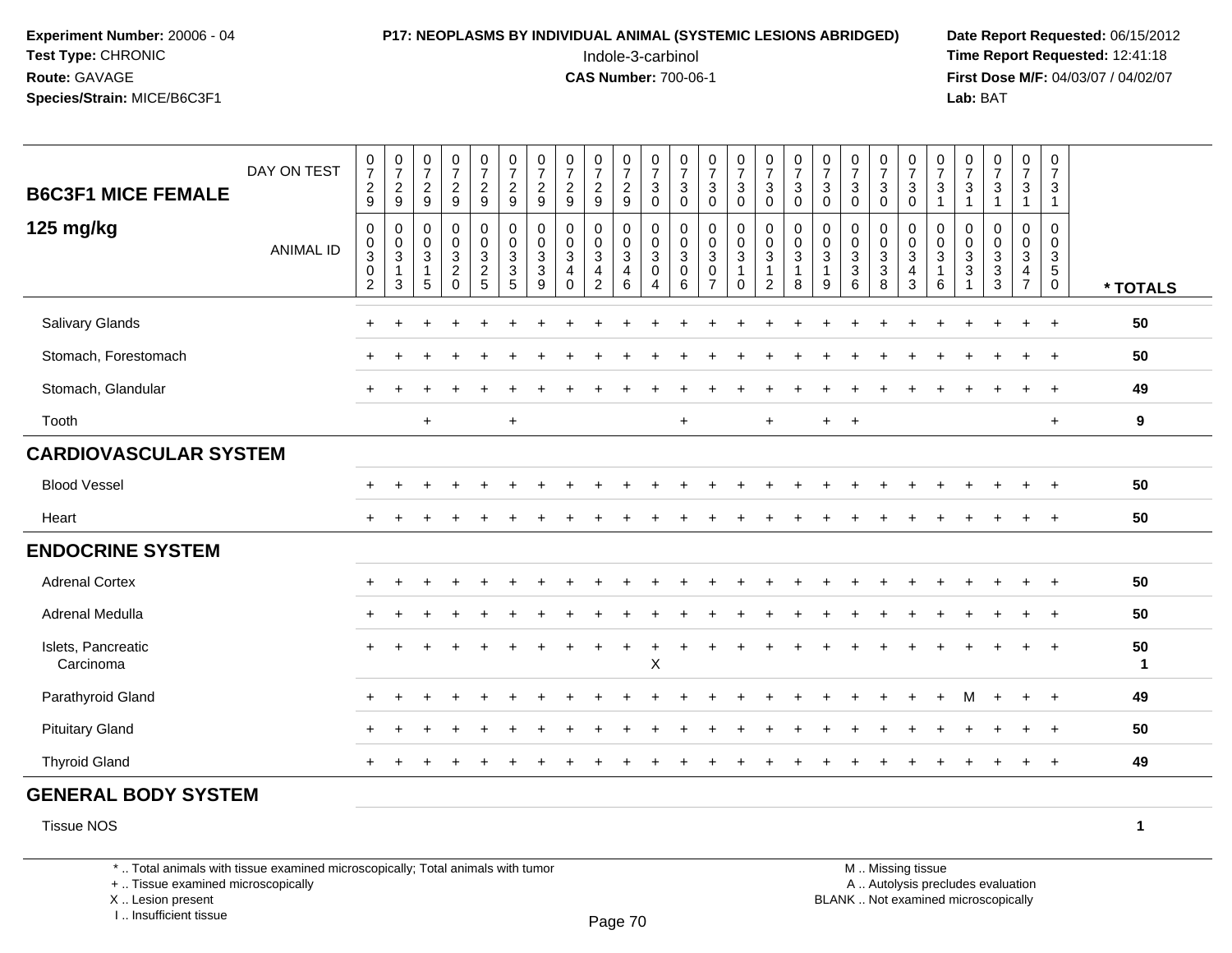**Experiment Number:** 20006 - 04
**Test Type:** CHRONIC
**Route:** GAVAGE
**Species/Strain:** MICE/B6C3F1

**P17: NEOPLASMS BY INDIVIDUAL ANIMAL (SYSTEMIC LESIONS ABRIDGED)**
Indole-3-carbinol
**CAS Number:** 700-06-1

**Date Report Requested:** 06/15/2012
**Time Report Requested:** 12:41:18
**First Dose M/F:** 04/03/07 / 04/02/07
**Lab:** BAT

## B6C3F1 MICE FEMALE 125 mg/kg

| DAY ON TEST | 0729 | 0729 | 0729 | 0729 | 0729 | 0729 | 0729 | 0729 | 0729 | 0729 | 0730 | 0730 | 0730 | 0730 | 0730 | 0730 | 0730 | 0730 | 0730 | 0730 | 0731 | 0731 | 0731 | 0731 | 0731 | |
|---|---|---|---|---|---|---|---|---|---|---|---|---|---|---|---|---|---|---|---|---|---|---|---|---|---|---|
| **ANIMAL ID** | 00302 | 00313 | 00315 | 00320 | 00325 | 00335 | 00339 | 00340 | 00342 | 00346 | 00304 | 00306 | 00307 | 00310 | 00312 | 00318 | 00319 | 00336 | 00338 | 00343 | 00316 | 00331 | 00333 | 00347 | 00350 | *** TOTALS** |
| Salivary Glands | + | + | + | + | + | + | + | + | + | + | + | + | + | + | + | + | + | + | + | + | + | + | + | + | + | 50 |
| Stomach, Forestomach | + | + | + | + | + | + | + | + | + | + | + | + | + | + | + | + | + | + | + | + | + | + | + | + | + | 50 |
| Stomach, Glandular | + | + | + | + | + | + | + | + | + | + | + | + | + | + | + | + | + | + | + | + | + | + | + | + | + | 49 |
| Tooth | | | + | | | + | | | | | | + | | | + | | + | + | | | | | | | + | 9 |
| **CARDIOVASCULAR SYSTEM** | | | | | | | | | | | | | | | | | | | | | | | | | | |
| Blood Vessel | + | + | + | + | + | + | + | + | + | + | + | + | + | + | + | + | + | + | + | + | + | + | + | + | + | 50 |
| Heart | + | + | + | + | + | + | + | + | + | + | + | + | + | + | + | + | + | + | + | + | + | + | + | + | + | 50 |
| **ENDOCRINE SYSTEM** | | | | | | | | | | | | | | | | | | | | | | | | | | |
| Adrenal Cortex | + | + | + | + | + | + | + | + | + | + | + | + | + | + | + | + | + | + | + | + | + | + | + | + | + | 50 |
| Adrenal Medulla | + | + | + | + | + | + | + | + | + | + | + | + | + | + | + | + | + | + | + | + | + | + | + | + | + | 50 |
| Islets, Pancreatic | + | + | + | + | + | + | + | + | + | + | + | + | + | + | + | + | + | + | + | + | + | + | + | + | + | 50 |
| Carcinoma | | | | | | | | | | | X | | | | | | | | | | | | | | | 1 |
| Parathyroid Gland | + | + | + | + | + | + | + | + | + | + | + | + | + | + | + | + | + | + | + | + | + | M | + | + | + | 49 |
| Pituitary Gland | + | + | + | + | + | + | + | + | + | + | + | + | + | + | + | + | + | + | + | + | + | + | + | + | + | 50 |
| Thyroid Gland | + | + | + | + | + | + | + | + | + | + | + | + | + | + | + | + | + | + | + | + | + | + | + | + | + | 49 |
| **GENERAL BODY SYSTEM** | | | | | | | | | | | | | | | | | | | | | | | | | | |
| Tissue NOS | | | | | | | | | | | | | | | | | | | | | | | | | | 1 |

\* .. Total animals with tissue examined microscopically; Total animals with tumor
\+ .. Tissue examined microscopically
X .. Lesion present
I .. Insufficient tissue

M .. Missing tissue
A .. Autolysis precludes evaluation
BLANK .. Not examined microscopically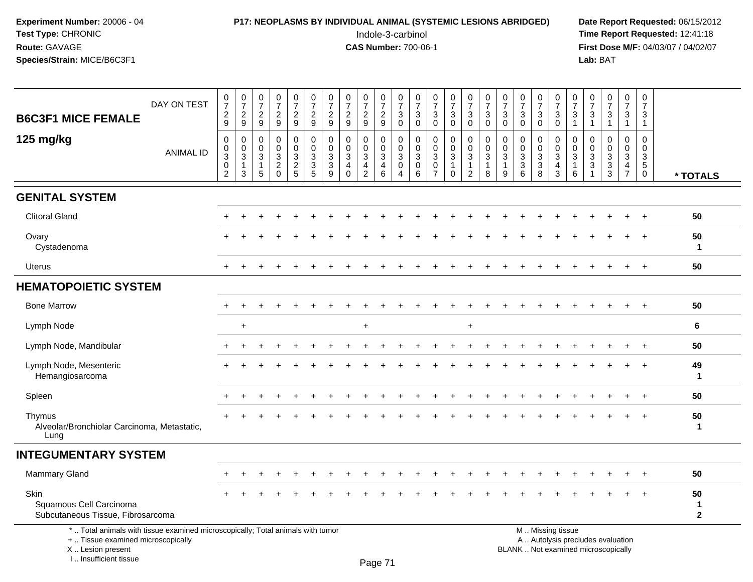**Experiment Number:** 20006 - 04
**Test Type:** CHRONIC
**Route:** GAVAGE
**Species/Strain:** MICE/B6C3F1

**P17: NEOPLASMS BY INDIVIDUAL ANIMAL (SYSTEMIC LESIONS ABRIDGED)**
Indole-3-carbinol
**CAS Number:** 700-06-1

**Date Report Requested:** 06/15/2012
**Time Report Requested:** 12:41:18
**First Dose M/F:** 04/03/07 / 04/02/07
**Lab:** BAT

## B6C3F1 MICE FEMALE
## 125 mg/kg

| DAY ON TEST | 0729 | 0729 | 0729 | 0729 | 0729 | 0729 | 0729 | 0729 | 0729 | 0729 | 0730 | 0730 | 0730 | 0730 | 0730 | 0730 | 0730 | 0730 | 0730 | 0730 | 0731 | 0731 | 0731 | 0731 | 0731 | |
|---|---|---|---|---|---|---|---|---|---|---|---|---|---|---|---|---|---|---|---|---|---|---|---|---|---|---|
| **ANIMAL ID** | 00302 | 00313 | 00315 | 00320 | 00325 | 00335 | 00339 | 00340 | 00342 | 00346 | 00304 | 00306 | 00307 | 00310 | 00312 | 00318 | 00319 | 00336 | 00338 | 00343 | 00316 | 00331 | 00333 | 00347 | 00350 | *** TOTALS** |
| **GENITAL SYSTEM** | | | | | | | | | | | | | | | | | | | | | | | | | | |
| Clitoral Gland | + | + | + | + | + | + | + | + | + | + | + | + | + | + | + | + | + | + | + | + | + | + | + | + | + | 50 |
| Ovary | + | + | + | + | + | + | + | + | + | + | + | + | + | + | + | + | + | + | + | + | + | + | + | + | + | 50 |
| Cystadenoma | | | | | | | | | | | | | | | | | | | | | | | | | | 1 |
| Uterus | + | + | + | + | + | + | + | + | + | + | + | + | + | + | + | + | + | + | + | + | + | + | + | + | + | 50 |
| **HEMATOPOIETIC SYSTEM** | | | | | | | | | | | | | | | | | | | | | | | | | | |
| Bone Marrow | + | + | + | + | + | + | + | + | + | + | + | + | + | + | + | + | + | + | + | + | + | + | + | + | + | 50 |
| Lymph Node | | + | | | | | | | + | | | | | | + | | | | | | | | | | | 6 |
| Lymph Node, Mandibular | + | + | + | + | + | + | + | + | + | + | + | + | + | + | + | + | + | + | + | + | + | + | + | + | + | 50 |
| Lymph Node, Mesenteric | + | + | + | + | + | + | + | + | + | + | + | + | + | + | + | + | + | + | + | + | + | + | + | + | + | 49 |
| Hemangiosarcoma | | | | | | | | | | | | | | | | | | | | | | | | | | 1 |
| Spleen | + | + | + | + | + | + | + | + | + | + | + | + | + | + | + | + | + | + | + | + | + | + | + | + | + | 50 |
| Thymus | + | + | + | + | + | + | + | + | + | + | + | + | + | + | + | + | + | + | + | + | + | + | + | + | + | 50 |
| Alveolar/Bronchiolar Carcinoma, Metastatic, Lung | | | | | | | | | | | | | | | | | | | | | | | | | | 1 |
| **INTEGUMENTARY SYSTEM** | | | | | | | | | | | | | | | | | | | | | | | | | | |
| Mammary Gland | + | + | + | + | + | + | + | + | + | + | + | + | + | + | + | + | + | + | + | + | + | + | + | + | + | 50 |
| Skin | + | + | + | + | + | + | + | + | + | + | + | + | + | + | + | + | + | + | + | + | + | + | + | + | + | 50 |
| Squamous Cell Carcinoma | | | | | | | | | | | | | | | | | | | | | | | | | | 1 |
| Subcutaneous Tissue, Fibrosarcoma | | | | | | | | | | | | | | | | | | | | | | | | | | 2 |

\* .. Total animals with tissue examined microscopically; Total animals with tumor
\+ .. Tissue examined microscopically
X .. Lesion present
I .. Insufficient tissue

M .. Missing tissue
A .. Autolysis precludes evaluation
BLANK .. Not examined microscopically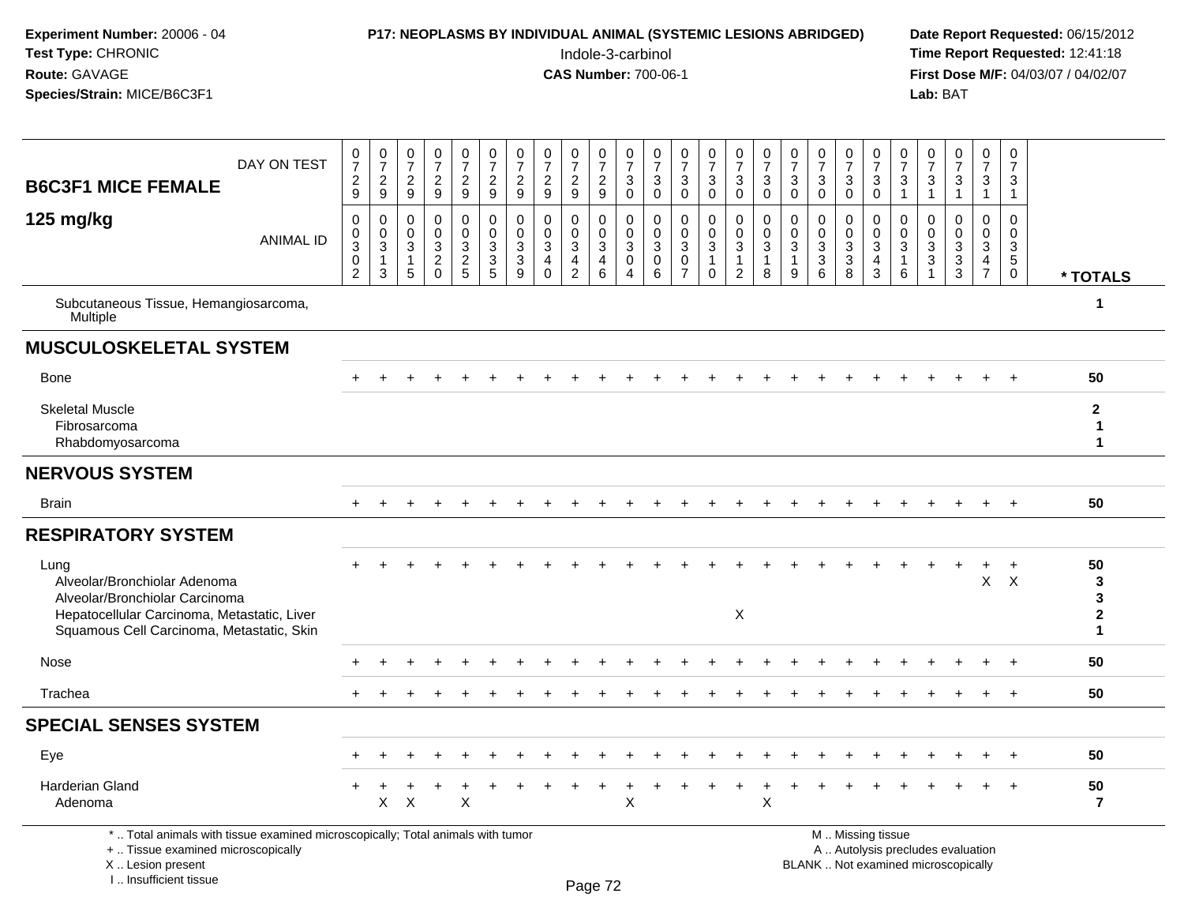**Experiment Number:** 20006 - 04
**Test Type:** CHRONIC
**Route:** GAVAGE
**Species/Strain:** MICE/B6C3F1

**P17: NEOPLASMS BY INDIVIDUAL ANIMAL (SYSTEMIC LESIONS ABRIDGED)**
Indole-3-carbinol
**CAS Number:** 700-06-1

**Date Report Requested:** 06/15/2012
**Time Report Requested:** 12:41:18
**First Dose M/F:** 04/03/07 / 04/02/07
**Lab:** BAT

## B6C3F1 MICE FEMALE
## 125 mg/kg

| DAY ON TEST | 0729 | 0729 | 0729 | 0729 | 0729 | 0729 | 0729 | 0729 | 0729 | 0729 | 0730 | 0730 | 0730 | 0730 | 0730 | 0730 | 0730 | 0730 | 0730 | 0730 | 0731 | 0731 | 0731 | 0731 | 0731 | |
|---|---|---|---|---|---|---|---|---|---|---|---|---|---|---|---|---|---|---|---|---|---|---|---|---|---|---|
| **ANIMAL ID** | 00302 | 00313 | 00315 | 00320 | 00325 | 00335 | 00339 | 00340 | 00342 | 00346 | 00304 | 00306 | 00307 | 00310 | 00312 | 00318 | 00319 | 00336 | 00338 | 00343 | 00316 | 00331 | 00333 | 00347 | 00350 | *** TOTALS** |
| Subcutaneous Tissue, Hemangiosarcoma, Multiple | | | | | | | | | | | | | | | | | | | | | | | | | | 1 |
| **MUSCULOSKELETAL SYSTEM** | | | | | | | | | | | | | | | | | | | | | | | | | | |
| Bone | + | + | + | + | + | + | + | + | + | + | + | + | + | + | + | + | + | + | + | + | + | + | + | + | + | 50 |
| Skeletal Muscle | | | | | | | | | | | | | | | | | | | | | | | | | | 2 |
| Fibrosarcoma | | | | | | | | | | | | | | | | | | | | | | | | | | 1 |
| Rhabdomyosarcoma | | | | | | | | | | | | | | | | | | | | | | | | | | 1 |
| **NERVOUS SYSTEM** | | | | | | | | | | | | | | | | | | | | | | | | | | |
| Brain | + | + | + | + | + | + | + | + | + | + | + | + | + | + | + | + | + | + | + | + | + | + | + | + | + | 50 |
| **RESPIRATORY SYSTEM** | | | | | | | | | | | | | | | | | | | | | | | | | | |
| Lung | + | + | + | + | + | + | + | + | + | + | + | + | + | + | + | + | + | + | + | + | + | + | + | + | + | 50 |
| Alveolar/Bronchiolar Adenoma | | | | | | | | | | | | | | | | | | | | | | | | X | X | 3 |
| Alveolar/Bronchiolar Carcinoma | | | | | | | | | | | | | | | | | | | | | | | | | | 3 |
| Hepatocellular Carcinoma, Metastatic, Liver | | | | | | | | | | | | | | | X | | | | | | | | | | | 2 |
| Squamous Cell Carcinoma, Metastatic, Skin | | | | | | | | | | | | | | | | | | | | | | | | | | 1 |
| Nose | + | + | + | + | + | + | + | + | + | + | + | + | + | + | + | + | + | + | + | + | + | + | + | + | + | 50 |
| Trachea | + | + | + | + | + | + | + | + | + | + | + | + | + | + | + | + | + | + | + | + | + | + | + | + | + | 50 |
| **SPECIAL SENSES SYSTEM** | | | | | | | | | | | | | | | | | | | | | | | | | | |
| Eye | + | + | + | + | + | + | + | + | + | + | + | + | + | + | + | + | + | + | + | + | + | + | + | + | + | 50 |
| Harderian Gland | + | + | + | + | + | + | + | + | + | + | + | + | + | + | + | + | + | + | + | + | + | + | + | + | + | 50 |
| Adenoma | | X | X | | X | | | | | | X | | | | | X | | | | | | | | | | 7 |

\* .. Total animals with tissue examined microscopically; Total animals with tumor
\+ .. Tissue examined microscopically
X .. Lesion present
I .. Insufficient tissue

M .. Missing tissue
A .. Autolysis precludes evaluation
BLANK .. Not examined microscopically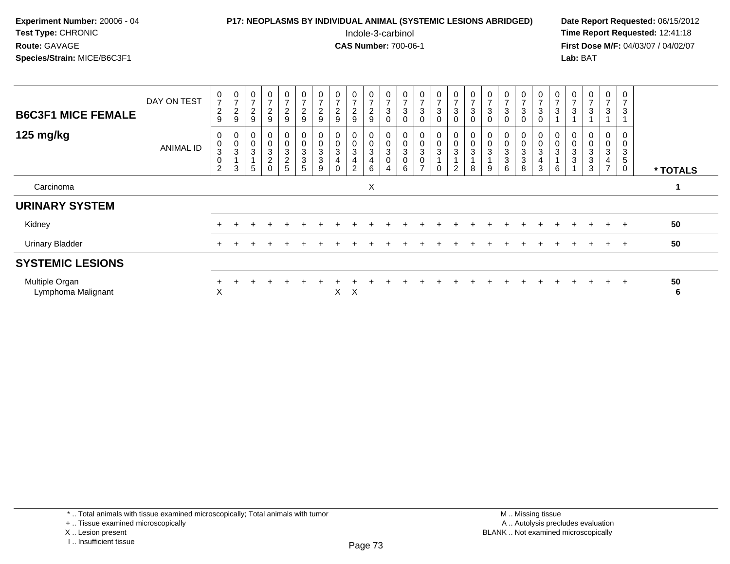**Experiment Number:** 20006 - 04
**Test Type:** CHRONIC
**Route:** GAVAGE
**Species/Strain:** MICE/B6C3F1

**P17: NEOPLASMS BY INDIVIDUAL ANIMAL (SYSTEMIC LESIONS ABRIDGED)**
Indole-3-carbinol
**CAS Number:** 700-06-1

**Date Report Requested:** 06/15/2012
**Time Report Requested:** 12:41:18
**First Dose M/F:** 04/03/07 / 04/02/07
**Lab:** BAT

| B6C3F1 MICE FEMALE 125 mg/kg | | | | | | | | | | | | | | | | | | | | | | | | | | | |
|---|---|---|---|---|---|---|---|---|---|---|---|---|---|---|---|---|---|---|---|---|---|---|---|---|---|---|---|
| DAY ON TEST | 0729 | 0729 | 0729 | 0729 | 0729 | 0729 | 0729 | 0729 | 0729 | 0729 | 0730 | 0730 | 0730 | 0730 | 0730 | 0730 | 0730 | 0730 | 0730 | 0730 | 0731 | 0731 | 0731 | 0731 | 0731 | |
| ANIMAL ID | 00302 | 00313 | 00315 | 00320 | 00325 | 00335 | 00339 | 00340 | 00342 | 00346 | 00304 | 00306 | 00307 | 00310 | 00312 | 00318 | 00319 | 00336 | 00338 | 00343 | 00316 | 00331 | 00333 | 00347 | 00350 | * TOTALS |
| Carcinoma | | | | | | | | | | X | | | | | | | | | | | | | | | | 1 |
| **URINARY SYSTEM** | | | | | | | | | | | | | | | | | | | | | | | | | | |
| Kidney | + | + | + | + | + | + | + | + | + | + | + | + | + | + | + | + | + | + | + | + | + | + | + | + | + | 50 |
| Urinary Bladder | + | + | + | + | + | + | + | + | + | + | + | + | + | + | + | + | + | + | + | + | + | + | + | + | + | 50 |
| **SYSTEMIC LESIONS** | | | | | | | | | | | | | | | | | | | | | | | | | | |
| Multiple Organ | + | + | + | + | + | + | + | + | + | + | + | + | + | + | + | + | + | + | + | + | + | + | + | + | + | 50 |
| Lymphoma Malignant | X | | | | | | | X | X | | | | | | | | | | | | | | | | | 6 |

* .. Total animals with tissue examined microscopically; Total animals with tumor
+ .. Tissue examined microscopically
X .. Lesion present
I .. Insufficient tissue

M .. Missing tissue
A .. Autolysis precludes evaluation
BLANK .. Not examined microscopically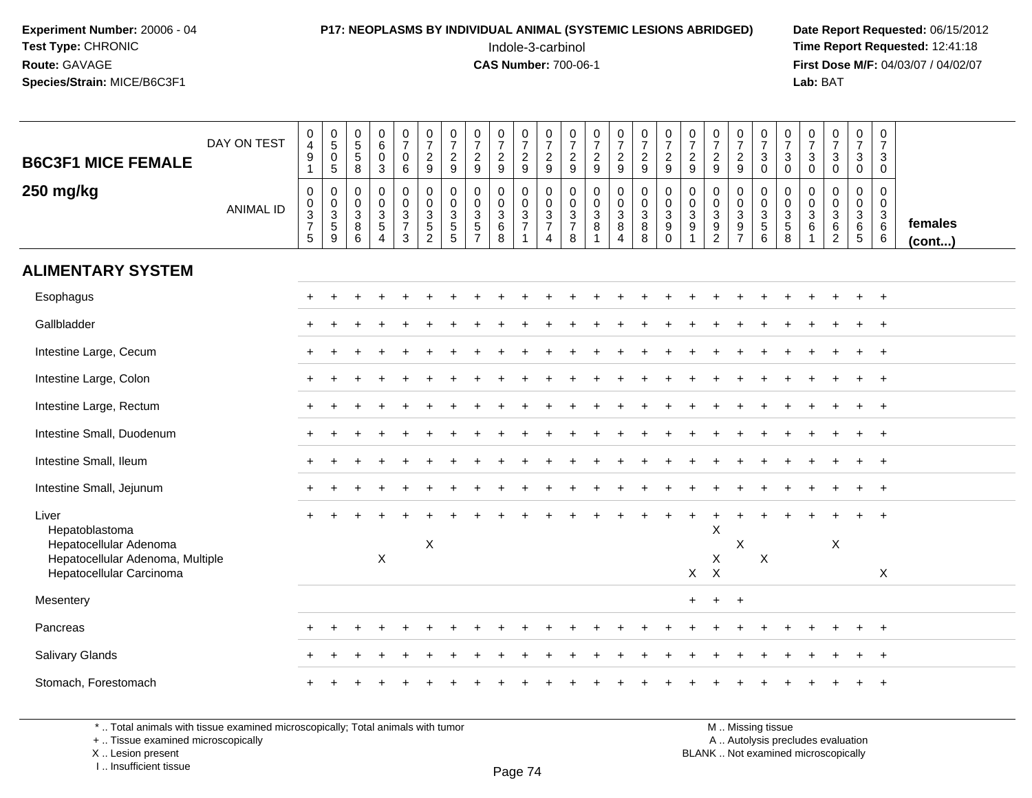**Experiment Number:** 20006 - 04
**Test Type:** CHRONIC
**Route:** GAVAGE
**Species/Strain:** MICE/B6C3F1

**P17: NEOPLASMS BY INDIVIDUAL ANIMAL (SYSTEMIC LESIONS ABRIDGED)**
Indole-3-carbinol
**CAS Number:** 700-06-1

**Date Report Requested:** 06/15/2012
**Time Report Requested:** 12:41:18
**First Dose M/F:** 04/03/07 / 04/02/07
**Lab:** BAT

## B6C3F1 MICE FEMALE 250 mg/kg

| DAY ON TEST | 0491 | 0505 | 0558 | 0603 | 0706 | 0729 | 0729 | 0729 | 0729 | 0729 | 0729 | 0729 | 0729 | 0729 | 0729 | 0729 | 0729 | 0729 | 0729 | 0730 | 0730 | 0730 | 0730 | 0730 | 0730 | |
|---|---|---|---|---|---|---|---|---|---|---|---|---|---|---|---|---|---|---|---|---|---|---|---|---|---|---|
| **ANIMAL ID** | 00375 | 00359 | 00386 | 00354 | 00373 | 00352 | 00355 | 00357 | 00368 | 00371 | 00374 | 00378 | 00381 | 00384 | 00388 | 00390 | 00391 | 00392 | 00397 | 00356 | 00358 | 00361 | 00362 | 00365 | 00366 | **females (cont...)** |
| **ALIMENTARY SYSTEM** | | | | | | | | | | | | | | | | | | | | | | | | | | |
| Esophagus | + | + | + | + | + | + | + | + | + | + | + | + | + | + | + | + | + | + | + | + | + | + | + | + | + | |
| Gallbladder | + | + | + | + | + | + | + | + | + | + | + | + | + | + | + | + | + | + | + | + | + | + | + | + | + | |
| Intestine Large, Cecum | + | + | + | + | + | + | + | + | + | + | + | + | + | + | + | + | + | + | + | + | + | + | + | + | + | |
| Intestine Large, Colon | + | + | + | + | + | + | + | + | + | + | + | + | + | + | + | + | + | + | + | + | + | + | + | + | + | |
| Intestine Large, Rectum | + | + | + | + | + | + | + | + | + | + | + | + | + | + | + | + | + | + | + | + | + | + | + | + | + | |
| Intestine Small, Duodenum | + | + | + | + | + | + | + | + | + | + | + | + | + | + | + | + | + | + | + | + | + | + | + | + | + | |
| Intestine Small, Ileum | + | + | + | + | + | + | + | + | + | + | + | + | + | + | + | + | + | + | + | + | + | + | + | + | + | |
| Intestine Small, Jejunum | + | + | + | + | + | + | + | + | + | + | + | + | + | + | + | + | + | + | + | + | + | + | + | + | + | |
| Liver | + | + | + | + | + | + | + | + | + | + | + | + | + | + | + | + | + | + | + | + | + | + | + | + | + | |
| Hepatoblastoma | | | | | | | | | | | | | | | | | | X | | | | | | | | |
| Hepatocellular Adenoma | | | | | | X | | | | | | | | | | | | | X | | | | X | | | |
| Hepatocellular Adenoma, Multiple | | | | X | | | | | | | | | | | | | | X | | X | | | | | | |
| Hepatocellular Carcinoma | | | | | | | | | | | | | | | | | X | X | | | | | | | X | |
| Mesentery | | | | | | | | | | | | | | | | | + | + | + | | | | | | | |
| Pancreas | + | + | + | + | + | + | + | + | + | + | + | + | + | + | + | + | + | + | + | + | + | + | + | + | + | |
| Salivary Glands | + | + | + | + | + | + | + | + | + | + | + | + | + | + | + | + | + | + | + | + | + | + | + | + | + | |
| Stomach, Forestomach | + | + | + | + | + | + | + | + | + | + | + | + | + | + | + | + | + | + | + | + | + | + | + | + | + | |

*.. Total animals with tissue examined microscopically; Total animals with tumor
+ .. Tissue examined microscopically
X .. Lesion present
I .. Insufficient tissue

M .. Missing tissue
A .. Autolysis precludes evaluation
BLANK .. Not examined microscopically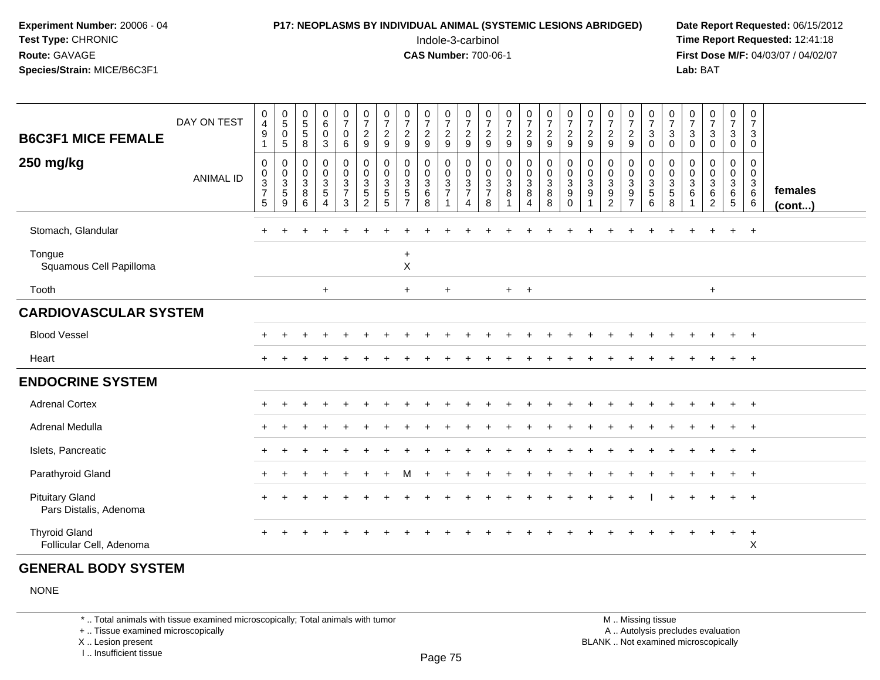**Experiment Number:** 20006 - 04
**Test Type:** CHRONIC
**Route:** GAVAGE
**Species/Strain:** MICE/B6C3F1

**P17: NEOPLASMS BY INDIVIDUAL ANIMAL (SYSTEMIC LESIONS ABRIDGED)**
Indole-3-carbinol
**CAS Number:** 700-06-1

**Date Report Requested:** 06/15/2012
**Time Report Requested:** 12:41:18
**First Dose M/F:** 04/03/07 / 04/02/07
**Lab:** BAT

| B6C3F1 MICE FEMALE 250 mg/kg | DAY ON TEST | 0491 | 0505 | 0558 | 0603 | 0706 | 0729 | 0729 | 0729 | 0729 | 0729 | 0729 | 0729 | 0729 | 0729 | 0729 | 0729 | 0729 | 0729 | 0729 | 0730 | 0730 | 0730 | 0730 | 0730 | 0730 | |
|---|---|---|---|---|---|---|---|---|---|---|---|---|---|---|---|---|---|---|---|---|---|---|---|---|---|---|---|
| | ANIMAL ID | 00375 | 00359 | 00386 | 00354 | 00373 | 00352 | 00355 | 00357 | 00368 | 00371 | 00374 | 00378 | 00381 | 00384 | 00388 | 00390 | 00391 | 00392 | 00397 | 00356 | 00358 | 00361 | 00362 | 00365 | 00366 | females (cont...) |
| Stomach, Glandular | | + | + | + | + | + | + | + | + | + | + | + | + | + | + | + | + | + | + | + | + | + | + | + | + | + | |
| Tongue | | | | | | | | | + | | | | | | | | | | | | | | | | | | |
| Squamous Cell Papilloma | | | | | | | | | X | | | | | | | | | | | | | | | | | | |
| Tooth | | | | | + | | | | + | | + | | | + | + | | | | | | | | | + | | | |
| **CARDIOVASCULAR SYSTEM** | | | | | | | | | | | | | | | | | | | | | | | | | | | |
| Blood Vessel | | + | + | + | + | + | + | + | + | + | + | + | + | + | + | + | + | + | + | + | + | + | + | + | + | + | |
| Heart | | + | + | + | + | + | + | + | + | + | + | + | + | + | + | + | + | + | + | + | + | + | + | + | + | + | |
| **ENDOCRINE SYSTEM** | | | | | | | | | | | | | | | | | | | | | | | | | | | |
| Adrenal Cortex | | + | + | + | + | + | + | + | + | + | + | + | + | + | + | + | + | + | + | + | + | + | + | + | + | + | |
| Adrenal Medulla | | + | + | + | + | + | + | + | + | + | + | + | + | + | + | + | + | + | + | + | + | + | + | + | + | + | |
| Islets, Pancreatic | | + | + | + | + | + | + | + | + | + | + | + | + | + | + | + | + | + | + | + | + | + | + | + | + | + | |
| Parathyroid Gland | | + | + | + | + | + | + | + | M | + | + | + | + | + | + | + | + | + | + | + | + | + | + | + | + | + | |
| Pituitary Gland | | + | + | + | + | + | + | + | + | + | + | + | + | + | + | + | + | + | + | + | I | + | + | + | + | + | |
| Pars Distalis, Adenoma | | | | | | | | | | | | | | | | | | | | | | | | | | | |
| Thyroid Gland | | + | + | + | + | + | + | + | + | + | + | + | + | + | + | + | + | + | + | + | + | + | + | + | + | + | |
| Follicular Cell, Adenoma | | | | | | | | | | | | | | | | | | | | | | | | | | X | |

**GENERAL BODY SYSTEM**

NONE

\* .. Total animals with tissue examined microscopically; Total animals with tumor
\+ .. Tissue examined microscopically
X .. Lesion present
I .. Insufficient tissue

M .. Missing tissue
A .. Autolysis precludes evaluation
BLANK .. Not examined microscopically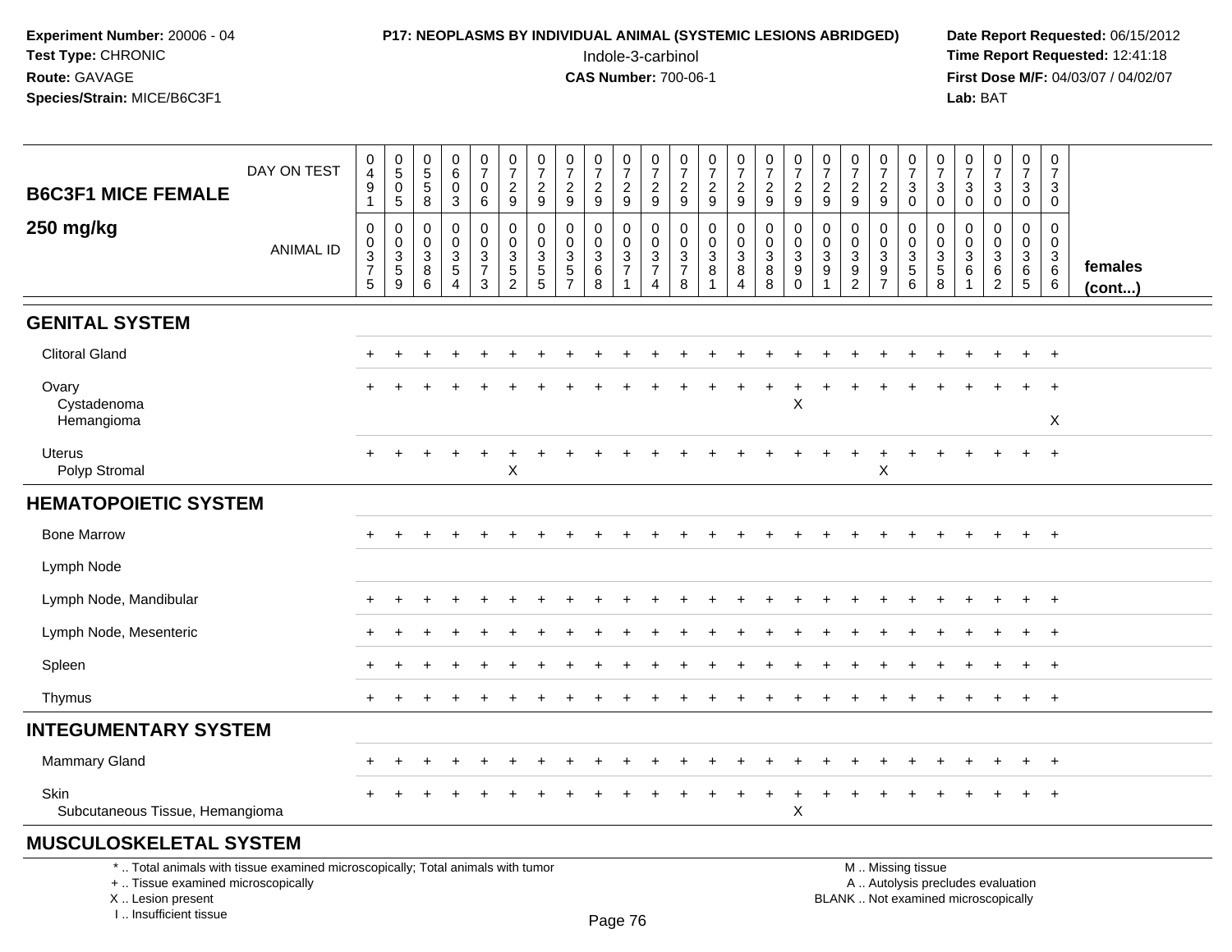Experiment Number: 20006 - 04
Test Type: CHRONIC
Route: GAVAGE
Species/Strain: MICE/B6C3F1

**P17: NEOPLASMS BY INDIVIDUAL ANIMAL (SYSTEMIC LESIONS ABRIDGED)**
Indole-3-carbinol
**CAS Number:** 700-06-1

Date Report Requested: 06/15/2012
Time Report Requested: 12:41:18
First Dose M/F: 04/03/07 / 04/02/07
Lab: BAT

**B6C3F1 MICE FEMALE 250 mg/kg**

| DAY ON TEST | 0491 | 0505 | 0558 | 0603 | 0706 | 0729 | 0729 | 0729 | 0729 | 0729 | 0729 | 0729 | 0729 | 0729 | 0729 | 0729 | 0729 | 0729 | 0729 | 0730 | 0730 | 0730 | 0730 | 0730 | 0730 | |
|---|---|---|---|---|---|---|---|---|---|---|---|---|---|---|---|---|---|---|---|---|---|---|---|---|---|---|
| ANIMAL ID | 00375 | 00359 | 00386 | 00354 | 00373 | 00352 | 00355 | 00357 | 00368 | 00371 | 00374 | 00378 | 00381 | 00384 | 00388 | 00390 | 00391 | 00392 | 00397 | 00356 | 00358 | 00361 | 00362 | 00365 | 00366 | females (cont...) |
| **GENITAL SYSTEM** | | | | | | | | | | | | | | | | | | | | | | | | | | |
| Clitoral Gland | + | + | + | + | + | + | + | + | + | + | + | + | + | + | + | + | + | + | + | + | + | + | + | + | + | |
| Ovary | + | + | + | + | + | + | + | + | + | + | + | + | + | + | + | + | + | + | + | + | + | + | + | + | + | |
| Cystadenoma | | | | | | | | | | | | | | | | X | | | | | | | | | | |
| Hemangioma | | | | | | | | | | | | | | | | | | | | | | | | | X | |
| Uterus | + | + | + | + | + | + | + | + | + | + | + | + | + | + | + | + | + | + | + | + | + | + | + | + | + | |
| Polyp Stromal | | | | | | X | | | | | | | | | | | | | X | | | | | | | |
| **HEMATOPOIETIC SYSTEM** | | | | | | | | | | | | | | | | | | | | | | | | | | |
| Bone Marrow | + | + | + | + | + | + | + | + | + | + | + | + | + | + | + | + | + | + | + | + | + | + | + | + | + | |
| Lymph Node | | | | | | | | | | | | | | | | | | | | | | | | | | |
| Lymph Node, Mandibular | + | + | + | + | + | + | + | + | + | + | + | + | + | + | + | + | + | + | + | + | + | + | + | + | + | |
| Lymph Node, Mesenteric | + | + | + | + | + | + | + | + | + | + | + | + | + | + | + | + | + | + | + | + | + | + | + | + | + | |
| Spleen | + | + | + | + | + | + | + | + | + | + | + | + | + | + | + | + | + | + | + | + | + | + | + | + | + | |
| Thymus | + | + | + | + | + | + | + | + | + | + | + | + | + | + | + | + | + | + | + | + | + | + | + | + | + | |
| **INTEGUMENTARY SYSTEM** | | | | | | | | | | | | | | | | | | | | | | | | | | |
| Mammary Gland | + | + | + | + | + | + | + | + | + | + | + | + | + | + | + | + | + | + | + | + | + | + | + | + | + | |
| Skin | + | + | + | + | + | + | + | + | + | + | + | + | + | + | + | + | + | + | + | + | + | + | + | + | + | |
| Subcutaneous Tissue, Hemangioma | | | | | | | | | | | | | | | | X | | | | | | | | | | |
| **MUSCULOSKELETAL SYSTEM** | | | | | | | | | | | | | | | | | | | | | | | | | | |

\* .. Total animals with tissue examined microscopically; Total animals with tumor
\+ .. Tissue examined microscopically
X .. Lesion present
I .. Insufficient tissue

M .. Missing tissue
A .. Autolysis precludes evaluation
BLANK .. Not examined microscopically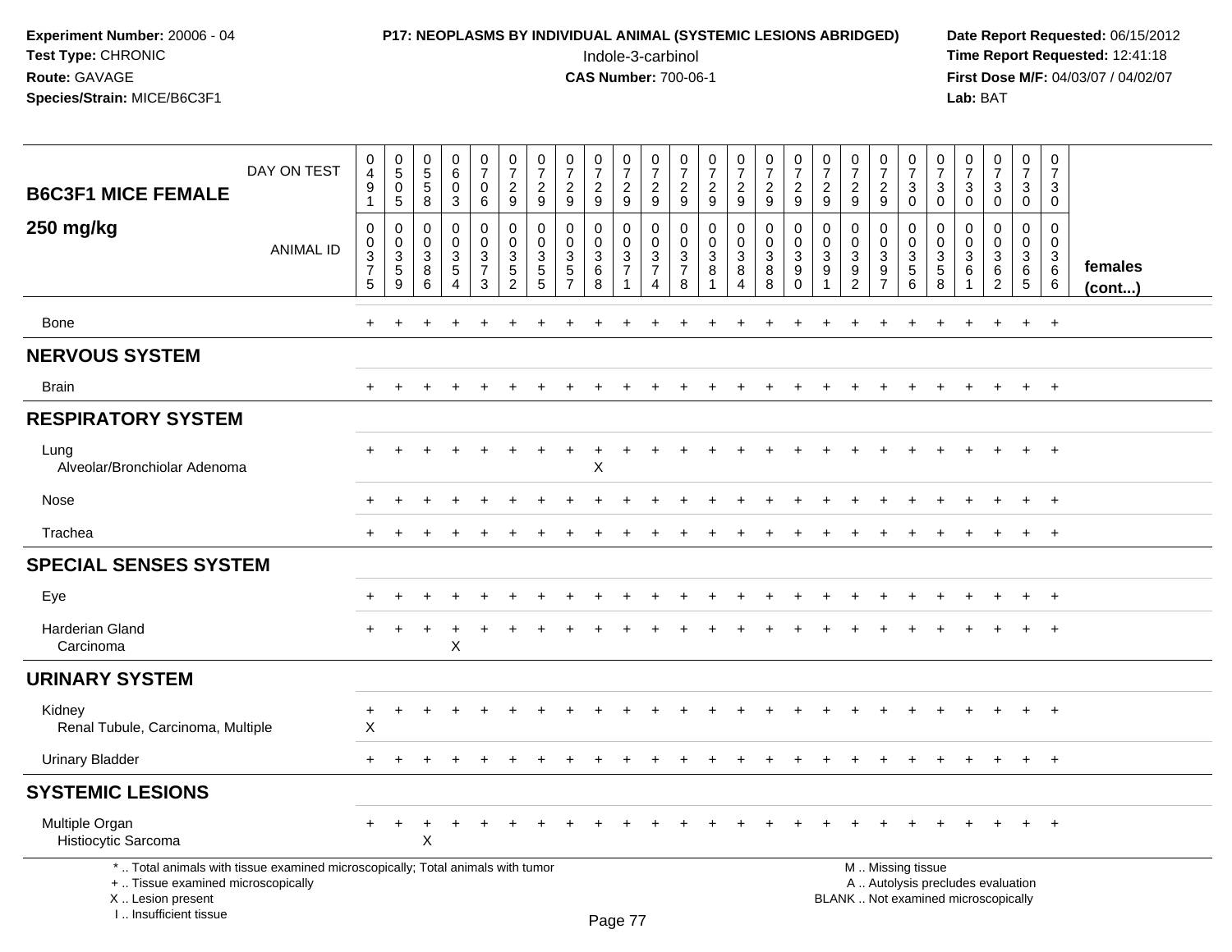**Experiment Number:** 20006 - 04
**Test Type:** CHRONIC
**Route:** GAVAGE
**Species/Strain:** MICE/B6C3F1

**P17: NEOPLASMS BY INDIVIDUAL ANIMAL (SYSTEMIC LESIONS ABRIDGED)**
Indole-3-carbinol
**CAS Number:** 700-06-1

**Date Report Requested:** 06/15/2012
**Time Report Requested:** 12:41:18
**First Dose M/F:** 04/03/07 / 04/02/07
**Lab:** BAT

| B6C3F1 MICE FEMALE 250 mg/kg | | | | | | | | | | | | | | | | | | | | | | | | | | |
|---|---|---|---|---|---|---|---|---|---|---|---|---|---|---|---|---|---|---|---|---|---|---|---|---|---|---|
| DAY ON TEST | 0491 | 0505 | 0558 | 0603 | 0706 | 0729 | 0729 | 0729 | 0729 | 0729 | 0729 | 0729 | 0729 | 0729 | 0729 | 0729 | 0729 | 0729 | 0729 | 0730 | 0730 | 0730 | 0730 | 0730 | 0730 | |
| ANIMAL ID | 00375 | 00359 | 00386 | 00354 | 00373 | 00352 | 00355 | 00357 | 00368 | 00371 | 00374 | 00378 | 00381 | 00384 | 00388 | 00390 | 00391 | 00392 | 00397 | 00356 | 00358 | 00361 | 00362 | 00365 | 00366 | females (cont...) |
| Bone | + | + | + | + | + | + | + | + | + | + | + | + | + | + | + | + | + | + | + | + | + | + | + | + | + | |
| **NERVOUS SYSTEM** | | | | | | | | | | | | | | | | | | | | | | | | | | |
| Brain | + | + | + | + | + | + | + | + | + | + | + | + | + | + | + | + | + | + | + | + | + | + | + | + | + | |
| **RESPIRATORY SYSTEM** | | | | | | | | | | | | | | | | | | | | | | | | | | |
| Lung | + | + | + | + | + | + | + | + | + | + | + | + | + | + | + | + | + | + | + | + | + | + | + | + | + | |
| Alveolar/Bronchiolar Adenoma | | | | | | | | | X | | | | | | | | | | | | | | | | | |
| Nose | + | + | + | + | + | + | + | + | + | + | + | + | + | + | + | + | + | + | + | + | + | + | + | + | + | |
| Trachea | + | + | + | + | + | + | + | + | + | + | + | + | + | + | + | + | + | + | + | + | + | + | + | + | + | |
| **SPECIAL SENSES SYSTEM** | | | | | | | | | | | | | | | | | | | | | | | | | | |
| Eye | + | + | + | + | + | + | + | + | + | + | + | + | + | + | + | + | + | + | + | + | + | + | + | + | + | |
| Harderian Gland | + | + | + | + | + | + | + | + | + | + | + | + | + | + | + | + | + | + | + | + | + | + | + | + | + | |
| Carcinoma | | | | X | | | | | | | | | | | | | | | | | | | | | | |
| **URINARY SYSTEM** | | | | | | | | | | | | | | | | | | | | | | | | | | |
| Kidney | + | + | + | + | + | + | + | + | + | + | + | + | + | + | + | + | + | + | + | + | + | + | + | + | + | |
| Renal Tubule, Carcinoma, Multiple | X | | | | | | | | | | | | | | | | | | | | | | | | | |
| Urinary Bladder | + | + | + | + | + | + | + | + | + | + | + | + | + | + | + | + | + | + | + | + | + | + | + | + | + | |
| **SYSTEMIC LESIONS** | | | | | | | | | | | | | | | | | | | | | | | | | | |
| Multiple Organ | + | + | + | + | + | + | + | + | + | + | + | + | + | + | + | + | + | + | + | + | + | + | + | + | + | |
| Histiocytic Sarcoma | | | X | | | | | | | | | | | | | | | | | | | | | | | |

\* .. Total animals with tissue examined microscopically; Total animals with tumor
\+ .. Tissue examined microscopically
X .. Lesion present
I .. Insufficient tissue

M .. Missing tissue
A .. Autolysis precludes evaluation
BLANK .. Not examined microscopically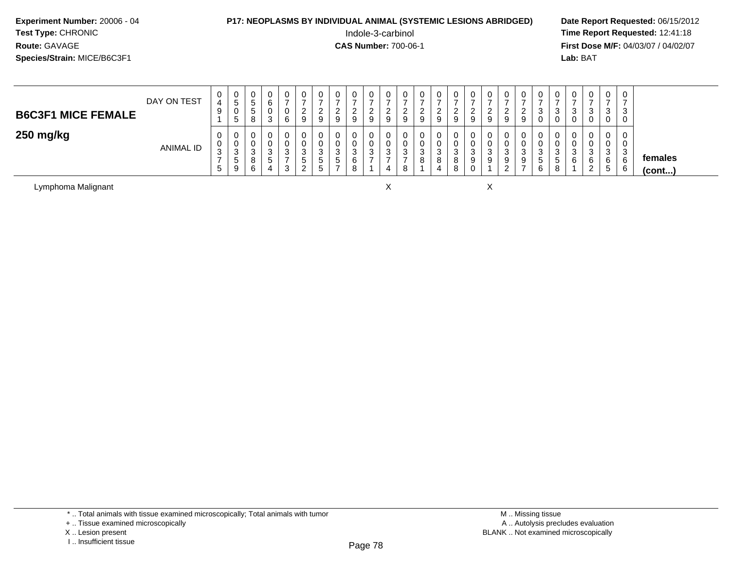**Experiment Number:** 20006 - 04
**Test Type:** CHRONIC
**Route:** GAVAGE
**Species/Strain:** MICE/B6C3F1

**P17: NEOPLASMS BY INDIVIDUAL ANIMAL (SYSTEMIC LESIONS ABRIDGED)**
Indole-3-carbinol
**CAS Number:** 700-06-1

**Date Report Requested:** 06/15/2012
**Time Report Requested:** 12:41:18
**First Dose M/F:** 04/03/07 / 04/02/07
**Lab:** BAT

## B6C3F1 MICE FEMALE 250 mg/kg

| DAY ON TEST | 0491 | 0505 | 0558 | 0603 | 0706 | 0729 | 0729 | 0729 | 0729 | 0729 | 0729 | 0729 | 0729 | 0729 | 0729 | 0729 | 0729 | 0729 | 0729 | 0730 | 0730 | 0730 | 0730 | 0730 | 0730 | |
|---|---|---|---|---|---|---|---|---|---|---|---|---|---|---|---|---|---|---|---|---|---|---|---|---|---|---|
| **ANIMAL ID** | 00375 | 00359 | 00386 | 00354 | 00373 | 00352 | 00355 | 00357 | 00368 | 00371 | 00374 | 00378 | 00381 | 00384 | 00388 | 00390 | 00391 | 00392 | 00397 | 00356 | 00358 | 00361 | 00362 | 00365 | 00366 | **females (cont...)** |
| Lymphoma Malignant | | | | | | | | | | | X | | | | | | X | | | | | | | | | |

\* .. Total animals with tissue examined microscopically; Total animals with tumor
\+ .. Tissue examined microscopically
X .. Lesion present
I .. Insufficient tissue

M .. Missing tissue
A .. Autolysis precludes evaluation
BLANK .. Not examined microscopically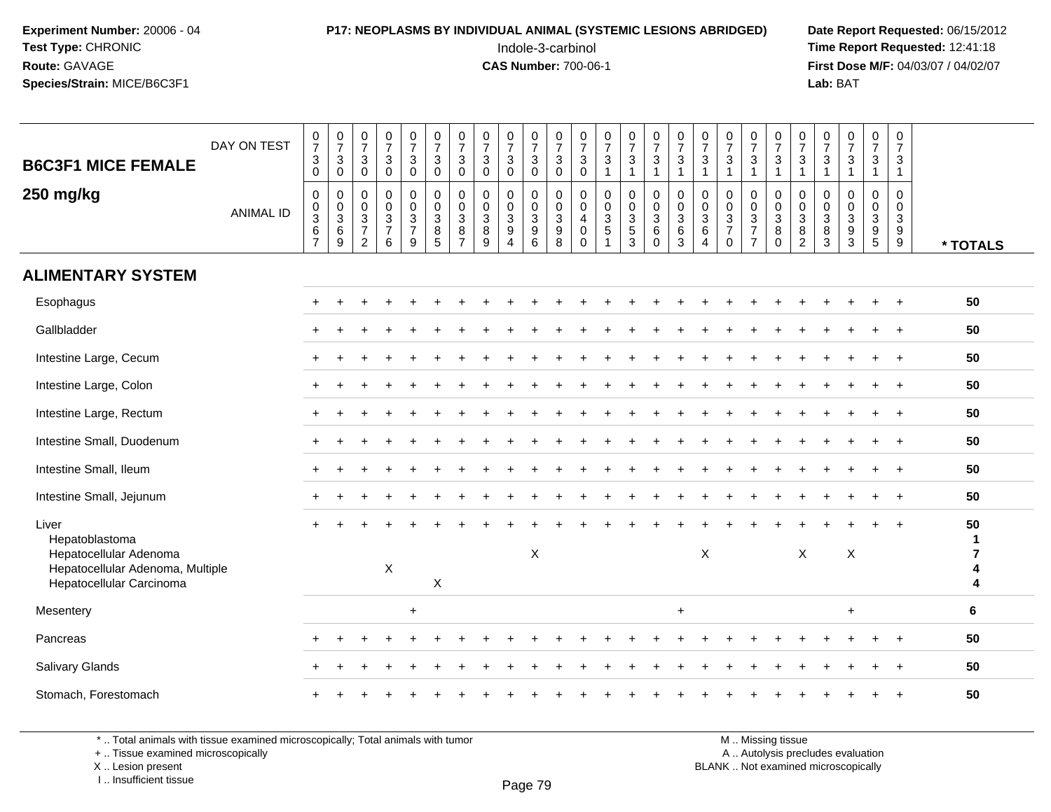**Experiment Number:** 20006 - 04
**Test Type:** CHRONIC
**Route:** GAVAGE
**Species/Strain:** MICE/B6C3F1

**P17: NEOPLASMS BY INDIVIDUAL ANIMAL (SYSTEMIC LESIONS ABRIDGED)**
Indole-3-carbinol
**CAS Number:** 700-06-1

**Date Report Requested:** 06/15/2012
**Time Report Requested:** 12:41:18
**First Dose M/F:** 04/03/07 / 04/02/07
**Lab:** BAT

| B6C3F1 MICE FEMALE 250 mg/kg | | | | | | | | | | | | | | | | | | | | | | | | | | |
|---|---|---|---|---|---|---|---|---|---|---|---|---|---|---|---|---|---|---|---|---|---|---|---|---|---|---|
| DAY ON TEST | 0730 | 0730 | 0730 | 0730 | 0730 | 0730 | 0730 | 0730 | 0730 | 0730 | 0730 | 0730 | 0731 | 0731 | 0731 | 0731 | 0731 | 0731 | 0731 | 0731 | 0731 | 0731 | 0731 | 0731 | 0731 | |
| ANIMAL ID | 0367 | 0369 | 0372 | 0376 | 0379 | 0385 | 0387 | 0389 | 0394 | 0396 | 0398 | 0400 | 0351 | 0353 | 0360 | 0363 | 0364 | 0370 | 0377 | 0380 | 0382 | 0383 | 0393 | 0395 | 0399 | * TOTALS |
| **ALIMENTARY SYSTEM** | | | | | | | | | | | | | | | | | | | | | | | | | | |
| Esophagus | + | + | + | + | + | + | + | + | + | + | + | + | + | + | + | + | + | + | + | + | + | + | + | + | + | 50 |
| Gallbladder | + | + | + | + | + | + | + | + | + | + | + | + | + | + | + | + | + | + | + | + | + | + | + | + | + | 50 |
| Intestine Large, Cecum | + | + | + | + | + | + | + | + | + | + | + | + | + | + | + | + | + | + | + | + | + | + | + | + | + | 50 |
| Intestine Large, Colon | + | + | + | + | + | + | + | + | + | + | + | + | + | + | + | + | + | + | + | + | + | + | + | + | + | 50 |
| Intestine Large, Rectum | + | + | + | + | + | + | + | + | + | + | + | + | + | + | + | + | + | + | + | + | + | + | + | + | + | 50 |
| Intestine Small, Duodenum | + | + | + | + | + | + | + | + | + | + | + | + | + | + | + | + | + | + | + | + | + | + | + | + | + | 50 |
| Intestine Small, Ileum | + | + | + | + | + | + | + | + | + | + | + | + | + | + | + | + | + | + | + | + | + | + | + | + | + | 50 |
| Intestine Small, Jejunum | + | + | + | + | + | + | + | + | + | + | + | + | + | + | + | + | + | + | + | + | + | + | + | + | + | 50 |
| Liver | + | + | + | + | + | + | + | + | + | + | + | + | + | + | + | + | + | + | + | + | + | + | + | + | + | 50 |
| Hepatoblastoma | | | | | | | | | | | | | | | | | | | | | | | | | | 1 |
| Hepatocellular Adenoma | | | | | | | | | | X | | | | | | | X | | | | X | | X | | | 7 |
| Hepatocellular Adenoma, Multiple | | | | X | | | | | | | | | | | | | | | | | | | | | | 4 |
| Hepatocellular Carcinoma | | | | | | X | | | | | | | | | | | | | | | | | | | | 4 |
| Mesentery | | | | | + | | | | | | | | | | | + | | | | | | | + | | | 6 |
| Pancreas | + | + | + | + | + | + | + | + | + | + | + | + | + | + | + | + | + | + | + | + | + | + | + | + | + | 50 |
| Salivary Glands | + | + | + | + | + | + | + | + | + | + | + | + | + | + | + | + | + | + | + | + | + | + | + | + | + | 50 |
| Stomach, Forestomach | + | + | + | + | + | + | + | + | + | + | + | + | + | + | + | + | + | + | + | + | + | + | + | + | + | 50 |

\* .. Total animals with tissue examined microscopically; Total animals with tumor
\+ .. Tissue examined microscopically
X .. Lesion present
I .. Insufficient tissue

M .. Missing tissue
A .. Autolysis precludes evaluation
BLANK .. Not examined microscopically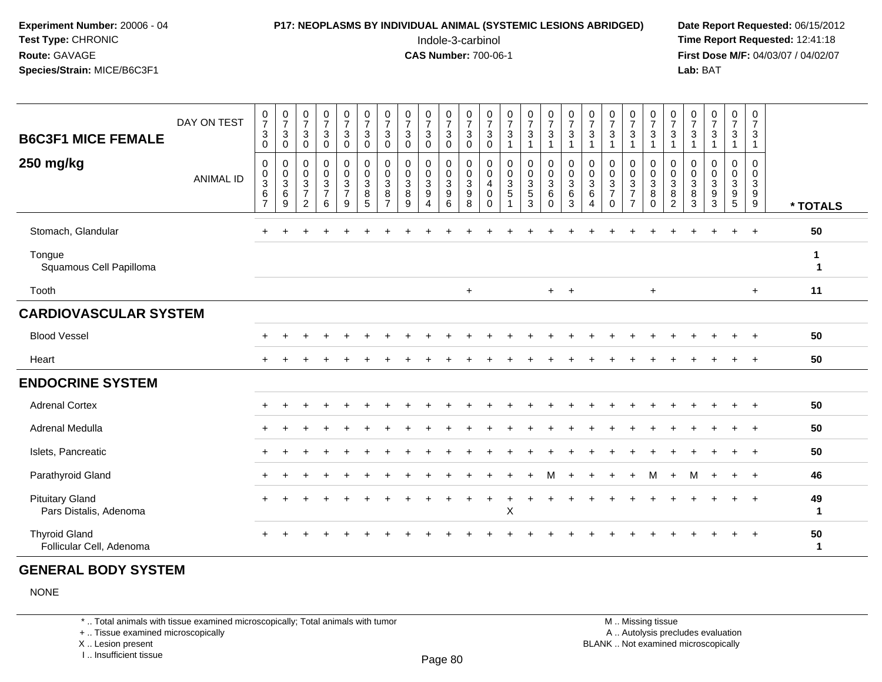**Experiment Number:** 20006 - 04
**Test Type:** CHRONIC
**Route:** GAVAGE
**Species/Strain:** MICE/B6C3F1

**P17: NEOPLASMS BY INDIVIDUAL ANIMAL (SYSTEMIC LESIONS ABRIDGED)**
Indole-3-carbinol
**CAS Number:** 700-06-1

**Date Report Requested:** 06/15/2012
**Time Report Requested:** 12:41:18
**First Dose M/F:** 04/03/07 / 04/02/07
**Lab:** BAT

## B6C3F1 MICE FEMALE 250 mg/kg

| DAY ON TEST | 0730 | 0730 | 0730 | 0730 | 0730 | 0730 | 0730 | 0730 | 0730 | 0730 | 0730 | 0730 | 0731 | 0731 | 0731 | 0731 | 0731 | 0731 | 0731 | 0731 | 0731 | 0731 | 0731 | 0731 | 0731 | |
|---|---|---|---|---|---|---|---|---|---|---|---|---|---|---|---|---|---|---|---|---|---|---|---|---|---|---|
| **ANIMAL ID** | 00367 | 00369 | 00372 | 00376 | 00379 | 00385 | 00387 | 00389 | 00394 | 00396 | 00398 | 00400 | 00351 | 00353 | 00360 | 00363 | 00364 | 00370 | 00377 | 00380 | 00382 | 00383 | 00393 | 00395 | 00399 | *** TOTALS** |
| Stomach, Glandular | + | + | + | + | + | + | + | + | + | + | + | + | + | + | + | + | + | + | + | + | + | + | + | + | + | 50 |
| Tongue | | | | | | | | | | | | | | | | | | | | | | | | | | 1 |
| Squamous Cell Papilloma | | | | | | | | | | | | | | | | | | | | | | | | | | 1 |
| Tooth | | | | | | | | | | | + | | | | + | + | | | | + | | | | | + | 11 |
| **CARDIOVASCULAR SYSTEM** | | | | | | | | | | | | | | | | | | | | | | | | | | |
| Blood Vessel | + | + | + | + | + | + | + | + | + | + | + | + | + | + | + | + | + | + | + | + | + | + | + | + | + | 50 |
| Heart | + | + | + | + | + | + | + | + | + | + | + | + | + | + | + | + | + | + | + | + | + | + | + | + | + | 50 |
| **ENDOCRINE SYSTEM** | | | | | | | | | | | | | | | | | | | | | | | | | | |
| Adrenal Cortex | + | + | + | + | + | + | + | + | + | + | + | + | + | + | + | + | + | + | + | + | + | + | + | + | + | 50 |
| Adrenal Medulla | + | + | + | + | + | + | + | + | + | + | + | + | + | + | + | + | + | + | + | + | + | + | + | + | + | 50 |
| Islets, Pancreatic | + | + | + | + | + | + | + | + | + | + | + | + | + | + | + | + | + | + | + | + | + | + | + | + | + | 50 |
| Parathyroid Gland | + | + | + | + | + | + | + | + | + | + | + | + | + | + | M | + | + | + | + | M | + | M | + | + | + | 46 |
| Pituitary Gland | + | + | + | + | + | + | + | + | + | + | + | + | + | + | + | + | + | + | + | + | + | + | + | + | + | 49 |
| Pars Distalis, Adenoma | | | | | | | | | | | | | X | | | | | | | | | | | | | 1 |
| Thyroid Gland | + | + | + | + | + | + | + | + | + | + | + | + | + | + | + | + | + | + | + | + | + | + | + | + | + | 50 |
| Follicular Cell, Adenoma | | | | | | | | | | | | | | | | | | | | | | | | | | 1 |

## GENERAL BODY SYSTEM

NONE

\* .. Total animals with tissue examined microscopically; Total animals with tumor
\+ .. Tissue examined microscopically
X .. Lesion present
I .. Insufficient tissue

M .. Missing tissue
A .. Autolysis precludes evaluation
BLANK .. Not examined microscopically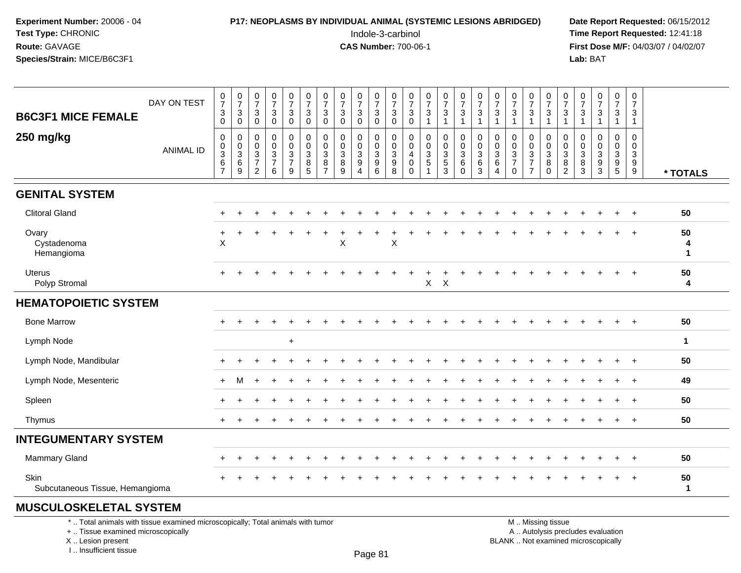**Experiment Number:** 20006 - 04
**Test Type:** CHRONIC
**Route:** GAVAGE
**Species/Strain:** MICE/B6C3F1

**P17: NEOPLASMS BY INDIVIDUAL ANIMAL (SYSTEMIC LESIONS ABRIDGED)**
Indole-3-carbinol
**CAS Number:** 700-06-1

**Date Report Requested:** 06/15/2012
**Time Report Requested:** 12:41:18
**First Dose M/F:** 04/03/07 / 04/02/07
**Lab:** BAT

**B6C3F1 MICE FEMALE**
**250 mg/kg**

| DAY ON TEST | 0730 | 0730 | 0730 | 0730 | 0730 | 0730 | 0730 | 0730 | 0730 | 0730 | 0730 | 0730 | 0731 | 0731 | 0731 | 0731 | 0731 | 0731 | 0731 | 0731 | 0731 | 0731 | 0731 | 0731 | 0731 | |
|---|---|---|---|---|---|---|---|---|---|---|---|---|---|---|---|---|---|---|---|---|---|---|---|---|---|---|
| **ANIMAL ID** | 00367 | 00369 | 00372 | 00376 | 00379 | 00385 | 00387 | 00389 | 00394 | 00396 | 00398 | 00400 | 00351 | 00353 | 00360 | 00363 | 00364 | 00370 | 00377 | 00380 | 00382 | 00383 | 00393 | 00395 | 00399 | *** TOTALS** |
| **GENITAL SYSTEM** | | | | | | | | | | | | | | | | | | | | | | | | | | |
| Clitoral Gland | + | + | + | + | + | + | + | + | + | + | + | + | + | + | + | + | + | + | + | + | + | + | + | + | + | 50 |
| Ovary | + | + | + | + | + | + | + | + | + | + | + | + | + | + | + | + | + | + | + | + | + | + | + | + | + | 50 |
| Cystadenoma | X | | | | | | | X | | | X | | | | | | | | | | | | | | | 4 |
| Hemangioma | | | | | | | | | | | | | | | | | | | | | | | | | | 1 |
| Uterus | + | + | + | + | + | + | + | + | + | + | + | + | + | + | + | + | + | + | + | + | + | + | + | + | + | 50 |
| Polyp Stromal | | | | | | | | | | | | | X | X | | | | | | | | | | | | 4 |
| **HEMATOPOIETIC SYSTEM** | | | | | | | | | | | | | | | | | | | | | | | | | | |
| Bone Marrow | + | + | + | + | + | + | + | + | + | + | + | + | + | + | + | + | + | + | + | + | + | + | + | + | + | 50 |
| Lymph Node | | | | | + | | | | | | | | | | | | | | | | | | | | | 1 |
| Lymph Node, Mandibular | + | + | + | + | + | + | + | + | + | + | + | + | + | + | + | + | + | + | + | + | + | + | + | + | + | 50 |
| Lymph Node, Mesenteric | + | M | + | + | + | + | + | + | + | + | + | + | + | + | + | + | + | + | + | + | + | + | + | + | + | 49 |
| Spleen | + | + | + | + | + | + | + | + | + | + | + | + | + | + | + | + | + | + | + | + | + | + | + | + | + | 50 |
| Thymus | + | + | + | + | + | + | + | + | + | + | + | + | + | + | + | + | + | + | + | + | + | + | + | + | + | 50 |
| **INTEGUMENTARY SYSTEM** | | | | | | | | | | | | | | | | | | | | | | | | | | |
| Mammary Gland | + | + | + | + | + | + | + | + | + | + | + | + | + | + | + | + | + | + | + | + | + | + | + | + | + | 50 |
| Skin | + | + | + | + | + | + | + | + | + | + | + | + | + | + | + | + | + | + | + | + | + | + | + | + | + | 50 |
| Subcutaneous Tissue, Hemangioma | | | | | | | | | | | | | | | | | | | | | | | | | | 1 |
| **MUSCULOSKELETAL SYSTEM** | | | | | | | | | | | | | | | | | | | | | | | | | | |

\* .. Total animals with tissue examined microscopically; Total animals with tumor
\+ .. Tissue examined microscopically
X .. Lesion present
I .. Insufficient tissue

M .. Missing tissue
A .. Autolysis precludes evaluation
BLANK .. Not examined microscopically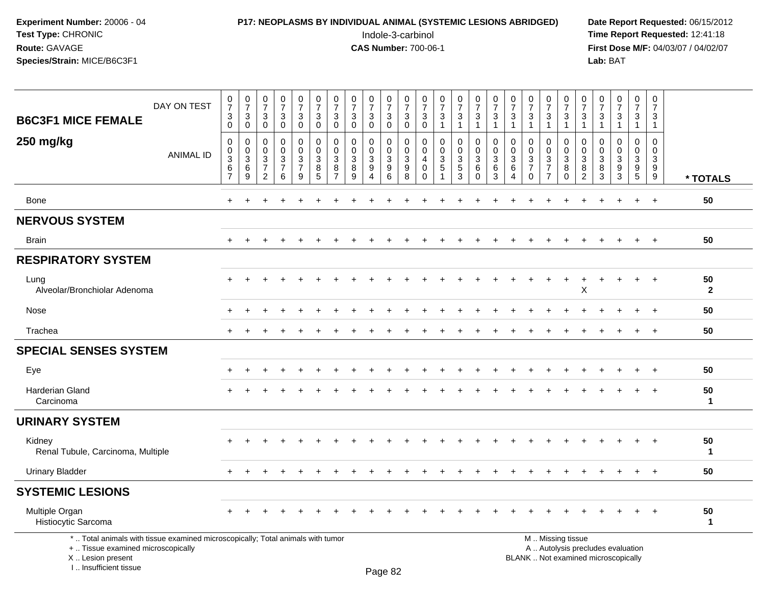**Experiment Number:** 20006 - 04
**Test Type:** CHRONIC
**Route:** GAVAGE
**Species/Strain:** MICE/B6C3F1

**P17: NEOPLASMS BY INDIVIDUAL ANIMAL (SYSTEMIC LESIONS ABRIDGED)**
Indole-3-carbinol
**CAS Number:** 700-06-1

**Date Report Requested:** 06/15/2012
**Time Report Requested:** 12:41:18
**First Dose M/F:** 04/03/07 / 04/02/07
**Lab:** BAT

## B6C3F1 MICE FEMALE 250 mg/kg

| DAY ON TEST | 730 | 730 | 730 | 730 | 730 | 730 | 730 | 730 | 730 | 730 | 730 | 730 | 731 | 731 | 731 | 731 | 731 | 731 | 731 | 731 | 731 | 731 | 731 | 731 | 731 | |
|---|---|---|---|---|---|---|---|---|---|---|---|---|---|---|---|---|---|---|---|---|---|---|---|---|---|---|
| **ANIMAL ID** | 0367 | 0369 | 0372 | 0376 | 0379 | 0385 | 0387 | 0389 | 0394 | 0396 | 0398 | 0400 | 0351 | 0353 | 0360 | 0363 | 0364 | 0370 | 0377 | 0380 | 0382 | 0383 | 0393 | 0395 | 0399 | *** TOTALS** |
| Bone | + | + | + | + | + | + | + | + | + | + | + | + | + | + | + | + | + | + | + | + | + | + | + | + | + | 50 |
| **NERVOUS SYSTEM** | | | | | | | | | | | | | | | | | | | | | | | | | | |
| Brain | + | + | + | + | + | + | + | + | + | + | + | + | + | + | + | + | + | + | + | + | + | + | + | + | + | 50 |
| **RESPIRATORY SYSTEM** | | | | | | | | | | | | | | | | | | | | | | | | | | |
| Lung | + | + | + | + | + | + | + | + | + | + | + | + | + | + | + | + | + | + | + | + | + | + | + | + | + | 50 |
| Alveolar/Bronchiolar Adenoma | | | | | | | | | | | | | | | | | | | | | X | | | | | 2 |
| Nose | + | + | + | + | + | + | + | + | + | + | + | + | + | + | + | + | + | + | + | + | + | + | + | + | + | 50 |
| Trachea | + | + | + | + | + | + | + | + | + | + | + | + | + | + | + | + | + | + | + | + | + | + | + | + | + | 50 |
| **SPECIAL SENSES SYSTEM** | | | | | | | | | | | | | | | | | | | | | | | | | | |
| Eye | + | + | + | + | + | + | + | + | + | + | + | + | + | + | + | + | + | + | + | + | + | + | + | + | + | 50 |
| Harderian Gland | + | + | + | + | + | + | + | + | + | + | + | + | + | + | + | + | + | + | + | + | + | + | + | + | + | 50 |
| Carcinoma | | | | | | | | | | | | | | | | | | | | | | | | | | 1 |
| **URINARY SYSTEM** | | | | | | | | | | | | | | | | | | | | | | | | | | |
| Kidney | + | + | + | + | + | + | + | + | + | + | + | + | + | + | + | + | + | + | + | + | + | + | + | + | + | 50 |
| Renal Tubule, Carcinoma, Multiple | | | | | | | | | | | | | | | | | | | | | | | | | | 1 |
| Urinary Bladder | + | + | + | + | + | + | + | + | + | + | + | + | + | + | + | + | + | + | + | + | + | + | + | + | + | 50 |
| **SYSTEMIC LESIONS** | | | | | | | | | | | | | | | | | | | | | | | | | | |
| Multiple Organ | + | + | + | + | + | + | + | + | + | + | + | + | + | + | + | + | + | + | + | + | + | + | + | + | + | 50 |
| Histiocytic Sarcoma | | | | | | | | | | | | | | | | | | | | | | | | | | 1 |

\* .. Total animals with tissue examined microscopically; Total animals with tumor
+ .. Tissue examined microscopically
X .. Lesion present
I .. Insufficient tissue

M .. Missing tissue
A .. Autolysis precludes evaluation
BLANK .. Not examined microscopically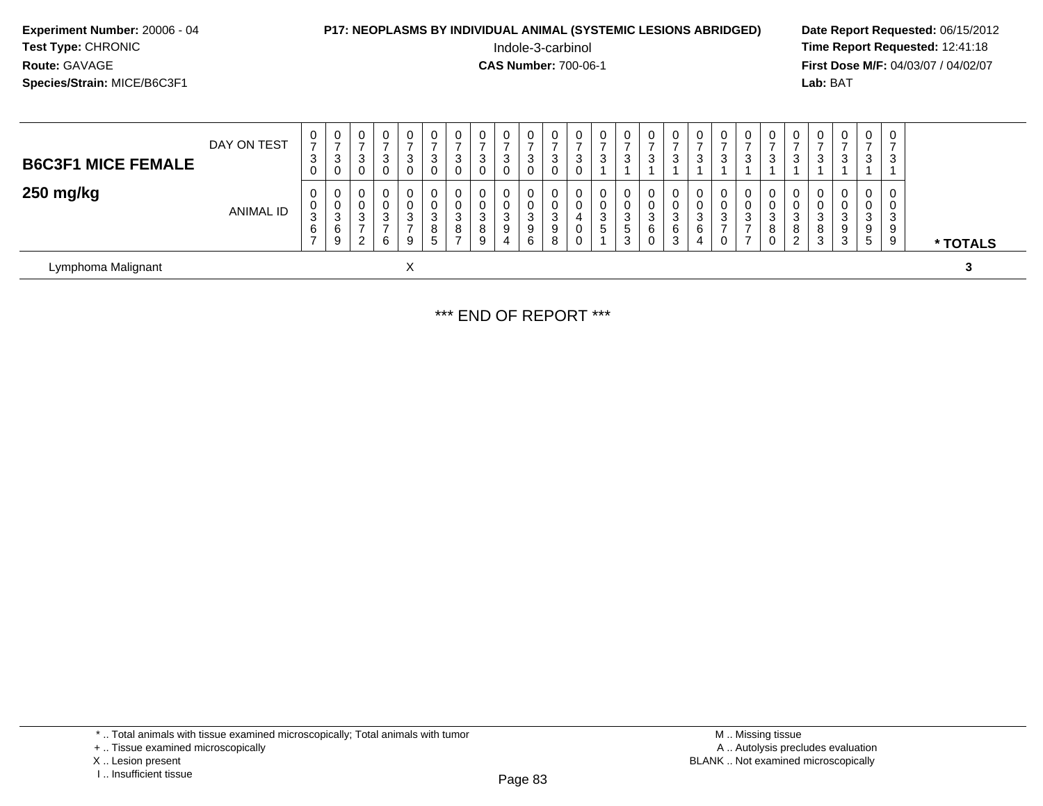**Experiment Number:** 20006 - 04
**Test Type:** CHRONIC
**Route:** GAVAGE
**Species/Strain:** MICE/B6C3F1

**P17: NEOPLASMS BY INDIVIDUAL ANIMAL (SYSTEMIC LESIONS ABRIDGED)**
Indole-3-carbinol
**CAS Number:** 700-06-1

**Date Report Requested:** 06/15/2012
**Time Report Requested:** 12:41:18
**First Dose M/F:** 04/03/07 / 04/02/07
**Lab:** BAT

| B6C3F1 MICE FEMALE 250 mg/kg | | | | | | | | | | | | | | | | | | | | | | | | | | | |
|---|---|---|---|---|---|---|---|---|---|---|---|---|---|---|---|---|---|---|---|---|---|---|---|---|---|---|---|
| DAY ON TEST | 0730 | 0730 | 0730 | 0730 | 0730 | 0730 | 0730 | 0730 | 0730 | 0730 | 0730 | 0730 | 0731 | 0731 | 0731 | 0731 | 0731 | 0731 | 0731 | 0731 | 0731 | 0731 | 0731 | 0731 | 0731 | 0731 | |
| ANIMAL ID | 00367 | 00369 | 00372 | 00376 | 00379 | 00385 | 00387 | 00389 | 00394 | 00396 | 00398 | 00400 | 00351 | 00353 | 00360 | 00363 | 00364 | 00370 | 00377 | 00380 | 00382 | 00383 | 00393 | 00395 | 00399 | | * TOTALS |
| Lymphoma Malignant | | | | | X | | | | | | | | | | | | | | | | | | | | | | 3 |

*** END OF REPORT ***

\* .. Total animals with tissue examined microscopically; Total animals with tumor
\+ .. Tissue examined microscopically
X .. Lesion present
I .. Insufficient tissue

M .. Missing tissue
A .. Autolysis precludes evaluation
BLANK .. Not examined microscopically